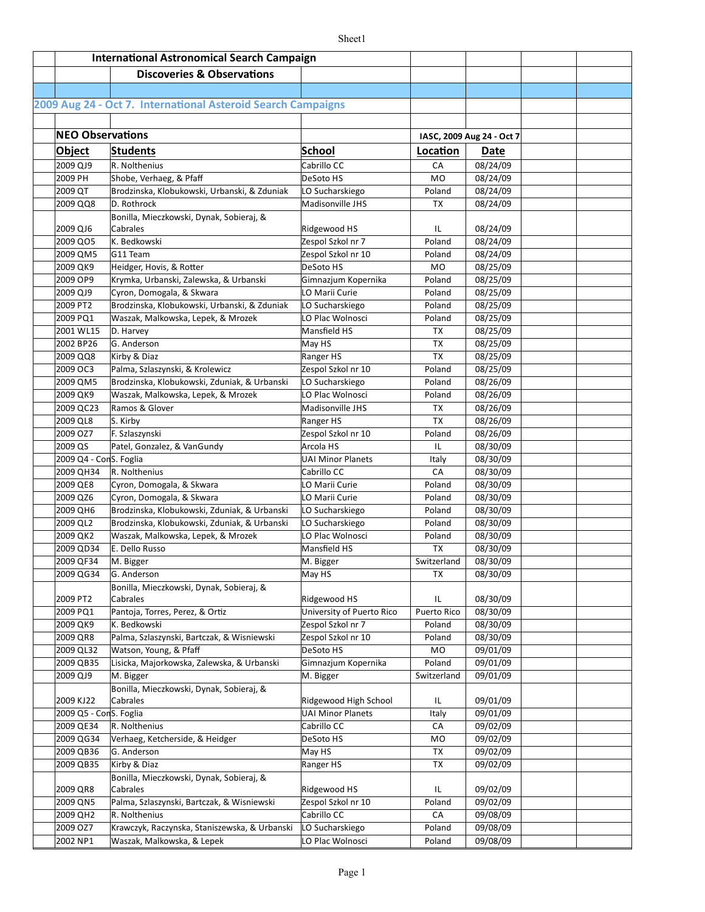# International Astronomical Search Campaign

## Discoveries & Observations

### 2009 Aug 24 - Oct 7. International Asteroid Search Campaigns

**NEO Observations** — IASC, 2009 Aug 24 - Oct 7

| Object | Students | School | Location | Date |
|---|---|---|---|---|
| 2009 QJ9 | R. Nolthenius | Cabrillo CC | CA | 08/24/09 |
| 2009 PH | Shobe, Verhaeg, & Pfaff | DeSoto HS | MO | 08/24/09 |
| 2009 QT | Brodzinska, Klobukowski, Urbanski, & Zduniak | LO Sucharskiego | Poland | 08/24/09 |
| 2009 QQ8 | D. Rothrock | Madisonville JHS | TX | 08/24/09 |
| 2009 QJ6 | Bonilla, Mieczkowski, Dynak, Sobieraj, & Cabrales | Ridgewood HS | IL | 08/24/09 |
| 2009 QO5 | K. Bedkowski | Zespol Szkol nr 7 | Poland | 08/24/09 |
| 2009 QM5 | G11 Team | Zespol Szkol nr 10 | Poland | 08/24/09 |
| 2009 QK9 | Heidger, Hovis, & Rotter | DeSoto HS | MO | 08/25/09 |
| 2009 OP9 | Krymka, Urbanski, Zalewska, & Urbanski | Gimnazjum Kopernika | Poland | 08/25/09 |
| 2009 QJ9 | Cyron, Domogala, & Skwara | LO Marii Curie | Poland | 08/25/09 |
| 2009 PT2 | Brodzinska, Klobukowski, Urbanski, & Zduniak | LO Sucharskiego | Poland | 08/25/09 |
| 2009 PQ1 | Waszak, Malkowska, Lepek, & Mrozek | LO Plac Wolnosci | Poland | 08/25/09 |
| 2001 WL15 | D. Harvey | Mansfield HS | TX | 08/25/09 |
| 2002 BP26 | G. Anderson | May HS | TX | 08/25/09 |
| 2009 QQ8 | Kirby & Diaz | Ranger HS | TX | 08/25/09 |
| 2009 OC3 | Palma, Szlaszynski, & Krolewicz | Zespol Szkol nr 10 | Poland | 08/25/09 |
| 2009 QM5 | Brodzinska, Klobukowski, Zduniak, & Urbanski | LO Sucharskiego | Poland | 08/26/09 |
| 2009 QK9 | Waszak, Malkowska, Lepek, & Mrozek | LO Plac Wolnosci | Poland | 08/26/09 |
| 2009 QC23 | Ramos & Glover | Madisonville JHS | TX | 08/26/09 |
| 2009 QL8 | S. Kirby | Ranger HS | TX | 08/26/09 |
| 2009 OZ7 | F. Szlaszynski | Zespol Szkol nr 10 | Poland | 08/26/09 |
| 2009 QS | Patel, Gonzalez, & VanGundy | Arcola HS | IL | 08/30/09 |
| 2009 Q4 - Con | S. Foglia | UAI Minor Planets | Italy | 08/30/09 |
| 2009 QH34 | R. Nolthenius | Cabrillo CC | CA | 08/30/09 |
| 2009 QE8 | Cyron, Domogala, & Skwara | LO Marii Curie | Poland | 08/30/09 |
| 2009 QZ6 | Cyron, Domogala, & Skwara | LO Marii Curie | Poland | 08/30/09 |
| 2009 QH6 | Brodzinska, Klobukowski, Zduniak, & Urbanski | LO Sucharskiego | Poland | 08/30/09 |
| 2009 QL2 | Brodzinska, Klobukowski, Zduniak, & Urbanski | LO Sucharskiego | Poland | 08/30/09 |
| 2009 QK2 | Waszak, Malkowska, Lepek, & Mrozek | LO Plac Wolnosci | Poland | 08/30/09 |
| 2009 QD34 | E. Dello Russo | Mansfield HS | TX | 08/30/09 |
| 2009 QF34 | M. Bigger | M. Bigger | Switzerland | 08/30/09 |
| 2009 QG34 | G. Anderson | May HS | TX | 08/30/09 |
| 2009 PT2 | Bonilla, Mieczkowski, Dynak, Sobieraj, & Cabrales | Ridgewood HS | IL | 08/30/09 |
| 2009 PQ1 | Pantoja, Torres, Perez, & Ortiz | University of Puerto Rico | Puerto Rico | 08/30/09 |
| 2009 QK9 | K. Bedkowski | Zespol Szkol nr 7 | Poland | 08/30/09 |
| 2009 QR8 | Palma, Szlaszynski, Bartczak, & Wisniewski | Zespol Szkol nr 10 | Poland | 08/30/09 |
| 2009 QL32 | Watson, Young, & Pfaff | DeSoto HS | MO | 09/01/09 |
| 2009 QB35 | Lisicka, Majorkowska, Zalewska, & Urbanski | Gimnazjum Kopernika | Poland | 09/01/09 |
| 2009 QJ9 | M. Bigger | M. Bigger | Switzerland | 09/01/09 |
| 2009 KJ22 | Bonilla, Mieczkowski, Dynak, Sobieraj, & Cabrales | Ridgewood High School | IL | 09/01/09 |
| 2009 Q5 - Con | S. Foglia | UAI Minor Planets | Italy | 09/01/09 |
| 2009 QE34 | R. Nolthenius | Cabrillo CC | CA | 09/02/09 |
| 2009 QG34 | Verhaeg, Ketcherside, & Heidger | DeSoto HS | MO | 09/02/09 |
| 2009 QB36 | G. Anderson | May HS | TX | 09/02/09 |
| 2009 QB35 | Kirby & Diaz | Ranger HS | TX | 09/02/09 |
| 2009 QR8 | Bonilla, Mieczkowski, Dynak, Sobieraj, & Cabrales | Ridgewood HS | IL | 09/02/09 |
| 2009 QN5 | Palma, Szlaszynski, Bartczak, & Wisniewski | Zespol Szkol nr 10 | Poland | 09/02/09 |
| 2009 QH2 | R. Nolthenius | Cabrillo CC | CA | 09/08/09 |
| 2009 OZ7 | Krawczyk, Raczynska, Staniszewska, & Urbanski | LO Sucharskiego | Poland | 09/08/09 |
| 2002 NP1 | Waszak, Malkowska, & Lepek | LO Plac Wolnosci | Poland | 09/08/09 |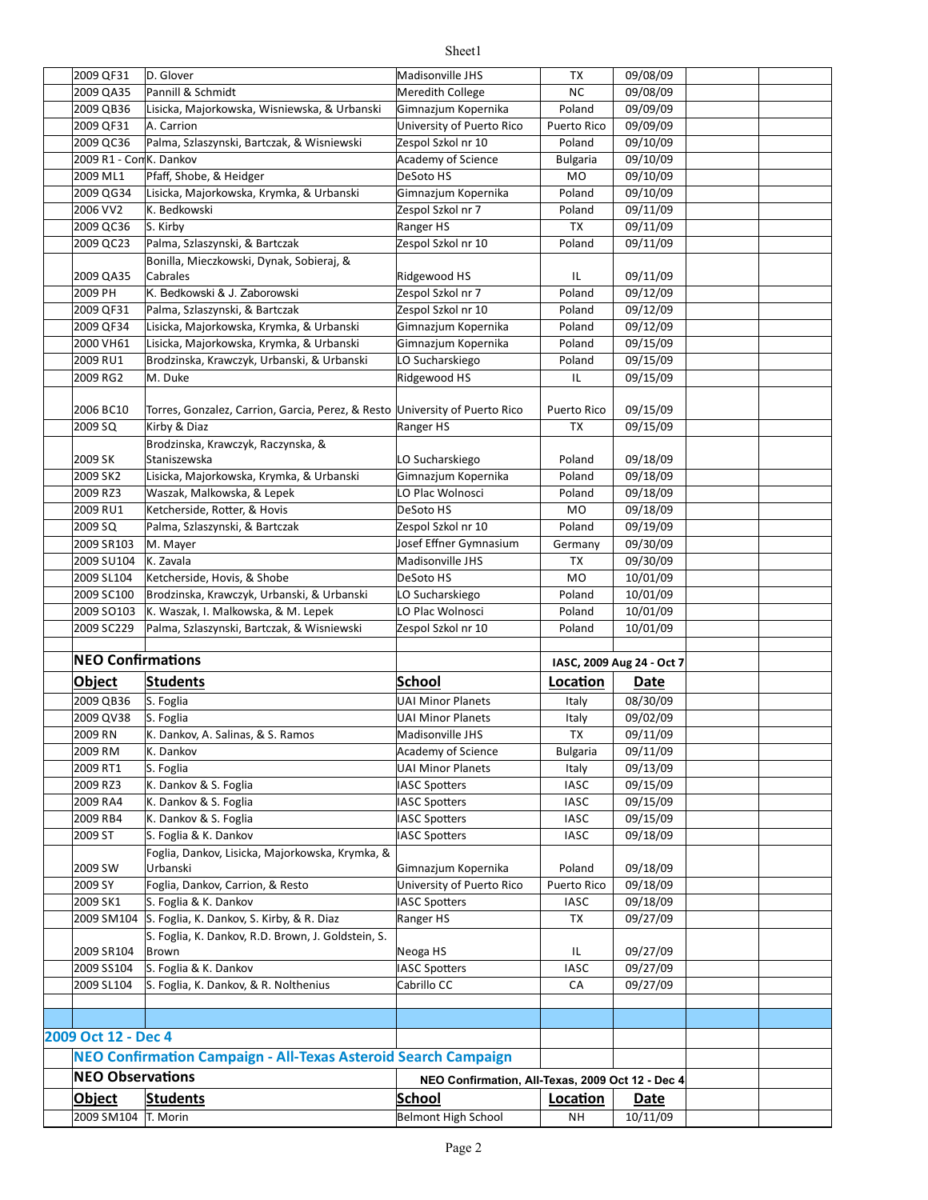| 2009 QF31 | D. Glover | Madisonville JHS | TX | 09/08/09 |
|---|---|---|---|---|
| 2009 QA35 | Pannill & Schmidt | Meredith College | NC | 09/08/09 |
| 2009 QB36 | Lisicka, Majorkowska, Wisniewska, & Urbanski | Gimnazjum Kopernika | Poland | 09/09/09 |
| 2009 QF31 | A. Carrion | University of Puerto Rico | Puerto Rico | 09/09/09 |
| 2009 QC36 | Palma, Szlaszynski, Bartczak, & Wisniewski | Zespol Szkol nr 10 | Poland | 09/10/09 |
| 2009 R1 - Con | K. Dankov | Academy of Science | Bulgaria | 09/10/09 |
| 2009 ML1 | Pfaff, Shobe, & Heidger | DeSoto HS | MO | 09/10/09 |
| 2009 QG34 | Lisicka, Majorkowska, Krymka, & Urbanski | Gimnazjum Kopernika | Poland | 09/10/09 |
| 2006 VV2 | K. Bedkowski | Zespol Szkol nr 7 | Poland | 09/11/09 |
| 2009 QC36 | S. Kirby | Ranger HS | TX | 09/11/09 |
| 2009 QC23 | Palma, Szlaszynski, & Bartczak | Zespol Szkol nr 10 | Poland | 09/11/09 |
| 2009 QA35 | Bonilla, Mieczkowski, Dynak, Sobieraj, & Cabrales | Ridgewood HS | IL | 09/11/09 |
| 2009 PH | K. Bedkowski & J. Zaborowski | Zespol Szkol nr 7 | Poland | 09/12/09 |
| 2009 QF31 | Palma, Szlaszynski, & Bartczak | Zespol Szkol nr 10 | Poland | 09/12/09 |
| 2009 QF34 | Lisicka, Majorkowska, Krymka, & Urbanski | Gimnazjum Kopernika | Poland | 09/12/09 |
| 2000 VH61 | Lisicka, Majorkowska, Krymka, & Urbanski | Gimnazjum Kopernika | Poland | 09/15/09 |
| 2009 RU1 | Brodzinska, Krawczyk, Urbanski, & Urbanski | LO Sucharskiego | Poland | 09/15/09 |
| 2009 RG2 | M. Duke | Ridgewood HS | IL | 09/15/09 |
| 2006 BC10 | Torres, Gonzalez, Carrion, Garcia, Perez, & Resto | University of Puerto Rico | Puerto Rico | 09/15/09 |
| 2009 SQ | Kirby & Diaz | Ranger HS | TX | 09/15/09 |
| 2009 SK | Brodzinska, Krawczyk, Raczynska, & Staniszewska | LO Sucharskiego | Poland | 09/18/09 |
| 2009 SK2 | Lisicka, Majorkowska, Krymka, & Urbanski | Gimnazjum Kopernika | Poland | 09/18/09 |
| 2009 RZ3 | Waszak, Malkowska, & Lepek | LO Plac Wolnosci | Poland | 09/18/09 |
| 2009 RU1 | Ketcherside, Rotter, & Hovis | DeSoto HS | MO | 09/18/09 |
| 2009 SQ | Palma, Szlaszynski, & Bartczak | Zespol Szkol nr 10 | Poland | 09/19/09 |
| 2009 SR103 | M. Mayer | Josef Effner Gymnasium | Germany | 09/30/09 |
| 2009 SU104 | K. Zavala | Madisonville JHS | TX | 09/30/09 |
| 2009 SL104 | Ketcherside, Hovis, & Shobe | DeSoto HS | MO | 10/01/09 |
| 2009 SC100 | Brodzinska, Krawczyk, Urbanski, & Urbanski | LO Sucharskiego | Poland | 10/01/09 |
| 2009 SO103 | K. Waszak, I. Malkowska, & M. Lepek | LO Plac Wolnosci | Poland | 10/01/09 |
| 2009 SC229 | Palma, Szlaszynski, Bartczak, & Wisniewski | Zespol Szkol nr 10 | Poland | 10/01/09 |

**NEO Confirmations** — IASC, 2009 Aug 24 - Oct 7

| Object | Students | School | Location | Date |
|---|---|---|---|---|
| 2009 QB36 | S. Foglia | UAI Minor Planets | Italy | 08/30/09 |
| 2009 QV38 | S. Foglia | UAI Minor Planets | Italy | 09/02/09 |
| 2009 RN | K. Dankov, A. Salinas, & S. Ramos | Madisonville JHS | TX | 09/11/09 |
| 2009 RM | K. Dankov | Academy of Science | Bulgaria | 09/11/09 |
| 2009 RT1 | S. Foglia | UAI Minor Planets | Italy | 09/13/09 |
| 2009 RZ3 | K. Dankov & S. Foglia | IASC Spotters | IASC | 09/15/09 |
| 2009 RA4 | K. Dankov & S. Foglia | IASC Spotters | IASC | 09/15/09 |
| 2009 RB4 | K. Dankov & S. Foglia | IASC Spotters | IASC | 09/15/09 |
| 2009 ST | S. Foglia & K. Dankov | IASC Spotters | IASC | 09/18/09 |
| 2009 SW | Foglia, Dankov, Lisicka, Majorkowska, Krymka, & Urbanski | Gimnazjum Kopernika | Poland | 09/18/09 |
| 2009 SY | Foglia, Dankov, Carrion, & Resto | University of Puerto Rico | Puerto Rico | 09/18/09 |
| 2009 SK1 | S. Foglia & K. Dankov | IASC Spotters | IASC | 09/18/09 |
| 2009 SM104 | S. Foglia, K. Dankov, S. Kirby, & R. Diaz | Ranger HS | TX | 09/27/09 |
| 2009 SR104 | S. Foglia, K. Dankov, R.D. Brown, J. Goldstein, S. Brown | Neoga HS | IL | 09/27/09 |
| 2009 SS104 | S. Foglia & K. Dankov | IASC Spotters | IASC | 09/27/09 |
| 2009 SL104 | S. Foglia, K. Dankov, & R. Noltheniu s | Cabrillo CC | CA | 09/27/09 |

## 2009 Oct 12 - Dec 4

### NEO Confirmation Campaign - All-Texas Asteroid Search Campaign

**NEO Observations** — NEO Confirmation, All-Texas, 2009 Oct 12 - Dec 4

| Object | Students | School | Location | Date |
|---|---|---|---|---|
| 2009 SM104 | T. Morin | Belmont High School | NH | 10/11/09 |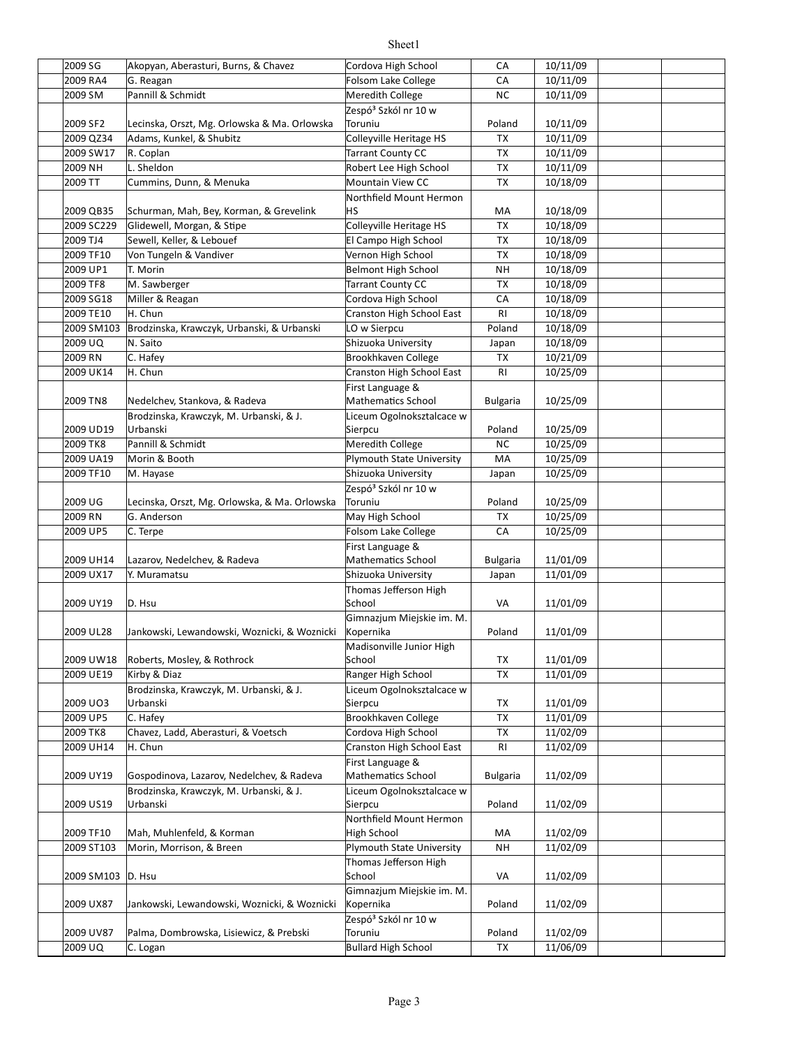| | | | | | | | |
|---|---|---|---|---|---|---|---|
| | 2009 SG | Akopyan, Aberasturi, Burns, & Chavez | Cordova High School | CA | 10/11/09 | | |
| | 2009 RA4 | G. Reagan | Folsom Lake College | CA | 10/11/09 | | |
| | 2009 SM | Pannill & Schmidt | Meredith College | NC | 10/11/09 | | |
| | 2009 SF2 | Lecinska, Orszt, Mg. Orlowska & Ma. Orlowska | Zespó³ Szkól nr 10 w Toruniu | Poland | 10/11/09 | | |
| | 2009 QZ34 | Adams, Kunkel, & Shubitz | Colleyville Heritage HS | TX | 10/11/09 | | |
| | 2009 SW17 | R. Coplan | Tarrant County CC | TX | 10/11/09 | | |
| | 2009 NH | L. Sheldon | Robert Lee High School | TX | 10/11/09 | | |
| | 2009 TT | Cummins, Dunn, & Menuka | Mountain View CC | TX | 10/18/09 | | |
| | 2009 QB35 | Schurman, Mah, Bey, Korman, & Grevelink | Northfield Mount Hermon HS | MA | 10/18/09 | | |
| | 2009 SC229 | Glidewell, Morgan, & Stipe | Colleyville Heritage HS | TX | 10/18/09 | | |
| | 2009 TJ4 | Sewell, Keller, & Lebouef | El Campo High School | TX | 10/18/09 | | |
| | 2009 TF10 | Von Tungeln & Vandiver | Vernon High School | TX | 10/18/09 | | |
| | 2009 UP1 | T. Morin | Belmont High School | NH | 10/18/09 | | |
| | 2009 TF8 | M. Sawberger | Tarrant County CC | TX | 10/18/09 | | |
| | 2009 SG18 | Miller & Reagan | Cordova High School | CA | 10/18/09 | | |
| | 2009 TE10 | H. Chun | Cranston High School East | RI | 10/18/09 | | |
| | 2009 SM103 | Brodzinska, Krawczyk, Urbanski, & Urbanski | LO w Sierpcu | Poland | 10/18/09 | | |
| | 2009 UQ | N. Saito | Shizuoka University | Japan | 10/18/09 | | |
| | 2009 RN | C. Hafey | Brookhkaven College | TX | 10/21/09 | | |
| | 2009 UK14 | H. Chun | Cranston High School East | RI | 10/25/09 | | |
| | 2009 TN8 | Nedelchev, Stankova, & Radeva | First Language & Mathematics School | Bulgaria | 10/25/09 | | |
| | 2009 UD19 | Brodzinska, Krawczyk, M. Urbanski, & J. Urbanski | Liceum Ogolnoksztalcace w Sierpcu | Poland | 10/25/09 | | |
| | 2009 TK8 | Pannill & Schmidt | Meredith College | NC | 10/25/09 | | |
| | 2009 UA19 | Morin & Booth | Plymouth State University | MA | 10/25/09 | | |
| | 2009 TF10 | M. Hayase | Shizuoka University | Japan | 10/25/09 | | |
| | 2009 UG | Lecinska, Orszt, Mg. Orlowska, & Ma. Orlowska | Zespó³ Szkól nr 10 w Toruniu | Poland | 10/25/09 | | |
| | 2009 RN | G. Anderson | May High School | TX | 10/25/09 | | |
| | 2009 UP5 | C. Terpe | Folsom Lake College | CA | 10/25/09 | | |
| | 2009 UH14 | Lazarov, Nedelchev, & Radeva | First Language & Mathematics School | Bulgaria | 11/01/09 | | |
| | 2009 UX17 | Y. Muramatsu | Shizuoka University | Japan | 11/01/09 | | |
| | 2009 UY19 | D. Hsu | Thomas Jefferson High School | VA | 11/01/09 | | |
| | 2009 UL28 | Jankowski, Lewandowski, Woznicki, & Woznicki | Gimnazjum Miejskie im. M. Kopernika | Poland | 11/01/09 | | |
| | 2009 UW18 | Roberts, Mosley, & Rothrock | Madisonville Junior High School | TX | 11/01/09 | | |
| | 2009 UE19 | Kirby & Diaz | Ranger High School | TX | 11/01/09 | | |
| | 2009 UO3 | Brodzinska, Krawczyk, M. Urbanski, & J. Urbanski | Liceum Ogolnoksztalcace w Sierpcu | TX | 11/01/09 | | |
| | 2009 UP5 | C. Hafey | Brookhkaven College | TX | 11/01/09 | | |
| | 2009 TK8 | Chavez, Ladd, Aberasturi, & Voetsch | Cordova High School | TX | 11/02/09 | | |
| | 2009 UH14 | H. Chun | Cranston High School East | RI | 11/02/09 | | |
| | 2009 UY19 | Gospodinova, Lazarov, Nedelchev, & Radeva | First Language & Mathematics School | Bulgaria | 11/02/09 | | |
| | 2009 US19 | Brodzinska, Krawczyk, M. Urbanski, & J. Urbanski | Liceum Ogolnoksztalcace w Sierpcu | Poland | 11/02/09 | | |
| | 2009 TF10 | Mah, Muhlenfeld, & Korman | Northfield Mount Hermon High School | MA | 11/02/09 | | |
| | 2009 ST103 | Morin, Morrison, & Breen | Plymouth State University | NH | 11/02/09 | | |
| | 2009 SM103 | D. Hsu | Thomas Jefferson High School | VA | 11/02/09 | | |
| | 2009 UX87 | Jankowski, Lewandowski, Woznicki, & Woznicki | Gimnazjum Miejskie im. M. Kopernika | Poland | 11/02/09 | | |
| | 2009 UV87 | Palma, Dombrowska, Lisiewicz, & Prebski | Zespó³ Szkól nr 10 w Toruniu | Poland | 11/02/09 | | |
| | 2009 UQ | C. Logan | Bullard High School | TX | 11/06/09 | | |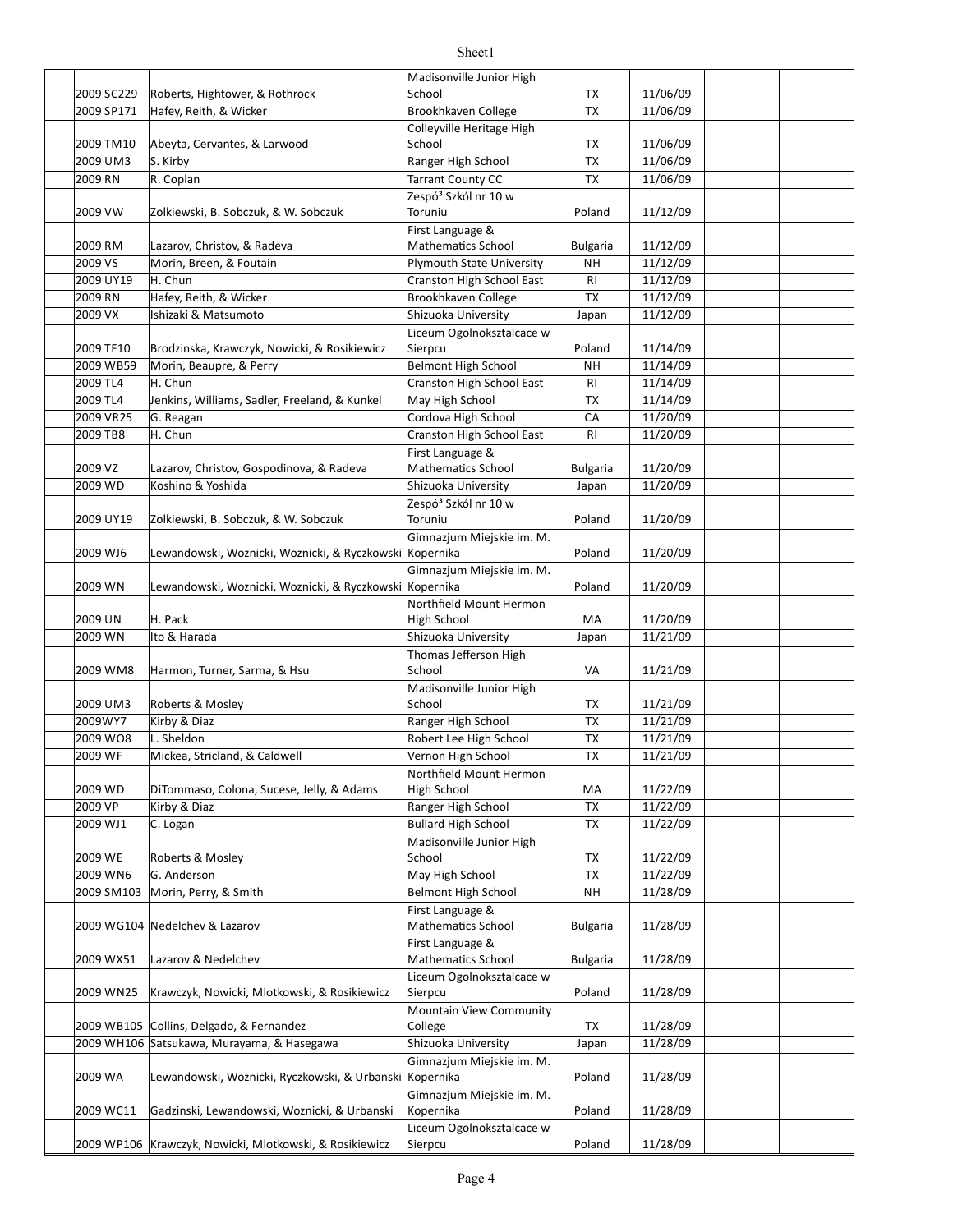| | | | | | | |
|---|---|---|---|---|---|---|
| | 2009 SC229 | Roberts, Hightower, & Rothrock | Madisonville Junior High School | TX | 11/06/09 | | |
| | 2009 SP171 | Hafey, Reith, & Wicker | Brookhkaven College | TX | 11/06/09 | | |
| | 2009 TM10 | Abeyta, Cervantes, & Larwood | Colleyville Heritage High School | TX | 11/06/09 | | |
| | 2009 UM3 | S. Kirby | Ranger High School | TX | 11/06/09 | | |
| | 2009 RN | R. Coplan | Tarrant County CC | TX | 11/06/09 | | |
| | 2009 VW | Zolkiewski, B. Sobczuk, & W. Sobczuk | Zespó³ Szkól nr 10 w Toruniu | Poland | 11/12/09 | | |
| | 2009 RM | Lazarov, Christov, & Radeva | First Language & Mathematics School | Bulgaria | 11/12/09 | | |
| | 2009 VS | Morin, Breen, & Foutain | Plymouth State University | NH | 11/12/09 | | |
| | 2009 UY19 | H. Chun | Cranston High School East | RI | 11/12/09 | | |
| | 2009 RN | Hafey, Reith, & Wicker | Brookhkaven College | TX | 11/12/09 | | |
| | 2009 VX | Ishizaki & Matsumoto | Shizuoka University | Japan | 11/12/09 | | |
| | 2009 TF10 | Brodzinska, Krawczyk, Nowicki, & Rosikiewicz | Liceum Ogolnoksztalcace w Sierpcu | Poland | 11/14/09 | | |
| | 2009 WB59 | Morin, Beaupre, & Perry | Belmont High School | NH | 11/14/09 | | |
| | 2009 TL4 | H. Chun | Cranston High School East | RI | 11/14/09 | | |
| | 2009 TL4 | Jenkins, Williams, Sadler, Freeland, & Kunkel | May High School | TX | 11/14/09 | | |
| | 2009 VR25 | G. Reagan | Cordova High School | CA | 11/20/09 | | |
| | 2009 TB8 | H. Chun | Cranston High School East | RI | 11/20/09 | | |
| | 2009 VZ | Lazarov, Christov, Gospodinova, & Radeva | First Language & Mathematics School | Bulgaria | 11/20/09 | | |
| | 2009 WD | Koshino & Yoshida | Shizuoka University | Japan | 11/20/09 | | |
| | 2009 UY19 | Zolkiewski, B. Sobczuk, & W. Sobczuk | Zespó³ Szkól nr 10 w Toruniu | Poland | 11/20/09 | | |
| | 2009 WJ6 | Lewandowski, Woznicki, Woznicki, & Ryczkowski | Gimnazjum Miejskie im. M. Kopernika | Poland | 11/20/09 | | |
| | 2009 WN | Lewandowski, Woznicki, Woznicki, & Ryczkowski | Gimnazjum Miejskie im. M. Kopernika | Poland | 11/20/09 | | |
| | 2009 UN | H. Pack | Northfield Mount Hermon High School | MA | 11/20/09 | | |
| | 2009 WN | Ito & Harada | Shizuoka University | Japan | 11/21/09 | | |
| | 2009 WM8 | Harmon, Turner, Sarma, & Hsu | Thomas Jefferson High School | VA | 11/21/09 | | |
| | 2009 UM3 | Roberts & Mosley | Madisonville Junior High School | TX | 11/21/09 | | |
| | 2009WY7 | Kirby & Diaz | Ranger High School | TX | 11/21/09 | | |
| | 2009 WO8 | L. Sheldon | Robert Lee High School | TX | 11/21/09 | | |
| | 2009 WF | Mickea, Stricland, & Caldwell | Vernon High School | TX | 11/21/09 | | |
| | 2009 WD | DiTommaso, Colona, Sucese, Jelly, & Adams | Northfield Mount Hermon High School | MA | 11/22/09 | | |
| | 2009 VP | Kirby & Diaz | Ranger High School | TX | 11/22/09 | | |
| | 2009 WJ1 | C. Logan | Bullard High School | TX | 11/22/09 | | |
| | 2009 WE | Roberts & Mosley | Madisonville Junior High School | TX | 11/22/09 | | |
| | 2009 WN6 | G. Anderson | May High School | TX | 11/22/09 | | |
| | 2009 SM103 | Morin, Perry, & Smith | Belmont High School | NH | 11/28/09 | | |
| | 2009 WG104 | Nedelchev & Lazarov | First Language & Mathematics School | Bulgaria | 11/28/09 | | |
| | 2009 WX51 | Lazarov & Nedelchev | First Language & Mathematics School | Bulgaria | 11/28/09 | | |
| | 2009 WN25 | Krawczyk, Nowicki, Mlotkowski, & Rosikiewicz | Liceum Ogolnokszta lcace w Sierpcu | Poland | 11/28/09 | | |
| | 2009 WB105 | Collins, Delgado, & Fernandez | Mountain View Community College | TX | 11/28/09 | | |
| | 2009 WH106 | Satsukawa, Murayama, & Hasegawa | Shizuoka University | Japan | 11/28/09 | | |
| | 2009 WA | Lewandowski, Woznicki, Ryczkowski, & Urbanski | Gimnazjum Miejskie im. M. Kopernika | Poland | 11/28/09 | | |
| | 2009 WC11 | Gadzinski, Lewandowski, Woznicki, & Urbanski | Gimnazjum Miejskie im. M. Kopernika | Poland | 11/28/09 | | |
| | 2009 WP106 | Krawczyk, Nowicki, Mlotkowski, & Rosikiewicz | Liceum Ogolnokszta lcace w Sierpcu | Poland | 11/28/09 | | |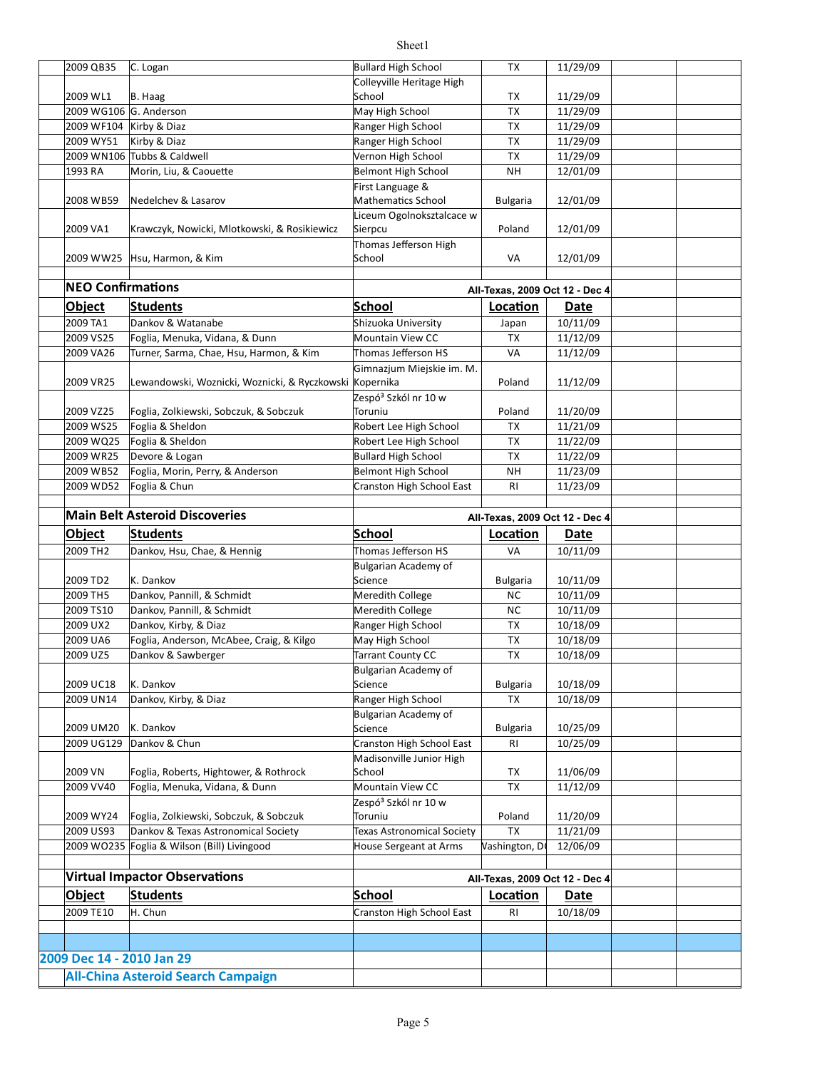| | | | | |
|---|---|---|---|---|
| 2009 QB35 | C. Logan | Bullard High School | TX | 11/29/09 |
| 2009 WL1 | B. Haag | Colleyville Heritage High School | TX | 11/29/09 |
| 2009 WG106 | G. Anderson | May High School | TX | 11/29/09 |
| 2009 WF104 | Kirby & Diaz | Ranger High School | TX | 11/29/09 |
| 2009 WY51 | Kirby & Diaz | Ranger High School | TX | 11/29/09 |
| 2009 WN106 | Tubbs & Caldwell | Vernon High School | TX | 11/29/09 |
| 1993 RA | Morin, Liu, & Caouette | Belmont High School | NH | 12/01/09 |
| 2008 WB59 | Nedelchev & Lasarov | First Language & Mathematics School | Bulgaria | 12/01/09 |
| 2009 VA1 | Krawczyk, Nowicki, Mlotkowski, & Rosikiewicz | Liceum Ogolnoksztalcace w Sierpcu | Poland | 12/01/09 |
| 2009 WW25 | Hsu, Harmon, & Kim | Thomas Jefferson High School | VA | 12/01/09 |

## NEO Confirmations

All-Texas, 2009 Oct 12 - Dec 4

| Object | Students | School | Location | Date |
|---|---|---|---|---|
| 2009 TA1 | Dankov & Watanabe | Shizuoka University | Japan | 10/11/09 |
| 2009 VS25 | Foglia, Menuka, Vidana, & Dunn | Mountain View CC | TX | 11/12/09 |
| 2009 VA26 | Turner, Sarma, Chae, Hsu, Harmon, & Kim | Thomas Jefferson HS | VA | 11/12/09 |
| 2009 VR25 | Lewandowski, Woznicki, Woznicki, & Ryczkowski | Gimnazjum Miejskie im. M. Kopernika | Poland | 11/12/09 |
| 2009 VZ25 | Foglia, Zolkiewski, Sobczuk, & Sobczuk | Zespó³ Szkól nr 10 w Toruniu | Poland | 11/20/09 |
| 2009 WS25 | Foglia & Sheldon | Robert Lee High School | TX | 11/21/09 |
| 2009 WQ25 | Foglia & Sheldon | Robert Lee High School | TX | 11/22/09 |
| 2009 WR25 | Devore & Logan | Bullard High School | TX | 11/22/09 |
| 2009 WB52 | Foglia, Morin, Perry, & Anderson | Belmont High School | NH | 11/23/09 |
| 2009 WD52 | Foglia & Chun | Cranston High School East | RI | 11/23/09 |

## Main Belt Asteroid Discoveries

All-Texas, 2009 Oct 12 - Dec 4

| Object | Students | School | Location | Date |
|---|---|---|---|---|
| 2009 TH2 | Dankov, Hsu, Chae, & Hennig | Thomas Jefferson HS | VA | 10/11/09 |
| 2009 TD2 | K. Dankov | Bulgarian Academy of Science | Bulgaria | 10/11/09 |
| 2009 TH5 | Dankov, Pannill, & Schmidt | Meredith College | NC | 10/11/09 |
| 2009 TS10 | Dankov, Pannill, & Schmidt | Meredith College | NC | 10/11/09 |
| 2009 UX2 | Dankov, Kirby, & Diaz | Ranger High School | TX | 10/18/09 |
| 2009 UA6 | Foglia, Anderson, McAbee, Craig, & Kilgo | May High School | TX | 10/18/09 |
| 2009 UZ5 | Dankov & Sawberger | Tarrant County CC | TX | 10/18/09 |
| 2009 UC18 | K. Dankov | Bulgarian Academy of Science | Bulgaria | 10/18/09 |
| 2009 UN14 | Dankov, Kirby, & Diaz | Ranger High School | TX | 10/18/09 |
| 2009 UM20 | K. Dankov | Bulgarian Academy of Science | Bulgaria | 10/25/09 |
| 2009 UG129 | Dankov & Chun | Cranston High School East | RI | 10/25/09 |
| 2009 VN | Foglia, Roberts, Hightower, & Rothrock | Madisonville Junior High School | TX | 11/06/09 |
| 2009 VV40 | Foglia, Menuka, Vidana, & Dunn | Mountain View CC | TX | 11/12/09 |
| 2009 WY24 | Foglia, Zolkiewski, Sobczuk, & Sobczuk | Zespó³ Szkól nr 10 w Toruniu | Poland | 11/20/09 |
| 2009 US93 | Dankov & Texas Astronomical Society | Texas Astronomical Society | TX | 11/21/09 |
| 2009 WO235 | Foglia & Wilson (Bill) Livingood | House Sergeant at Arms | Washington, DC | 12/06/09 |

## Virtual Impactor Observations

All-Texas, 2009 Oct 12 - Dec 4

| Object | Students | School | Location | Date |
|---|---|---|---|---|
| 2009 TE10 | H. Chun | Cranston High School East | RI | 10/18/09 |

## 2009 Dec 14 - 2010 Jan 29

## All-China Asteroid Search Campaign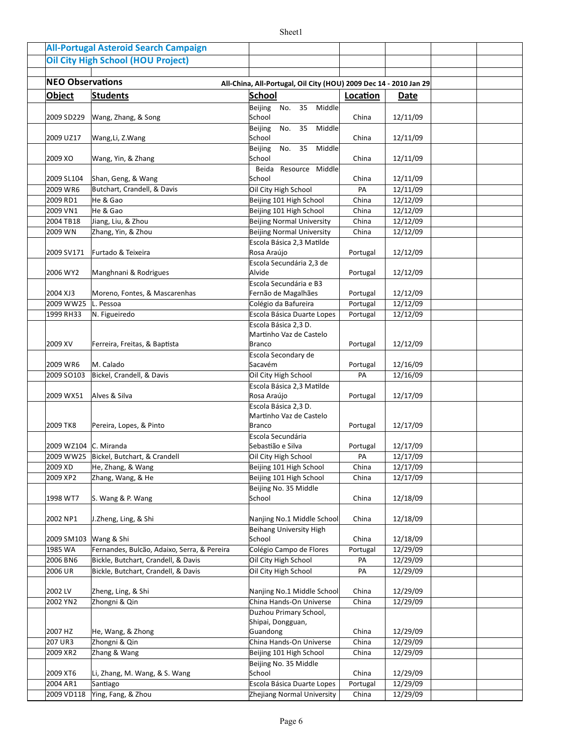**All-Portugal Asteroid Search Campaign**

**Oil City High School (HOU Project)**

**NEO Observations** — All-China, All-Portugal, Oil City (HOU) 2009 Dec 14 - 2010 Jan 29

| Object | Students | School | Location | Date |
|---|---|---|---|---|
| 2009 SD229 | Wang, Zhang, & Song | Beijing No. 35 Middle School | China | 12/11/09 |
| 2009 UZ17 | Wang,Li, Z.Wang | Beijing No. 35 Middle School | China | 12/11/09 |
| 2009 XO | Wang, Yin, & Zhang | Beijing No. 35 Middle School | China | 12/11/09 |
| 2009 SL104 | Shan, Geng, & Wang | Beida Resource Middle School | China | 12/11/09 |
| 2009 WR6 | Butchart, Crandell, & Davis | Oil City High School | PA | 12/11/09 |
| 2009 RD1 | He & Gao | Beijing 101 High School | China | 12/12/09 |
| 2009 VN1 | He & Gao | Beijing 101 High School | China | 12/12/09 |
| 2004 TB18 | Jiang, Liu, & Zhou | Beijing Normal University | China | 12/12/09 |
| 2009 WN | Zhang, Yin, & Zhou | Beijing Normal University | China | 12/12/09 |
| 2009 SV171 | Furtado & Teixeira | Escola Básica 2,3 Matilde Rosa Araújo | Portugal | 12/12/09 |
| 2006 WY2 | Manghnani & Rodrigues | Escola Secundária 2,3 de Alvide | Portugal | 12/12/09 |
| 2004 XJ3 | Moreno, Fontes, & Mascarenhas | Escola Secundária e B3 Fernão de Magalhães | Portugal | 12/12/09 |
| 2009 WW25 | L. Pessoa | Colégio da Bafureira | Portugal | 12/12/09 |
| 1999 RH33 | N. Figueiredo | Escola Básica Duarte Lopes | Portugal | 12/12/09 |
| 2009 XV | Ferreira, Freitas, & Baptista | Escola Básica 2,3 D. Martinho Vaz de Castelo Branco | Portugal | 12/12/09 |
| 2009 WR6 | M. Calado | Escola Secondary de Sacavém | Portugal | 12/16/09 |
| 2009 SO103 | Bickel, Crandell, & Davis | Oil City High School | PA | 12/16/09 |
| 2009 WX51 | Alves & Silva | Escola Básica 2,3 Matilde Rosa Araújo | Portugal | 12/17/09 |
| 2009 TK8 | Pereira, Lopes, & Pinto | Escola Básica 2,3 D. Martinho Vaz de Castelo Branco | Portugal | 12/17/09 |
| 2009 WZ104 | C. Miranda | Escola Secundária Sebastião e Silva | Portugal | 12/17/09 |
| 2009 WW25 | Bickel, Butchart, & Crandell | Oil City High School | PA | 12/17/09 |
| 2009 XD | He, Zhang, & Wang | Beijing 101 High School | China | 12/17/09 |
| 2009 XP2 | Zhang, Wang, & He | Beijing 101 High School | China | 12/17/09 |
| 1998 WT7 | S. Wang & P. Wang | Beijing No. 35 Middle School | China | 12/18/09 |
| 2002 NP1 | J.Zheng, Ling, & Shi | Nanjing No.1 Middle School | China | 12/18/09 |
| 2009 SM103 | Wang & Shi | Beihang University High School | China | 12/18/09 |
| 1985 WA | Fernandes, Bulcão, Adaixo, Serra, & Pereira | Colégio Campo de Flores | Portugal | 12/29/09 |
| 2006 BN6 | Bickle, Butchart, Crandell, & Davis | Oil City High School | PA | 12/29/09 |
| 2006 UR | Bickle, Butchart, Crandell, & Davis | Oil City High School | PA | 12/29/09 |
| 2002 LV | Zheng, Ling, & Shi | Nanjing No.1 Middle School | China | 12/29/09 |
| 2002 YN2 | Zhongni & Qin | China Hands-On Universe | China | 12/29/09 |
| 2007 HZ | He, Wang, & Zhong | Duzhou Primary School, Shipai, Dongguan, Guandong | China | 12/29/09 |
| 207 UR3 | Zhongni & Qin | China Hands-On Universe | China | 12/29/09 |
| 2009 XR2 | Zhang & Wang | Beijing 101 High School | China | 12/29/09 |
| 2009 XT6 | Li, Zhang, M. Wang, & S. Wang | Beijing No. 35 Middle School | China | 12/29/09 |
| 2004 AR1 | Santiago | Escola Básica Duarte Lopes | Portugal | 12/29/09 |
| 2009 VD118 | Ying, Fang, & Zhou | Zhejiang Normal University | China | 12/29/09 |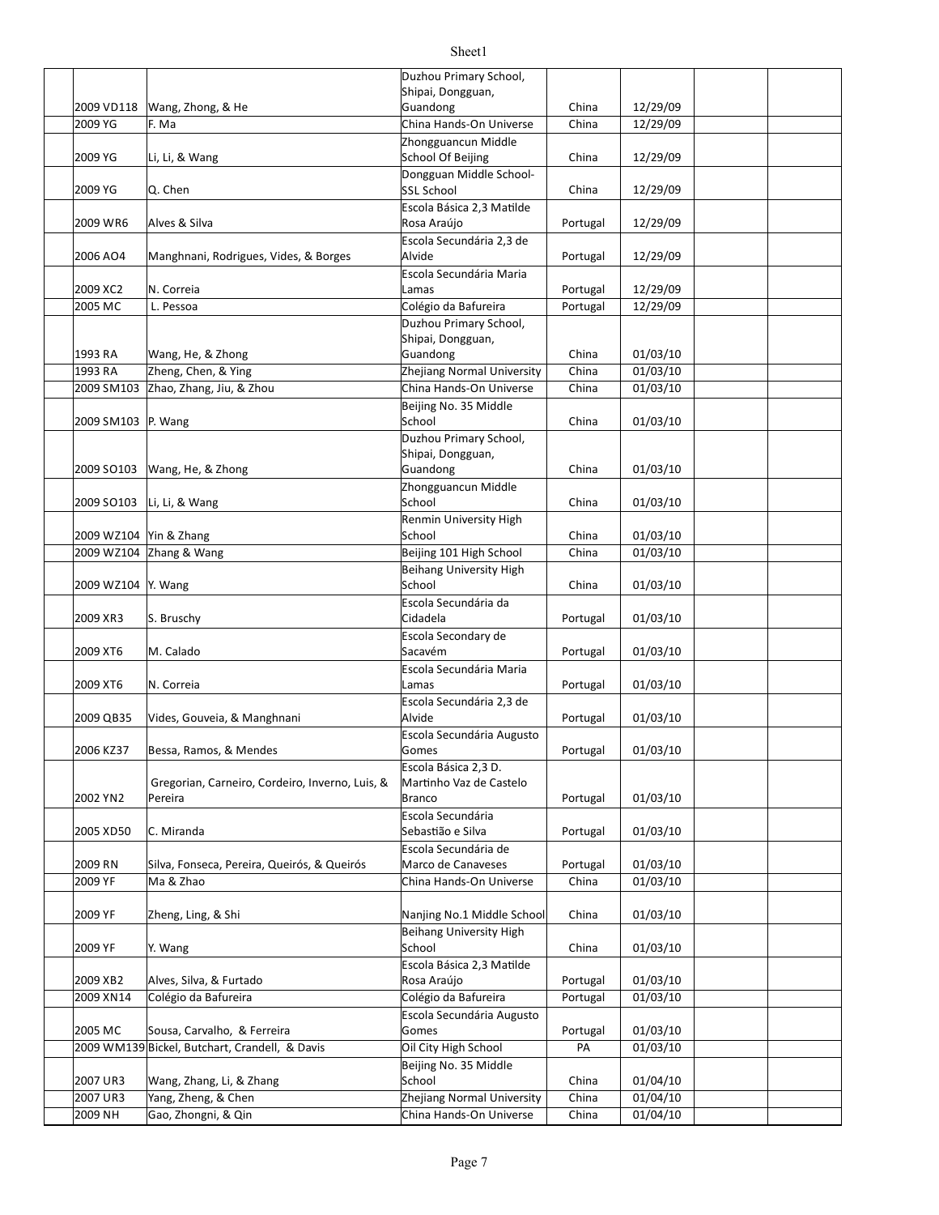| | | | | | | | |
|---|---|---|---|---|---|---|---|
| | 2009 VD118 | Wang, Zhong, & He | Duzhou Primary School, Shipai, Dongguan, Guandong | China | 12/29/09 | | |
| | 2009 YG | F. Ma | China Hands-On Universe | China | 12/29/09 | | |
| | 2009 YG | Li, Li, & Wang | Zhongguancun Middle School Of Beijing | China | 12/29/09 | | |
| | 2009 YG | Q. Chen | Dongguan Middle School-SSL School | China | 12/29/09 | | |
| | 2009 WR6 | Alves & Silva | Escola Básica 2,3 Matilde Rosa Araújo | Portugal | 12/29/09 | | |
| | 2006 AO4 | Manghnani, Rodrigues, Vides, & Borges | Escola Secundária 2,3 de Alvide | Portugal | 12/29/09 | | |
| | 2009 XC2 | N. Correia | Escola Secundária Maria Lamas | Portugal | 12/29/09 | | |
| | 2005 MC | L. Pessoa | Colégio da Bafureira | Portugal | 12/29/09 | | |
| | 1993 RA | Wang, He, & Zhong | Duzhou Primary School, Shipai, Dongguan, Guandong | China | 01/03/10 | | |
| | 1993 RA | Zheng, Chen, & Ying | Zhejiang Normal University | China | 01/03/10 | | |
| | 2009 SM103 | Zhao, Zhang, Jiu, & Zhou | China Hands-On Universe | China | 01/03/10 | | |
| | 2009 SM103 | P. Wang | Beijing No. 35 Middle School | China | 01/03/10 | | |
| | 2009 SO103 | Wang, He, & Zhong | Duzhou Primary School, Shipai, Dongguan, Guandong | China | 01/03/10 | | |
| | 2009 SO103 | Li, Li, & Wang | Zhongguancun Middle School | China | 01/03/10 | | |
| | 2009 WZ104 | Yin & Zhang | Renmin University High School | China | 01/03/10 | | |
| | 2009 WZ104 | Zhang & Wang | Beijing 101 High School | China | 01/03/10 | | |
| | 2009 WZ104 | Y. Wang | Beihang University High School | China | 01/03/10 | | |
| | 2009 XR3 | S. Bruschy | Escola Secundária da Cidadela | Portugal | 01/03/10 | | |
| | 2009 XT6 | M. Calado | Escola Secondary de Sacavém | Portugal | 01/03/10 | | |
| | 2009 XT6 | N. Correia | Escola Secundária Maria Lamas | Portugal | 01/03/10 | | |
| | 2009 QB35 | Vides, Gouveia, & Manghnani | Escola Secundária 2,3 de Alvide | Portugal | 01/03/10 | | |
| | 2006 KZ37 | Bessa, Ramos, & Mendes | Escola Secundária Augusto Gomes | Portugal | 01/03/10 | | |
| | 2002 YN2 | Gregorian, Carneiro, Cordeiro, Inverno, Luis, & Pereira | Escola Básica 2,3 D. Martinho Vaz de Castelo Branco | Portugal | 01/03/10 | | |
| | 2005 XD50 | C. Miranda | Escola Secundária Sebastião e Silva | Portugal | 01/03/10 | | |
| | 2009 RN | Silva, Fonseca, Pereira, Queirós, & Queirós | Escola Secundária de Marco de Canaveses | Portugal | 01/03/10 | | |
| | 2009 YF | Ma & Zhao | China Hands-On Universe | China | 01/03/10 | | |
| | 2009 YF | Zheng, Ling, & Shi | Nanjing No.1 Middle School | China | 01/03/10 | | |
| | 2009 YF | Y. Wang | Beihang University High School | China | 01/03/10 | | |
| | 2009 XB2 | Alves, Silva, & Furtado | Escola Básica 2,3 Matilde Rosa Araújo | Portugal | 01/03/10 | | |
| | 2009 XN14 | Colégio da Bafureira | Colégio da Bafureira | Portugal | 01/03/10 | | |
| | 2005 MC | Sousa, Carvalho, & Ferreira | Escola Secundária Augusto Gomes | Portugal | 01/03/10 | | |
| | 2009 WM139 | Bickel, Butchart, Crandell, & Davis | Oil City High School | PA | 01/03/10 | | |
| | 2007 UR3 | Wang, Zhang, Li, & Zhang | Beijing No. 35 Middle School | China | 01/04/10 | | |
| | 2007 UR3 | Yang, Zheng, & Chen | Zhejiang Normal University | China | 01/04/10 | | |
| | 2009 NH | Gao, Zhongni, & Qin | China Hands-On Universe | China | 01/04/10 | | |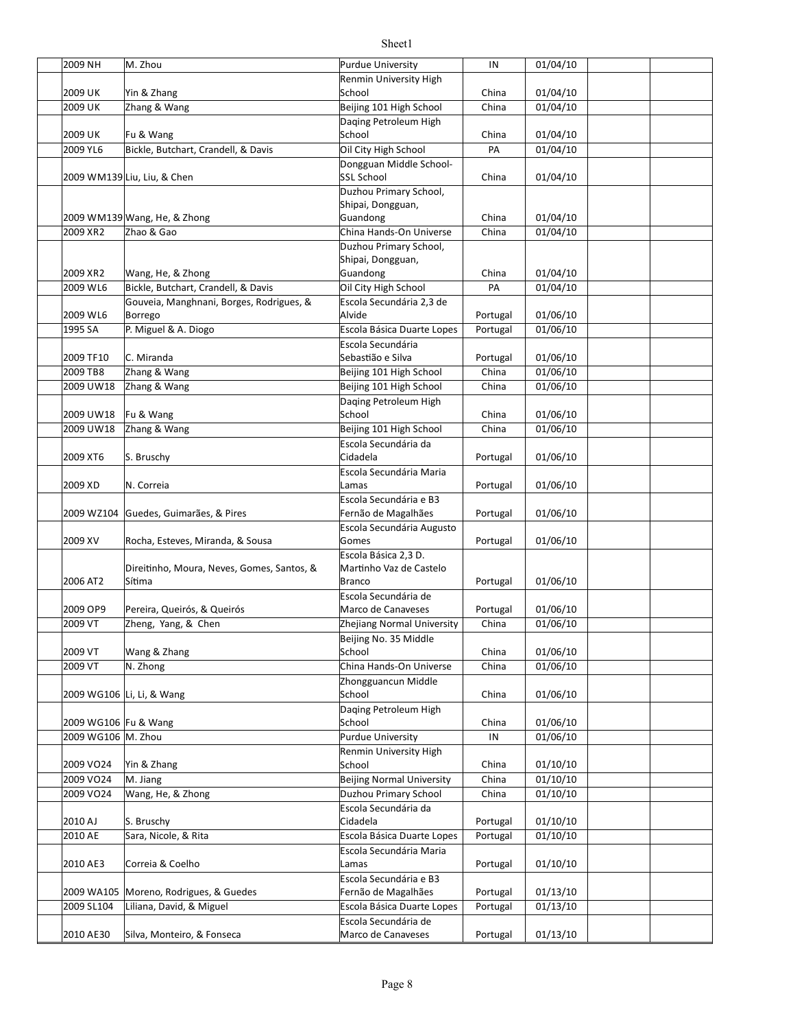| | | | | | | |
|---|---|---|---|---|---|---|
| 2009 NH | M. Zhou | Purdue University | IN | 01/04/10 | | |
| 2009 UK | Yin & Zhang | Renmin University High School | China | 01/04/10 | | |
| 2009 UK | Zhang & Wang | Beijing 101 High School | China | 01/04/10 | | |
| 2009 UK | Fu & Wang | Daqing Petroleum High School | China | 01/04/10 | | |
| 2009 YL6 | Bickle, Butchart, Crandell, & Davis | Oil City High School | PA | 01/04/10 | | |
| 2009 WM139 | Liu, Liu, & Chen | Dongguan Middle School-SSL School | China | 01/04/10 | | |
| 2009 WM139 | Wang, He, & Zhong | Duzhou Primary School, Shipai, Dongguan, Guandong | China | 01/04/10 | | |
| 2009 XR2 | Zhao & Gao | China Hands-On Universe | China | 01/04/10 | | |
| 2009 XR2 | Wang, He, & Zhong | Duzhou Primary School, Shipai, Dongguan, Guandong | China | 01/04/10 | | |
| 2009 WL6 | Bickle, Butchart, Crandell, & Davis | Oil City High School | PA | 01/04/10 | | |
| 2009 WL6 | Gouveia, Manghnani, Borges, Rodrigues, & Borrego | Escola Secundária 2,3 de Alvide | Portugal | 01/06/10 | | |
| 1995 SA | P. Miguel & A. Diogo | Escola Básica Duarte Lopes | Portugal | 01/06/10 | | |
| 2009 TF10 | C. Miranda | Escola Secundária Sebastião e Silva | Portugal | 01/06/10 | | |
| 2009 TB8 | Zhang & Wang | Beijing 101 High School | China | 01/06/10 | | |
| 2009 UW18 | Zhang & Wang | Beijing 101 High School | China | 01/06/10 | | |
| 2009 UW18 | Fu & Wang | Daqing Petroleum High School | China | 01/06/10 | | |
| 2009 UW18 | Zhang & Wang | Beijing 101 High School | China | 01/06/10 | | |
| 2009 XT6 | S. Bruschy | Escola Secundária da Cidadela | Portugal | 01/06/10 | | |
| 2009 XD | N. Correia | Escola Secundária Maria Lamas | Portugal | 01/06/10 | | |
| 2009 WZ104 | Guedes, Guimarães, & Pires | Escola Secundária e B3 Fernão de Magalhães | Portugal | 01/06/10 | | |
| 2009 XV | Rocha, Esteves, Miranda, & Sousa | Escola Secundária Augusto Gomes | Portugal | 01/06/10 | | |
| 2006 AT2 | Direitinho, Moura, Neves, Gomes, Santos, & Sítima | Escola Básica 2,3 D. Martinho Vaz de Castelo Branco | Portugal | 01/06/10 | | |
| 2009 OP9 | Pereira, Queirós, & Queirós | Escola Secundária de Marco de Canaveses | Portugal | 01/06/10 | | |
| 2009 VT | Zheng, Yang, & Chen | Zhejiang Normal University | China | 01/06/10 | | |
| 2009 VT | Wang & Zhang | Beijing No. 35 Middle School | China | 01/06/10 | | |
| 2009 VT | N. Zhong | China Hands-On Universe | China | 01/06/10 | | |
| 2009 WG106 | Li, Li, & Wang | Zhongguancun Middle School | China | 01/06/10 | | |
| 2009 WG106 | Fu & Wang | Daqing Petroleum High School | China | 01/06/10 | | |
| 2009 WG106 | M. Zhou | Purdue University | IN | 01/06/10 | | |
| 2009 VO24 | Yin & Zhang | Renmin University High School | China | 01/10/10 | | |
| 2009 VO24 | M. Jiang | Beijing Normal University | China | 01/10/10 | | |
| 2009 VO24 | Wang, He, & Zhong | Duzhou Primary School | China | 01/10/10 | | |
| 2010 AJ | S. Bruschy | Escola Secundária da Cidadela | Portugal | 01/10/10 | | |
| 2010 AE | Sara, Nicole, & Rita | Escola Básica Duarte Lopes | Portugal | 01/10/10 | | |
| 2010 AE3 | Correia & Coelho | Escola Secundária Maria Lamas | Portugal | 01/10/10 | | |
| 2009 WA105 | Moreno, Rodrigues, & Guedes | Escola Secundária e B3 Fernão de Magalhães | Portugal | 01/13/10 | | |
| 2009 SL104 | Liliana, David, & Miguel | Escola Básica Duarte Lopes | Portugal | 01/13/10 | | |
| 2010 AE30 | Silva, Monteiro, & Fonseca | Escola Secundária de Marco de Canaveses | Portugal | 01/13/10 | | |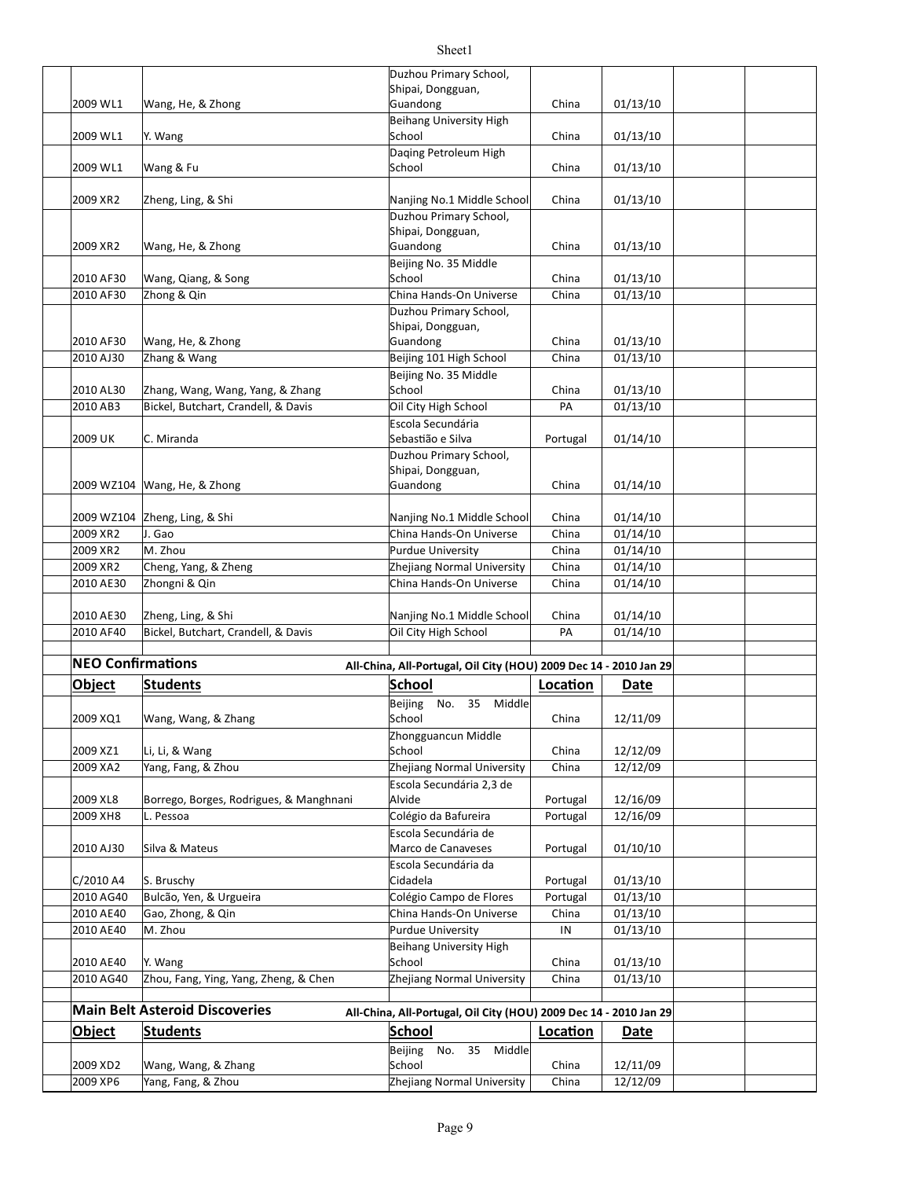| | | | | | | |
|---|---|---|---|---|---|---|
| 2009 WL1 | Wang, He, & Zhong | Duzhou Primary School, Shipai, Dongguan, Guandong | China | 01/13/10 | | |
| 2009 WL1 | Y. Wang | Beihang University High School | China | 01/13/10 | | |
| 2009 WL1 | Wang & Fu | Daqing Petroleum High School | China | 01/13/10 | | |
| 2009 XR2 | Zheng, Ling, & Shi | Nanjing No.1 Middle School | China | 01/13/10 | | |
| 2009 XR2 | Wang, He, & Zhong | Duzhou Primary School, Shipai, Dongguan, Guandong | China | 01/13/10 | | |
| 2010 AF30 | Wang, Qiang, & Song | Beijing No. 35 Middle School | China | 01/13/10 | | |
| 2010 AF30 | Zhong & Qin | China Hands-On Universe | China | 01/13/10 | | |
| 2010 AF30 | Wang, He, & Zhong | Duzhou Primary School, Shipai, Dongguan, Guandong | China | 01/13/10 | | |
| 2010 AJ30 | Zhang & Wang | Beijing 101 High School | China | 01/13/10 | | |
| 2010 AL30 | Zhang, Wang, Wang, Yang, & Zhang | Beijing No. 35 Middle School | China | 01/13/10 | | |
| 2010 AB3 | Bickel, Butchart, Crandell, & Davis | Oil City High School | PA | 01/13/10 | | |
| 2009 UK | C. Miranda | Escola Secundária Sebastião e Silva | Portugal | 01/14/10 | | |
| 2009 WZ104 | Wang, He, & Zhong | Duzhou Primary School, Shipai, Dongguan, Guandong | China | 01/14/10 | | |
| 2009 WZ104 | Zheng, Ling, & Shi | Nanjing No.1 Middle School | China | 01/14/10 | | |
| 2009 XR2 | J. Gao | China Hands-On Universe | China | 01/14/10 | | |
| 2009 XR2 | M. Zhou | Purdue University | China | 01/14/10 | | |
| 2009 XR2 | Cheng, Yang, & Zheng | Zhejiang Normal University | China | 01/14/10 | | |
| 2010 AE30 | Zhongni & Qin | China Hands-On Universe | China | 01/14/10 | | |
| 2010 AE30 | Zheng, Ling, & Shi | Nanjing No.1 Middle School | China | 01/14/10 | | |
| 2010 AF40 | Bickel, Butchart, Crandell, & Davis | Oil City High School | PA | 01/14/10 | | |

**NEO Confirmations** — All-China, All-Portugal, Oil City (HOU) 2009 Dec 14 - 2010 Jan 29

| Object | Students | School | Location | Date | | |
|---|---|---|---|---|---|---|
| 2009 XQ1 | Wang, Wang, & Zhang | Beijing No. 35 Middle School | China | 12/11/09 | | |
| 2009 XZ1 | Li, Li, & Wang | Zhongguancun Middle School | China | 12/12/09 | | |
| 2009 XA2 | Yang, Fang, & Zhou | Zhejiang Normal University | China | 12/12/09 | | |
| 2009 XL8 | Borrego, Borges, Rodrigues, & Manghnani | Escola Secundária 2,3 de Alvide | Portugal | 12/16/09 | | |
| 2009 XH8 | L. Pessoa | Colégio da Bafureira | Portugal | 12/16/09 | | |
| 2010 AJ30 | Silva & Mateus | Escola Secundária de Marco de Canaveses | Portugal | 01/10/10 | | |
| C/2010 A4 | S. Bruschy | Escola Secundária da Cidadela | Portugal | 01/13/10 | | |
| 2010 AG40 | Bulcão, Yen, & Urgueira | Colégio Campo de Flores | Portugal | 01/13/10 | | |
| 2010 AE40 | Gao, Zhong, & Qin | China Hands-On Universe | China | 01/13/10 | | |
| 2010 AE40 | M. Zhou | Purdue University | IN | 01/13/10 | | |
| 2010 AE40 | Y. Wang | Beihang University High School | China | 01/13/10 | | |
| 2010 AG40 | Zhou, Fang, Ying, Yang, Zheng, & Chen | Zhejiang Normal University | China | 01/13/10 | | |

**Main Belt Asteroid Discoveries** — All-China, All-Portugal, Oil City (HOU) 2009 Dec 14 - 2010 Jan 29

| Object | Students | School | Location | Date | | |
|---|---|---|---|---|---|---|
| 2009 XD2 | Wang, Wang, & Zhang | Beijing No. 35 Middle School | China | 12/11/09 | | |
| 2009 XP6 | Yang, Fang, & Zhou | Zhejiang Normal University | China | 12/12/09 | | |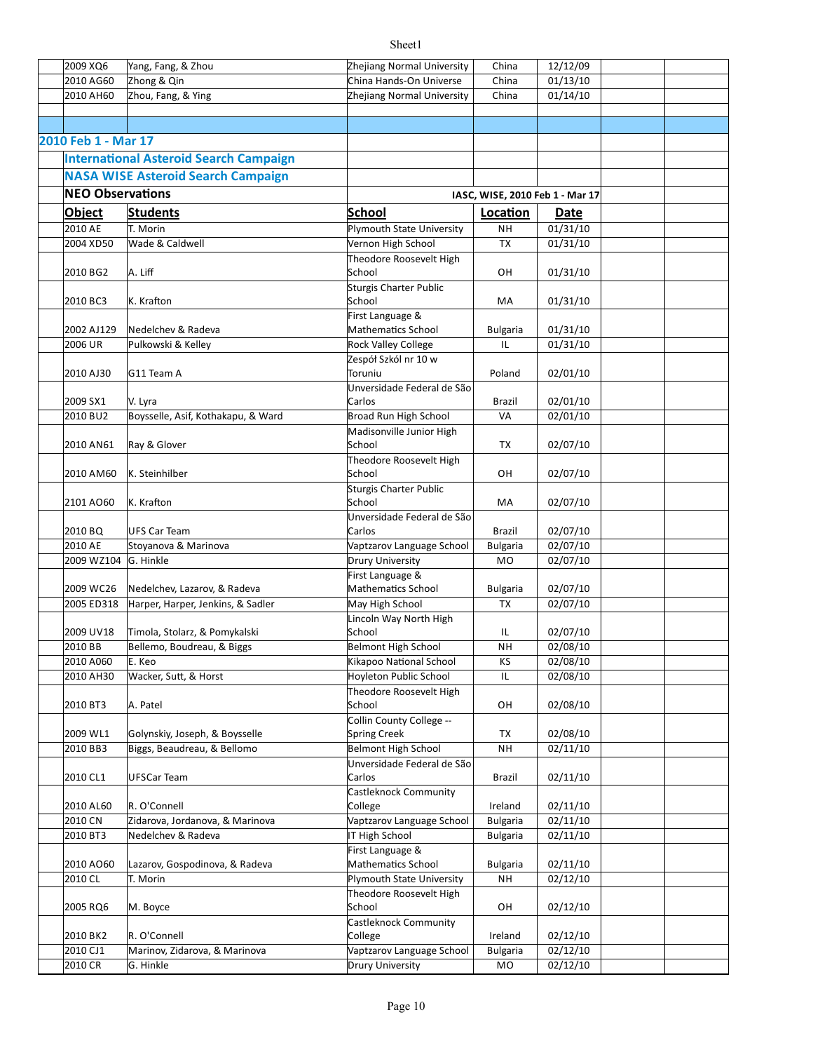| | | | | |
|---|---|---|---|---|
| 2009 XQ6 | Yang, Fang, & Zhou | Zhejiang Normal University | China | 12/12/09 |
| 2010 AG60 | Zhong & Qin | China Hands-On Universe | China | 01/13/10 |
| 2010 AH60 | Zhou, Fang, & Ying | Zhejiang Normal University | China | 01/14/10 |

## 2010 Feb 1 - Mar 17

### International Asteroid Search Campaign

### NASA WISE Asteroid Search Campaign

### NEO Observations

IASC, WISE, 2010 Feb 1 - Mar 17

| Object | Students | School | Location | Date |
|---|---|---|---|---|
| 2010 AE | T. Morin | Plymouth State University | NH | 01/31/10 |
| 2004 XD50 | Wade & Caldwell | Vernon High School | TX | 01/31/10 |
| 2010 BG2 | A. Liff | Theodore Roosevelt High School | OH | 01/31/10 |
| 2010 BC3 | K. Krafton | Sturgis Charter Public School | MA | 01/31/10 |
| 2002 AJ129 | Nedelchev & Radeva | First Language & Mathematics School | Bulgaria | 01/31/10 |
| 2006 UR | Pulkowski & Kelley | Rock Valley College | IL | 01/31/10 |
| 2010 AJ30 | G11 Team A | Zespół Szkól nr 10 w Toruniu | Poland | 02/01/10 |
| 2009 SX1 | V. Lyra | Unversidade Federal de São Carlos | Brazil | 02/01/10 |
| 2010 BU2 | Boysselle, Asif, Kothakapu, & Ward | Broad Run High School | VA | 02/01/10 |
| 2010 AN61 | Ray & Glover | Madisonville Junior High School | TX | 02/07/10 |
| 2010 AM60 | K. Steinhilber | Theodore Roosevelt High School | OH | 02/07/10 |
| 2101 AO60 | K. Krafton | Sturgis Charter Public School | MA | 02/07/10 |
| 2010 BQ | UFS Car Team | Unversidade Federal de São Carlos | Brazil | 02/07/10 |
| 2010 AE | Stoyanova & Marinova | Vaptzarov Language School | Bulgaria | 02/07/10 |
| 2009 WZ104 | G. Hinkle | Drury University | MO | 02/07/10 |
| 2009 WC26 | Nedelchev, Lazarov, & Radeva | First Language & Mathematics School | Bulgaria | 02/07/10 |
| 2005 ED318 | Harper, Harper, Jenkins, & Sadler | May High School | TX | 02/07/10 |
| 2009 UV18 | Timola, Stolarz, & Pomykalski | Lincoln Way North High School | IL | 02/07/10 |
| 2010 BB | Bellemo, Boudreau, & Biggs | Belmont High School | NH | 02/08/10 |
| 2010 A060 | E. Keo | Kikapoo National School | KS | 02/08/10 |
| 2010 AH30 | Wacker, Sutt, & Horst | Hoyleton Public School | IL | 02/08/10 |
| 2010 BT3 | A. Patel | Theodore Roosevelt High School | OH | 02/08/10 |
| 2009 WL1 | Golynskiy, Joseph, & Boysselle | Collin County College -- Spring Creek | TX | 02/08/10 |
| 2010 BB3 | Biggs, Beaudreau, & Bellomo | Belmont High School | NH | 02/11/10 |
| 2010 CL1 | UFSCar Team | Unversidade Federal de São Carlos | Brazil | 02/11/10 |
| 2010 AL60 | R. O'Connell | Castleknock Community College | Ireland | 02/11/10 |
| 2010 CN | Zidarova, Jordanova, & Marinova | Vaptzarov Language School | Bulgaria | 02/11/10 |
| 2010 BT3 | Nedelchev & Radeva | IT High School | Bulgaria | 02/11/10 |
| 2010 AO60 | Lazarov, Gospodinova, & Radeva | First Language & Mathematics School | Bulgaria | 02/11/10 |
| 2010 CL | T. Morin | Plymouth State University | NH | 02/12/10 |
| 2005 RQ6 | M. Boyce | Theodore Roosevelt High School | OH | 02/12/10 |
| 2010 BK2 | R. O'Connell | Castleknock Community College | Ireland | 02/12/10 |
| 2010 CJ1 | Marinov, Zidarova, & Marinova | Vaptzarov Language School | Bulgaria | 02/12/10 |
| 2010 CR | G. Hinkle | Drury University | MO | 02/12/10 |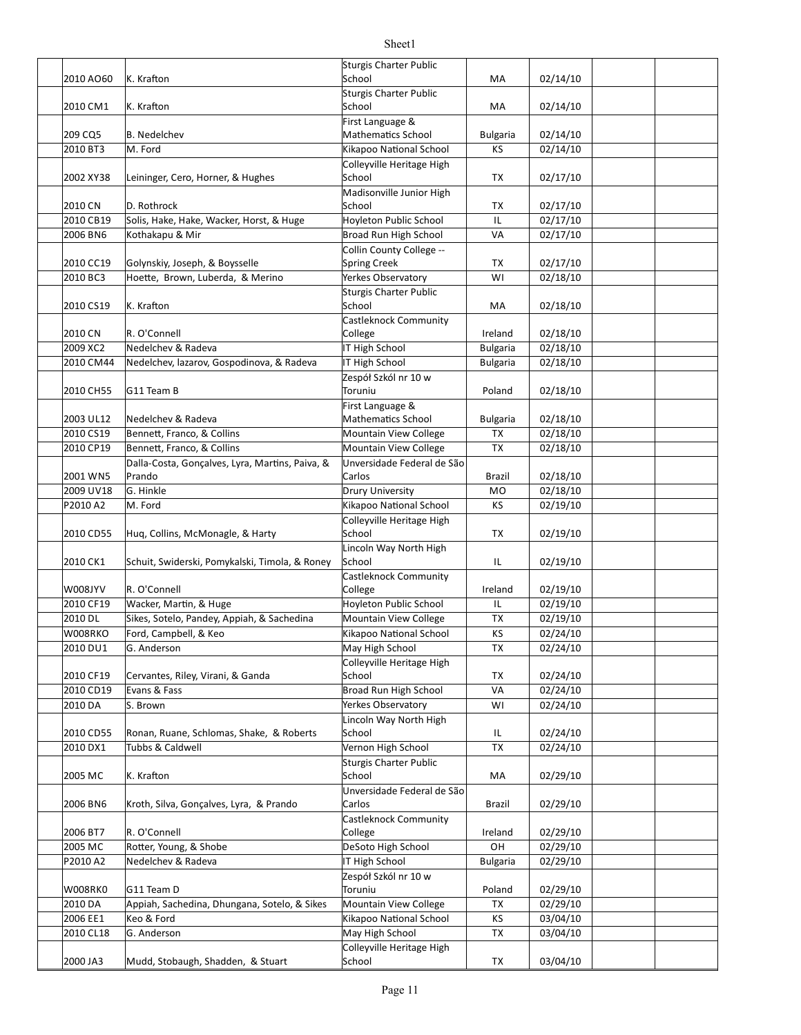| | | | | | | | |
|---|---|---|---|---|---|---|---|
| | 2010 AO60 | K. Krafton | Sturgis Charter Public School | MA | 02/14/10 | | |
| | 2010 CM1 | K. Krafton | Sturgis Charter Public School | MA | 02/14/10 | | |
| | 209 CQ5 | B. Nedelchev | First Language & Mathematics School | Bulgaria | 02/14/10 | | |
| | 2010 BT3 | M. Ford | Kikapoo National School | KS | 02/14/10 | | |
| | 2002 XY38 | Leininger, Cero, Horner, & Hughes | Colleyville Heritage High School | TX | 02/17/10 | | |
| | 2010 CN | D. Rothrock | Madisonville Junior High School | TX | 02/17/10 | | |
| | 2010 CB19 | Solis, Hake, Hake, Wacker, Horst, & Huge | Hoyleton Public School | IL | 02/17/10 | | |
| | 2006 BN6 | Kothakapu & Mir | Broad Run High School | VA | 02/17/10 | | |
| | 2010 CC19 | Golynskiy, Joseph, & Boysselle | Collin County College -- Spring Creek | TX | 02/17/10 | | |
| | 2010 BC3 | Hoette, Brown, Luberda, & Merino | Yerkes Observatory | WI | 02/18/10 | | |
| | 2010 CS19 | K. Krafton | Sturgis Charter Public School | MA | 02/18/10 | | |
| | 2010 CN | R. O'Connell | Castleknock Community College | Ireland | 02/18/10 | | |
| | 2009 XC2 | Nedelchev & Radeva | IT High School | Bulgaria | 02/18/10 | | |
| | 2010 CM44 | Nedelchev, lazarov, Gospodinova, & Radeva | IT High School | Bulgaria | 02/18/10 | | |
| | 2010 CH55 | G11 Team B | Zespół Szkól nr 10 w Toruniu | Poland | 02/18/10 | | |
| | 2003 UL12 | Nedelchev & Radeva | First Language & Mathematics School | Bulgaria | 02/18/10 | | |
| | 2010 CS19 | Bennett, Franco, & Collins | Mountain View College | TX | 02/18/10 | | |
| | 2010 CP19 | Bennett, Franco, & Collins | Mountain View College | TX | 02/18/10 | | |
| | 2001 WN5 | Dalla-Costa, Gonçalves, Lyra, Martins, Paiva, & Prando | Unversidade Federal de São Carlos | Brazil | 02/18/10 | | |
| | 2009 UV18 | G. Hinkle | Drury University | MO | 02/18/10 | | |
| | P2010 A2 | M. Ford | Kikapoo National School | KS | 02/19/10 | | |
| | 2010 CD55 | Huq, Collins, McMonagle, & Harty | Colleyville Heritage High School | TX | 02/19/10 | | |
| | 2010 CK1 | Schuit, Swiderski, Pomykalski, Timola, & Roney | Lincoln Way North High School | IL | 02/19/10 | | |
| | W008JYV | R. O'Connell | Castleknock Community College | Ireland | 02/19/10 | | |
| | 2010 CF19 | Wacker, Martin, & Huge | Hoyleton Public School | IL | 02/19/10 | | |
| | 2010 DL | Sikes, Sotelo, Pandey, Appiah, & Sachedina | Mountain View College | TX | 02/19/10 | | |
| | W008RKO | Ford, Campbell, & Keo | Kikapoo National School | KS | 02/24/10 | | |
| | 2010 DU1 | G. Anderson | May High School | TX | 02/24/10 | | |
| | 2010 CF19 | Cervantes, Riley, Virani, & Ganda | Colleyville Heritage High School | TX | 02/24/10 | | |
| | 2010 CD19 | Evans & Fass | Broad Run High School | VA | 02/24/10 | | |
| | 2010 DA | S. Brown | Yerkes Observatory | WI | 02/24/10 | | |
| | 2010 CD55 | Ronan, Ruane, Schlomas, Shake, & Roberts | Lincoln Way North High School | IL | 02/24/10 | | |
| | 2010 DX1 | Tubbs & Caldwell | Vernon High School | TX | 02/24/10 | | |
| | 2005 MC | K. Krafton | Sturgis Charter Public School | MA | 02/29/10 | | |
| | 2006 BN6 | Kroth, Silva, Gonçalves, Lyra, & Prando | Unversidade Federal de São Carlos | Brazil | 02/29/10 | | |
| | 2006 BT7 | R. O'Connell | Castleknock Community College | Ireland | 02/29/10 | | |
| | 2005 MC | Rotter, Young, & Shobe | DeSoto High School | OH | 02/29/10 | | |
| | P2010 A2 | Nedelchev & Radeva | IT High School | Bulgaria | 02/29/10 | | |
| | W008RK0 | G11 Team D | Zespół Szkól nr 10 w Toruniu | Poland | 02/29/10 | | |
| | 2010 DA | Appiah, Sachedina, Dhungana, Sotelo, & Sikes | Mountain View College | TX | 02/29/10 | | |
| | 2006 EE1 | Keo & Ford | Kikapoo National School | KS | 03/04/10 | | |
| | 2010 CL18 | G. Anderson | May High School | TX | 03/04/10 | | |
| | 2000 JA3 | Mudd, Stobaugh, Shadden, & Stuart | Colleyville Heritage High School | TX | 03/04/10 | | |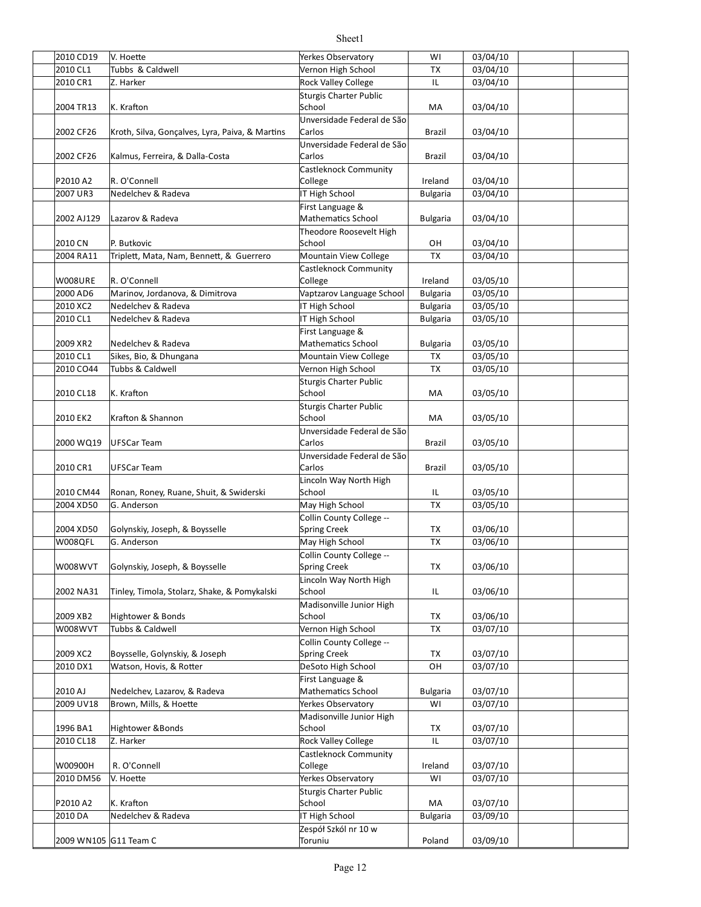| | | | | | | |
|---|---|---|---|---|---|---|
| 2010 CD19 | V. Hoette | Yerkes Observatory | WI | 03/04/10 | | |
| 2010 CL1 | Tubbs & Caldwell | Vernon High School | TX | 03/04/10 | | |
| 2010 CR1 | Z. Harker | Rock Valley College | IL | 03/04/10 | | |
| 2004 TR13 | K. Krafton | Sturgis Charter Public School | MA | 03/04/10 | | |
| 2002 CF26 | Kroth, Silva, Gonçalves, Lyra, Paiva, & Martins | Unversidade Federal de São Carlos | Brazil | 03/04/10 | | |
| 2002 CF26 | Kalmus, Ferreira, & Dalla-Costa | Unversidade Federal de São Carlos | Brazil | 03/04/10 | | |
| P2010 A2 | R. O'Connell | Castleknock Community College | Ireland | 03/04/10 | | |
| 2007 UR3 | Nedelchev & Radeva | IT High School | Bulgaria | 03/04/10 | | |
| 2002 AJ129 | Lazarov & Radeva | First Language & Mathematics School | Bulgaria | 03/04/10 | | |
| 2010 CN | P. Butkovic | Theodore Roosevelt High School | OH | 03/04/10 | | |
| 2004 RA11 | Triplett, Mata, Nam, Bennett, & Guerrero | Mountain View College | TX | 03/04/10 | | |
| W008URE | R. O'Connell | Castleknock Community College | Ireland | 03/05/10 | | |
| 2000 AD6 | Marinov, Jordanova, & Dimitrova | Vaptzarov Language School | Bulgaria | 03/05/10 | | |
| 2010 XC2 | Nedelchev & Radeva | IT High School | Bulgaria | 03/05/10 | | |
| 2010 CL1 | Nedelchev & Radeva | IT High School | Bulgaria | 03/05/10 | | |
| 2009 XR2 | Nedelchev & Radeva | First Language & Mathematics School | Bulgaria | 03/05/10 | | |
| 2010 CL1 | Sikes, Bio, & Dhungana | Mountain View College | TX | 03/05/10 | | |
| 2010 CO44 | Tubbs & Caldwell | Vernon High School | TX | 03/05/10 | | |
| 2010 CL18 | K. Krafton | Sturgis Charter Public School | MA | 03/05/10 | | |
| 2010 EK2 | Krafton & Shannon | Sturgis Charter Public School | MA | 03/05/10 | | |
| 2000 WQ19 | UFSCar Team | Unversidade Federal de São Carlos | Brazil | 03/05/10 | | |
| 2010 CR1 | UFSCar Team | Unversidade Federal de São Carlos | Brazil | 03/05/10 | | |
| 2010 CM44 | Ronan, Roney, Ruane, Shuit, & Swiderski | Lincoln Way North High School | IL | 03/05/10 | | |
| 2004 XD50 | G. Anderson | May High School | TX | 03/05/10 | | |
| 2004 XD50 | Golynskiy, Joseph, & Boysselle | Collin County College -- Spring Creek | TX | 03/06/10 | | |
| W008QFL | G. Anderson | May High School | TX | 03/06/10 | | |
| W008WVT | Golynskiy, Joseph, & Boysselle | Collin County College -- Spring Creek | TX | 03/06/10 | | |
| 2002 NA31 | Tinley, Timola, Stolarz, Shake, & Pomykalski | Lincoln Way North High School | IL | 03/06/10 | | |
| 2009 XB2 | Hightower & Bonds | Madisonville Junior High School | TX | 03/06/10 | | |
| W008WVT | Tubbs & Caldwell | Vernon High School | TX | 03/07/10 | | |
| 2009 XC2 | Boysselle, Golynskiy, & Joseph | Collin County College -- Spring Creek | TX | 03/07/10 | | |
| 2010 DX1 | Watson, Hovis, & Rotter | DeSoto High School | OH | 03/07/10 | | |
| 2010 AJ | Nedelchev, Lazarov, & Radeva | First Language & Mathematics School | Bulgaria | 03/07/10 | | |
| 2009 UV18 | Brown, Mills, & Hoette | Yerkes Observatory | WI | 03/07/10 | | |
| 1996 BA1 | Hightower &Bonds | Madisonville Junior High School | TX | 03/07/10 | | |
| 2010 CL18 | Z. Harker | Rock Valley College | IL | 03/07/10 | | |
| W00900H | R. O'Connell | Castleknock Community College | Ireland | 03/07/10 | | |
| 2010 DM56 | V. Hoette | Yerkes Observatory | WI | 03/07/10 | | |
| P2010 A2 | K. Krafton | Sturgis Charter Public School | MA | 03/07/10 | | |
| 2010 DA | Nedelchev & Radeva | IT High School | Bulgaria | 03/09/10 | | |
| 2009 WN105 | G11 Team C | Zespół Szkól nr 10 w Toruniu | Poland | 03/09/10 | | |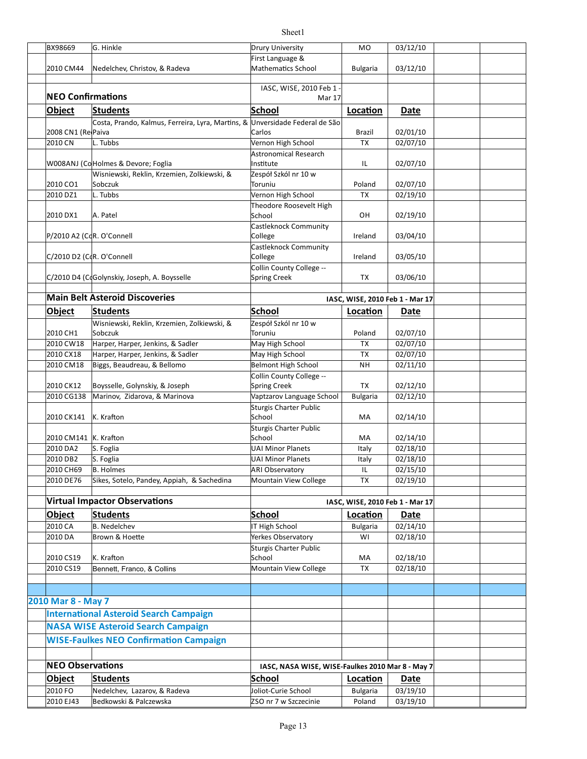| | | | | |
|---|---|---|---|---|
| BX98669 | G. Hinkle | Drury University | MO | 03/12/10 |
| 2010 CM44 | Nedelchev, Christov, & Radeva | First Language & Mathematics School | Bulgaria | 03/12/10 |

## NEO Confirmations

IASC, WISE, 2010 Feb 1 - Mar 17

| Object | Students | School | Location | Date |
|---|---|---|---|---|
| 2008 CN1 (Re | Costa, Prando, Kalmus, Ferreira, Lyra, Martins, & Paiva | Unversidade Federal de São Carlos | Brazil | 02/01/10 |
| 2010 CN | L. Tubbs | Vernon High School | TX | 02/07/10 |
| W008ANJ (Co | Holmes & Devore; Foglia | Astronomical Research Institute | IL | 02/07/10 |
| 2010 CO1 | Wisniewski, Reklin, Krzemien, Zolkiewski, & Sobczuk | Zespól Szkól nr 10 w Toruniu | Poland | 02/07/10 |
| 2010 DZ1 | L. Tubbs | Vernon High School | TX | 02/19/10 |
| 2010 DX1 | A. Patel | Theodore Roosevelt High School | OH | 02/19/10 |
| P/2010 A2 (Co | R. O'Connell | Castleknock Community College | Ireland | 03/04/10 |
| C/2010 D2 (Co | R. O'Connell | Castleknock Community College | Ireland | 03/05/10 |
| C/2010 D4 (Co | Golynskiy, Joseph, A. Boysselle | Collin County College -- Spring Creek | TX | 03/06/10 |

## Main Belt Asteroid Discoveries

IASC, WISE, 2010 Feb 1 - Mar 17

| Object | Students | School | Location | Date |
|---|---|---|---|---|
| 2010 CH1 | Wisniewski, Reklin, Krzemien, Zolkiewski, & Sobczuk | Zespól Szkól nr 10 w Toruniu | Poland | 02/07/10 |
| 2010 CW18 | Harper, Harper, Jenkins, & Sadler | May High School | TX | 02/07/10 |
| 2010 CX18 | Harper, Harper, Jenkins, & Sadler | May High School | TX | 02/07/10 |
| 2010 CM18 | Biggs, Beaudreau, & Bellomo | Belmont High School | NH | 02/11/10 |
| 2010 CK12 | Boysselle, Golynskiy, & Joseph | Collin County College -- Spring Creek | TX | 02/12/10 |
| 2010 CG138 | Marinov, Zidarova, & Marinova | Vaptzarov Language School | Bulgaria | 02/12/10 |
| 2010 CK141 | K. Krafton | Sturgis Charter Public School | MA | 02/14/10 |
| 2010 CM141 | K. Krafton | Sturgis Charter Public School | MA | 02/14/10 |
| 2010 DA2 | S. Foglia | UAI Minor Planets | Italy | 02/18/10 |
| 2010 DB2 | S. Foglia | UAI Minor Planets | Italy | 02/18/10 |
| 2010 CH69 | B. Holmes | ARI Observatory | IL | 02/15/10 |
| 2010 DE76 | Sikes, Sotelo, Pandey, Appiah, & Sachedina | Mountain View College | TX | 02/19/10 |

## Virtual Impactor Observations

IASC, WISE, 2010 Feb 1 - Mar 17

| Object | Students | School | Location | Date |
|---|---|---|---|---|
| 2010 CA | B. Nedelchev | IT High School | Bulgaria | 02/14/10 |
| 2010 DA | Brown & Hoette | Yerkes Observatory | WI | 02/18/10 |
| 2010 CS19 | K. Krafton | Sturgis Charter Public School | MA | 02/18/10 |
| 2010 CS19 | Bennett, Franco, & Collins | Mountain View College | TX | 02/18/10 |

## 2010 Mar 8 - May 7

### International Asteroid Search Campaign

### NASA WISE Asteroid Search Campaign

### WISE-Faulkes NEO Confirmation Campaign

## NEO Observations

IASC, NASA WISE, WISE-Faulkes 2010 Mar 8 - May 7

| Object | Students | School | Location | Date |
|---|---|---|---|---|
| 2010 FO | Nedelchev, Lazarov, & Radeva | Joliot-Curie School | Bulgaria | 03/19/10 |
| 2010 EJ43 | Bedkowski & Palczewska | ZSO nr 7 w Szczecinie | Poland | 03/19/10 |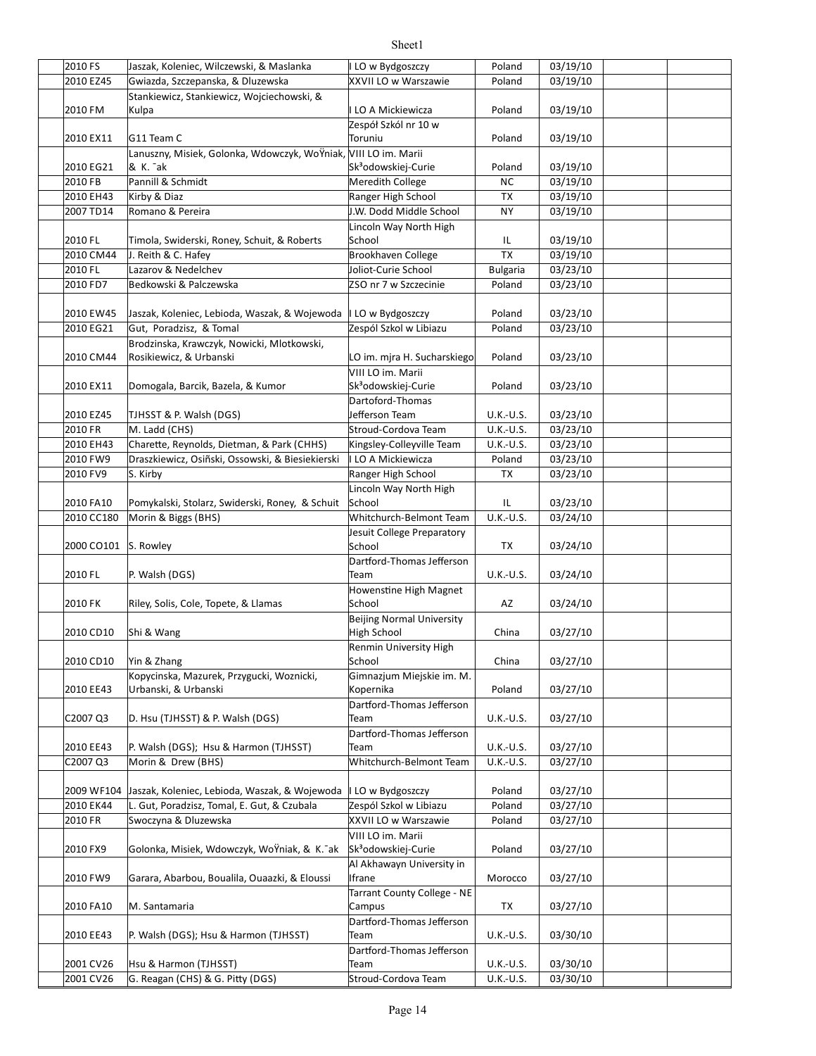| | | | | | | |
|---|---|---|---|---|---|---|
| 2010 FS | Jaszak, Koleniec, Wilczewski, & Maslanka | I LO w Bydgoszczy | Poland | 03/19/10 | | |
| 2010 EZ45 | Gwiazda, Szczepanska, & Dluzewska | XXVII LO w Warszawie | Poland | 03/19/10 | | |
| 2010 FM | Stankiewicz, Stankiewicz, Wojciechowski, & Kulpa | I LO A Mickiewicza | Poland | 03/19/10 | | |
| 2010 EX11 | G11 Team C | Zespół Szkól nr 10 w Toruniu | Poland | 03/19/10 | | |
| 2010 EG21 | Lanuszny, Misiek, Golonka, Wdowczyk, WoŸniak, & K. ¯ak | VIII LO im. Marii Sk³odowskiej-Curie | Poland | 03/19/10 | | |
| 2010 FB | Pannill & Schmidt | Meredith College | NC | 03/19/10 | | |
| 2010 EH43 | Kirby & Diaz | Ranger High School | TX | 03/19/10 | | |
| 2007 TD14 | Romano & Pereira | J.W. Dodd Middle School | NY | 03/19/10 | | |
| 2010 FL | Timola, Swiderski, Roney, Schuit, & Roberts | Lincoln Way North High School | IL | 03/19/10 | | |
| 2010 CM44 | J. Reith & C. Hafey | Brookhaven College | TX | 03/19/10 | | |
| 2010 FL | Lazarov & Nedelchev | Joliot-Curie School | Bulgaria | 03/23/10 | | |
| 2010 FD7 | Bedkowski & Palczewska | ZSO nr 7 w Szczecinie | Poland | 03/23/10 | | |
| 2010 EW45 | Jaszak, Koleniec, Lebioda, Waszak, & Wojewoda | I LO w Bydgoszczy | Poland | 03/23/10 | | |
| 2010 EG21 | Gut, Poradzisz, & Tomal | Zespól Szkol w Libiazu | Poland | 03/23/10 | | |
| 2010 CM44 | Brodzinska, Krawczyk, Nowicki, Mlotkowski, Rosikiewicz, & Urbanski | LO im. mjra H. Sucharskiego | Poland | 03/23/10 | | |
| 2010 EX11 | Domogala, Barcik, Bazela, & Kumor | VIII LO im. Marii Sk³odowskiej-Curie | Poland | 03/23/10 | | |
| 2010 EZ45 | TJHSST & P. Walsh (DGS) | Dartoford-Thomas Jefferson Team | U.K.-U.S. | 03/23/10 | | |
| 2010 FR | M. Ladd (CHS) | Stroud-Cordova Team | U.K.-U.S. | 03/23/10 | | |
| 2010 EH43 | Charette, Reynolds, Dietman, & Park (CHHS) | Kingsley-Colleyville Team | U.K.-U.S. | 03/23/10 | | |
| 2010 FW9 | Draszkiewicz, Osiñski, Ossowski, & Biesiekierski | I LO A Mickiewicza | Poland | 03/23/10 | | |
| 2010 FV9 | S. Kirby | Ranger High School | TX | 03/23/10 | | |
| 2010 FA10 | Pomykalski, Stolarz, Swiderski, Roney, & Schuit | Lincoln Way North High School | IL | 03/23/10 | | |
| 2010 CC180 | Morin & Biggs (BHS) | Whitchurch-Belmont Team | U.K.-U.S. | 03/24/10 | | |
| 2000 CO101 | S. Rowley | Jesuit College Preparatory School | TX | 03/24/10 | | |
| 2010 FL | P. Walsh (DGS) | Dartford-Thomas Jefferson Team | U.K.-U.S. | 03/24/10 | | |
| 2010 FK | Riley, Solis, Cole, Topete, & Llamas | Howenstine High Magnet School | AZ | 03/24/10 | | |
| 2010 CD10 | Shi & Wang | Beijing Normal University High School | China | 03/27/10 | | |
| 2010 CD10 | Yin & Zhang | Renmin University High School | China | 03/27/10 | | |
| 2010 EE43 | Kopycinska, Mazurek, Przygucki, Woznicki, Urbanski, & Urbanski | Gimnazjum Miejskie im. M. Kopernika | Poland | 03/27/10 | | |
| C2007 Q3 | D. Hsu (TJHSST) & P. Walsh (DGS) | Dartford-Thomas Jefferson Team | U.K.-U.S. | 03/27/10 | | |
| 2010 EE43 | P. Walsh (DGS); Hsu & Harmon (TJHSST) | Dartford-Thomas Jefferson Team | U.K.-U.S. | 03/27/10 | | |
| C2007 Q3 | Morin & Drew (BHS) | Whitchurch-Belmont Team | U.K.-U.S. | 03/27/10 | | |
| 2009 WF104 | Jaszak, Koleniec, Lebioda, Waszak, & Wojewoda | I LO w Bydgoszczy | Poland | 03/27/10 | | |
| 2010 EK44 | L. Gut, Poradzisz, Tomal, E. Gut, & Czubala | Zespól Szkol w Libiazu | Poland | 03/27/10 | | |
| 2010 FR | Swoczyna & Dluzewska | XXVII LO w Warszawie | Poland | 03/27/10 | | |
| 2010 FX9 | Golonka, Misiek, Wdowczyk, WoŸniak, & K. ¯ak | VIII LO im. Marii Sk³odowskiej-Curie | Poland | 03/27/10 | | |
| 2010 FW9 | Garara, Abarbou, Boualila, Ouaazki, & Eloussi | Al Akhawayn University in Ifrane | Morocco | 03/27/10 | | |
| 2010 FA10 | M. Santamaria | Tarrant County College - NE Campus | TX | 03/27/10 | | |
| 2010 EE43 | P. Walsh (DGS); Hsu & Harmon (TJHSST) | Dartford-Thomas Jefferson Team | U.K.-U.S. | 03/30/10 | | |
| 2001 CV26 | Hsu & Harmon (TJHSST) | Dartford-Thomas Jefferson Team | U.K.-U.S. | 03/30/10 | | |
| 2001 CV26 | G. Reagan (CHS) & G. Pitty (DGS) | Stroud-Cordova Team | U.K.-U.S. | 03/30/10 | | |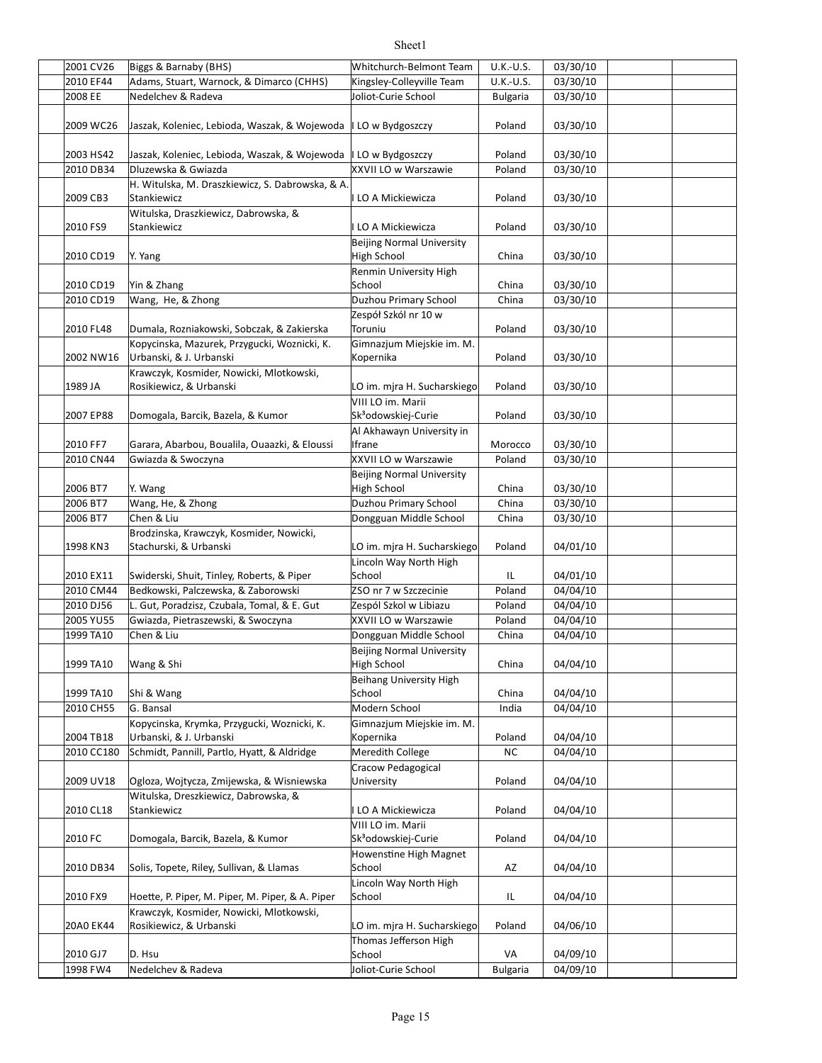Sheet1

| | | | | | | | |
|---|---|---|---|---|---|---|---|
| | 2001 CV26 | Biggs & Barnaby (BHS) | Whitchurch-Belmont Team | U.K.-U.S. | 03/30/10 | | |
| | 2010 EF44 | Adams, Stuart, Warnock, & Dimarco (CHHS) | Kingsley-Colleyville Team | U.K.-U.S. | 03/30/10 | | |
| | 2008 EE | Nedelchev & Radeva | Joliot-Curie School | Bulgaria | 03/30/10 | | |
| | 2009 WC26 | Jaszak, Koleniec, Lebioda, Waszak, & Wojewoda | I LO w Bydgoszczy | Poland | 03/30/10 | | |
| | 2003 HS42 | Jaszak, Koleniec, Lebioda, Waszak, & Wojewoda | I LO w Bydgoszczy | Poland | 03/30/10 | | |
| | 2010 DB34 | Dluzewska & Gwiazda | XXVII LO w Warszawie | Poland | 03/30/10 | | |
| | 2009 CB3 | H. Witulska, M. Draszkiewicz, S. Dabrowska, & A. Stankiewicz | I LO A Mickiewicza | Poland | 03/30/10 | | |
| | 2010 FS9 | Witulska, Draszkiewicz, Dabrowska, & Stankiewicz | I LO A Mickiewicza | Poland | 03/30/10 | | |
| | 2010 CD19 | Y. Yang | Beijing Normal University High School | China | 03/30/10 | | |
| | 2010 CD19 | Yin & Zhang | Renmin University High School | China | 03/30/10 | | |
| | 2010 CD19 | Wang, He, & Zhong | Duzhou Primary School | China | 03/30/10 | | |
| | 2010 FL48 | Dumala, Rozniakowski, Sobczak, & Zakierska | Zespół Szkól nr 10 w Toruniu | Poland | 03/30/10 | | |
| | 2002 NW16 | Kopycinska, Mazurek, Przygucki, Woznicki, K. Urbanski, & J. Urbanski | Gimnazjum Miejskie im. M. Kopernika | Poland | 03/30/10 | | |
| | 1989 JA | Krawczyk, Kosmider, Nowicki, Mlotkowski, Rosikiewicz, & Urbanski | LO im. mjra H. Sucharskiego | Poland | 03/30/10 | | |
| | 2007 EP88 | Domogala, Barcik, Bazela, & Kumor | VIII LO im. Marii Sk³odowskiej-Curie | Poland | 03/30/10 | | |
| | 2010 FF7 | Garara, Abarbou, Boualila, Ouaazki, & Eloussi | Al Akhawayn University in Ifrane | Morocco | 03/30/10 | | |
| | 2010 CN44 | Gwiazda & Swoczyna | XXVII LO w Warszawie | Poland | 03/30/10 | | |
| | 2006 BT7 | Y. Wang | Beijing Normal University High School | China | 03/30/10 | | |
| | 2006 BT7 | Wang, He, & Zhong | Duzhou Primary School | China | 03/30/10 | | |
| | 2006 BT7 | Chen & Liu | Dongguan Middle School | China | 03/30/10 | | |
| | 1998 KN3 | Brodzinska, Krawczyk, Kosmider, Nowicki, Stachurski, & Urbanski | LO im. mjra H. Sucharskiego | Poland | 04/01/10 | | |
| | 2010 EX11 | Swiderski, Shuit, Tinley, Roberts, & Piper | Lincoln Way North High School | IL | 04/01/10 | | |
| | 2010 CM44 | Bedkowski, Palczewska, & Zaborowski | ZSO nr 7 w Szczecinie | Poland | 04/04/10 | | |
| | 2010 DJ56 | L. Gut, Poradzisz, Czubala, Tomal, & E. Gut | Zespól Szkol w Libiazu | Poland | 04/04/10 | | |
| | 2005 YU55 | Gwiazda, Pietraszewski, & Swoczyna | XXVII LO w Warszawie | Poland | 04/04/10 | | |
| | 1999 TA10 | Chen & Liu | Dongguan Middle School | China | 04/04/10 | | |
| | 1999 TA10 | Wang & Shi | Beijing Normal University High School | China | 04/04/10 | | |
| | 1999 TA10 | Shi & Wang | Beihang University High School | China | 04/04/10 | | |
| | 2010 CH55 | G. Bansal | Modern School | India | 04/04/10 | | |
| | 2004 TB18 | Kopycinska, Krymka, Przygucki, Woznicki, K. Urbanski, & J. Urbanski | Gimnazjum Miejskie im. M. Kopernika | Poland | 04/04/10 | | |
| | 2010 CC180 | Schmidt, Pannill, Partlo, Hyatt, & Aldridge | Meredith College | NC | 04/04/10 | | |
| | 2009 UV18 | Ogloza, Wojtycza, Zmijewska, & Wisniewska | Cracow Pedagogical University | Poland | 04/04/10 | | |
| | 2010 CL18 | Witulska, Dreszkiewicz, Dabrowska, & Stankiewicz | I LO A Mickiewicza | Poland | 04/04/10 | | |
| | 2010 FC | Domogala, Barcik, Bazela, & Kumor | VIII LO im. Marii Sk³odowskiej-Curie | Poland | 04/04/10 | | |
| | 2010 DB34 | Solis, Topete, Riley, Sullivan, & Llamas | Howenstine High Magnet School | AZ | 04/04/10 | | |
| | 2010 FX9 | Hoette, P. Piper, M. Piper, M. Piper, & A. Piper | Lincoln Way North High School | IL | 04/04/10 | | |
| | 20A0 EK44 | Krawczyk, Kosmider, Nowicki, Mlotkowski, Rosikiewicz, & Urbanski | LO im. mjra H. Sucharskiego | Poland | 04/06/10 | | |
| | 2010 GJ7 | D. Hsu | Thomas Jefferson High School | VA | 04/09/10 | | |
| | 1998 FW4 | Nedelchev & Radeva | Joliot-Curie School | Bulgaria | 04/09/10 | | |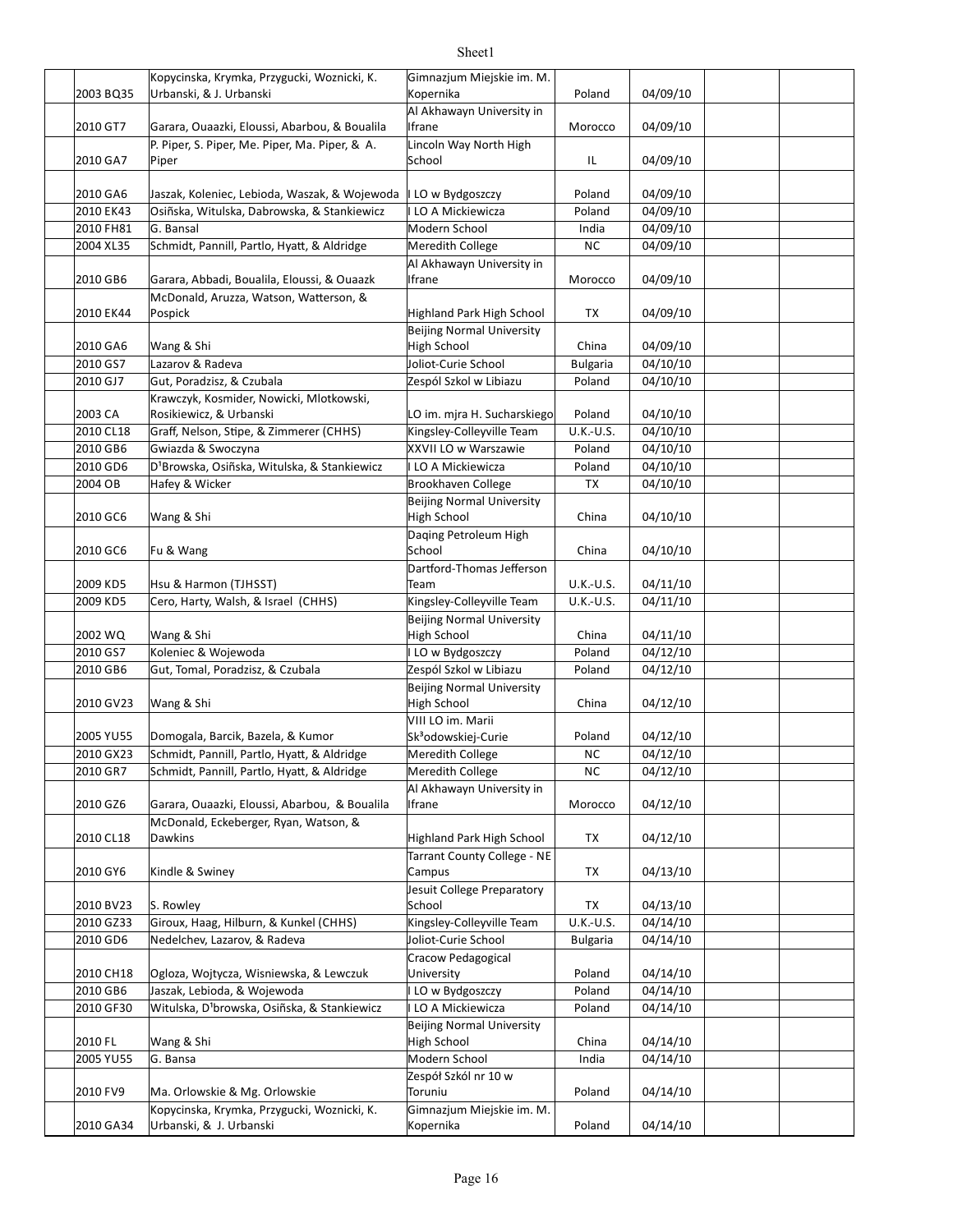| | | | | | | | |
|---|---|---|---|---|---|---|---|
| | 2003 BQ35 | Kopycinska, Krymka, Przygucki, Woznicki, K. Urbanski, & J. Urbanski | Gimnazjum Miejskie im. M. Kopernika | Poland | 04/09/10 | | |
| | 2010 GT7 | Garara, Ouaazki, Eloussi, Abarbou, & Boualila | Al Akhawayn University in Ifrane | Morocco | 04/09/10 | | |
| | 2010 GA7 | P. Piper, S. Piper, Me. Piper, Ma. Piper, & A. Piper | Lincoln Way North High School | IL | 04/09/10 | | |
| | 2010 GA6 | Jaszak, Koleniec, Lebioda, Waszak, & Wojewoda | I LO w Bydgoszczy | Poland | 04/09/10 | | |
| | 2010 EK43 | Osiñska, Witulska, Dabrowska, & Stankiewicz | I LO A Mickiewicza | Poland | 04/09/10 | | |
| | 2010 FH81 | G. Bansal | Modern School | India | 04/09/10 | | |
| | 2004 XL35 | Schmidt, Pannill, Partlo, Hyatt, & Aldridge | Meredith College | NC | 04/09/10 | | |
| | 2010 GB6 | Garara, Abbadi, Boualila, Eloussi, & Ouaazk | Al Akhawayn University in Ifrane | Morocco | 04/09/10 | | |
| | 2010 EK44 | McDonald, Aruzza, Watson, Watterson, & Pospick | Highland Park High School | TX | 04/09/10 | | |
| | 2010 GA6 | Wang & Shi | Beijing Normal University High School | China | 04/09/10 | | |
| | 2010 GS7 | Lazarov & Radeva | Joliot-Curie School | Bulgaria | 04/10/10 | | |
| | 2010 GJ7 | Gut, Poradzisz, & Czubala | Zespól Szkol w Libiazu | Poland | 04/10/10 | | |
| | 2003 CA | Krawczyk, Kosmider, Nowicki, Mlotkowski, Rosikiewicz, & Urbanski | LO im. mjra H. Sucharskiego | Poland | 04/10/10 | | |
| | 2010 CL18 | Graff, Nelson, Stipe, & Zimmerer (CHHS) | Kingsley-Colleyville Team | U.K.-U.S. | 04/10/10 | | |
| | 2010 GB6 | Gwiazda & Swoczyna | XXVII LO w Warszawie | Poland | 04/10/10 | | |
| | 2010 GD6 | D¹Browska, Osiñska, Witulska, & Stankiewicz | I LO A Mickiewicza | Poland | 04/10/10 | | |
| | 2004 OB | Hafey & Wicker | Brookhaven College | TX | 04/10/10 | | |
| | 2010 GC6 | Wang & Shi | Beijing Normal University High School | China | 04/10/10 | | |
| | 2010 GC6 | Fu & Wang | Daqing Petroleum High School | China | 04/10/10 | | |
| | 2009 KD5 | Hsu & Harmon (TJHSST) | Dartford-Thomas Jefferson Team | U.K.-U.S. | 04/11/10 | | |
| | 2009 KD5 | Cero, Harty, Walsh, & Israel (CHHS) | Kingsley-Colleyville Team | U.K.-U.S. | 04/11/10 | | |
| | 2002 WQ | Wang & Shi | Beijing Normal University High School | China | 04/11/10 | | |
| | 2010 GS7 | Koleniec & Wojewoda | I LO w Bydgoszczy | Poland | 04/12/10 | | |
| | 2010 GB6 | Gut, Tomal, Poradzisz, & Czubala | Zespól Szkol w Libiazu | Poland | 04/12/10 | | |
| | 2010 GV23 | Wang & Shi | Beijing Normal University High School | China | 04/12/10 | | |
| | 2005 YU55 | Domogala, Barcik, Bazela, & Kumor | VIII LO im. Marii Sk³odowskiej-Curie | Poland | 04/12/10 | | |
| | 2010 GX23 | Schmidt, Pannill, Partlo, Hyatt, & Aldridge | Meredith College | NC | 04/12/10 | | |
| | 2010 GR7 | Schmidt, Pannill, Partlo, Hyatt, & Aldridge | Meredith College | NC | 04/12/10 | | |
| | 2010 GZ6 | Garara, Ouaazki, Eloussi, Abarbou, & Boualila | Al Akhawayn University in Ifrane | Morocco | 04/12/10 | | |
| | 2010 CL18 | McDonald, Eckeberger, Ryan, Watson, & Dawkins | Highland Park High School | TX | 04/12/10 | | |
| | 2010 GY6 | Kindle & Swiney | Tarrant County College - NE Campus | TX | 04/13/10 | | |
| | 2010 BV23 | S. Rowley | Jesuit College Preparatory School | TX | 04/13/10 | | |
| | 2010 GZ33 | Giroux, Haag, Hilburn, & Kunkel (CHHS) | Kingsley-Colleyville Team | U.K.-U.S. | 04/14/10 | | |
| | 2010 GD6 | Nedelchev, Lazarov, & Radeva | Joliot-Curie School | Bulgaria | 04/14/10 | | |
| | 2010 CH18 | Ogloza, Wojtycza, Wisniewska, & Lewczuk | Cracow Pedagogical University | Poland | 04/14/10 | | |
| | 2010 GB6 | Jaszak, Lebioda, & Wojewoda | I LO w Bydgoszczy | Poland | 04/14/10 | | |
| | 2010 GF30 | Witulska, D¹browska, Osiñska, & Stankiewicz | I LO A Mickiewicza | Poland | 04/14/10 | | |
| | 2010 FL | Wang & Shi | Beijing Normal University High School | China | 04/14/10 | | |
| | 2005 YU55 | G. Bansa | Modern School | India | 04/14/10 | | |
| | 2010 FV9 | Ma. Orlowskie & Mg. Orlowskie | Zespół Szkól nr 10 w Toruniu | Poland | 04/14/10 | | |
| | 2010 GA34 | Kopycinska, Krymka, Przygucki, Woznicki, K. Urbanski, & J. Urbanski | Gimnazjum Miejskie im. M. Kopernika | Poland | 04/14/10 | | |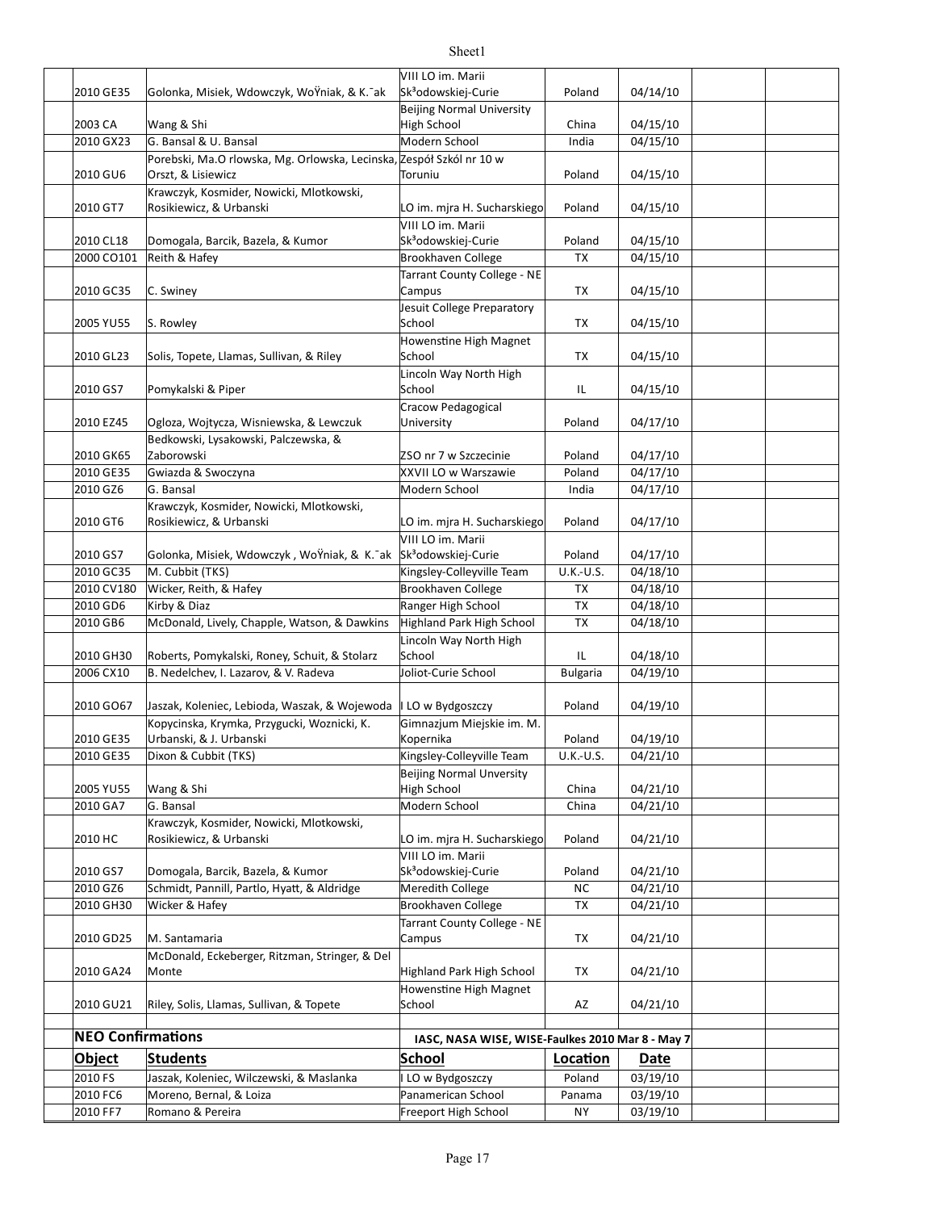| | | | | | | |
|---|---|---|---|---|---|---|
| 2010 GE35 | Golonka, Misiek, Wdowczyk, WoŸniak, & K.¯ak | VIII LO im. Marii Sk³odowskiej-Curie | Poland | 04/14/10 | | |
| 2003 CA | Wang & Shi | Beijing Normal University High School | China | 04/15/10 | | |
| 2010 GX23 | G. Bansal & U. Bansal | Modern School | India | 04/15/10 | | |
| 2010 GU6 | Porebski, Ma.O rlowska, Mg. Orlowska, Lecinska, Orszt, & Lisiewicz | Zespół Szkól nr 10 w Toruniu | Poland | 04/15/10 | | |
| 2010 GT7 | Krawczyk, Kosmider, Nowicki, Mlotkowski, Rosikiewicz, & Urbanski | LO im. mjra H. Sucharskiego | Poland | 04/15/10 | | |
| 2010 CL18 | Domogala, Barcik, Bazela, & Kumor | VIII LO im. Marii Sk³odowskiej-Curie | Poland | 04/15/10 | | |
| 2000 CO101 | Reith & Hafey | Brookhaven College | TX | 04/15/10 | | |
| 2010 GC35 | C. Swiney | Tarrant County College - NE Campus | TX | 04/15/10 | | |
| 2005 YU55 | S. Rowley | Jesuit College Preparatory School | TX | 04/15/10 | | |
| 2010 GL23 | Solis, Topete, Llamas, Sullivan, & Riley | Howenstine High Magnet School | TX | 04/15/10 | | |
| 2010 GS7 | Pomykalski & Piper | Lincoln Way North High School | IL | 04/15/10 | | |
| 2010 EZ45 | Ogloza, Wojtycza, Wisniewska, & Lewczuk | Cracow Pedagogical University | Poland | 04/17/10 | | |
| 2010 GK65 | Bedkowski, Lysakowski, Palczewska, & Zaborowski | ZSO nr 7 w Szczecinie | Poland | 04/17/10 | | |
| 2010 GE35 | Gwiazda & Swoczyna | XXVII LO w Warszawie | Poland | 04/17/10 | | |
| 2010 GZ6 | G. Bansal | Modern School | India | 04/17/10 | | |
| 2010 GT6 | Krawczyk, Kosmider, Nowicki, Mlotkowski, Rosikiewicz, & Urbanski | LO im. mjra H. Sucharskiego | Poland | 04/17/10 | | |
| 2010 GS7 | Golonka, Misiek, Wdowczyk , WoŸniak, & K.¯ak | VIII LO im. Marii Sk³odowskiej-Curie | Poland | 04/17/10 | | |
| 2010 GC35 | M. Cubbit (TKS) | Kingsley-Colleyville Team | U.K.-U.S. | 04/18/10 | | |
| 2010 CV180 | Wicker, Reith, & Hafey | Brookhaven College | TX | 04/18/10 | | |
| 2010 GD6 | Kirby & Diaz | Ranger High School | TX | 04/18/10 | | |
| 2010 GB6 | McDonald, Lively, Chapple, Watson, & Dawkins | Highland Park High School | TX | 04/18/10 | | |
| 2010 GH30 | Roberts, Pomykalski, Roney, Schuit, & Stolarz | Lincoln Way North High School | IL | 04/18/10 | | |
| 2006 CX10 | B. Nedelchev, I. Lazarov, & V. Radeva | Joliot-Curie School | Bulgaria | 04/19/10 | | |
| 2010 GO67 | Jaszak, Koleniec, Lebioda, Waszak, & Wojewoda | I LO w Bydgoszczy | Poland | 04/19/10 | | |
| 2010 GE35 | Kopycinska, Krymka, Przygucki, Woznicki, K. Urbanski, & J. Urbanski | Gimnazjum Miejskie im. M. Kopernika | Poland | 04/19/10 | | |
| 2010 GE35 | Dixon & Cubbit (TKS) | Kingsley-Colleyville Team | U.K.-U.S. | 04/21/10 | | |
| 2005 YU55 | Wang & Shi | Beijing Normal Unversity High School | China | 04/21/10 | | |
| 2010 GA7 | G. Bansal | Modern School | China | 04/21/10 | | |
| 2010 HC | Krawczyk, Kosmider, Nowicki, Mlotkowski, Rosikiewicz, & Urbanski | LO im. mjra H. Sucharskiego | Poland | 04/21/10 | | |
| 2010 GS7 | Domogala, Barcik, Bazela, & Kumor | VIII LO im. Marii Sk³odowskiej-Curie | Poland | 04/21/10 | | |
| 2010 GZ6 | Schmidt, Pannill, Partlo, Hyatt, & Aldridge | Meredith College | NC | 04/21/10 | | |
| 2010 GH30 | Wicker & Hafey | Brookhaven College | TX | 04/21/10 | | |
| 2010 GD25 | M. Santamaria | Tarrant County College - NE Campus | TX | 04/21/10 | | |
| 2010 GA24 | McDonald, Eckeberger, Ritzman, Stringer, & Del Monte | Highland Park High School | TX | 04/21/10 | | |
| 2010 GU21 | Riley, Solis, Llamas, Sullivan, & Topete | Howenstine High Magnet School | AZ | 04/21/10 | | |

**NEO Confirmations** — IASC, NASA WISE, WISE-Faulkes 2010 Mar 8 - May 7

| Object | Students | School | Location | Date | | |
|---|---|---|---|---|---|---|
| 2010 FS | Jaszak, Koleniec, Wilczewski, & Maslanka | I LO w Bydgoszczy | Poland | 03/19/10 | | |
| 2010 FC6 | Moreno, Bernal, & Loiza | Panamerican School | Panama | 03/19/10 | | |
| 2010 FF7 | Romano & Pereira | Freeport High School | NY | 03/19/10 | | |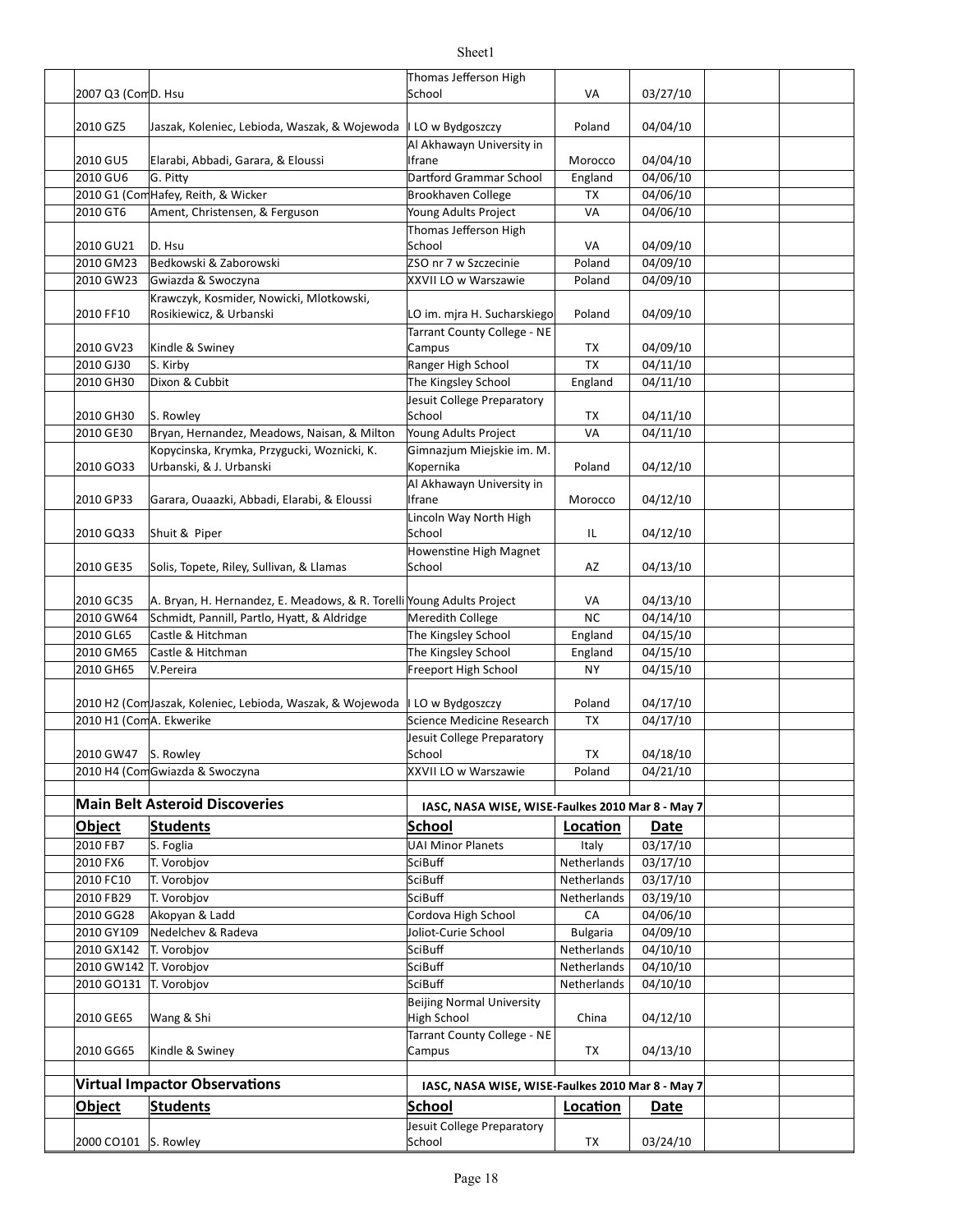| Object | Students | School | Location | Date |
|---|---|---|---|---|
| 2007 Q3 (Com | D. Hsu | Thomas Jefferson High School | VA | 03/27/10 |
| 2010 GZ5 | Jaszak, Koleniec, Lebioda, Waszak, & Wojewoda | I LO w Bydgoszczy | Poland | 04/04/10 |
| 2010 GU5 | Elarabi, Abbadi, Garara, & Eloussi | Al Akhawayn University in Ifrane | Morocco | 04/04/10 |
| 2010 GU6 | G. Pitty | Dartford Grammar School | England | 04/06/10 |
| 2010 G1 (Com | Hafey, Reith, & Wicker | Brookhaven College | TX | 04/06/10 |
| 2010 GT6 | Ament, Christensen, & Ferguson | Young Adults Project | VA | 04/06/10 |
| 2010 GU21 | D. Hsu | Thomas Jefferson High School | VA | 04/09/10 |
| 2010 GM23 | Bedkowski & Zaborowski | ZSO nr 7 w Szczecinie | Poland | 04/09/10 |
| 2010 GW23 | Gwiazda & Swoczyna | XXVII LO w Warszawie | Poland | 04/09/10 |
| 2010 FF10 | Krawczyk, Kosmider, Nowicki, Mlotkowski, Rosikiewicz, & Urbanski | LO im. mjra H. Sucharskiego | Poland | 04/09/10 |
| 2010 GV23 | Kindle & Swiney | Tarrant County College - NE Campus | TX | 04/09/10 |
| 2010 GJ30 | S. Kirby | Ranger High School | TX | 04/11/10 |
| 2010 GH30 | Dixon & Cubbit | The Kingsley School | England | 04/11/10 |
| 2010 GH30 | S. Rowley | Jesuit College Preparatory School | TX | 04/11/10 |
| 2010 GE30 | Bryan, Hernandez, Meadows, Naisan, & Milton | Young Adults Project | VA | 04/11/10 |
| 2010 GO33 | Kopycinska, Krymka, Przygucki, Woznicki, K. Urbanski, & J. Urbanski | Gimnazjum Miejskie im. M. Kopernika | Poland | 04/12/10 |
| 2010 GP33 | Garara, Ouaazki, Abbadi, Elarabi, & Eloussi | Al Akhawayn University in Ifrane | Morocco | 04/12/10 |
| 2010 GQ33 | Shuit & Piper | Lincoln Way North High School | IL | 04/12/10 |
| 2010 GE35 | Solis, Topete, Riley, Sullivan, & Llamas | Howenstine High Magnet School | AZ | 04/13/10 |
| 2010 GC35 | A. Bryan, H. Hernandez, E. Meadows, & R. Torelli | Young Adults Project | VA | 04/13/10 |
| 2010 GW64 | Schmidt, Pannill, Partlo, Hyatt, & Aldridge | Meredith College | NC | 04/14/10 |
| 2010 GL65 | Castle & Hitchman | The Kingsley School | England | 04/15/10 |
| 2010 GM65 | Castle & Hitchman | The Kingsley School | England | 04/15/10 |
| 2010 GH65 | V.Pereira | Freeport High School | NY | 04/15/10 |
| 2010 H2 (Com | Jaszak, Koleniec, Lebioda, Waszak, & Wojewoda | I LO w Bydgoszczy | Poland | 04/17/10 |
| 2010 H1 (Com | A. Ekwerike | Science Medicine Research | TX | 04/17/10 |
| 2010 GW47 | S. Rowley | Jesuit College Preparatory School | TX | 04/18/10 |
| 2010 H4 (Com | Gwiazda & Swoczyna | XXVII LO w Warszawie | Poland | 04/21/10 |

## Main Belt Asteroid Discoveries

**IASC, NASA WISE, WISE-Faulkes 2010 Mar 8 - May 7**

| Object | Students | School | Location | Date |
|---|---|---|---|---|
| 2010 FB7 | S. Foglia | UAI Minor Planets | Italy | 03/17/10 |
| 2010 FX6 | T. Vorobjov | SciBuff | Netherlands | 03/17/10 |
| 2010 FC10 | T. Vorobjov | SciBuff | Netherlands | 03/17/10 |
| 2010 FB29 | T. Vorobjov | SciBuff | Netherlands | 03/19/10 |
| 2010 GG28 | Akopyan & Ladd | Cordova High School | CA | 04/06/10 |
| 2010 GY109 | Nedelchev & Radeva | Joliot-Curie School | Bulgaria | 04/09/10 |
| 2010 GX142 | T. Vorobjov | SciBuff | Netherlands | 04/10/10 |
| 2010 GW142 | T. Vorobjov | SciBuff | Netherlands | 04/10/10 |
| 2010 GO131 | T. Vorobjov | SciBuff | Netherlands | 04/10/10 |
| 2010 GE65 | Wang & Shi | Beijing Normal University High School | China | 04/12/10 |
| 2010 GG65 | Kindle & Swiney | Tarrant County College - NE Campus | TX | 04/13/10 |

## Virtual Impactor Observations

**IASC, NASA WISE, WISE-Faulkes 2010 Mar 8 - May 7**

| Object | Students | School | Location | Date |
|---|---|---|---|---|
| 2000 CO101 | S. Rowley | Jesuit College Preparatory School | TX | 03/24/10 |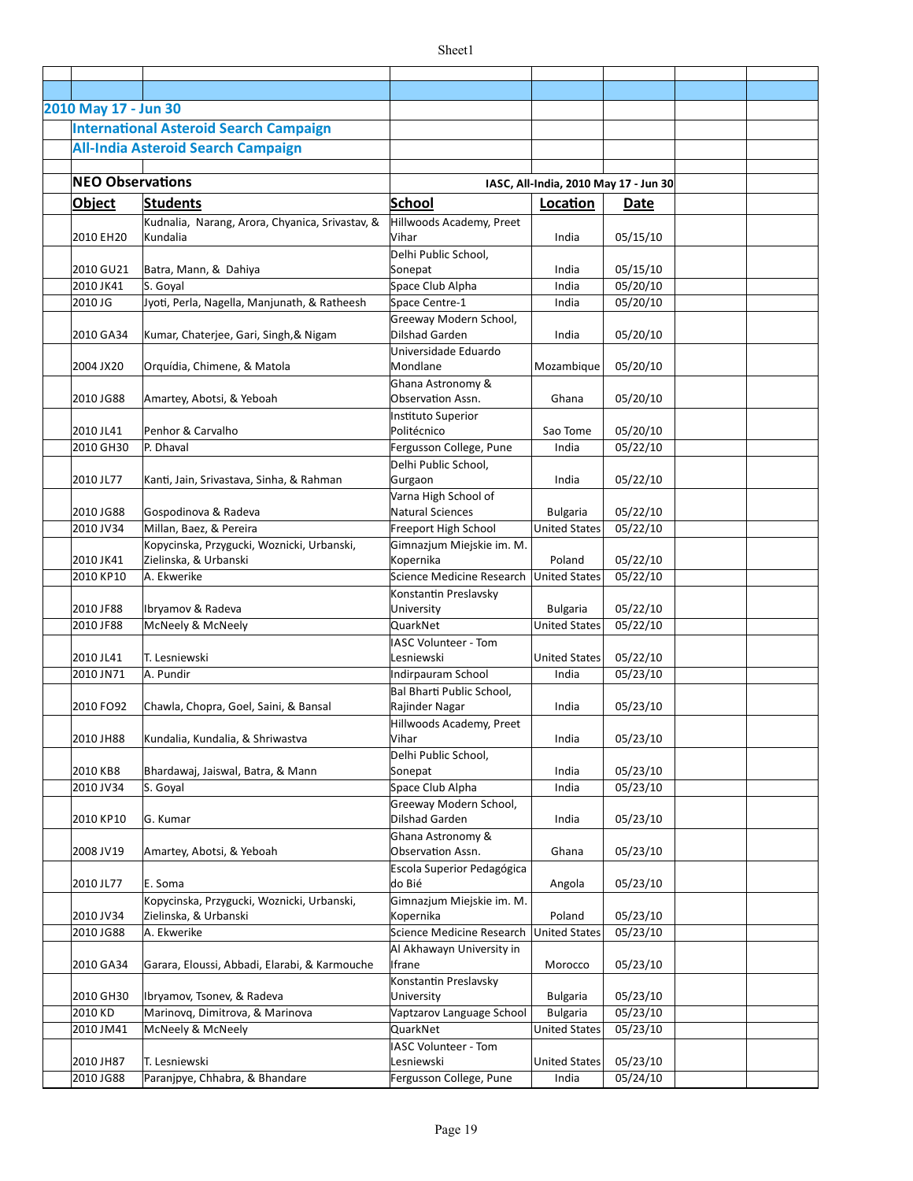## 2010 May 17 - Jun 30

### International Asteroid Search Campaign

### All-India Asteroid Search Campaign

**NEO Observations** — IASC, All-India, 2010 May 17 - Jun 30

| Object | Students | School | Location | Date |
|---|---|---|---|---|
| 2010 EH20 | Kudnalia, Narang, Arora, Chyanica, Srivastav, & Kundalia | Hillwoods Academy, Preet Vihar | India | 05/15/10 |
| 2010 GU21 | Batra, Mann, & Dahiya | Delhi Public School, Sonepat | India | 05/15/10 |
| 2010 JK41 | S. Goyal | Space Club Alpha | India | 05/20/10 |
| 2010 JG | Jyoti, Perla, Nagella, Manjunath, & Ratheesh | Space Centre-1 | India | 05/20/10 |
| 2010 GA34 | Kumar, Chaterjee, Gari, Singh,& Nigam | Greeway Modern School, Dilshad Garden | India | 05/20/10 |
| 2004 JX20 | Orquídia, Chimene, & Matola | Universidade Eduardo Mondlane | Mozambique | 05/20/10 |
| 2010 JG88 | Amartey, Abotsi, & Yeboah | Ghana Astronomy & Observation Assn. | Ghana | 05/20/10 |
| 2010 JL41 | Penhor & Carvalho | Instituto Superior Politécnico | Sao Tome | 05/20/10 |
| 2010 GH30 | P. Dhaval | Fergusson College, Pune | India | 05/22/10 |
| 2010 JL77 | Kanti, Jain, Srivastava, Sinha, & Rahman | Delhi Public School, Gurgaon | India | 05/22/10 |
| 2010 JG88 | Gospodinova & Radeva | Varna High School of Natural Sciences | Bulgaria | 05/22/10 |
| 2010 JV34 | Millan, Baez, & Pereira | Freeport High School | United States | 05/22/10 |
| 2010 JK41 | Kopycinska, Przygucki, Woznicki, Urbanski, Zielinska, & Urbanski | Gimnazjum Miejskie im. M. Kopernika | Poland | 05/22/10 |
| 2010 KP10 | A. Ekwerike | Science Medicine Research | United States | 05/22/10 |
| 2010 JF88 | Ibryamov & Radeva | Konstantin Preslavsky University | Bulgaria | 05/22/10 |
| 2010 JF88 | McNeely & McNeely | QuarkNet | United States | 05/22/10 |
| 2010 JL41 | T. Lesniewski | IASC Volunteer - Tom Lesniewski | United States | 05/22/10 |
| 2010 JN71 | A. Pundir | Indirpauram School | India | 05/23/10 |
| 2010 FO92 | Chawla, Chopra, Goel, Saini, & Bansal | Bal Bharti Public School, Rajinder Nagar | India | 05/23/10 |
| 2010 JH88 | Kundalia, Kundalia, & Shriwastva | Hillwoods Academy, Preet Vihar | India | 05/23/10 |
| 2010 KB8 | Bhardawaj, Jaiswal, Batra, & Mann | Delhi Public School, Sonepat | India | 05/23/10 |
| 2010 JV34 | S. Goyal | Space Club Alpha | India | 05/23/10 |
| 2010 KP10 | G. Kumar | Greeway Modern School, Dilshad Garden | India | 05/23/10 |
| 2008 JV19 | Amartey, Abotsi, & Yeboah | Ghana Astronomy & Observation Assn. | Ghana | 05/23/10 |
| 2010 JL77 | E. Soma | Escola Superior Pedagógica do Bié | Angola | 05/23/10 |
| 2010 JV34 | Kopycinska, Przygucki, Woznicki, Urbanski, Zielinska, & Urbanski | Gimnazjum Miejskie im. M. Kopernika | Poland | 05/23/10 |
| 2010 JG88 | A. Ekwerike | Science Medicine Research | United States | 05/23/10 |
| 2010 GA34 | Garara, Eloussi, Abbadi, Elarabi, & Karmouche | Al Akhawayn University in Ifrane | Morocco | 05/23/10 |
| 2010 GH30 | Ibryamov, Tsonev, & Radeva | Konstantin Preslavsky University | Bulgaria | 05/23/10 |
| 2010 KD | Marinovq, Dimitrova, & Marinova | Vaptzarov Language School | Bulgaria | 05/23/10 |
| 2010 JM41 | McNeely & McNeely | QuarkNet | United States | 05/23/10 |
| 2010 JH87 | T. Lesniewski | IASC Volunteer - Tom Lesniewski | United States | 05/23/10 |
| 2010 JG88 | Paranjpye, Chhabra, & Bhandare | Fergusson College, Pune | India | 05/24/10 |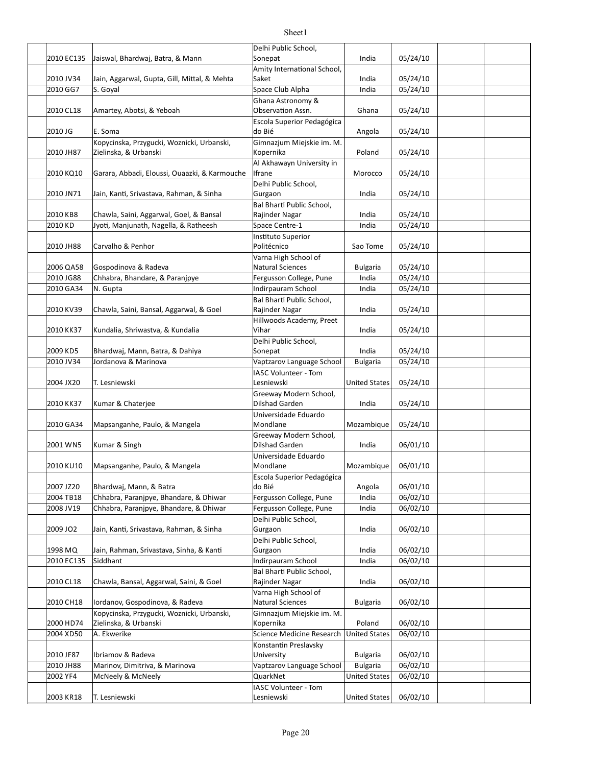| | | | | | | |
|---|---|---|---|---|---|---|
| | 2010 EC135 | Jaiswal, Bhardwaj, Batra, & Mann | Delhi Public School, Sonepat | India | 05/24/10 | | |
| | 2010 JV34 | Jain, Aggarwal, Gupta, Gill, Mittal, & Mehta | Amity International School, Saket | India | 05/24/10 | | |
| | 2010 GG7 | S. Goyal | Space Club Alpha | India | 05/24/10 | | |
| | 2010 CL18 | Amartey, Abotsi, & Yeboah | Ghana Astronomy & Observation Assn. | Ghana | 05/24/10 | | |
| | 2010 JG | E. Soma | Escola Superior Pedagógica do Bié | Angola | 05/24/10 | | |
| | 2010 JH87 | Kopycinska, Przygucki, Woznicki, Urbanski, Zielinska, & Urbanski | Gimnazjum Miejskie im. M. Kopernika | Poland | 05/24/10 | | |
| | 2010 KQ10 | Garara, Abbadi, Eloussi, Ouaazki, & Karmouche | Al Akhawayn University in Ifrane | Morocco | 05/24/10 | | |
| | 2010 JN71 | Jain, Kanti, Srivastava, Rahman, & Sinha | Delhi Public School, Gurgaon | India | 05/24/10 | | |
| | 2010 KB8 | Chawla, Saini, Aggarwal, Goel, & Bansal | Bal Bharti Public School, Rajinder Nagar | India | 05/24/10 | | |
| | 2010 KD | Jyoti, Manjunath, Nagella, & Ratheesh | Space Centre-1 | India | 05/24/10 | | |
| | 2010 JH88 | Carvalho & Penhor | Instituto Superior Politécnico | Sao Tome | 05/24/10 | | |
| | 2006 QA58 | Gospodinova & Radeva | Varna High School of Natural Sciences | Bulgaria | 05/24/10 | | |
| | 2010 JG88 | Chhabra, Bhandare, & Paranjpye | Fergusson College, Pune | India | 05/24/10 | | |
| | 2010 GA34 | N. Gupta | Indirpauram School | India | 05/24/10 | | |
| | 2010 KV39 | Chawla, Saini, Bansal, Aggarwal, & Goel | Bal Bharti Public School, Rajinder Nagar | India | 05/24/10 | | |
| | 2010 KK37 | Kundalia, Shriwastva, & Kundalia | Hillwoods Academy, Preet Vihar | India | 05/24/10 | | |
| | 2009 KD5 | Bhardwaj, Mann, Batra, & Dahiya | Delhi Public School, Sonepat | India | 05/24/10 | | |
| | 2010 JV34 | Jordanova & Marinova | Vaptzarov Language School | Bulgaria | 05/24/10 | | |
| | 2004 JX20 | T. Lesniewski | IASC Volunteer - Tom Lesniewski | United States | 05/24/10 | | |
| | 2010 KK37 | Kumar & Chaterjee | Greeway Modern School, Dilshad Garden | India | 05/24/10 | | |
| | 2010 GA34 | Mapsanganhe, Paulo, & Mangela | Universidade Eduardo Mondlane | Mozambique | 05/24/10 | | |
| | 2001 WN5 | Kumar & Singh | Greeway Modern School, Dilshad Garden | India | 06/01/10 | | |
| | 2010 KU10 | Mapsanganhe, Paulo, & Mangela | Universidade Eduardo Mondlane | Mozambique | 06/01/10 | | |
| | 2007 JZ20 | Bhardwaj, Mann, & Batra | Escola Superior Pedagógica do Bié | Angola | 06/01/10 | | |
| | 2004 TB18 | Chhabra, Paranjpye, Bhandare, & Dhiwar | Fergusson College, Pune | India | 06/02/10 | | |
| | 2008 JV19 | Chhabra, Paranjpye, Bhandare, & Dhiwar | Fergusson College, Pune | India | 06/02/10 | | |
| | 2009 JO2 | Jain, Kanti, Srivastava, Rahman, & Sinha | Delhi Public School, Gurgaon | India | 06/02/10 | | |
| | 1998 MQ | Jain, Rahman, Srivastava, Sinha, & Kanti | Delhi Public School, Gurgaon | India | 06/02/10 | | |
| | 2010 EC135 | Siddhant | Indirpauram School | India | 06/02/10 | | |
| | 2010 CL18 | Chawla, Bansal, Aggarwal, Saini, & Goel | Bal Bharti Public School, Rajinder Nagar | India | 06/02/10 | | |
| | 2010 CH18 | Iordanov, Gospodinova, & Radeva | Varna High School of Natural Sciences | Bulgaria | 06/02/10 | | |
| | 2000 HD74 | Kopycinska, Przygucki, Woznicki, Urbanski, Zielinska, & Urbanski | Gimnazjum Miejskie im. M. Kopernika | Poland | 06/02/10 | | |
| | 2004 XD50 | A. Ekwerike | Science Medicine Research | United States | 06/02/10 | | |
| | 2010 JF87 | Ibriamov & Radeva | Konstantin Preslavsky University | Bulgaria | 06/02/10 | | |
| | 2010 JH88 | Marinov, Dimitriva, & Marinova | Vaptzarov Language School | Bulgaria | 06/02/10 | | |
| | 2002 YF4 | McNeely & McNeely | QuarkNet | United States | 06/02/10 | | |
| | 2003 KR18 | T. Lesniewski | IASC Volunteer - Tom Lesniewski | United States | 06/02/10 | | |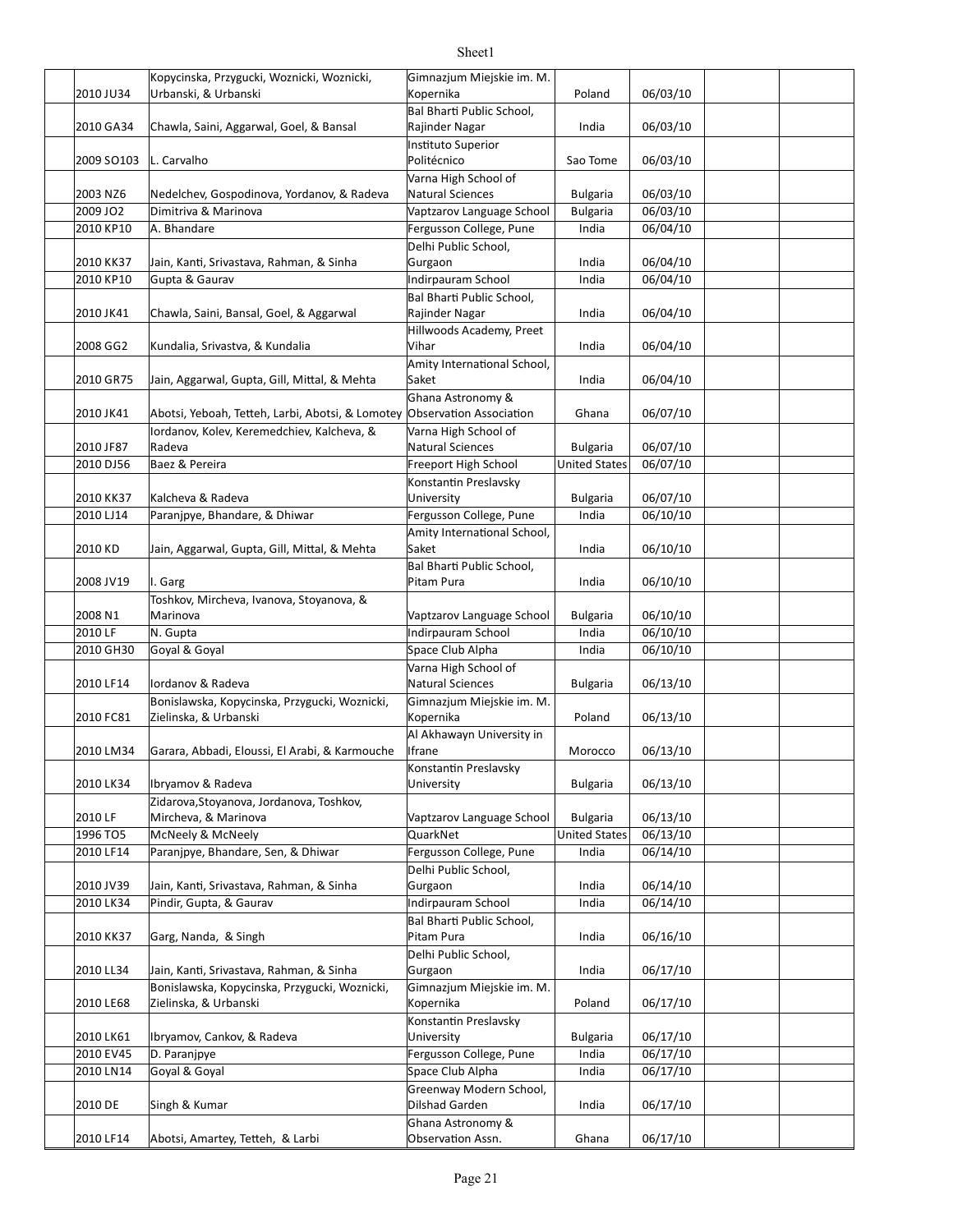| | | | | | | | |
|---|---|---|---|---|---|---|---|
| | 2010 JU34 | Kopycinska, Przygucki, Woznicki, Woznicki, Urbanski, & Urbanski | Gimnazjum Miejskie im. M. Kopernika | Poland | 06/03/10 | | |
| | 2010 GA34 | Chawla, Saini, Aggarwal, Goel, & Bansal | Bal Bharti Public School, Rajinder Nagar | India | 06/03/10 | | |
| | 2009 SO103 | L. Carvalho | Instituto Superior Politécnico | Sao Tome | 06/03/10 | | |
| | 2003 NZ6 | Nedelchev, Gospodinova, Yordanov, & Radeva | Varna High School of Natural Sciences | Bulgaria | 06/03/10 | | |
| | 2009 JO2 | Dimitriva & Marinova | Vaptzarov Language School | Bulgaria | 06/03/10 | | |
| | 2010 KP10 | A. Bhandare | Fergusson College, Pune | India | 06/04/10 | | |
| | 2010 KK37 | Jain, Kanti, Srivastava, Rahman, & Sinha | Delhi Public School, Gurgaon | India | 06/04/10 | | |
| | 2010 KP10 | Gupta & Gaurav | Indirpauram School | India | 06/04/10 | | |
| | 2010 JK41 | Chawla, Saini, Bansal, Goel, & Aggarwal | Bal Bharti Public School, Rajinder Nagar | India | 06/04/10 | | |
| | 2008 GG2 | Kundalia, Srivastva, & Kundalia | Hillwoods Academy, Preet Vihar | India | 06/04/10 | | |
| | 2010 GR75 | Jain, Aggarwal, Gupta, Gill, Mittal, & Mehta | Amity International School, Saket | India | 06/04/10 | | |
| | 2010 JK41 | Abotsi, Yeboah, Tetteh, Larbi, Abotsi, & Lomotey | Ghana Astronomy & Observation Association | Ghana | 06/07/10 | | |
| | 2010 JF87 | Iordanov, Kolev, Keremedchiev, Kalcheva, & Radeva | Varna High School of Natural Sciences | Bulgaria | 06/07/10 | | |
| | 2010 DJ56 | Baez & Pereira | Freeport High School | United States | 06/07/10 | | |
| | 2010 KK37 | Kalcheva & Radeva | Konstantin Preslavsky University | Bulgaria | 06/07/10 | | |
| | 2010 LJ14 | Paranjpye, Bhandare, & Dhiwar | Fergusson College, Pune | India | 06/10/10 | | |
| | 2010 KD | Jain, Aggarwal, Gupta, Gill, Mittal, & Mehta | Amity International School, Saket | India | 06/10/10 | | |
| | 2008 JV19 | I. Garg | Bal Bharti Public School, Pitam Pura | India | 06/10/10 | | |
| | 2008 N1 | Toshkov, Mircheva, Ivanova, Stoyanova, & Marinova | Vaptzarov Language School | Bulgaria | 06/10/10 | | |
| | 2010 LF | N. Gupta | Indirpauram School | India | 06/10/10 | | |
| | 2010 GH30 | Goyal & Goyal | Space Club Alpha | India | 06/10/10 | | |
| | 2010 LF14 | Iordanov & Radeva | Varna High School of Natural Sciences | Bulgaria | 06/13/10 | | |
| | 2010 FC81 | Bonislawska, Kopycinska, Przygucki, Woznicki, Zielinska, & Urbanski | Gimnazjum Miejskie im. M. Kopernika | Poland | 06/13/10 | | |
| | 2010 LM34 | Garara, Abbadi, Eloussi, El Arabi, & Karmouche | Al Akhawayn University in Ifrane | Morocco | 06/13/10 | | |
| | 2010 LK34 | Ibryamov & Radeva | Konstantin Preslavsky University | Bulgaria | 06/13/10 | | |
| | 2010 LF | Zidarova,Stoyanova, Jordanova, Toshkov, Mircheva, & Marinova | Vaptzarov Language School | Bulgaria | 06/13/10 | | |
| | 1996 TO5 | McNeely & McNeely | QuarkNet | United States | 06/13/10 | | |
| | 2010 LF14 | Paranjpye, Bhandare, Sen, & Dhiwar | Fergusson College, Pune | India | 06/14/10 | | |
| | 2010 JV39 | Jain, Kanti, Srivastava, Rahman, & Sinha | Delhi Public School, Gurgaon | India | 06/14/10 | | |
| | 2010 LK34 | Pindir, Gupta, & Gaurav | Indirpauram School | India | 06/14/10 | | |
| | 2010 KK37 | Garg, Nanda, & Singh | Bal Bharti Public School, Pitam Pura | India | 06/16/10 | | |
| | 2010 LL34 | Jain, Kanti, Srivastava, Rahman, & Sinha | Delhi Public School, Gurgaon | India | 06/17/10 | | |
| | 2010 LE68 | Bonislawska, Kopycinska, Przygucki, Woznicki, Zielinska, & Urbanski | Gimnazjum Miejskie im. M. Kopernika | Poland | 06/17/10 | | |
| | 2010 LK61 | Ibryamov, Cankov, & Radeva | Konstantin Preslavsky University | Bulgaria | 06/17/10 | | |
| | 2010 EV45 | D. Paranjpye | Fergusson College, Pune | India | 06/17/10 | | |
| | 2010 LN14 | Goyal & Goyal | Space Club Alpha | India | 06/17/10 | | |
| | 2010 DE | Singh & Kumar | Greenway Modern School, Dilshad Garden | India | 06/17/10 | | |
| | 2010 LF14 | Abotsi, Amartey, Tetteh, & Larbi | Ghana Astronomy & Observation Assn. | Ghana | 06/17/10 | | |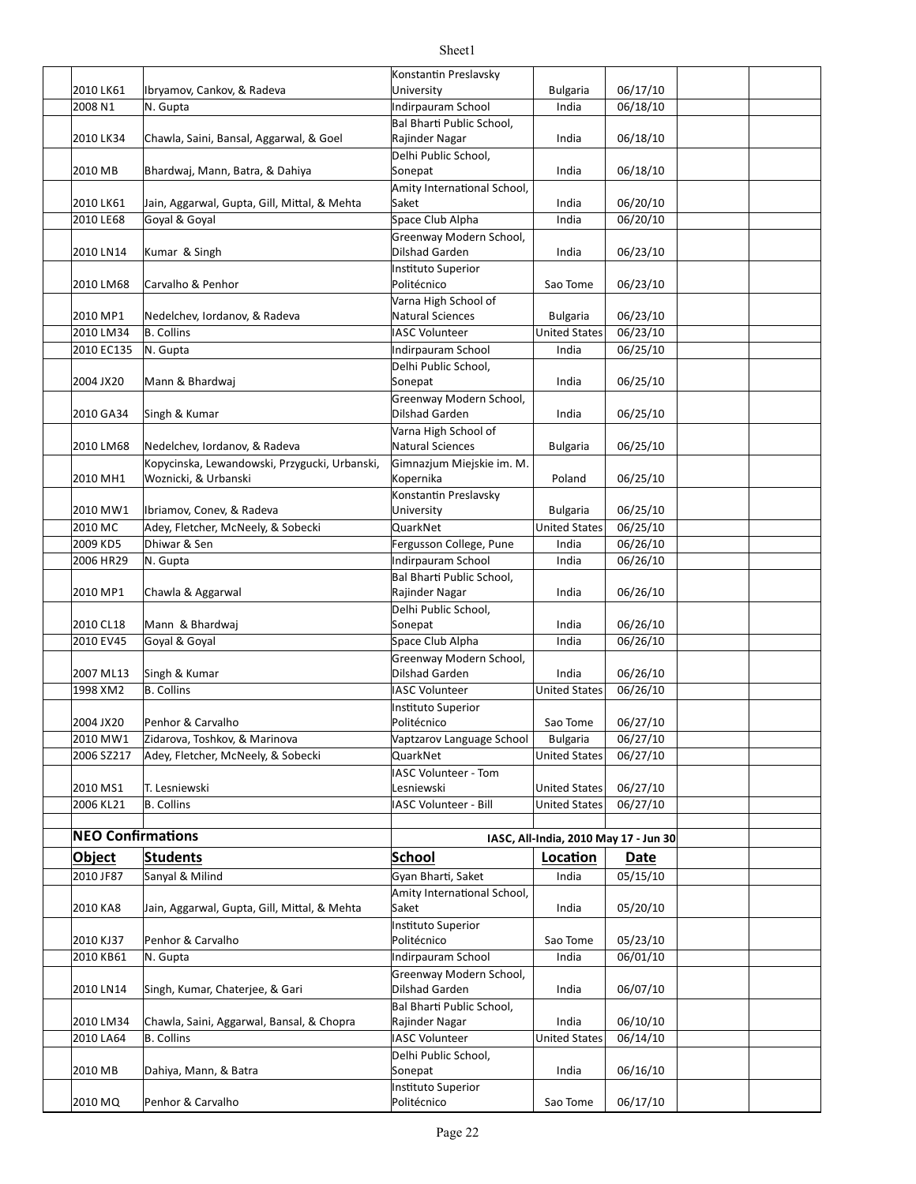| Object | Students | School | Location | Date |
|---|---|---|---|---|
| 2010 LK61 | Ibryamov, Cankov, & Radeva | Konstantin Preslavsky University | Bulgaria | 06/17/10 |
| 2008 N1 | N. Gupta | Indirpauram School | India | 06/18/10 |
| 2010 LK34 | Chawla, Saini, Bansal, Aggarwal, & Goel | Bal Bharti Public School, Rajinder Nagar | India | 06/18/10 |
| 2010 MB | Bhardwaj, Mann, Batra, & Dahiya | Delhi Public School, Sonepat | India | 06/18/10 |
| 2010 LK61 | Jain, Aggarwal, Gupta, Gill, Mittal, & Mehta | Amity International School, Saket | India | 06/20/10 |
| 2010 LE68 | Goyal & Goyal | Space Club Alpha | India | 06/20/10 |
| 2010 LN14 | Kumar & Singh | Greenway Modern School, Dilshad Garden | India | 06/23/10 |
| 2010 LM68 | Carvalho & Penhor | Instituto Superior Politécnico | Sao Tome | 06/23/10 |
| 2010 MP1 | Nedelchev, Iordanov, & Radeva | Varna High School of Natural Sciences | Bulgaria | 06/23/10 |
| 2010 LM34 | B. Collins | IASC Volunteer | United States | 06/23/10 |
| 2010 EC135 | N. Gupta | Indirpauram School | India | 06/25/10 |
| 2004 JX20 | Mann & Bhardwaj | Delhi Public School, Sonepat | India | 06/25/10 |
| 2010 GA34 | Singh & Kumar | Greenway Modern School, Dilshad Garden | India | 06/25/10 |
| 2010 LM68 | Nedelchev, Iordanov, & Radeva | Varna High School of Natural Sciences | Bulgaria | 06/25/10 |
| 2010 MH1 | Kopycinska, Lewandowski, Przygucki, Urbanski, Woznicki, & Urbanski | Gimnazjum Miejskie im. M. Kopernika | Poland | 06/25/10 |
| 2010 MW1 | Ibriamov, Conev, & Radeva | Konstantin Preslavsky University | Bulgaria | 06/25/10 |
| 2010 MC | Adey, Fletcher, McNeely, & Sobecki | QuarkNet | United States | 06/25/10 |
| 2009 KD5 | Dhiwar & Sen | Fergusson College, Pune | India | 06/26/10 |
| 2006 HR29 | N. Gupta | Indirpauram School | India | 06/26/10 |
| 2010 MP1 | Chawla & Aggarwal | Bal Bharti Public School, Rajinder Nagar | India | 06/26/10 |
| 2010 CL18 | Mann & Bhardwaj | Delhi Public School, Sonepat | India | 06/26/10 |
| 2010 EV45 | Goyal & Goyal | Space Club Alpha | India | 06/26/10 |
| 2007 ML13 | Singh & Kumar | Greenway Modern School, Dilshad Garden | India | 06/26/10 |
| 1998 XM2 | B. Collins | IASC Volunteer | United States | 06/26/10 |
| 2004 JX20 | Penhor & Carvalho | Instituto Superior Politécnico | Sao Tome | 06/27/10 |
| 2010 MW1 | Zidarova, Toshkov, & Marinova | Vaptzarov Language School | Bulgaria | 06/27/10 |
| 2006 SZ217 | Adey, Fletcher, McNeely, & Sobecki | QuarkNet | United States | 06/27/10 |
| 2010 MS1 | T. Lesniewski | IASC Volunteer - Tom Lesniewski | United States | 06/27/10 |
| 2006 KL21 | B. Collins | IASC Volunteer - Bill | United States | 06/27/10 |

## NEO Confirmations

IASC, All-India, 2010 May 17 - Jun 30

| Object | Students | School | Location | Date |
|---|---|---|---|---|
| 2010 JF87 | Sanyal & Milind | Gyan Bharti, Saket | India | 05/15/10 |
| 2010 KA8 | Jain, Aggarwal, Gupta, Gill, Mittal, & Mehta | Amity International School, Saket | India | 05/20/10 |
| 2010 KJ37 | Penhor & Carvalho | Instituto Superior Politécnico | Sao Tome | 05/23/10 |
| 2010 KB61 | N. Gupta | Indirpauram School | India | 06/01/10 |
| 2010 LN14 | Singh, Kumar, Chaterjee, & Gari | Greenway Modern School, Dilshad Garden | India | 06/07/10 |
| 2010 LM34 | Chawla, Saini, Aggarwal, Bansal, & Chopra | Bal Bharti Public School, Rajinder Nagar | India | 06/10/10 |
| 2010 LA64 | B. Collins | IASC Volunteer | United States | 06/14/10 |
| 2010 MB | Dahiya, Mann, & Batra | Delhi Public School, Sonepat | India | 06/16/10 |
| 2010 MQ | Penhor & Carvalho | Instituto Superior Politécnico | Sao Tome | 06/17/10 |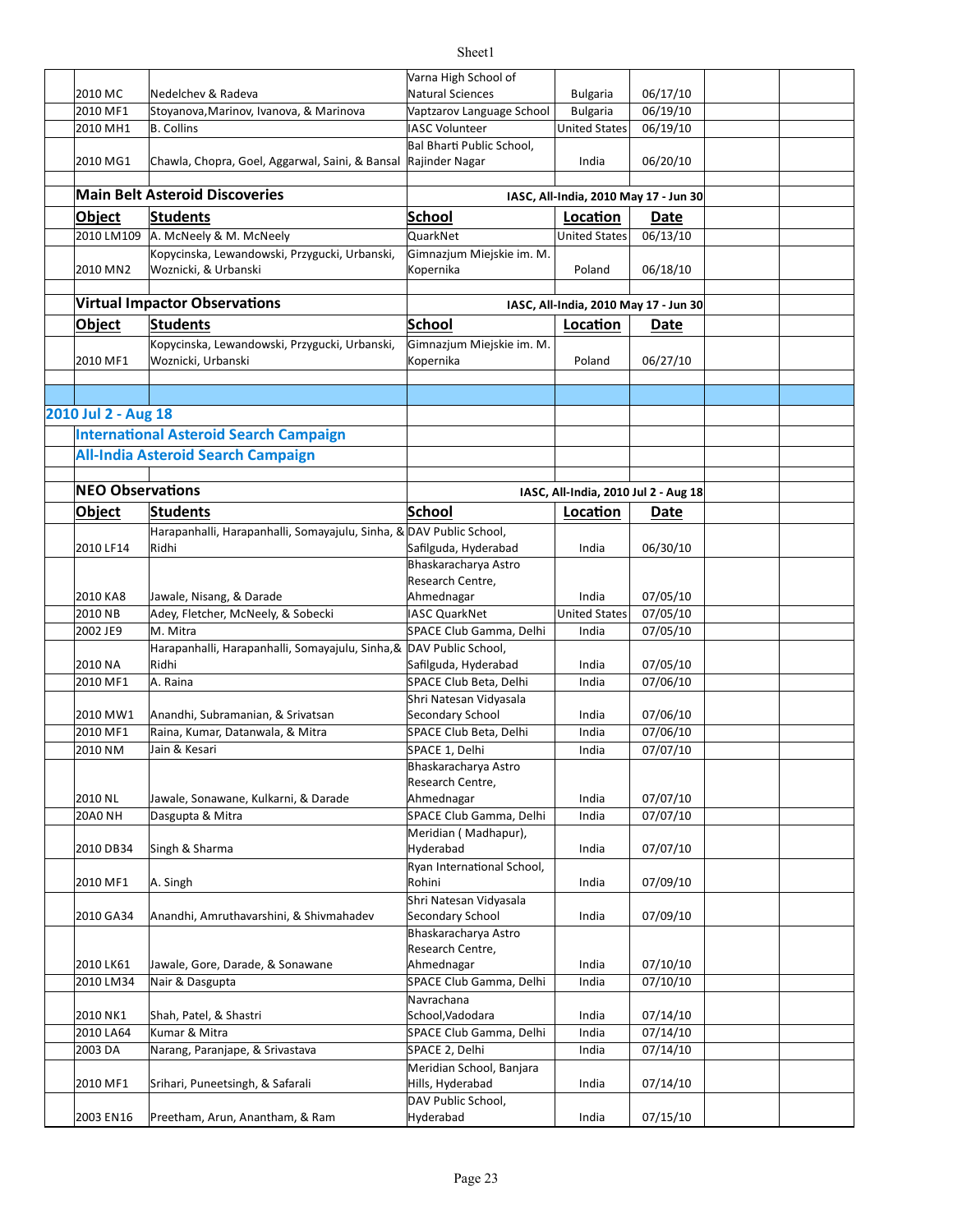| Object | Students | School | Location | Date |
|---|---|---|---|---|
| 2010 MC | Nedelchev & Radeva | Varna High School of Natural Sciences | Bulgaria | 06/17/10 |
| 2010 MF1 | Stoyanova,Marinov, Ivanova, & Marinova | Vaptzarov Language School | Bulgaria | 06/19/10 |
| 2010 MH1 | B. Collins | IASC Volunteer | United States | 06/19/10 |
| 2010 MG1 | Chawla, Chopra, Goel, Aggarwal, Saini, & Bansal | Bal Bharti Public School, Rajinder Nagar | India | 06/20/10 |

## Main Belt Asteroid Discoveries

IASC, All-India, 2010 May 17 - Jun 30

| Object | Students | School | Location | Date |
|---|---|---|---|---|
| 2010 LM109 | A. McNeely & M. McNeely | QuarkNet | United States | 06/13/10 |
| 2010 MN2 | Kopycinska, Lewandowski, Przygucki, Urbanski, Woznicki, & Urbanski | Gimnazjum Miejskie im. M. Kopernika | Poland | 06/18/10 |

## Virtual Impactor Observations

IASC, All-India, 2010 May 17 - Jun 30

| Object | Students | School | Location | Date |
|---|---|---|---|---|
| 2010 MF1 | Kopycinska, Lewandowski, Przygucki, Urbanski, Woznicki, Urbanski | Gimnazjum Miejskie im. M. Kopernika | Poland | 06/27/10 |

# 2010 Jul 2 - Aug 18

## International Asteroid Search Campaign

## All-India Asteroid Search Campaign

## NEO Observations

IASC, All-India, 2010 Jul 2 - Aug 18

| Object | Students | School | Location | Date |
|---|---|---|---|---|
| 2010 LF14 | Harapanhalli, Harapanhalli, Somayajulu, Sinha, & Ridhi | DAV Public School, Safilguda, Hyderabad | India | 06/30/10 |
| 2010 KA8 | Jawale, Nisang, & Darade | Bhaskaracharya Astro Research Centre, Ahmednagar | India | 07/05/10 |
| 2010 NB | Adey, Fletcher, McNeely, & Sobecki | IASC QuarkNet | United States | 07/05/10 |
| 2002 JE9 | M. Mitra | SPACE Club Gamma, Delhi | India | 07/05/10 |
| 2010 NA | Harapanhalli, Harapanhalli, Somayajulu, Sinha,& Ridhi | DAV Public School, Safilguda, Hyderabad | India | 07/05/10 |
| 2010 MF1 | A. Raina | SPACE Club Beta, Delhi | India | 07/06/10 |
| 2010 MW1 | Anandhi, Subramanian, & Srivatsan | Shri Natesan Vidyasala Secondary School | India | 07/06/10 |
| 2010 MF1 | Raina, Kumar, Datanwala, & Mitra | SPACE Club Beta, Delhi | India | 07/06/10 |
| 2010 NM | Jain & Kesari | SPACE 1, Delhi | India | 07/07/10 |
| 2010 NL | Jawale, Sonawane, Kulkarni, & Darade | Bhaskaracharya Astro Research Centre, Ahmednagar | India | 07/07/10 |
| 20A0 NH | Dasgupta & Mitra | SPACE Club Gamma, Delhi | India | 07/07/10 |
| 2010 DB34 | Singh & Sharma | Meridian ( Madhapur), Hyderabad | India | 07/07/10 |
| 2010 MF1 | A. Singh | Ryan International School, Rohini | India | 07/09/10 |
| 2010 GA34 | Anandhi, Amruthavarshini, & Shivmahadev | Shri Natesan Vidyasala Secondary School | India | 07/09/10 |
| 2010 LK61 | Jawale, Gore, Darade, & Sonawane | Bhaskaracharya Astro Research Centre, Ahmednagar | India | 07/10/10 |
| 2010 LM34 | Nair & Dasgupta | SPACE Club Gamma, Delhi | India | 07/10/10 |
| 2010 NK1 | Shah, Patel, & Shastri | Navrachana School,Vadodara | India | 07/14/10 |
| 2010 LA64 | Kumar & Mitra | SPACE Club Gamma, Delhi | India | 07/14/10 |
| 2003 DA | Narang, Paranjape, & Srivastava | SPACE 2, Delhi | India | 07/14/10 |
| 2010 MF1 | Srihari, Puneetsingh, & Safarali | Meridian School, Banjara Hills, Hyderabad | India | 07/14/10 |
| 2003 EN16 | Preetham, Arun, Anantham, & Ram | DAV Public School, Hyderabad | India | 07/15/10 |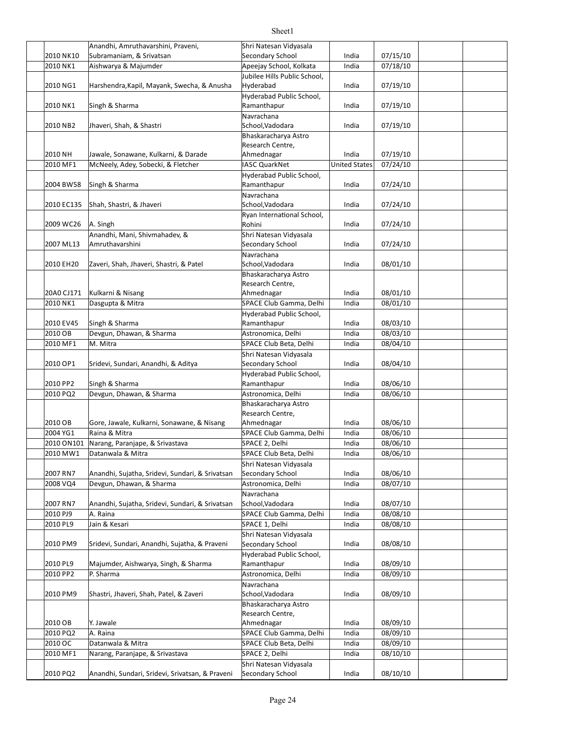| | | | | | | | |
|---|---|---|---|---|---|---|---|
| | 2010 NK10 | Anandhi, Amruthavarshini, Praveni, Subramaniam, & Srivatsan | Shri Natesan Vidyasala Secondary School | India | 07/15/10 | | |
| | 2010 NK1 | Aishwarya & Majumder | Apeejay School, Kolkata | India | 07/18/10 | | |
| | 2010 NG1 | Harshendra,Kapil, Mayank, Swecha, & Anusha | Jubilee Hills Public School, Hyderabad | India | 07/19/10 | | |
| | 2010 NK1 | Singh & Sharma | Hyderabad Public School, Ramanthapur | India | 07/19/10 | | |
| | 2010 NB2 | Jhaveri, Shah, & Shastri | Navrachana School,Vadodara | India | 07/19/10 | | |
| | 2010 NH | Jawale, Sonawane, Kulkarni, & Darade | Bhaskaracharya Astro Research Centre, Ahmednagar | India | 07/19/10 | | |
| | 2010 MF1 | McNeely, Adey, Sobecki, & Fletcher | IASC QuarkNet | United States | 07/24/10 | | |
| | 2004 BW58 | Singh & Sharma | Hyderabad Public School, Ramanthapur | India | 07/24/10 | | |
| | 2010 EC135 | Shah, Shastri, & Jhaveri | Navrachana School,Vadodara | India | 07/24/10 | | |
| | 2009 WC26 | A. Singh | Ryan International School, Rohini | India | 07/24/10 | | |
| | 2007 ML13 | Anandhi, Mani, Shivmahadev, & Amruthavarshini | Shri Natesan Vidyasala Secondary School | India | 07/24/10 | | |
| | 2010 EH20 | Zaveri, Shah, Jhaveri, Shastri, & Patel | Navrachana School,Vadodara | India | 08/01/10 | | |
| | 20A0 CJ171 | Kulkarni & Nisang | Bhaskaracharya Astro Research Centre, Ahmednagar | India | 08/01/10 | | |
| | 2010 NK1 | Dasgupta & Mitra | SPACE Club Gamma, Delhi | India | 08/01/10 | | |
| | 2010 EV45 | Singh & Sharma | Hyderabad Public School, Ramanthapur | India | 08/03/10 | | |
| | 2010 OB | Devgun, Dhawan, & Sharma | Astronomica, Delhi | India | 08/03/10 | | |
| | 2010 MF1 | M. Mitra | SPACE Club Beta, Delhi | India | 08/04/10 | | |
| | 2010 OP1 | Sridevi, Sundari, Anandhi, & Aditya | Shri Natesan Vidyasala Secondary School | India | 08/04/10 | | |
| | 2010 PP2 | Singh & Sharma | Hyderabad Public School, Ramanthapur | India | 08/06/10 | | |
| | 2010 PQ2 | Devgun, Dhawan, & Sharma | Astronomica, Delhi | India | 08/06/10 | | |
| | 2010 OB | Gore, Jawale, Kulkarni, Sonawane, & Nisang | Bhaskaracharya Astro Research Centre, Ahmednagar | India | 08/06/10 | | |
| | 2004 YG1 | Raina & Mitra | SPACE Club Gamma, Delhi | India | 08/06/10 | | |
| | 2010 ON101 | Narang, Paranjape, & Srivastava | SPACE 2, Delhi | India | 08/06/10 | | |
| | 2010 MW1 | Datanwala & Mitra | SPACE Club Beta, Delhi | India | 08/06/10 | | |
| | 2007 RN7 | Anandhi, Sujatha, Sridevi, Sundari, & Srivatsan | Shri Natesan Vidyasala Secondary School | India | 08/06/10 | | |
| | 2008 VQ4 | Devgun, Dhawan, & Sharma | Astronomica, Delhi | India | 08/07/10 | | |
| | 2007 RN7 | Anandhi, Sujatha, Sridevi, Sundari, & Srivatsan | Navrachana School,Vadodara | India | 08/07/10 | | |
| | 2010 PJ9 | A. Raina | SPACE Club Gamma, Delhi | India | 08/08/10 | | |
| | 2010 PL9 | Jain & Kesari | SPACE 1, Delhi | India | 08/08/10 | | |
| | 2010 PM9 | Sridevi, Sundari, Anandhi, Sujatha, & Praveni | Shri Natesan Vidyasala Secondary School | India | 08/08/10 | | |
| | 2010 PL9 | Majumder, Aishwarya, Singh, & Sharma | Hyderabad Public School, Ramanthapur | India | 08/09/10 | | |
| | 2010 PP2 | P. Sharma | Astronomica, Delhi | India | 08/09/10 | | |
| | 2010 PM9 | Shastri, Jhaveri, Shah, Patel, & Zaveri | Navrachana School,Vadodara | India | 08/09/10 | | |
| | 2010 OB | Y. Jawale | Bhaskaracharya Astro Research Centre, Ahmednagar | India | 08/09/10 | | |
| | 2010 PQ2 | A. Raina | SPACE Club Gamma, Delhi | India | 08/09/10 | | |
| | 2010 OC | Datanwala & Mitra | SPACE Club Beta, Delhi | India | 08/09/10 | | |
| | 2010 MF1 | Narang, Paranjape, & Srivastava | SPACE 2, Delhi | India | 08/10/10 | | |
| | 2010 PQ2 | Anandhi, Sundari, Sridevi, Srivatsan, & Praveni | Shri Natesan Vidyasala Secondary School | India | 08/10/10 | | |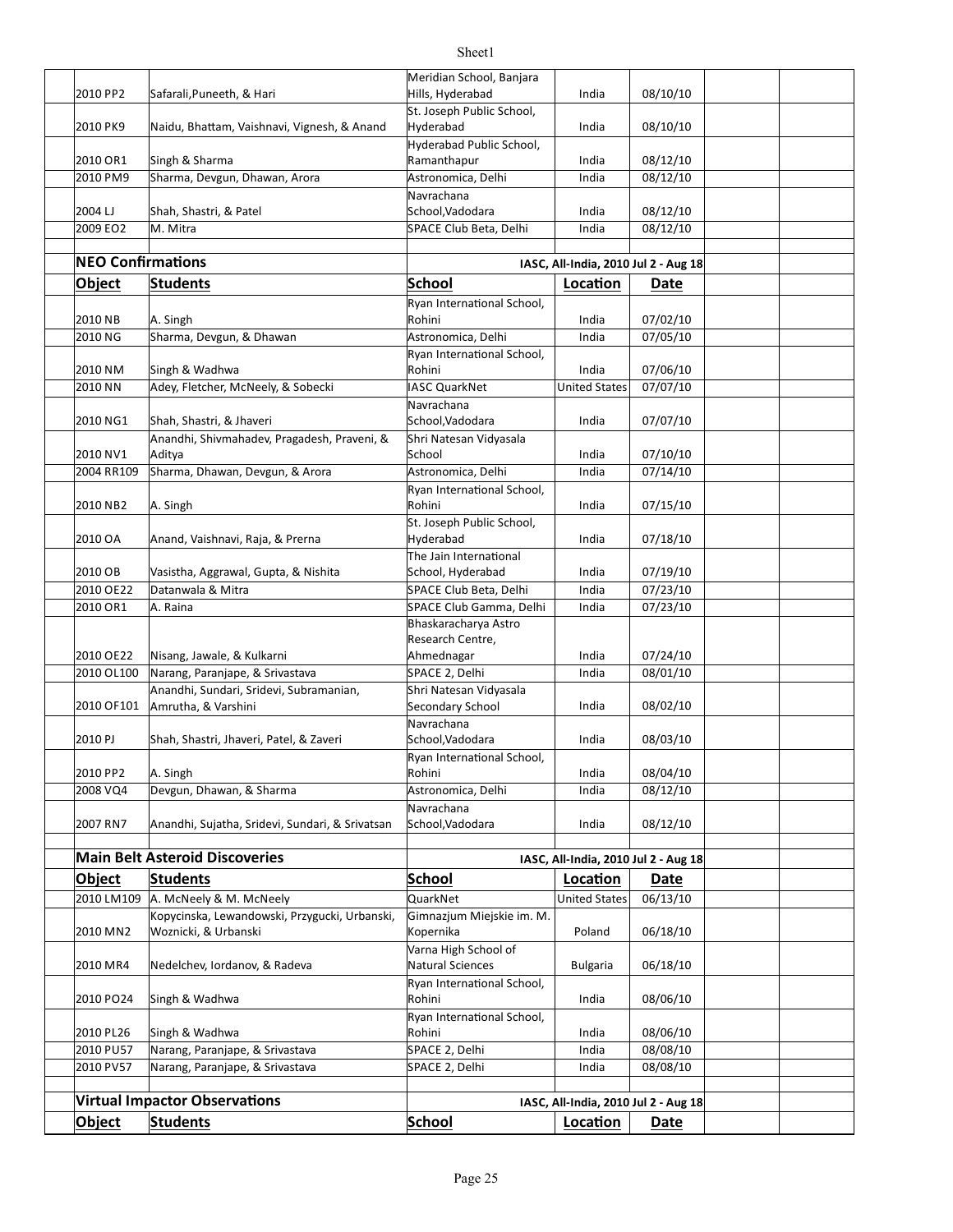| Object | Students | School | Location | Date |
|---|---|---|---|---|
| 2010 PP2 | Safarali,Puneeth, & Hari | Meridian School, Banjara Hills, Hyderabad | India | 08/10/10 |
| 2010 PK9 | Naidu, Bhattam, Vaishnavi, Vignesh, & Anand | St. Joseph Public School, Hyderabad | India | 08/10/10 |
| 2010 OR1 | Singh & Sharma | Hyderabad Public School, Ramanthapur | India | 08/12/10 |
| 2010 PM9 | Sharma, Devgun, Dhawan, Arora | Astronomica, Delhi | India | 08/12/10 |
| 2004 LJ | Shah, Shastri, & Patel | Navrachana School,Vadodara | India | 08/12/10 |
| 2009 EO2 | M. Mitra | SPACE Club Beta, Delhi | India | 08/12/10 |

## NEO Confirmations

IASC, All-India, 2010 Jul 2 - Aug 18

| Object | Students | School | Location | Date |
|---|---|---|---|---|
| 2010 NB | A. Singh | Ryan International School, Rohini | India | 07/02/10 |
| 2010 NG | Sharma, Devgun, & Dhawan | Astronomica, Delhi | India | 07/05/10 |
| 2010 NM | Singh & Wadhwa | Ryan International School, Rohini | India | 07/06/10 |
| 2010 NN | Adey, Fletcher, McNeely, & Sobecki | IASC QuarkNet | United States | 07/07/10 |
| 2010 NG1 | Shah, Shastri, & Jhaveri | Navrachana School,Vadodara | India | 07/07/10 |
| 2010 NV1 | Anandhi, Shivmahadev, Pragadesh, Praveni, & Aditya | Shri Natesan Vidyasala School | India | 07/10/10 |
| 2004 RR109 | Sharma, Dhawan, Devgun, & Arora | Astronomica, Delhi | India | 07/14/10 |
| 2010 NB2 | A. Singh | Ryan International School, Rohini | India | 07/15/10 |
| 2010 OA | Anand, Vaishnavi, Raja, & Prerna | St. Joseph Public School, Hyderabad | India | 07/18/10 |
| 2010 OB | Vasistha, Aggrawal, Gupta, & Nishita | The Jain International School, Hyderabad | India | 07/19/10 |
| 2010 OE22 | Datanwala & Mitra | SPACE Club Beta, Delhi | India | 07/23/10 |
| 2010 OR1 | A. Raina | SPACE Club Gamma, Delhi | India | 07/23/10 |
| 2010 OE22 | Nisang, Jawale, & Kulkarni | Bhaskaracharya Astro Research Centre, Ahmednagar | India | 07/24/10 |
| 2010 OL100 | Narang, Paranjape, & Srivastava | SPACE 2, Delhi | India | 08/01/10 |
| 2010 OF101 | Anandhi, Sundari, Sridevi, Subramanian, Amrutha, & Varshini | Shri Natesan Vidyasala Secondary School | India | 08/02/10 |
| 2010 PJ | Shah, Shastri, Jhaveri, Patel, & Zaveri | Navrachana School,Vadodara | India | 08/03/10 |
| 2010 PP2 | A. Singh | Ryan International School, Rohini | India | 08/04/10 |
| 2008 VQ4 | Devgun, Dhawan, & Sharma | Astronomica, Delhi | India | 08/12/10 |
| 2007 RN7 | Anandhi, Sujatha, Sridevi, Sundari, & Srivatsan | Navrachana School,Vadodara | India | 08/12/10 |

## Main Belt Asteroid Discoveries

IASC, All-India, 2010 Jul 2 - Aug 18

| Object | Students | School | Location | Date |
|---|---|---|---|---|
| 2010 LM109 | A. McNeely & M. McNeely | QuarkNet | United States | 06/13/10 |
| 2010 MN2 | Kopycinska, Lewandowski, Przygucki, Urbanski, Woznicki, & Urbanski | Gimnazjum Miejskie im. M. Kopernika | Poland | 06/18/10 |
| 2010 MR4 | Nedelchev, Iordanov, & Radeva | Varna High School of Natural Sciences | Bulgaria | 06/18/10 |
| 2010 PO24 | Singh & Wadhwa | Ryan International School, Rohini | India | 08/06/10 |
| 2010 PL26 | Singh & Wadhwa | Ryan International School, Rohini | India | 08/06/10 |
| 2010 PU57 | Narang, Paranjape, & Srivastava | SPACE 2, Delhi | India | 08/08/10 |
| 2010 PV57 | Narang, Paranjape, & Srivastava | SPACE 2, Delhi | India | 08/08/10 |

## Virtual Impactor Observations

IASC, All-India, 2010 Jul 2 - Aug 18

| Object | Students | School | Location | Date |
|---|---|---|---|---|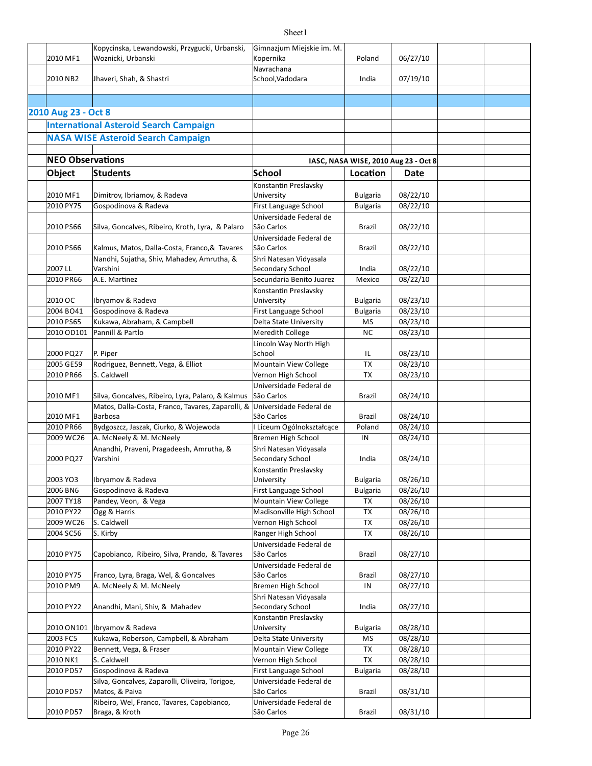| Object | Students | School | Location | Date |
|---|---|---|---|---|
| 2010 MF1 | Kopycinska, Lewandowski, Przygucki, Urbanski, Woznicki, Urbanski | Gimnazjum Miejskie im. M. Kopernika | Poland | 06/27/10 |
| 2010 NB2 | Jhaveri, Shah, & Shastri | Navrachana School,Vadodara | India | 07/19/10 |

## 2010 Aug 23 - Oct 8

### International Asteroid Search Campaign

### NASA WISE Asteroid Search Campaign

### NEO Observations

IASC, NASA WISE, 2010 Aug 23 - Oct 8

| Object | Students | School | Location | Date |
|---|---|---|---|---|
| 2010 MF1 | Dimitrov, Ibriamov, & Radeva | Konstantin Preslavsky University | Bulgaria | 08/22/10 |
| 2010 PY75 | Gospodinova & Radeva | First Language School | Bulgaria | 08/22/10 |
| 2010 PS66 | Silva, Goncalves, Ribeiro, Kroth, Lyra, & Palaro | Universidade Federal de São Carlos | Brazil | 08/22/10 |
| 2010 PS66 | Kalmus, Matos, Dalla-Costa, Franco,& Tavares | Universidade Federal de São Carlos | Brazil | 08/22/10 |
| 2007 LL | Nandhi, Sujatha, Shiv, Mahadev, Amrutha, & Varshini | Shri Natesan Vidyasala Secondary School | India | 08/22/10 |
| 2010 PR66 | A.E. Martinez | Secundaria Benito Juarez | Mexico | 08/22/10 |
| 2010 OC | Ibryamov & Radeva | Konstantin Preslavsky University | Bulgaria | 08/23/10 |
| 2004 BO41 | Gospodinova & Radeva | First Language School | Bulgaria | 08/23/10 |
| 2010 PS65 | Kukawa, Abraham, & Campbell | Delta State University | MS | 08/23/10 |
| 2010 OD101 | Pannill & Partlo | Meredith College | NC | 08/23/10 |
| 2000 PQ27 | P. Piper | Lincoln Way North High School | IL | 08/23/10 |
| 2005 GE59 | Rodriguez, Bennett, Vega, & Elliot | Mountain View College | TX | 08/23/10 |
| 2010 PR66 | S. Caldwell | Vernon High School | TX | 08/23/10 |
| 2010 MF1 | Silva, Goncalves, Ribeiro, Lyra, Palaro, & Kalmus | Universidade Federal de São Carlos | Brazil | 08/24/10 |
| 2010 MF1 | Matos, Dalla-Costa, Franco, Tavares, Zaparolli, & Barbosa | Universidade Federal de São Carlos | Brazil | 08/24/10 |
| 2010 PR66 | Bydgoszcz, Jaszak, Ciurko, & Wojewoda | I Liceum Ogólnokształcące | Poland | 08/24/10 |
| 2009 WC26 | A. McNeely & M. McNeely | Bremen High School | IN | 08/24/10 |
| 2000 PQ27 | Anandhi, Praveni, Pragadeesh, Amrutha, & Varshini | Shri Natesan Vidyasala Secondary School | India | 08/24/10 |
| 2003 YO3 | Ibryamov & Radeva | Konstantin Preslavsky University | Bulgaria | 08/26/10 |
| 2006 BN6 | Gospodinova & Radeva | First Language School | Bulgaria | 08/26/10 |
| 2007 TY18 | Pandey, Veon, & Vega | Mountain View College | TX | 08/26/10 |
| 2010 PY22 | Ogg & Harris | Madisonville High School | TX | 08/26/10 |
| 2009 WC26 | S. Caldwell | Vernon High School | TX | 08/26/10 |
| 2004 SC56 | S. Kirby | Ranger High School | TX | 08/26/10 |
| 2010 PY75 | Capobianco, Ribeiro, Silva, Prando, & Tavares | Universidade Federal de São Carlos | Brazil | 08/27/10 |
| 2010 PY75 | Franco, Lyra, Braga, Wel, & Goncalves | Universidade Federal de São Carlos | Brazil | 08/27/10 |
| 2010 PM9 | A. McNeely & M. McNeely | Bremen High School | IN | 08/27/10 |
| 2010 PY22 | Anandhi, Mani, Shiv, & Mahadev | Shri Natesan Vidyasala Secondary School | India | 08/27/10 |
| 2010 ON101 | Ibryamov & Radeva | Konstantin Preslavsky University | Bulgaria | 08/28/10 |
| 2003 FC5 | Kukawa, Roberson, Campbell, & Abraham | Delta State University | MS | 08/28/10 |
| 2010 PY22 | Bennett, Vega, & Fraser | Mountain View College | TX | 08/28/10 |
| 2010 NK1 | S. Caldwell | Vernon High School | TX | 08/28/10 |
| 2010 PD57 | Gospodinova & Radeva | First Language School | Bulgaria | 08/28/10 |
| 2010 PD57 | Silva, Goncalves, Zaparolli, Oliveira, Torigoe, Matos, & Paiva | Universidade Federal de São Carlos | Brazil | 08/31/10 |
| 2010 PD57 | Ribeiro, Wel, Franco, Tavares, Capobianco, Braga, & Kroth | Universidade Federal de São Carlos | Brazil | 08/31/10 |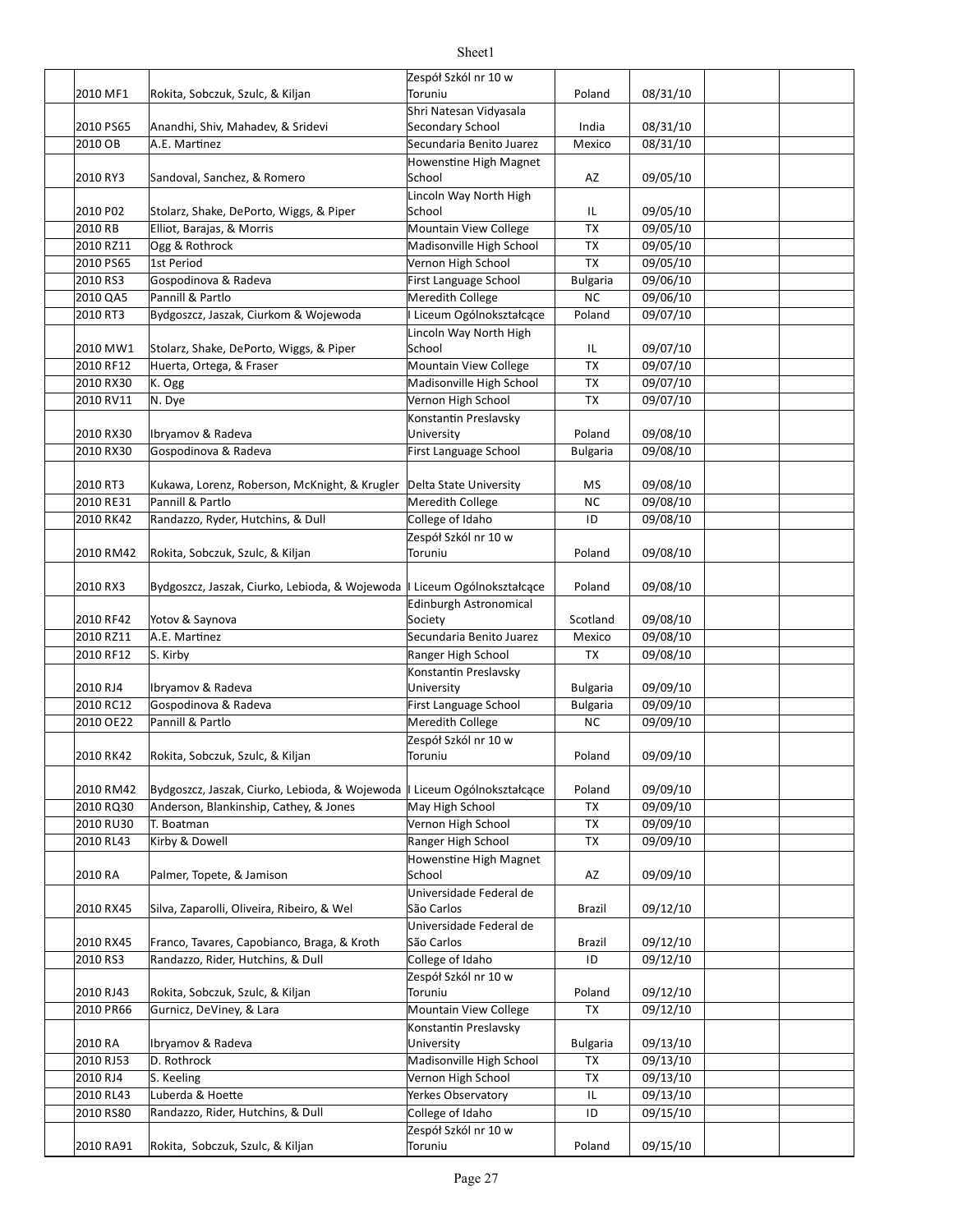| | | | | | | | |
|---|---|---|---|---|---|---|---|
| | 2010 MF1 | Rokita, Sobczuk, Szulc, & Kiljan | Zespół Szkól nr 10 w Toruniu | Poland | 08/31/10 | | |
| | 2010 PS65 | Anandhi, Shiv, Mahadev, & Sridevi | Shri Natesan Vidyasala Secondary School | India | 08/31/10 | | |
| | 2010 OB | A.E. Martinez | Secundaria Benito Juarez | Mexico | 08/31/10 | | |
| | 2010 RY3 | Sandoval, Sanchez, & Romero | Howenstine High Magnet School | AZ | 09/05/10 | | |
| | 2010 P02 | Stolarz, Shake, DePorto, Wiggs, & Piper | Lincoln Way North High School | IL | 09/05/10 | | |
| | 2010 RB | Elliot, Barajas, & Morris | Mountain View College | TX | 09/05/10 | | |
| | 2010 RZ11 | Ogg & Rothrock | Madisonville High School | TX | 09/05/10 | | |
| | 2010 PS65 | 1st Period | Vernon High School | TX | 09/05/10 | | |
| | 2010 RS3 | Gospodinova & Radeva | First Language School | Bulgaria | 09/06/10 | | |
| | 2010 QA5 | Pannill & Partlo | Meredith College | NC | 09/06/10 | | |
| | 2010 RT3 | Bydgoszcz, Jaszak, Ciurkom & Wojewoda | I Liceum Ogólnokształcące | Poland | 09/07/10 | | |
| | 2010 MW1 | Stolarz, Shake, DePorto, Wiggs, & Piper | Lincoln Way North High School | IL | 09/07/10 | | |
| | 2010 RF12 | Huerta, Ortega, & Fraser | Mountain View College | TX | 09/07/10 | | |
| | 2010 RX30 | K. Ogg | Madisonville High School | TX | 09/07/10 | | |
| | 2010 RV11 | N. Dye | Vernon High School | TX | 09/07/10 | | |
| | 2010 RX30 | Ibryamov & Radeva | Konstantin Preslavsky University | Poland | 09/08/10 | | |
| | 2010 RX30 | Gospodinova & Radeva | First Language School | Bulgaria | 09/08/10 | | |
| | 2010 RT3 | Kukawa, Lorenz, Roberson, McKnight, & Krugler | Delta State University | MS | 09/08/10 | | |
| | 2010 RE31 | Pannill & Partlo | Meredith College | NC | 09/08/10 | | |
| | 2010 RK42 | Randazzo, Ryder, Hutchins, & Dull | College of Idaho | ID | 09/08/10 | | |
| | 2010 RM42 | Rokita, Sobczuk, Szulc, & Kiljan | Zespół Szkól nr 10 w Toruniu | Poland | 09/08/10 | | |
| | 2010 RX3 | Bydgoszcz, Jaszak, Ciurko, Lebioda, & Wojewoda | I Liceum Ogólnokształcące | Poland | 09/08/10 | | |
| | 2010 RF42 | Yotov & Saynova | Edinburgh Astronomical Society | Scotland | 09/08/10 | | |
| | 2010 RZ11 | A.E. Martinez | Secundaria Benito Juarez | Mexico | 09/08/10 | | |
| | 2010 RF12 | S. Kirby | Ranger High School | TX | 09/08/10 | | |
| | 2010 RJ4 | Ibryamov & Radeva | Konstantin Preslavsky University | Bulgaria | 09/09/10 | | |
| | 2010 RC12 | Gospodinova & Radeva | First Language School | Bulgaria | 09/09/10 | | |
| | 2010 OE22 | Pannill & Partlo | Meredith College | NC | 09/09/10 | | |
| | 2010 RK42 | Rokita, Sobczuk, Szulc, & Kiljan | Zespół Szkól nr 10 w Toruniu | Poland | 09/09/10 | | |
| | 2010 RM42 | Bydgoszcz, Jaszak, Ciurko, Lebioda, & Wojewoda | I Liceum Ogólnokształcące | Poland | 09/09/10 | | |
| | 2010 RQ30 | Anderson, Blankinship, Cathey, & Jones | May High School | TX | 09/09/10 | | |
| | 2010 RU30 | T. Boatman | Vernon High School | TX | 09/09/10 | | |
| | 2010 RL43 | Kirby & Dowell | Ranger High School | TX | 09/09/10 | | |
| | 2010 RA | Palmer, Topete, & Jamison | Howenstine High Magnet School | AZ | 09/09/10 | | |
| | 2010 RX45 | Silva, Zaparolli, Oliveira, Ribeiro, & Wel | Universidade Federal de São Carlos | Brazil | 09/12/10 | | |
| | 2010 RX45 | Franco, Tavares, Capobianco, Braga, & Kroth | Universidade Federal de São Carlos | Brazil | 09/12/10 | | |
| | 2010 RS3 | Randazzo, Rider, Hutchins, & Dull | College of Idaho | ID | 09/12/10 | | |
| | 2010 RJ43 | Rokita, Sobczuk, Szulc, & Kiljan | Zespół Szkól nr 10 w Toruniu | Poland | 09/12/10 | | |
| | 2010 PR66 | Gurnicz, DeViney, & Lara | Mountain View College | TX | 09/12/10 | | |
| | 2010 RA | Ibryamov & Radeva | Konstantin Preslavsky University | Bulgaria | 09/13/10 | | |
| | 2010 RJ53 | D. Rothrock | Madisonville High School | TX | 09/13/10 | | |
| | 2010 RJ4 | S. Keeling | Vernon High School | TX | 09/13/10 | | |
| | 2010 RL43 | Luberda & Hoette | Yerkes Observatory | IL | 09/13/10 | | |
| | 2010 RS80 | Randazzo, Rider, Hutchins, & Dull | College of Idaho | ID | 09/15/10 | | |
| | 2010 RA91 | Rokita, Sobczuk, Szulc, & Kiljan | Zespół Szkól nr 10 w Toruniu | Poland | 09/15/10 | | |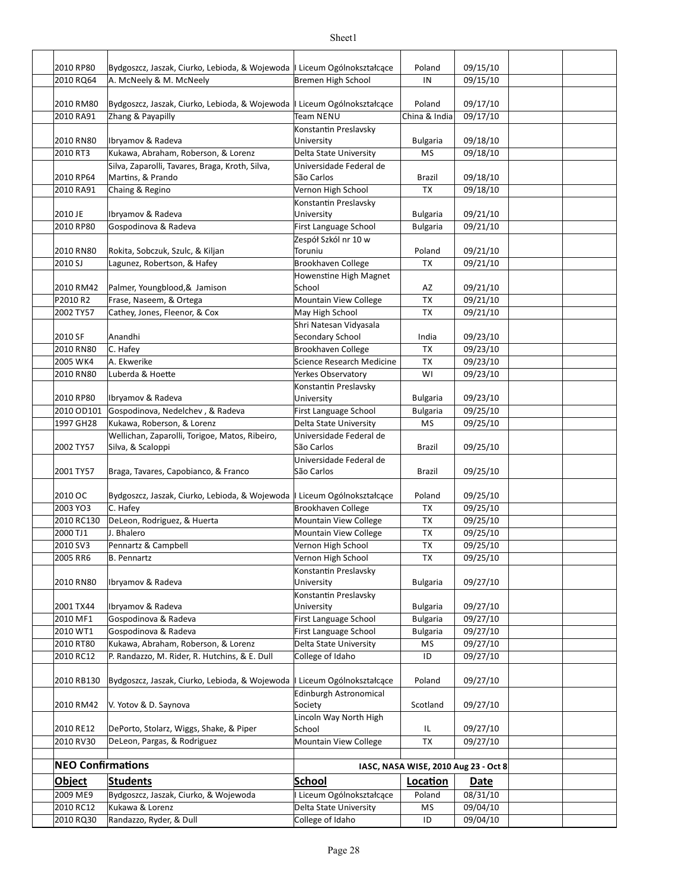| Object | Students | School | Location | Date | | |
|---|---|---|---|---|---|---|
| 2010 RP80 | Bydgoszcz, Jaszak, Ciurko, Lebioda, & Wojewoda | I Liceum Ogólnokształcące | Poland | 09/15/10 | | |
| 2010 RQ64 | A. McNeely & M. McNeely | Bremen High School | IN | 09/15/10 | | |
| 2010 RM80 | Bydgoszcz, Jaszak, Ciurko, Lebioda, & Wojewoda | I Liceum Ogólnokształcące | Poland | 09/17/10 | | |
| 2010 RA91 | Zhang & Payapilly | Team NENU | China & India | 09/17/10 | | |
| 2010 RN80 | Ibryamov & Radeva | Konstantin Preslavsky University | Bulgaria | 09/18/10 | | |
| 2010 RT3 | Kukawa, Abraham, Roberson, & Lorenz | Delta State University | MS | 09/18/10 | | |
| 2010 RP64 | Silva, Zaparolli, Tavares, Braga, Kroth, Silva, Martins, & Prando | Universidade Federal de São Carlos | Brazil | 09/18/10 | | |
| 2010 RA91 | Chaing & Regino | Vernon High School | TX | 09/18/10 | | |
| 2010 JE | Ibryamov & Radeva | Konstantin Preslavsky University | Bulgaria | 09/21/10 | | |
| 2010 RP80 | Gospodinova & Radeva | First Language School | Bulgaria | 09/21/10 | | |
| 2010 RN80 | Rokita, Sobczuk, Szulc, & Kiljan | Zespół Szkól nr 10 w Toruniu | Poland | 09/21/10 | | |
| 2010 SJ | Lagunez, Robertson, & Hafey | Brookhaven College | TX | 09/21/10 | | |
| 2010 RM42 | Palmer, Youngblood,& Jamison | Howenstine High Magnet School | AZ | 09/21/10 | | |
| P2010 R2 | Frase, Naseem, & Ortega | Mountain View College | TX | 09/21/10 | | |
| 2002 TY57 | Cathey, Jones, Fleenor, & Cox | May High School | TX | 09/21/10 | | |
| 2010 SF | Anandhi | Shri Natesan Vidyasala Secondary School | India | 09/23/10 | | |
| 2010 RN80 | C. Hafey | Brookhaven College | TX | 09/23/10 | | |
| 2005 WK4 | A. Ekwerike | Science Research Medicine | TX | 09/23/10 | | |
| 2010 RN80 | Luberda & Hoette | Yerkes Observatory | WI | 09/23/10 | | |
| 2010 RP80 | Ibryamov & Radeva | Konstantin Preslavsky University | Bulgaria | 09/23/10 | | |
| 2010 OD101 | Gospodinova, Nedelchev , & Radeva | First Language School | Bulgaria | 09/25/10 | | |
| 1997 GH28 | Kukawa, Roberson, & Lorenz | Delta State University | MS | 09/25/10 | | |
| 2002 TY57 | Wellichan, Zaparolli, Torigoe, Matos, Ribeiro, Silva, & Scaloppi | Universidade Federal de São Carlos | Brazil | 09/25/10 | | |
| 2001 TY57 | Braga, Tavares, Capobianco, & Franco | Universidade Federal de São Carlos | Brazil | 09/25/10 | | |
| 2010 OC | Bydgoszcz, Jaszak, Ciurko, Lebioda, & Wojewoda | I Liceum Ogólnokształcące | Poland | 09/25/10 | | |
| 2003 YO3 | C. Hafey | Brookhaven College | TX | 09/25/10 | | |
| 2010 RC130 | DeLeon, Rodriguez, & Huerta | Mountain View College | TX | 09/25/10 | | |
| 2000 TJ1 | J. Bhalero | Mountain View College | TX | 09/25/10 | | |
| 2010 SV3 | Pennartz & Campbell | Vernon High School | TX | 09/25/10 | | |
| 2005 RR6 | B. Pennartz | Vernon High School | TX | 09/25/10 | | |
| 2010 RN80 | Ibryamov & Radeva | Konstantin Preslavsky University | Bulgaria | 09/27/10 | | |
| 2001 TX44 | Ibryamov & Radeva | Konstantin Preslavsky University | Bulgaria | 09/27/10 | | |
| 2010 MF1 | Gospodinova & Radeva | First Language School | Bulgaria | 09/27/10 | | |
| 2010 WT1 | Gospodinova & Radeva | First Language School | Bulgaria | 09/27/10 | | |
| 2010 RT80 | Kukawa, Abraham, Roberson, & Lorenz | Delta State University | MS | 09/27/10 | | |
| 2010 RC12 | P. Randazzo, M. Rider, R. Hutchins, & E. Dull | College of Idaho | ID | 09/27/10 | | |
| 2010 RB130 | Bydgoszcz, Jaszak, Ciurko, Lebioda, & Wojewoda | I Liceum Ogólnokształcące | Poland | 09/27/10 | | |
| 2010 RM42 | V. Yotov & D. Saynova | Edinburgh Astronomical Society | Scotland | 09/27/10 | | |
| 2010 RE12 | DePorto, Stolarz, Wiggs, Shake, & Piper | Lincoln Way North High School | IL | 09/27/10 | | |
| 2010 RV30 | DeLeon, Pargas, & Rodriguez | Mountain View College | TX | 09/27/10 | | |

**NEO Confirmations** — IASC, NASA WISE, 2010 Aug 23 - Oct 8

| Object | Students | School | Location | Date | | |
|---|---|---|---|---|---|---|
| 2009 ME9 | Bydgoszcz, Jaszak, Ciurko, & Wojewoda | I Liceum Ogólnokształcące | Poland | 08/31/10 | | |
| 2010 RC12 | Kukawa & Lorenz | Delta State University | MS | 09/04/10 | | |
| 2010 RQ30 | Randazzo, Ryder, & Dull | College of Idaho | ID | 09/04/10 | | |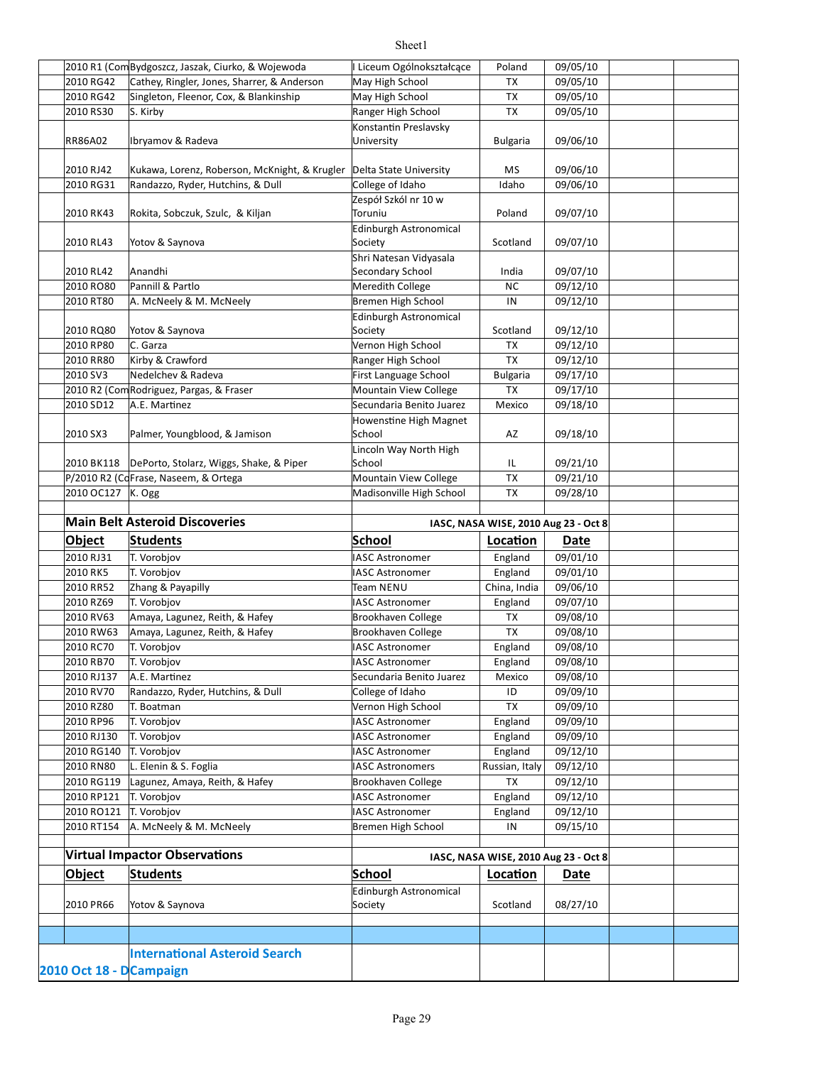| Object | Students | School | Location | Date |
|---|---|---|---|---|
| 2010 R1 (Com | Bydgoszcz, Jaszak, Ciurko, & Wojewoda | I Liceum Ogólnokształcące | Poland | 09/05/10 |
| 2010 RG42 | Cathey, Ringler, Jones, Sharrer, & Anderson | May High School | TX | 09/05/10 |
| 2010 RG42 | Singleton, Fleenor, Cox, & Blankinship | May High School | TX | 09/05/10 |
| 2010 RS30 | S. Kirby | Ranger High School | TX | 09/05/10 |
| RR86A02 | Ibryamov & Radeva | Konstantin Preslavsky University | Bulgaria | 09/06/10 |
| 2010 RJ42 | Kukawa, Lorenz, Roberson, McKnight, & Krugler | Delta State University | MS | 09/06/10 |
| 2010 RG31 | Randazzo, Ryder, Hutchins, & Dull | College of Idaho | Idaho | 09/06/10 |
| 2010 RK43 | Rokita, Sobczuk, Szulc, & Kiljan | Zespół Szkól nr 10 w Toruniu | Poland | 09/07/10 |
| 2010 RL43 | Yotov & Saynova | Edinburgh Astronomical Society | Scotland | 09/07/10 |
| 2010 RL42 | Anandhi | Shri Natesan Vidyasala Secondary School | India | 09/07/10 |
| 2010 RO80 | Pannill & Partlo | Meredith College | NC | 09/12/10 |
| 2010 RT80 | A. McNeely & M. McNeely | Bremen High School | IN | 09/12/10 |
| 2010 RQ80 | Yotov & Saynova | Edinburgh Astronomical Society | Scotland | 09/12/10 |
| 2010 RP80 | C. Garza | Vernon High School | TX | 09/12/10 |
| 2010 RR80 | Kirby & Crawford | Ranger High School | TX | 09/12/10 |
| 2010 SV3 | Nedelchev & Radeva | First Language School | Bulgaria | 09/17/10 |
| 2010 R2 (Com | Rodriguez, Pargas, & Fraser | Mountain View College | TX | 09/17/10 |
| 2010 SD12 | A.E. Martinez | Secundaria Benito Juarez | Mexico | 09/18/10 |
| 2010 SX3 | Palmer, Youngblood, & Jamison | Howenstine High Magnet School | AZ | 09/18/10 |
| 2010 BK118 | DePorto, Stolarz, Wiggs, Shake, & Piper | Lincoln Way North High School | IL | 09/21/10 |
| P/2010 R2 (Co | Frase, Naseem, & Ortega | Mountain View College | TX | 09/21/10 |
| 2010 OC127 | K. Ogg | Madisonville High School | TX | 09/28/10 |

## Main Belt Asteroid Discoveries

IASC, NASA WISE, 2010 Aug 23 - Oct 8

| Object | Students | School | Location | Date |
|---|---|---|---|---|
| 2010 RJ31 | T. Vorobjov | IASC Astronomer | England | 09/01/10 |
| 2010 RK5 | T. Vorobjov | IASC Astronomer | England | 09/01/10 |
| 2010 RR52 | Zhang & Payapilly | Team NENU | China, India | 09/06/10 |
| 2010 RZ69 | T. Vorobjov | IASC Astronomer | England | 09/07/10 |
| 2010 RV63 | Amaya, Lagunez, Reith, & Hafey | Brookhaven College | TX | 09/08/10 |
| 2010 RW63 | Amaya, Lagunez, Reith, & Hafey | Brookhaven College | TX | 09/08/10 |
| 2010 RC70 | T. Vorobjov | IASC Astronomer | England | 09/08/10 |
| 2010 RB70 | T. Vorobjov | IASC Astronomer | England | 09/08/10 |
| 2010 RJ137 | A.E. Martinez | Secundaria Benito Juarez | Mexico | 09/08/10 |
| 2010 RV70 | Randazzo, Ryder, Hutchins, & Dull | College of Idaho | ID | 09/09/10 |
| 2010 RZ80 | T. Boatman | Vernon High School | TX | 09/09/10 |
| 2010 RP96 | T. Vorobjov | IASC Astronomer | England | 09/09/10 |
| 2010 RJ130 | T. Vorobjov | IASC Astronomer | England | 09/09/10 |
| 2010 RG140 | T. Vorobjov | IASC Astronomer | England | 09/12/10 |
| 2010 RN80 | L. Elenin & S. Foglia | IASC Astronomers | Russian, Italy | 09/12/10 |
| 2010 RG119 | Lagunez, Amaya, Reith, & Hafey | Brookhaven College | TX | 09/12/10 |
| 2010 RP121 | T. Vorobjov | IASC Astronomer | England | 09/12/10 |
| 2010 RO121 | T. Vorobjov | IASC Astronomer | England | 09/12/10 |
| 2010 RT154 | A. McNeely & M. McNeely | Bremen High School | IN | 09/15/10 |

## Virtual Impactor Observations

IASC, NASA WISE, 2010 Aug 23 - Oct 8

| Object | Students | School | Location | Date |
|---|---|---|---|---|
| 2010 PR66 | Yotov & Saynova | Edinburgh Astronomical Society | Scotland | 08/27/10 |

## International Asteroid Search Campaign

2010 Oct 18 - D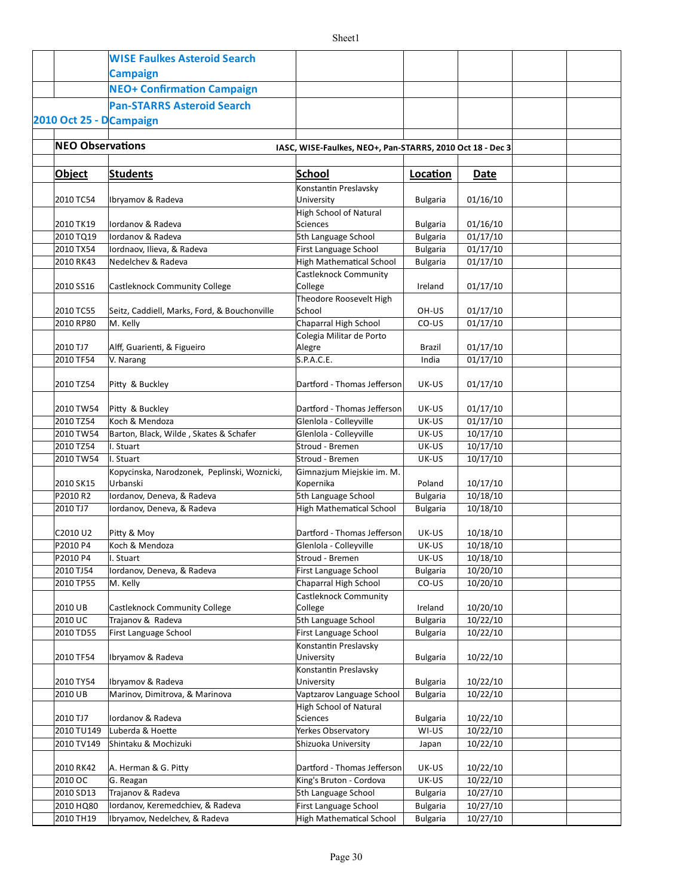## WISE Faulkes Asteroid Search Campaign

## NEO+ Confirmation Campaign

## Pan-STARRS Asteroid Search Campaign

**2010 Oct 25 - D**

### NEO Observations

**IASC, WISE-Faulkes, NEO+, Pan-STARRS, 2010 Oct 18 - Dec 3**

| Object | Students | School | Location | Date |
|---|---|---|---|---|
| 2010 TC54 | Ibryamov & Radeva | Konstantin Preslavsky University | Bulgaria | 01/16/10 |
| 2010 TK19 | Iordanov & Radeva | High School of Natural Sciences | Bulgaria | 01/16/10 |
| 2010 TQ19 | Iordanov & Radeva | 5th Language School | Bulgaria | 01/17/10 |
| 2010 TX54 | Iordnaov, Ilieva, & Radeva | First Language School | Bulgaria | 01/17/10 |
| 2010 RK43 | Nedelchev & Radeva | High Mathematical School | Bulgaria | 01/17/10 |
| 2010 SS16 | Castleknock Community College | Castleknock Community College | Ireland | 01/17/10 |
| 2010 TC55 | Seitz, Caddiell, Marks, Ford, & Bouchonville | Theodore Roosevelt High School | OH-US | 01/17/10 |
| 2010 RP80 | M. Kelly | Chaparral High School | CO-US | 01/17/10 |
| 2010 TJ7 | Alff, Guarienti, & Figueiro | Colegia Militar de Porto Alegre | Brazil | 01/17/10 |
| 2010 TF54 | V. Narang | S.P.A.C.E. | India | 01/17/10 |
| 2010 TZ54 | Pitty & Buckley | Dartford - Thomas Jefferson | UK-US | 01/17/10 |
| 2010 TW54 | Pitty & Buckley | Dartford - Thomas Jefferson | UK-US | 01/17/10 |
| 2010 TZ54 | Koch & Mendoza | Glenlola - Colleyville | UK-US | 01/17/10 |
| 2010 TW54 | Barton, Black, Wilde , Skates & Schafer | Glenlola - Colleyville | UK-US | 10/17/10 |
| 2010 TZ54 | I. Stuart | Stroud - Bremen | UK-US | 10/17/10 |
| 2010 TW54 | I. Stuart | Stroud - Bremen | UK-US | 10/17/10 |
| 2010 SK15 | Kopycinska, Narodzonek, Peplinski, Woznicki, Urbanski | Gimnazjum Miejskie im. M. Kopernika | Poland | 10/17/10 |
| P2010 R2 | Iordanov, Deneva, & Radeva | 5th Language School | Bulgaria | 10/18/10 |
| 2010 TJ7 | Iordanov, Deneva, & Radeva | High Mathematical School | Bulgaria | 10/18/10 |
| C2010 U2 | Pitty & Moy | Dartford - Thomas Jefferson | UK-US | 10/18/10 |
| P2010 P4 | Koch & Mendoza | Glenlola - Colleyville | UK-US | 10/18/10 |
| P2010 P4 | I. Stuart | Stroud - Bremen | UK-US | 10/18/10 |
| 2010 TJ54 | Iordanov, Deneva, & Radeva | First Language School | Bulgaria | 10/20/10 |
| 2010 TP55 | M. Kelly | Chaparral High School | CO-US | 10/20/10 |
| 2010 UB | Castleknock Community College | Castleknock Community College | Ireland | 10/20/10 |
| 2010 UC | Trajanov & Radeva | 5th Language School | Bulgaria | 10/22/10 |
| 2010 TD55 | First Language School | First Language School | Bulgaria | 10/22/10 |
| 2010 TF54 | Ibryamov & Radeva | Konstantin Preslavsky University | Bulgaria | 10/22/10 |
| 2010 TY54 | Ibryamov & Radeva | Konstantin Preslavsky University | Bulgaria | 10/22/10 |
| 2010 UB | Marinov, Dimitrova, & Marinova | Vaptzarov Language School | Bulgaria | 10/22/10 |
| 2010 TJ7 | Iordanov & Radeva | High School of Natural Sciences | Bulgaria | 10/22/10 |
| 2010 TU149 | Luberda & Hoette | Yerkes Observatory | WI-US | 10/22/10 |
| 2010 TV149 | Shintaku & Mochizuki | Shizuoka University | Japan | 10/22/10 |
| 2010 RK42 | A. Herman & G. Pitty | Dartford - Thomas Jefferson | UK-US | 10/22/10 |
| 2010 OC | G. Reagan | King's Bruton - Cordova | UK-US | 10/22/10 |
| 2010 SD13 | Trajanov & Radeva | 5th Language School | Bulgaria | 10/27/10 |
| 2010 HQ80 | Iordanov, Keremedchiev, & Radeva | First Language School | Bulgaria | 10/27/10 |
| 2010 TH19 | Ibryamov, Nedelchev, & Radeva | High Mathematical School | Bulgaria | 10/27/10 |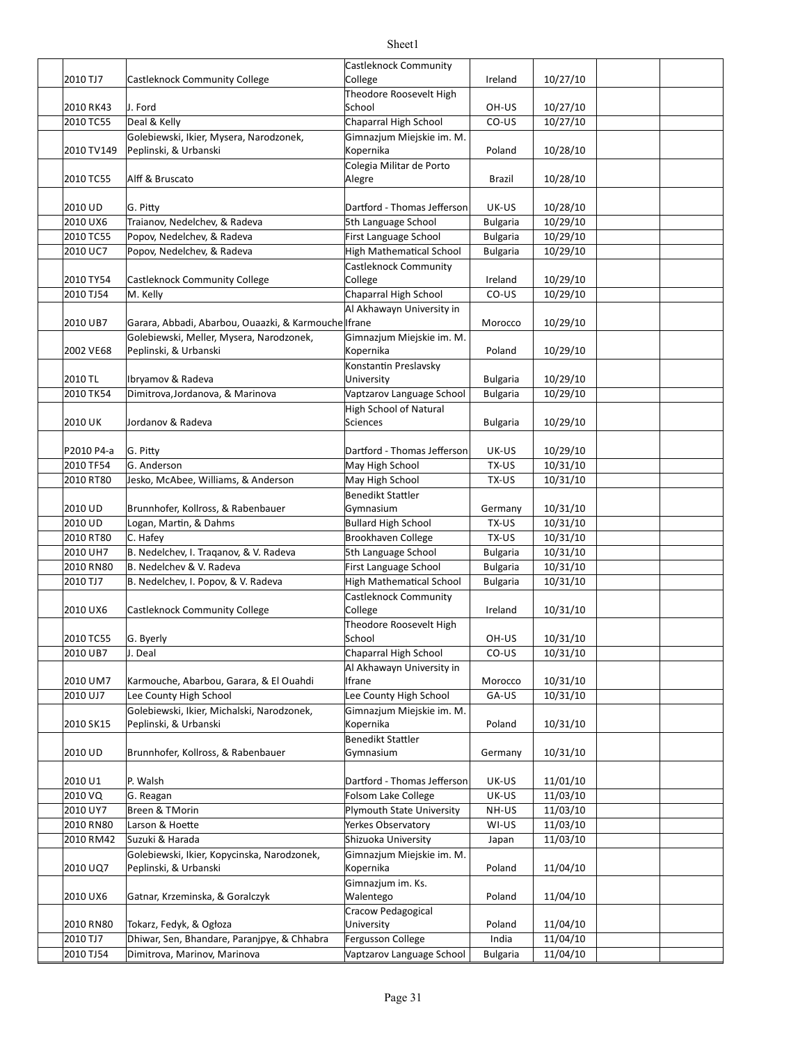| | | | | | | | |
|---|---|---|---|---|---|---|---|
| | 2010 TJ7 | Castleknock Community College | Castleknock Community College | Ireland | 10/27/10 | | |
| | 2010 RK43 | J. Ford | Theodore Roosevelt High School | OH-US | 10/27/10 | | |
| | 2010 TC55 | Deal & Kelly | Chaparral High School | CO-US | 10/27/10 | | |
| | 2010 TV149 | Golebiewski, Ikier, Mysera, Narodzonek, Peplinski, & Urbanski | Gimnazjum Miejskie im. M. Kopernika | Poland | 10/28/10 | | |
| | 2010 TC55 | Alff & Bruscato | Colegia Militar de Porto Alegre | Brazil | 10/28/10 | | |
| | 2010 UD | G. Pitty | Dartford - Thomas Jefferson | UK-US | 10/28/10 | | |
| | 2010 UX6 | Traianov, Nedelchev, & Radeva | 5th Language School | Bulgaria | 10/29/10 | | |
| | 2010 TC55 | Popov, Nedelchev, & Radeva | First Language School | Bulgaria | 10/29/10 | | |
| | 2010 UC7 | Popov, Nedelchev, & Radeva | High Mathematical School | Bulgaria | 10/29/10 | | |
| | 2010 TY54 | Castleknock Community College | Castleknock Community College | Ireland | 10/29/10 | | |
| | 2010 TJ54 | M. Kelly | Chaparral High School | CO-US | 10/29/10 | | |
| | 2010 UB7 | Garara, Abbadi, Abarbou, Ouaazki, & Karmouche | Al Akhawayn University in Ifrane | Morocco | 10/29/10 | | |
| | 2002 VE68 | Golebiewski, Meller, Mysera, Narodzonek, Peplinski, & Urbanski | Gimnazjum Miejskie im. M. Kopernika | Poland | 10/29/10 | | |
| | 2010 TL | Ibryamov & Radeva | Konstantin Preslavsky University | Bulgaria | 10/29/10 | | |
| | 2010 TK54 | Dimitrova,Jordanova, & Marinova | Vaptzarov Language School | Bulgaria | 10/29/10 | | |
| | 2010 UK | Jordanov & Radeva | High School of Natural Sciences | Bulgaria | 10/29/10 | | |
| | P2010 P4-a | G. Pitty | Dartford - Thomas Jefferson | UK-US | 10/29/10 | | |
| | 2010 TF54 | G. Anderson | May High School | TX-US | 10/31/10 | | |
| | 2010 RT80 | Jesko, McAbee, Williams, & Anderson | May High School | TX-US | 10/31/10 | | |
| | 2010 UD | Brunnhofer, Kollross, & Rabenbauer | Benedikt Stattler Gymnasium | Germany | 10/31/10 | | |
| | 2010 UD | Logan, Martin, & Dahms | Bullard High School | TX-US | 10/31/10 | | |
| | 2010 RT80 | C. Hafey | Brookhaven College | TX-US | 10/31/10 | | |
| | 2010 UH7 | B. Nedelchev, I. Traqanov, & V. Radeva | 5th Language School | Bulgaria | 10/31/10 | | |
| | 2010 RN80 | B. Nedelchev & V. Radeva | First Language School | Bulgaria | 10/31/10 | | |
| | 2010 TJ7 | B. Nedelchev, I. Popov, & V. Radeva | High Mathematical School | Bulgaria | 10/31/10 | | |
| | 2010 UX6 | Castleknock Community College | Castleknock Community College | Ireland | 10/31/10 | | |
| | 2010 TC55 | G. Byerly | Theodore Roosevelt High School | OH-US | 10/31/10 | | |
| | 2010 UB7 | J. Deal | Chaparral High School | CO-US | 10/31/10 | | |
| | 2010 UM7 | Karmouche, Abarbou, Garara, & El Ouahdi | Al Akhawayn University in Ifrane | Morocco | 10/31/10 | | |
| | 2010 UJ7 | Lee County High School | Lee County High School | GA-US | 10/31/10 | | |
| | 2010 SK15 | Golebiewski, Ikier, Michalski, Narodzonek, Peplinski, & Urbanski | Gimnazjum Miejskie im. M. Kopernika | Poland | 10/31/10 | | |
| | 2010 UD | Brunnhofer, Kollross, & Rabenbauer | Benedikt Stattler Gymnasium | Germany | 10/31/10 | | |
| | 2010 U1 | P. Walsh | Dartford - Thomas Jefferson | UK-US | 11/01/10 | | |
| | 2010 VQ | G. Reagan | Folsom Lake College | UK-US | 11/03/10 | | |
| | 2010 UY7 | Breen & TMorin | Plymouth State University | NH-US | 11/03/10 | | |
| | 2010 RN80 | Larson & Hoette | Yerkes Observatory | WI-US | 11/03/10 | | |
| | 2010 RM42 | Suzuki & Harada | Shizuoka University | Japan | 11/03/10 | | |
| | 2010 UQ7 | Golebiewski, Ikier, Kopycinska, Narodzonek, Peplinski, & Urbanski | Gimnazjum Miejskie im. M. Kopernika | Poland | 11/04/10 | | |
| | 2010 UX6 | Gatnar, Krzeminska, & Goralczyk | Gimnazjum im. Ks. Walentego | Poland | 11/04/10 | | |
| | 2010 RN80 | Tokarz, Fedyk, & Ogłoza | Cracow Pedagogical University | Poland | 11/04/10 | | |
| | 2010 TJ7 | Dhiwar, Sen, Bhandare, Paranjpye, & Chhabra | Fergusson College | India | 11/04/10 | | |
| | 2010 TJ54 | Dimitrova, Marinov, Marinova | Vaptzarov Language School | Bulgaria | 11/04/10 | | |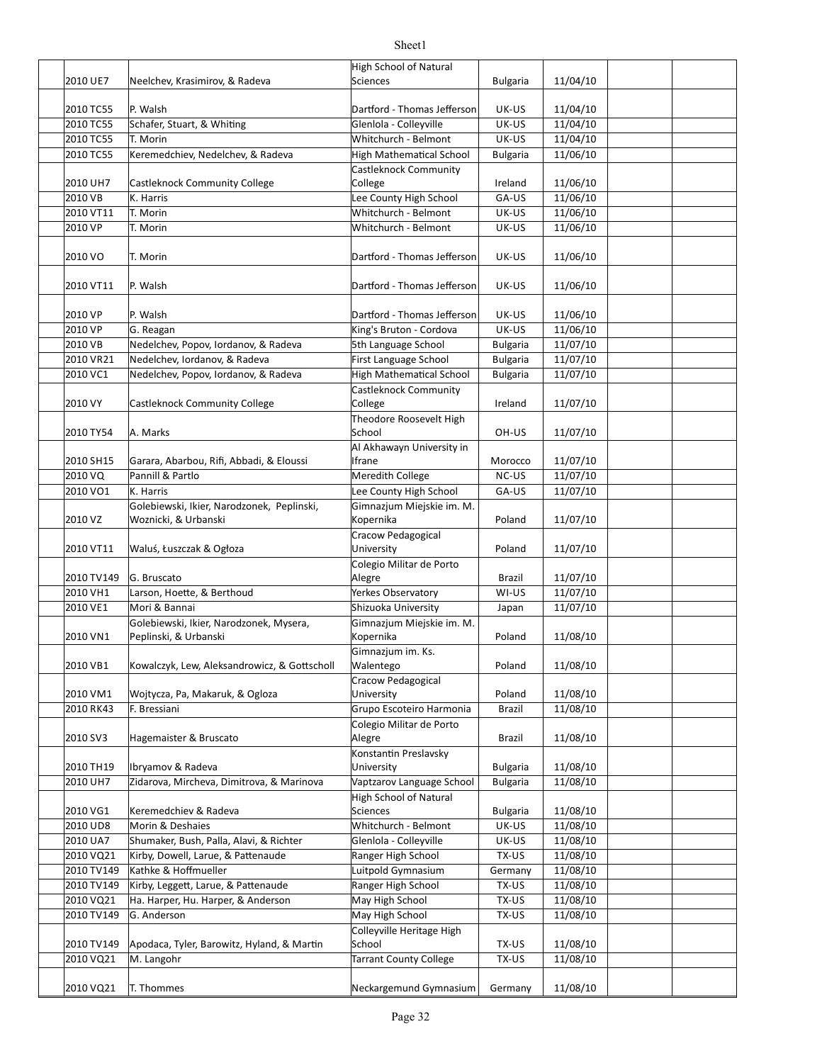| | | | | | | | |
|---|---|---|---|---|---|---|---|
| | 2010 UE7 | Neelchev, Krasimirov, & Radeva | High School of Natural Sciences | Bulgaria | 11/04/10 | | |
| | 2010 TC55 | P. Walsh | Dartford - Thomas Jefferson | UK-US | 11/04/10 | | |
| | 2010 TC55 | Schafer, Stuart, & Whiting | Glenlola - Colleyville | UK-US | 11/04/10 | | |
| | 2010 TC55 | T. Morin | Whitchurch - Belmont | UK-US | 11/04/10 | | |
| | 2010 TC55 | Keremedchiev, Nedelchev, & Radeva | High Mathematical School | Bulgaria | 11/06/10 | | |
| | 2010 UH7 | Castleknock Community College | Castleknock Community College | Ireland | 11/06/10 | | |
| | 2010 VB | K. Harris | Lee County High School | GA-US | 11/06/10 | | |
| | 2010 VT11 | T. Morin | Whitchurch - Belmont | UK-US | 11/06/10 | | |
| | 2010 VP | T. Morin | Whitchurch - Belmont | UK-US | 11/06/10 | | |
| | 2010 VO | T. Morin | Dartford - Thomas Jefferson | UK-US | 11/06/10 | | |
| | 2010 VT11 | P. Walsh | Dartford - Thomas Jefferson | UK-US | 11/06/10 | | |
| | 2010 VP | P. Walsh | Dartford - Thomas Jefferson | UK-US | 11/06/10 | | |
| | 2010 VP | G. Reagan | King's Bruton - Cordova | UK-US | 11/06/10 | | |
| | 2010 VB | Nedelchev, Popov, Iordanov, & Radeva | 5th Language School | Bulgaria | 11/07/10 | | |
| | 2010 VR21 | Nedelchev, Iordanov, & Radeva | First Language School | Bulgaria | 11/07/10 | | |
| | 2010 VC1 | Nedelchev, Popov, Iordanov, & Radeva | High Mathematical School | Bulgaria | 11/07/10 | | |
| | 2010 VY | Castleknock Community College | Castleknock Community College | Ireland | 11/07/10 | | |
| | 2010 TY54 | A. Marks | Theodore Roosevelt High School | OH-US | 11/07/10 | | |
| | 2010 SH15 | Garara, Abarbou, Rifi, Abbadi, & Eloussi | Al Akhawayn University in Ifrane | Morocco | 11/07/10 | | |
| | 2010 VQ | Pannill & Partlo | Meredith College | NC-US | 11/07/10 | | |
| | 2010 VO1 | K. Harris | Lee County High School | GA-US | 11/07/10 | | |
| | 2010 VZ | Golebiewski, Ikier, Narodzonek, Peplinski, Woznicki, & Urbanski | Gimnazjum Miejskie im. M. Kopernika | Poland | 11/07/10 | | |
| | 2010 VT11 | Waluś, Łuszczak & Ogłoza | Cracow Pedagogical University | Poland | 11/07/10 | | |
| | 2010 TV149 | G. Bruscato | Colegio Militar de Porto Alegre | Brazil | 11/07/10 | | |
| | 2010 VH1 | Larson, Hoette, & Berthoud | Yerkes Observatory | WI-US | 11/07/10 | | |
| | 2010 VE1 | Mori & Bannai | Shizuoka University | Japan | 11/07/10 | | |
| | 2010 VN1 | Golebiewski, Ikier, Narodzonek, Mysera, Peplinski, & Urbanski | Gimnazjum Miejskie im. M. Kopernika | Poland | 11/08/10 | | |
| | 2010 VB1 | Kowalczyk, Lew, Aleksandrowicz, & Gottscholl | Gimnazjum im. Ks. Walentego | Poland | 11/08/10 | | |
| | 2010 VM1 | Wojtycza, Pa, Makaruk, & Ogloza | Cracow Pedagogical University | Poland | 11/08/10 | | |
| | 2010 RK43 | F. Bressiani | Grupo Escoteiro Harmonia | Brazil | 11/08/10 | | |
| | 2010 SV3 | Hagemaister & Bruscato | Colegio Militar de Porto Alegre | Brazil | 11/08/10 | | |
| | 2010 TH19 | Ibryamov & Radeva | Konstantin Preslavsky University | Bulgaria | 11/08/10 | | |
| | 2010 UH7 | Zidarova, Mircheva, Dimitrova, & Marinova | Vaptzarov Language School | Bulgaria | 11/08/10 | | |
| | 2010 VG1 | Keremedchiev & Radeva | High School of Natural Sciences | Bulgaria | 11/08/10 | | |
| | 2010 UD8 | Morin & Deshaies | Whitchurch - Belmont | UK-US | 11/08/10 | | |
| | 2010 UA7 | Shumaker, Bush, Palla, Alavi, & Richter | Glenlola - Colleyville | UK-US | 11/08/10 | | |
| | 2010 VQ21 | Kirby, Dowell, Larue, & Pattenaude | Ranger High School | TX-US | 11/08/10 | | |
| | 2010 TV149 | Kathke & Hoffmueller | Luitpold Gymnasium | Germany | 11/08/10 | | |
| | 2010 TV149 | Kirby, Leggett, Larue, & Pattenaude | Ranger High School | TX-US | 11/08/10 | | |
| | 2010 VQ21 | Ha. Harper, Hu. Harper, & Anderson | May High School | TX-US | 11/08/10 | | |
| | 2010 TV149 | G. Anderson | May High School | TX-US | 11/08/10 | | |
| | 2010 TV149 | Apodaca, Tyler, Barowitz, Hyland, & Martin | Colleyville Heritage High School | TX-US | 11/08/10 | | |
| | 2010 VQ21 | M. Langohr | Tarrant County College | TX-US | 11/08/10 | | |
| | 2010 VQ21 | T. Thommes | Neckargemund Gymnasium | Germany | 11/08/10 | | |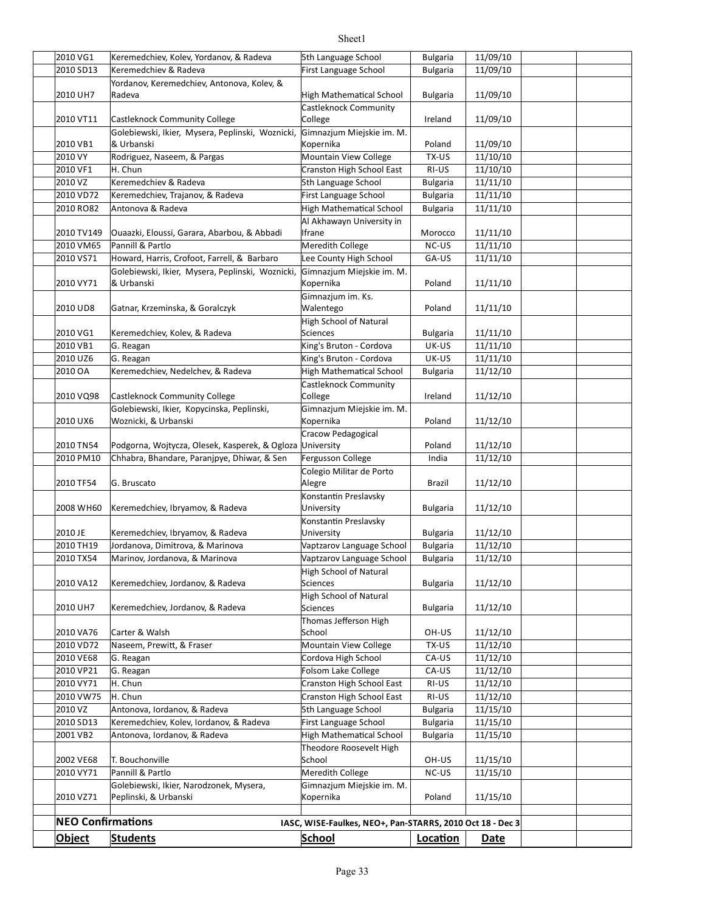| Object | Students | School | Location | Date | | |
|---|---|---|---|---|---|---|
| 2010 VG1 | Keremedchiev, Kolev, Yordanov, & Radeva | 5th Language School | Bulgaria | 11/09/10 | | |
| 2010 SD13 | Keremedchiev & Radeva | First Language School | Bulgaria | 11/09/10 | | |
| 2010 UH7 | Yordanov, Keremedchiev, Antonova, Kolev, & Radeva | High Mathematical School | Bulgaria | 11/09/10 | | |
| 2010 VT11 | Castleknock Community College | Castleknock Community College | Ireland | 11/09/10 | | |
| 2010 VB1 | Golebiewski, Ikier, Mysera, Peplinski, Woznicki, & Urbanski | Gimnazjum Miejskie im. M. Kopernika | Poland | 11/09/10 | | |
| 2010 VY | Rodriguez, Naseem, & Pargas | Mountain View College | TX-US | 11/10/10 | | |
| 2010 VF1 | H. Chun | Cranston High School East | RI-US | 11/10/10 | | |
| 2010 VZ | Keremedchiev & Radeva | 5th Language School | Bulgaria | 11/11/10 | | |
| 2010 VD72 | Keremedchiev, Trajanov, & Radeva | First Language School | Bulgaria | 11/11/10 | | |
| 2010 RO82 | Antonova & Radeva | High Mathematical School | Bulgaria | 11/11/10 | | |
| 2010 TV149 | Ouaazki, Eloussi, Garara, Abarbou, & Abbadi | Al Akhawayn University in Ifrane | Morocco | 11/11/10 | | |
| 2010 VM65 | Pannill & Partlo | Meredith College | NC-US | 11/11/10 | | |
| 2010 VS71 | Howard, Harris, Crofoot, Farrell, & Barbaro | Lee County High School | GA-US | 11/11/10 | | |
| 2010 VY71 | Golebiewski, Ikier, Mysera, Peplinski, Woznicki, & Urbanski | Gimnazjum Miejskie im. M. Kopernika | Poland | 11/11/10 | | |
| 2010 UD8 | Gatnar, Krzeminska, & Goralczyk | Gimnazjum im. Ks. Walentego | Poland | 11/11/10 | | |
| 2010 VG1 | Keremedchiev, Kolev, & Radeva | High School of Natural Sciences | Bulgaria | 11/11/10 | | |
| 2010 VB1 | G. Reagan | King's Bruton - Cordova | UK-US | 11/11/10 | | |
| 2010 UZ6 | G. Reagan | King's Bruton - Cordova | UK-US | 11/11/10 | | |
| 2010 OA | Keremedchiev, Nedelchev, & Radeva | High Mathematical School | Bulgaria | 11/12/10 | | |
| 2010 VQ98 | Castleknock Community College | Castleknock Community College | Ireland | 11/12/10 | | |
| 2010 UX6 | Golebiewski, Ikier, Kopycinska, Peplinski, Woznicki, & Urbanski | Gimnazjum Miejskie im. M. Kopernika | Poland | 11/12/10 | | |
| 2010 TN54 | Podgorna, Wojtycza, Olesek, Kasperek, & Ogloza | Cracow Pedagogical University | Poland | 11/12/10 | | |
| 2010 PM10 | Chhabra, Bhandare, Paranjpye, Dhiwar, & Sen | Fergusson College | India | 11/12/10 | | |
| 2010 TF54 | G. Bruscato | Colegio Militar de Porto Alegre | Brazil | 11/12/10 | | |
| 2008 WH60 | Keremedchiev, Ibryamov, & Radeva | Konstantin Preslavsky University | Bulgaria | 11/12/10 | | |
| 2010 JE | Keremedchiev, Ibryamov, & Radeva | Konstantin Preslavsky University | Bulgaria | 11/12/10 | | |
| 2010 TH19 | Jordanova, Dimitrova, & Marinova | Vaptzarov Language School | Bulgaria | 11/12/10 | | |
| 2010 TX54 | Marinov, Jordanova, & Marinova | Vaptzarov Language School | Bulgaria | 11/12/10 | | |
| 2010 VA12 | Keremedchiev, Jordanov, & Radeva | High School of Natural Sciences | Bulgaria | 11/12/10 | | |
| 2010 UH7 | Keremedchiev, Jordanov, & Radeva | High School of Natural Sciences | Bulgaria | 11/12/10 | | |
| 2010 VA76 | Carter & Walsh | Thomas Jefferson High School | OH-US | 11/12/10 | | |
| 2010 VD72 | Naseem, Prewitt, & Fraser | Mountain View College | TX-US | 11/12/10 | | |
| 2010 VE68 | G. Reagan | Cordova High School | CA-US | 11/12/10 | | |
| 2010 VP21 | G. Reagan | Folsom Lake College | CA-US | 11/12/10 | | |
| 2010 VY71 | H. Chun | Cranston High School East | RI-US | 11/12/10 | | |
| 2010 VW75 | H. Chun | Cranston High School East | RI-US | 11/12/10 | | |
| 2010 VZ | Antonova, Iordanov, & Radeva | 5th Language School | Bulgaria | 11/15/10 | | |
| 2010 SD13 | Keremedchiev, Kolev, Iordanov, & Radeva | First Language School | Bulgaria | 11/15/10 | | |
| 2001 VB2 | Antonova, Iordanov, & Radeva | High Mathematical School | Bulgaria | 11/15/10 | | |
| 2002 VE68 | T. Bouchonville | Theodore Roosevelt High School | OH-US | 11/15/10 | | |
| 2010 VY71 | Pannill & Partlo | Meredith College | NC-US | 11/15/10 | | |
| 2010 VZ71 | Golebiewski, Ikier, Narodzonek, Mysera, Peplinski, & Urbanski | Gimnazjum Miejskie im. M. Kopernika | Poland | 11/15/10 | | |

**NEO Confirmations** — IASC, WISE-Faulkes, NEO+, Pan-STARRS, 2010 Oct 18 - Dec 3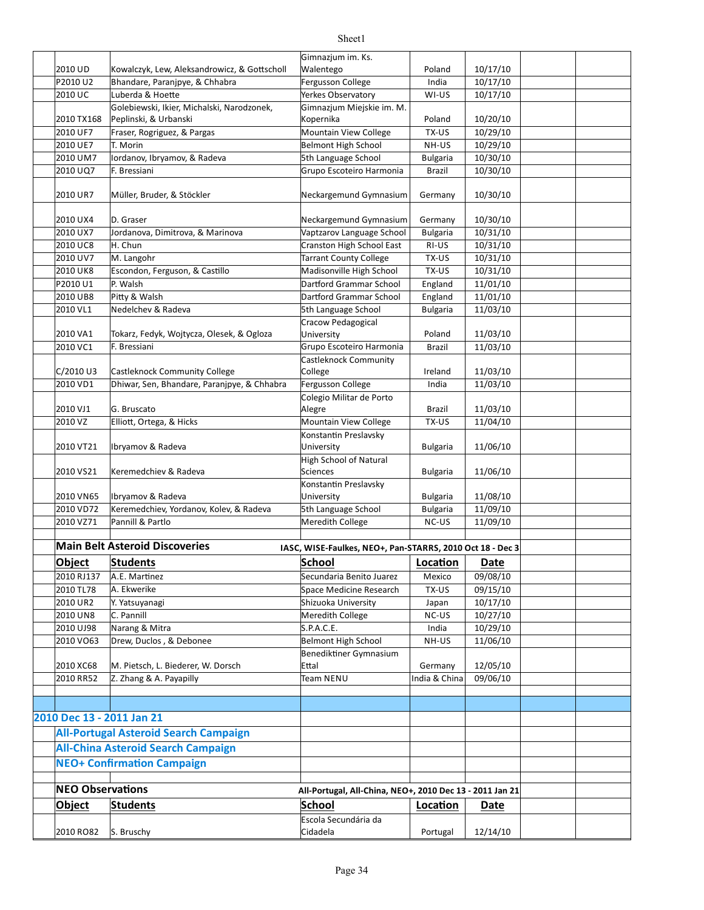| Object | Students | School | Location | Date |
|---|---|---|---|---|
| 2010 UD | Kowalczyk, Lew, Aleksandrowicz, & Gottscholl | Gimnazjum im. Ks. Walentego | Poland | 10/17/10 |
| P2010 U2 | Bhandare, Paranjpye, & Chhabra | Fergusson College | India | 10/17/10 |
| 2010 UC | Luberda & Hoette | Yerkes Observatory | WI-US | 10/17/10 |
| 2010 TX168 | Golebiewski, Ikier, Michalski, Narodzonek, Peplinski, & Urbanski | Gimnazjum Miejskie im. M. Kopernika | Poland | 10/20/10 |
| 2010 UF7 | Fraser, Rogriguez, & Pargas | Mountain View College | TX-US | 10/29/10 |
| 2010 UE7 | T. Morin | Belmont High School | NH-US | 10/29/10 |
| 2010 UM7 | Iordanov, Ibryamov, & Radeva | 5th Language School | Bulgaria | 10/30/10 |
| 2010 UQ7 | F. Bressiani | Grupo Escoteiro Harmonia | Brazil | 10/30/10 |
| 2010 UR7 | Müller, Bruder, & Stöckler | Neckargemund Gymnasium | Germany | 10/30/10 |
| 2010 UX4 | D. Graser | Neckargemund Gymnasium | Germany | 10/30/10 |
| 2010 UX7 | Jordanova, Dimitrova, & Marinova | Vaptzarov Language School | Bulgaria | 10/31/10 |
| 2010 UC8 | H. Chun | Cranston High School East | RI-US | 10/31/10 |
| 2010 UV7 | M. Langohr | Tarrant County College | TX-US | 10/31/10 |
| 2010 UK8 | Escondon, Ferguson, & Castillo | Madisonville High School | TX-US | 10/31/10 |
| P2010 U1 | P. Walsh | Dartford Grammar School | England | 11/01/10 |
| 2010 UB8 | Pitty & Walsh | Dartford Grammar School | England | 11/01/10 |
| 2010 VL1 | Nedelchev & Radeva | 5th Language School | Bulgaria | 11/03/10 |
| 2010 VA1 | Tokarz, Fedyk, Wojtycza, Olesek, & Ogloza | Cracow Pedagogical University | Poland | 11/03/10 |
| 2010 VC1 | F. Bressiani | Grupo Escoteiro Harmonia | Brazil | 11/03/10 |
| C/2010 U3 | Castleknock Community College | Castleknock Community College | Ireland | 11/03/10 |
| 2010 VD1 | Dhiwar, Sen, Bhandare, Paranjpye, & Chhabra | Fergusson College | India | 11/03/10 |
| 2010 VJ1 | G. Bruscato | Colegio Militar de Porto Alegre | Brazil | 11/03/10 |
| 2010 VZ | Elliott, Ortega, & Hicks | Mountain View College | TX-US | 11/04/10 |
| 2010 VT21 | Ibryamov & Radeva | Konstantin Preslavsky University | Bulgaria | 11/06/10 |
| 2010 VS21 | Keremedchiev & Radeva | High School of Natural Sciences | Bulgaria | 11/06/10 |
| 2010 VN65 | Ibryamov & Radeva | Konstantin Preslavsky University | Bulgaria | 11/08/10 |
| 2010 VD72 | Keremedchiev, Yordanov, Kolev, & Radeva | 5th Language School | Bulgaria | 11/09/10 |
| 2010 VZ71 | Pannill & Partlo | Meredith College | NC-US | 11/09/10 |

**Main Belt Asteroid Discoveries** — IASC, WISE-Faulkes, NEO+, Pan-STARRS, 2010 Oct 18 - Dec 3

| Object | Students | School | Location | Date |
|---|---|---|---|---|
| 2010 RJ137 | A.E. Martinez | Secundaria Benito Juarez | Mexico | 09/08/10 |
| 2010 TL78 | A. Ekwerike | Space Medicine Research | TX-US | 09/15/10 |
| 2010 UR2 | Y. Yatsuyanagi | Shizuoka University | Japan | 10/17/10 |
| 2010 UN8 | C. Pannill | Meredith College | NC-US | 10/27/10 |
| 2010 UJ98 | Narang & Mitra | S.P.A.C.E. | India | 10/29/10 |
| 2010 VO63 | Drew, Duclos , & Debonee | Belmont High School | NH-US | 11/06/10 |
| 2010 XC68 | M. Pietsch, L. Biederer, W. Dorsch | Benediktiner Gymnasium Ettal | Germany | 12/05/10 |
| 2010 RR52 | Z. Zhang & A. Payapilly | Team NENU | India & China | 09/06/10 |

## 2010 Dec 13 - 2011 Jan 21

### All-Portugal Asteroid Search Campaign

### All-China Asteroid Search Campaign

### NEO+ Confirmation Campaign

**NEO Observations** — All-Portugal, All-China, NEO+, 2010 Dec 13 - 2011 Jan 21

| Object | Students | School | Location | Date |
|---|---|---|---|---|
| 2010 RO82 | S. Bruschy | Escola Secundária da Cidadela | Portugal | 12/14/10 |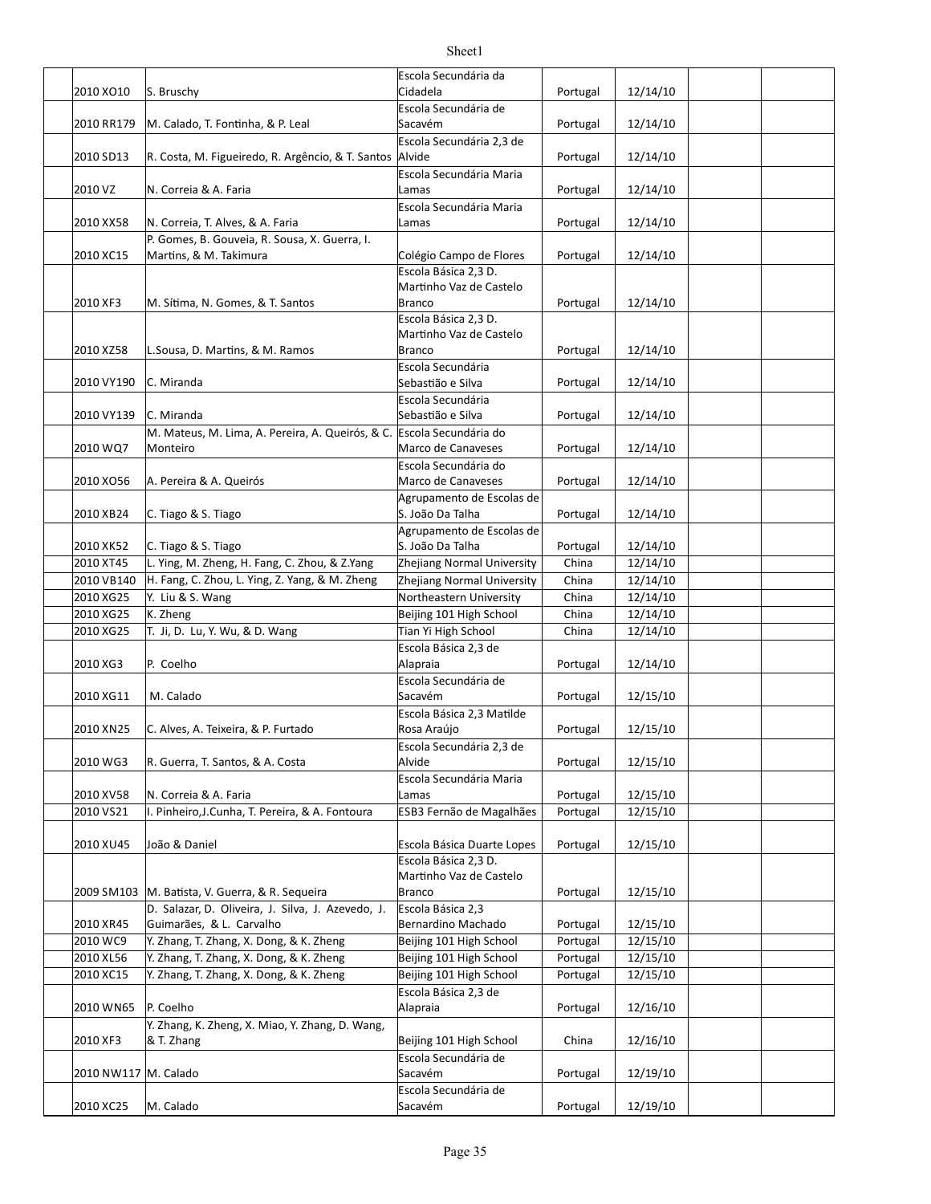| | | | | | | | |
|---|---|---|---|---|---|---|---|
| | 2010 XO10 | S. Bruschy | Escola Secundária da Cidadela | Portugal | 12/14/10 | | |
| | 2010 RR179 | M. Calado, T. Fontinha, & P. Leal | Escola Secundária de Sacavém | Portugal | 12/14/10 | | |
| | 2010 SD13 | R. Costa, M. Figueiredo, R. Argêncio, & T. Santos | Escola Secundária 2,3 de Alvide | Portugal | 12/14/10 | | |
| | 2010 VZ | N. Correia & A. Faria | Escola Secundária Maria Lamas | Portugal | 12/14/10 | | |
| | 2010 XX58 | N. Correia, T. Alves, & A. Faria | Escola Secundária Maria Lamas | Portugal | 12/14/10 | | |
| | 2010 XC15 | P. Gomes, B. Gouveia, R. Sousa, X. Guerra, I. Martins, & M. Takimura | Colégio Campo de Flores | Portugal | 12/14/10 | | |
| | 2010 XF3 | M. Sítima, N. Gomes, & T. Santos | Escola Básica 2,3 D. Martinho Vaz de Castelo Branco | Portugal | 12/14/10 | | |
| | 2010 XZ58 | L.Sousa, D. Martins, & M. Ramos | Escola Básica 2,3 D. Martinho Vaz de Castelo Branco | Portugal | 12/14/10 | | |
| | 2010 VY190 | C. Miranda | Escola Secundária Sebastião e Silva | Portugal | 12/14/10 | | |
| | 2010 VY139 | C. Miranda | Escola Secundária Sebastião e Silva | Portugal | 12/14/10 | | |
| | 2010 WQ7 | M. Mateus, M. Lima, A. Pereira, A. Queirós, & C. Monteiro | Escola Secundária do Marco de Canaveses | Portugal | 12/14/10 | | |
| | 2010 XO56 | A. Pereira & A. Queirós | Escola Secundária do Marco de Canaveses | Portugal | 12/14/10 | | |
| | 2010 XB24 | C. Tiago & S. Tiago | Agrupamento de Escolas de S. João Da Talha | Portugal | 12/14/10 | | |
| | 2010 XK52 | C. Tiago & S. Tiago | Agrupamento de Escolas de S. João Da Talha | Portugal | 12/14/10 | | |
| | 2010 XT45 | L. Ying, M. Zheng, H. Fang, C. Zhou, & Z.Yang | Zhejiang Normal University | China | 12/14/10 | | |
| | 2010 VB140 | H. Fang, C. Zhou, L. Ying, Z. Yang, & M. Zheng | Zhejiang Normal University | China | 12/14/10 | | |
| | 2010 XG25 | Y. Liu & S. Wang | Northeastern University | China | 12/14/10 | | |
| | 2010 XG25 | K. Zheng | Beijing 101 High School | China | 12/14/10 | | |
| | 2010 XG25 | T. Ji, D. Lu, Y. Wu, & D. Wang | Tian Yi High School | China | 12/14/10 | | |
| | 2010 XG3 | P. Coelho | Escola Básica 2,3 de Alapraia | Portugal | 12/14/10 | | |
| | 2010 XG11 | M. Calado | Escola Secundária de Sacavém | Portugal | 12/15/10 | | |
| | 2010 XN25 | C. Alves, A. Teixeira, & P. Furtado | Escola Básica 2,3 Matilde Rosa Araújo | Portugal | 12/15/10 | | |
| | 2010 WG3 | R. Guerra, T. Santos, & A. Costa | Escola Secundária 2,3 de Alvide | Portugal | 12/15/10 | | |
| | 2010 XV58 | N. Correia & A. Faria | Escola Secundária Maria Lamas | Portugal | 12/15/10 | | |
| | 2010 VS21 | I. Pinheiro,J.Cunha, T. Pereira, & A. Fontoura | ESB3 Fernão de Magalhães | Portugal | 12/15/10 | | |
| | 2010 XU45 | João & Daniel | Escola Básica Duarte Lopes | Portugal | 12/15/10 | | |
| | 2009 SM103 | M. Batista, V. Guerra, & R. Sequeira | Escola Básica 2,3 D. Martinho Vaz de Castelo Branco | Portugal | 12/15/10 | | |
| | 2010 XR45 | D. Salazar, D. Oliveira, J. Silva, J. Azevedo, J. Guimarães, & L. Carvalho | Escola Básica 2,3 Bernardino Machado | Portugal | 12/15/10 | | |
| | 2010 WC9 | Y. Zhang, T. Zhang, X. Dong, & K. Zheng | Beijing 101 High School | Portugal | 12/15/10 | | |
| | 2010 XL56 | Y. Zhang, T. Zhang, X. Dong, & K. Zheng | Beijing 101 High School | Portugal | 12/15/10 | | |
| | 2010 XC15 | Y. Zhang, T. Zhang, X. Dong, & K. Zheng | Beijing 101 High School | Portugal | 12/15/10 | | |
| | 2010 WN65 | P. Coelho | Escola Básica 2,3 de Alapraia | Portugal | 12/16/10 | | |
| | 2010 XF3 | Y. Zhang, K. Zheng, X. Miao, Y. Zhang, D. Wang, & T. Zhang | Beijing 101 High School | China | 12/16/10 | | |
| | 2010 NW117 | M. Calado | Escola Secundária de Sacavém | Portugal | 12/19/10 | | |
| | 2010 XC25 | M. Calado | Escola Secundária de Sacavém | Portugal | 12/19/10 | | |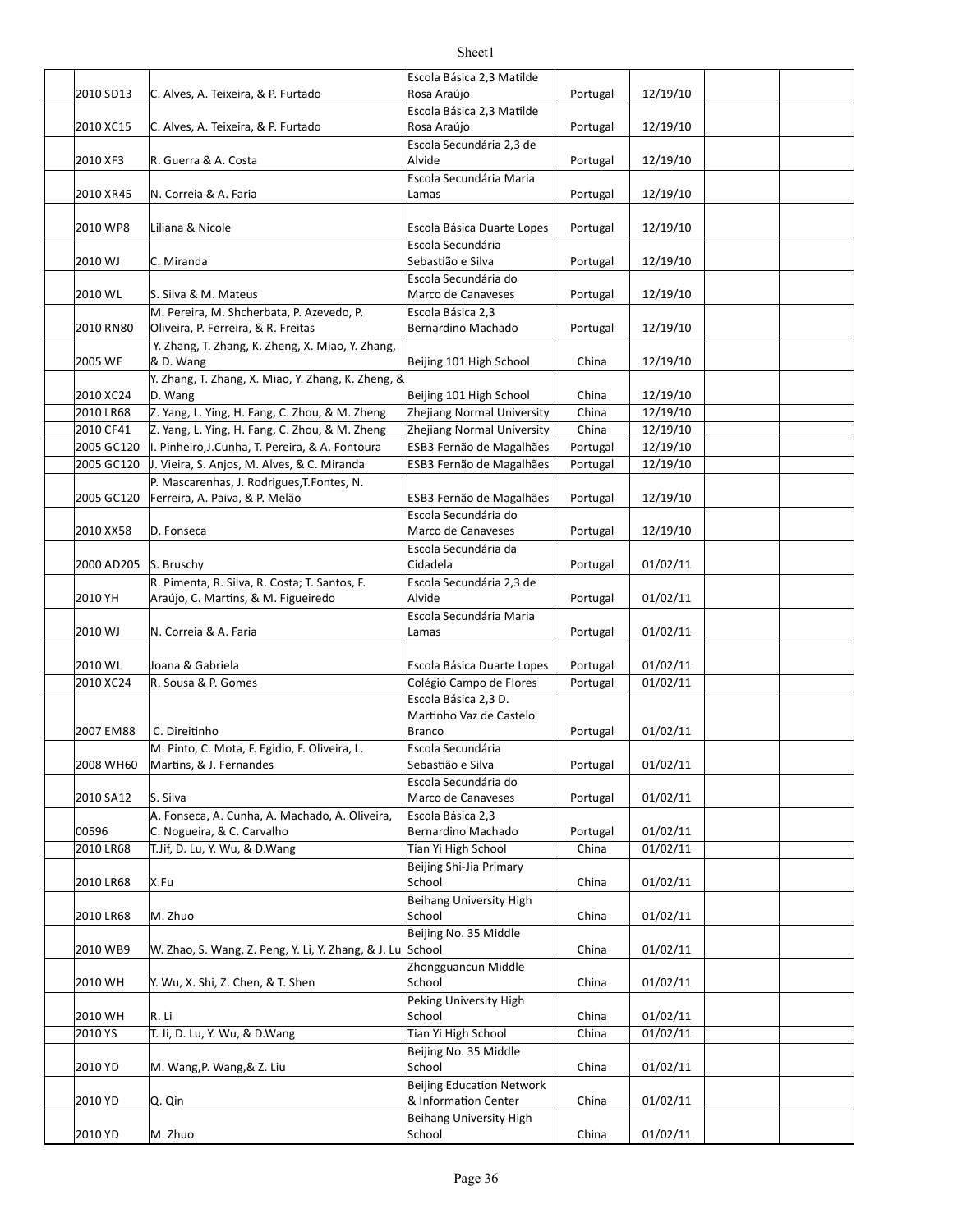| | | | | | | | |
|---|---|---|---|---|---|---|---|
| | 2010 SD13 | C. Alves, A. Teixeira, & P. Furtado | Escola Básica 2,3 Matilde Rosa Araújo | Portugal | 12/19/10 | | |
| | 2010 XC15 | C. Alves, A. Teixeira, & P. Furtado | Escola Básica 2,3 Matilde Rosa Araújo | Portugal | 12/19/10 | | |
| | 2010 XF3 | R. Guerra & A. Costa | Escola Secundária 2,3 de Alvide | Portugal | 12/19/10 | | |
| | 2010 XR45 | N. Correia & A. Faria | Escola Secundária Maria Lamas | Portugal | 12/19/10 | | |
| | 2010 WP8 | Liliana & Nicole | Escola Básica Duarte Lopes | Portugal | 12/19/10 | | |
| | 2010 WJ | C. Miranda | Escola Secundária Sebastião e Silva | Portugal | 12/19/10 | | |
| | 2010 WL | S. Silva & M. Mateus | Escola Secundária do Marco de Canaveses | Portugal | 12/19/10 | | |
| | 2010 RN80 | M. Pereira, M. Shcherbata, P. Azevedo, P. Oliveira, P. Ferreira, & R. Freitas | Escola Básica 2,3 Bernardino Machado | Portugal | 12/19/10 | | |
| | 2005 WE | Y. Zhang, T. Zhang, K. Zheng, X. Miao, Y. Zhang, & D. Wang | Beijing 101 High School | China | 12/19/10 | | |
| | 2010 XC24 | Y. Zhang, T. Zhang, X. Miao, Y. Zhang, K. Zheng, & D. Wang | Beijing 101 High School | China | 12/19/10 | | |
| | 2010 LR68 | Z. Yang, L. Ying, H. Fang, C. Zhou, & M. Zheng | Zhejiang Normal University | China | 12/19/10 | | |
| | 2010 CF41 | Z. Yang, L. Ying, H. Fang, C. Zhou, & M. Zheng | Zhejiang Normal University | China | 12/19/10 | | |
| | 2005 GC120 | I. Pinheiro,J.Cunha, T. Pereira, & A. Fontoura | ESB3 Fernão de Magalhães | Portugal | 12/19/10 | | |
| | 2005 GC120 | J. Vieira, S. Anjos, M. Alves, & C. Miranda | ESB3 Fernão de Magalhães | Portugal | 12/19/10 | | |
| | 2005 GC120 | P. Mascarenhas, J. Rodrigues,T.Fontes, N. Ferreira, A. Paiva, & P. Melão | ESB3 Fernão de Magalhães | Portugal | 12/19/10 | | |
| | 2010 XX58 | D. Fonseca | Escola Secundária do Marco de Canaveses | Portugal | 12/19/10 | | |
| | 2000 AD205 | S. Bruschy | Escola Secundária da Cidadela | Portugal | 01/02/11 | | |
| | 2010 YH | R. Pimenta, R. Silva, R. Costa; T. Santos, F. Araújo, C. Martins, & M. Figueiredo | Escola Secundária 2,3 de Alvide | Portugal | 01/02/11 | | |
| | 2010 WJ | N. Correia & A. Faria | Escola Secundária Maria Lamas | Portugal | 01/02/11 | | |
| | 2010 WL | Joana & Gabriela | Escola Básica Duarte Lopes | Portugal | 01/02/11 | | |
| | 2010 XC24 | R. Sousa & P. Gomes | Colégio Campo de Flores | Portugal | 01/02/11 | | |
| | 2007 EM88 | C. Direitinho | Escola Básica 2,3 D. Martinho Vaz de Castelo Branco | Portugal | 01/02/11 | | |
| | 2008 WH60 | M. Pinto, C. Mota, F. Egidio, F. Oliveira, L. Martins, & J. Fernandes | Escola Secundária Sebastião e Silva | Portugal | 01/02/11 | | |
| | 2010 SA12 | S. Silva | Escola Secundária do Marco de Canaveses | Portugal | 01/02/11 | | |
| | 00596 | A. Fonseca, A. Cunha, A. Machado, A. Oliveira, C. Nogueira, & C. Carvalho | Escola Básica 2,3 Bernardino Machado | Portugal | 01/02/11 | | |
| | 2010 LR68 | T.Jif, D. Lu, Y. Wu, & D.Wang | Tian Yi High School | China | 01/02/11 | | |
| | 2010 LR68 | X.Fu | Beijing Shi-Jia Primary School | China | 01/02/11 | | |
| | 2010 LR68 | M. Zhuo | Beihang University High School | China | 01/02/11 | | |
| | 2010 WB9 | W. Zhao, S. Wang, Z. Peng, Y. Li, Y. Zhang, & J. Lu | Beijing No. 35 Middle School | China | 01/02/11 | | |
| | 2010 WH | Y. Wu, X. Shi, Z. Chen, & T. Shen | Zhongguancun Middle School | China | 01/02/11 | | |
| | 2010 WH | R. Li | Peking University High School | China | 01/02/11 | | |
| | 2010 YS | T. Ji, D. Lu, Y. Wu, & D.Wang | Tian Yi High School | China | 01/02/11 | | |
| | 2010 YD | M. Wang,P. Wang,& Z. Liu | Beijing No. 35 Middle School | China | 01/02/11 | | |
| | 2010 YD | Q. Qin | Beijing Education Network & Information Center | China | 01/02/11 | | |
| | 2010 YD | M. Zhuo | Beihang University High School | China | 01/02/11 | | |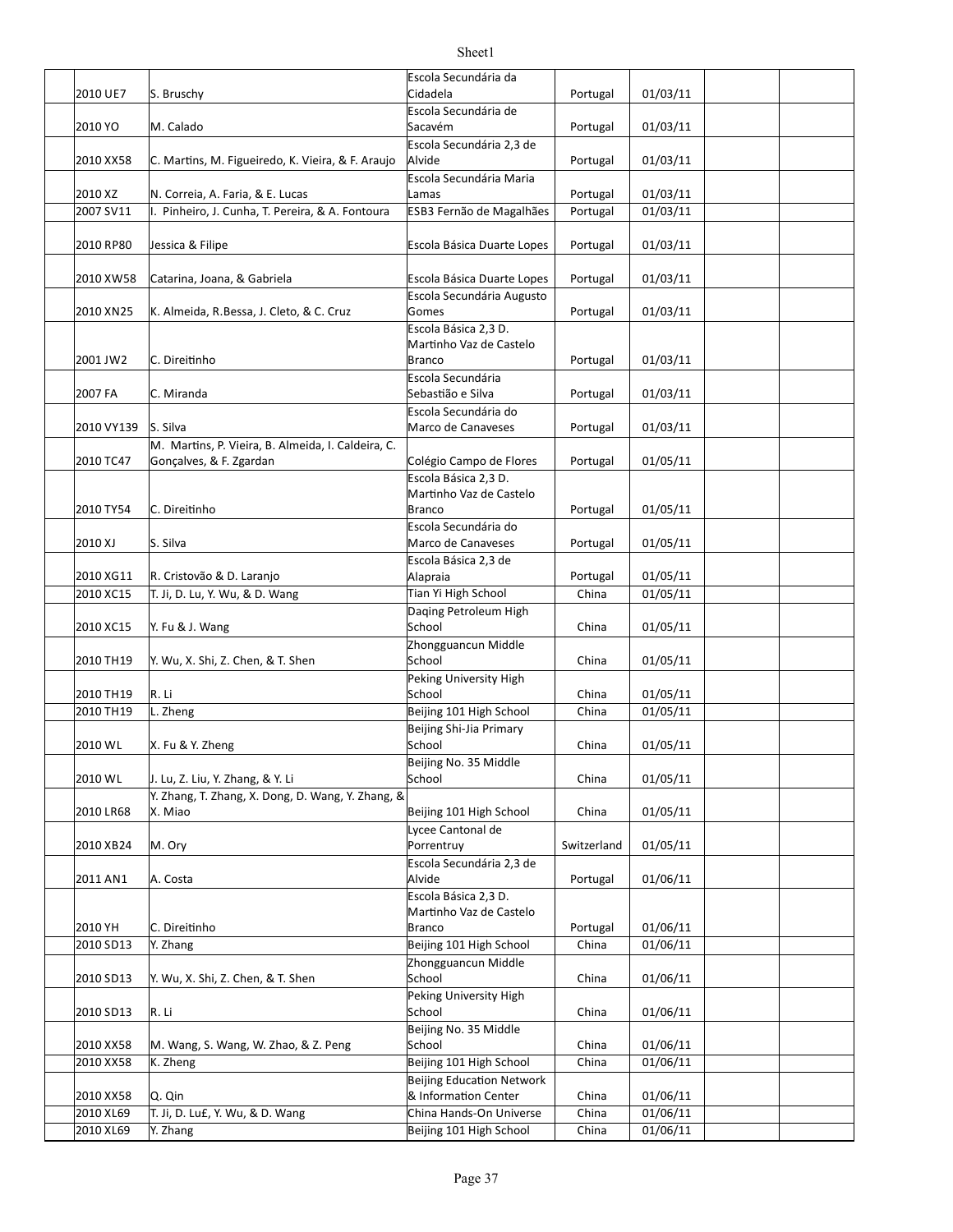| | | | | | | | |
|---|---|---|---|---|---|---|---|
| | 2010 UE7 | S. Bruschy | Escola Secundária da Cidadela | Portugal | 01/03/11 | | |
| | 2010 YO | M. Calado | Escola Secundária de Sacavém | Portugal | 01/03/11 | | |
| | 2010 XX58 | C. Martins, M. Figueiredo, K. Vieira, & F. Araujo | Escola Secundária 2,3 de Alvide | Portugal | 01/03/11 | | |
| | 2010 XZ | N. Correia, A. Faria, & E. Lucas | Escola Secundária Maria Lamas | Portugal | 01/03/11 | | |
| | 2007 SV11 | I. Pinheiro, J. Cunha, T. Pereira, & A. Fontoura | ESB3 Fernão de Magalhães | Portugal | 01/03/11 | | |
| | 2010 RP80 | Jessica & Filipe | Escola Básica Duarte Lopes | Portugal | 01/03/11 | | |
| | 2010 XW58 | Catarina, Joana, & Gabriela | Escola Básica Duarte Lopes | Portugal | 01/03/11 | | |
| | 2010 XN25 | K. Almeida, R.Bessa, J. Cleto, & C. Cruz | Escola Secundária Augusto Gomes | Portugal | 01/03/11 | | |
| | 2001 JW2 | C. Direitinho | Escola Básica 2,3 D. Martinho Vaz de Castelo Branco | Portugal | 01/03/11 | | |
| | 2007 FA | C. Miranda | Escola Secundária Sebastião e Silva | Portugal | 01/03/11 | | |
| | 2010 VY139 | S. Silva | Escola Secundária do Marco de Canaveses | Portugal | 01/03/11 | | |
| | 2010 TC47 | M. Martins, P. Vieira, B. Almeida, I. Caldeira, C. Gonçalves, & F. Zgardan | Colégio Campo de Flores | Portugal | 01/05/11 | | |
| | 2010 TY54 | C. Direitinho | Escola Básica 2,3 D. Martinho Vaz de Castelo Branco | Portugal | 01/05/11 | | |
| | 2010 XJ | S. Silva | Escola Secundária do Marco de Canaveses | Portugal | 01/05/11 | | |
| | 2010 XG11 | R. Cristovão & D. Laranjo | Escola Básica 2,3 de Alapraia | Portugal | 01/05/11 | | |
| | 2010 XC15 | T. Ji, D. Lu, Y. Wu, & D. Wang | Tian Yi High School | China | 01/05/11 | | |
| | 2010 XC15 | Y. Fu & J. Wang | Daqing Petroleum High School | China | 01/05/11 | | |
| | 2010 TH19 | Y. Wu, X. Shi, Z. Chen, & T. Shen | Zhongguancun Middle School | China | 01/05/11 | | |
| | 2010 TH19 | R. Li | Peking University High School | China | 01/05/11 | | |
| | 2010 TH19 | L. Zheng | Beijing 101 High School | China | 01/05/11 | | |
| | 2010 WL | X. Fu & Y. Zheng | Beijing Shi-Jia Primary School | China | 01/05/11 | | |
| | 2010 WL | J. Lu, Z. Liu, Y. Zhang, & Y. Li | Beijing No. 35 Middle School | China | 01/05/11 | | |
| | 2010 LR68 | Y. Zhang, T. Zhang, X. Dong, D. Wang, Y. Zhang, & X. Miao | Beijing 101 High School | China | 01/05/11 | | |
| | 2010 XB24 | M. Ory | Lycee Cantonal de Porrentruy | Switzerland | 01/05/11 | | |
| | 2011 AN1 | A. Costa | Escola Secundária 2,3 de Alvide | Portugal | 01/06/11 | | |
| | 2010 YH | C. Direitinho | Escola Básica 2,3 D. Martinho Vaz de Castelo Branco | Portugal | 01/06/11 | | |
| | 2010 SD13 | Y. Zhang | Beijing 101 High School | China | 01/06/11 | | |
| | 2010 SD13 | Y. Wu, X. Shi, Z. Chen, & T. Shen | Zhongguancun Middle School | China | 01/06/11 | | |
| | 2010 SD13 | R. Li | Peking University High School | China | 01/06/11 | | |
| | 2010 XX58 | M. Wang, S. Wang, W. Zhao, & Z. Peng | Beijing No. 35 Middle School | China | 01/06/11 | | |
| | 2010 XX58 | K. Zheng | Beijing 101 High School | China | 01/06/11 | | |
| | 2010 XX58 | Q. Qin | Beijing Education Network & Information Center | China | 01/06/11 | | |
| | 2010 XL69 | T. Ji, D. Lu£, Y. Wu, & D. Wang | China Hands-On Universe | China | 01/06/11 | | |
| | 2010 XL69 | Y. Zhang | Beijing 101 High School | China | 01/06/11 | | |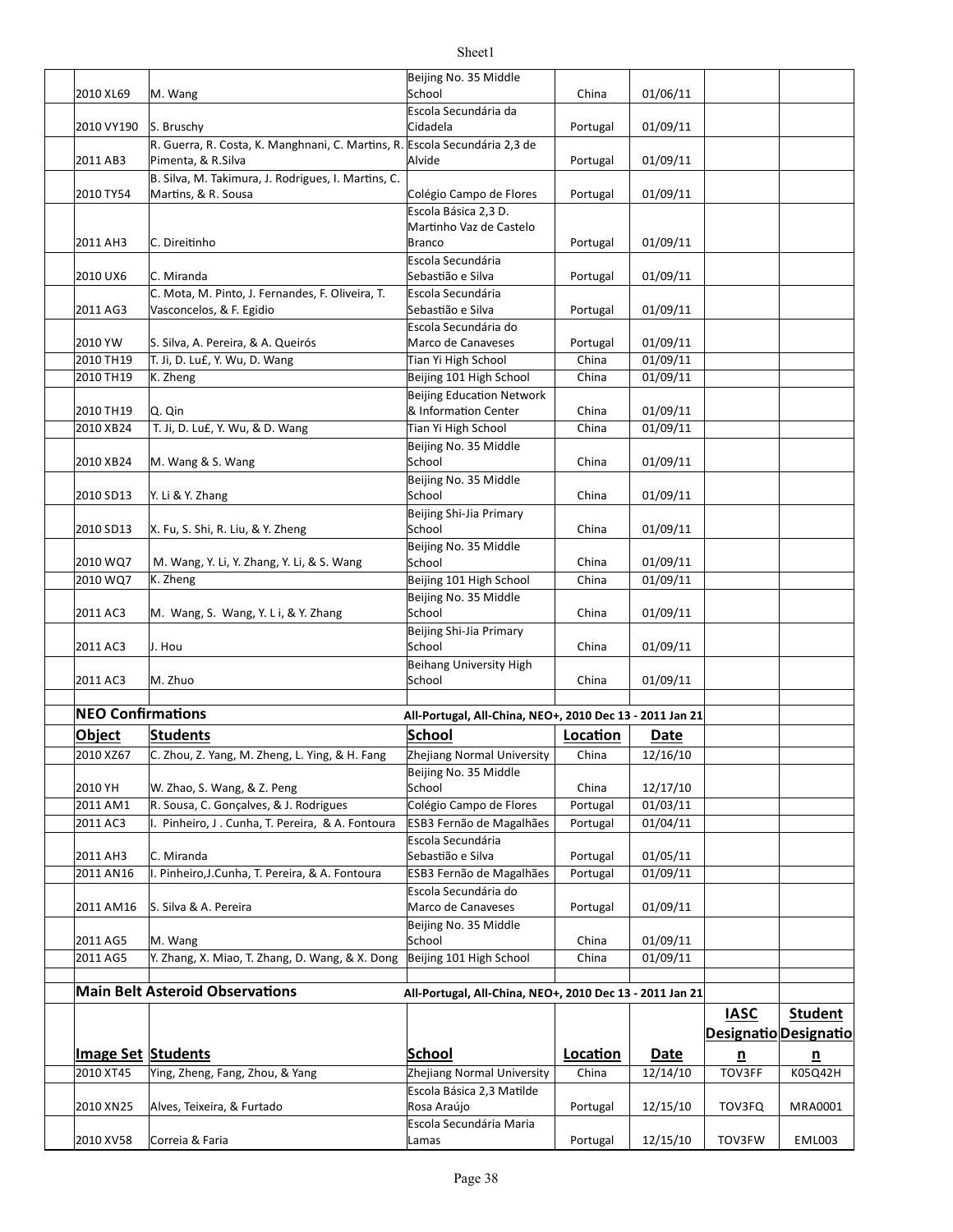| Object | Students | School | Location | Date | | |
|---|---|---|---|---|---|---|
| 2010 XL69 | M. Wang | Beijing No. 35 Middle School | China | 01/06/11 | | |
| 2010 VY190 | S. Bruschy | Escola Secundária da Cidadela | Portugal | 01/09/11 | | |
| 2011 AB3 | R. Guerra, R. Costa, K. Manghnani, C. Martins, R. Pimenta, & R.Silva | Escola Secundária 2,3 de Alvide | Portugal | 01/09/11 | | |
| 2010 TY54 | B. Silva, M. Takimura, J. Rodrigues, I. Martins, C. Martins, & R. Sousa | Colégio Campo de Flores | Portugal | 01/09/11 | | |
| 2011 AH3 | C. Direitinho | Escola Básica 2,3 D. Martinho Vaz de Castelo Branco | Portugal | 01/09/11 | | |
| 2010 UX6 | C. Miranda | Escola Secundária Sebastião e Silva | Portugal | 01/09/11 | | |
| 2011 AG3 | C. Mota, M. Pinto, J. Fernandes, F. Oliveira, T. Vasconcelos, & F. Egidio | Escola Secundária Sebastião e Silva | Portugal | 01/09/11 | | |
| 2010 YW | S. Silva, A. Pereira, & A. Queirós | Escola Secundária do Marco de Canaveses | Portugal | 01/09/11 | | |
| 2010 TH19 | T. Ji, D. Lu£, Y. Wu, D. Wang | Tian Yi High School | China | 01/09/11 | | |
| 2010 TH19 | K. Zheng | Beijing 101 High School | China | 01/09/11 | | |
| 2010 TH19 | Q. Qin | Beijing Education Network & Information Center | China | 01/09/11 | | |
| 2010 XB24 | T. Ji, D. Lu£, Y. Wu, & D. Wang | Tian Yi High School | China | 01/09/11 | | |
| 2010 XB24 | M. Wang & S. Wang | Beijing No. 35 Middle School | China | 01/09/11 | | |
| 2010 SD13 | Y. Li & Y. Zhang | Beijing No. 35 Middle School | China | 01/09/11 | | |
| 2010 SD13 | X. Fu, S. Shi, R. Liu, & Y. Zheng | Beijing Shi-Jia Primary School | China | 01/09/11 | | |
| 2010 WQ7 | M. Wang, Y. Li, Y. Zhang, Y. Li, & S. Wang | Beijing No. 35 Middle School | China | 01/09/11 | | |
| 2010 WQ7 | K. Zheng | Beijing 101 High School | China | 01/09/11 | | |
| 2011 AC3 | M. Wang, S. Wang, Y. L i, & Y. Zhang | Beijing No. 35 Middle School | China | 01/09/11 | | |
| 2011 AC3 | J. Hou | Beijing Shi-Jia Primary School | China | 01/09/11 | | |
| 2011 AC3 | M. Zhuo | Beihang University High School | China | 01/09/11 | | |

**NEO Confirmations** — All-Portugal, All-China, NEO+, 2010 Dec 13 - 2011 Jan 21

| Object | Students | School | Location | Date | | |
|---|---|---|---|---|---|---|
| 2010 XZ67 | C. Zhou, Z. Yang, M. Zheng, L. Ying, & H. Fang | Zhejiang Normal University | China | 12/16/10 | | |
| 2010 YH | W. Zhao, S. Wang, & Z. Peng | Beijing No. 35 Middle School | China | 12/17/10 | | |
| 2011 AM1 | R. Sousa, C. Gonçalves, & J. Rodrigues | Colégio Campo de Flores | Portugal | 01/03/11 | | |
| 2011 AC3 | I. Pinheiro, J . Cunha, T. Pereira, & A. Fontoura | ESB3 Fernão de Magalhães | Portugal | 01/04/11 | | |
| 2011 AH3 | C. Miranda | Escola Secundária Sebastião e Silva | Portugal | 01/05/11 | | |
| 2011 AN16 | I. Pinheiro,J.Cunha, T. Pereira, & A. Fontoura | ESB3 Fernão de Magalhães | Portugal | 01/09/11 | | |
| 2011 AM16 | S. Silva & A. Pereira | Escola Secundária do Marco de Canaveses | Portugal | 01/09/11 | | |
| 2011 AG5 | M. Wang | Beijing No. 35 Middle School | China | 01/09/11 | | |
| 2011 AG5 | Y. Zhang, X. Miao, T. Zhang, D. Wang, & X. Dong | Beijing 101 High School | China | 01/09/11 | | |

**Main Belt Asteroid Observations** — All-Portugal, All-China, NEO+, 2010 Dec 13 - 2011 Jan 21

| Image Set | Students | School | Location | Date | IASC Designation | Student Designation |
|---|---|---|---|---|---|---|
| 2010 XT45 | Ying, Zheng, Fang, Zhou, & Yang | Zhejiang Normal University | China | 12/14/10 | TOV3FF | K05Q42H |
| 2010 XN25 | Alves, Teixeira, & Furtado | Escola Básica 2,3 Matilde Rosa Araújo | Portugal | 12/15/10 | TOV3FQ | MRA0001 |
| 2010 XV58 | Correia & Faria | Escola Secundária Maria Lamas | Portugal | 12/15/10 | TOV3FW | EML003 |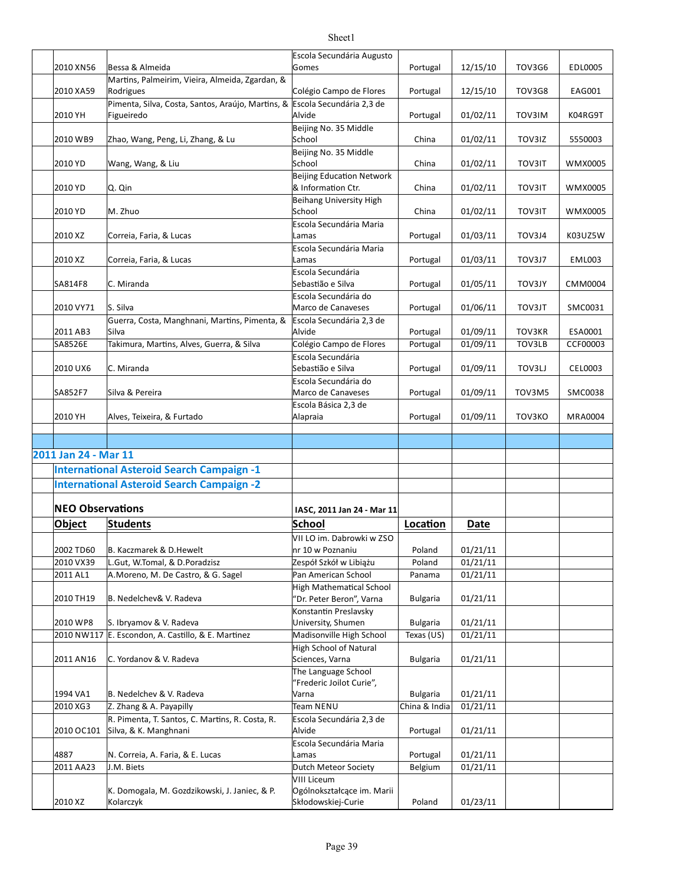| | Object | Students | School | Location | Date | | |
|---|---|---|---|---|---|---|---|
| | 2010 XN56 | Bessa & Almeida | Escola Secundária Augusto Gomes | Portugal | 12/15/10 | TOV3G6 | EDL0005 |
| | 2010 XA59 | Martins, Palmeirim, Vieira, Almeida, Zgardan, & Rodrigues | Colégio Campo de Flores | Portugal | 12/15/10 | TOV3G8 | EAG001 |
| | 2010 YH | Pimenta, Silva, Costa, Santos, Araújo, Martins, & Figueiredo | Escola Secundária 2,3 de Alvide | Portugal | 01/02/11 | TOV3IM | K04RG9T |
| | 2010 WB9 | Zhao, Wang, Peng, Li, Zhang, & Lu | Beijing No. 35 Middle School | China | 01/02/11 | TOV3IZ | 5550003 |
| | 2010 YD | Wang, Wang, & Liu | Beijing No. 35 Middle School | China | 01/02/11 | TOV3IT | WMX0005 |
| | 2010 YD | Q. Qin | Beijing Education Network & Information Ctr. | China | 01/02/11 | TOV3IT | WMX0005 |
| | 2010 YD | M. Zhuo | Beihang University High School | China | 01/02/11 | TOV3IT | WMX0005 |
| | 2010 XZ | Correia, Faria, & Lucas | Escola Secundária Maria Lamas | Portugal | 01/03/11 | TOV3J4 | K03UZ5W |
| | 2010 XZ | Correia, Faria, & Lucas | Escola Secundária Maria Lamas | Portugal | 01/03/11 | TOV3J7 | EML003 |
| | SA814F8 | C. Miranda | Escola Secundária Sebastião e Silva | Portugal | 01/05/11 | TOV3JY | CMM0004 |
| | 2010 VY71 | S. Silva | Escola Secundária do Marco de Canaveses | Portugal | 01/06/11 | TOV3JT | SMC0031 |
| | 2011 AB3 | Guerra, Costa, Manghnani, Martins, Pimenta, & Silva | Escola Secundária 2,3 de Alvide | Portugal | 01/09/11 | TOV3KR | ESA0001 |
| | SA8526E | Takimura, Martins, Alves, Guerra, & Silva | Colégio Campo de Flores | Portugal | 01/09/11 | TOV3LB | CCF00003 |
| | 2010 UX6 | C. Miranda | Escola Secundária Sebastião e Silva | Portugal | 01/09/11 | TOV3LJ | CEL0003 |
| | SA852F7 | Silva & Pereira | Escola Secundária do Marco de Canaveses | Portugal | 01/09/11 | TOV3M5 | SMC0038 |
| | 2010 YH | Alves, Teixeira, & Furtado | Escola Básica 2,3 de Alapraia | Portugal | 01/09/11 | TOV3KO | MRA0004 |

**2011 Jan 24 - Mar 11**

**International Asteroid Search Campaign -1**

**International Asteroid Search Campaign -2**

**NEO Observations** — **IASC, 2011 Jan 24 - Mar 11**

| Object | Students | School | Location | Date |
|---|---|---|---|---|
| 2002 TD60 | B. Kaczmarek & D.Hewelt | VII LO im. Dabrowki w ZSO nr 10 w Poznaniu | Poland | 01/21/11 |
| 2010 VX39 | L.Gut, W.Tomal, & D.Poradzisz | Zespół Szkół w Libiążu | Poland | 01/21/11 |
| 2011 AL1 | A.Moreno, M. De Castro, & G. Sagel | Pan American School | Panama | 01/21/11 |
| 2010 TH19 | B. Nedelchev& V. Radeva | High Mathematical School "Dr. Peter Beron", Varna | Bulgaria | 01/21/11 |
| 2010 WP8 | S. Ibryamov & V. Radeva | Konstantin Preslavsky University, Shumen | Bulgaria | 01/21/11 |
| 2010 NW117 | E. Escondon, A. Castillo, & E. Martinez | Madisonville High School | Texas (US) | 01/21/11 |
| 2011 AN16 | C. Yordanov & V. Radeva | High School of Natural Sciences, Varna | Bulgaria | 01/21/11 |
| 1994 VA1 | B. Nedelchev & V. Radeva | The Language School "Frederic Joilot Curie", Varna | Bulgaria | 01/21/11 |
| 2010 XG3 | Z. Zhang & A. Payapilly | Team NENU | China & India | 01/21/11 |
| 2010 OC101 | R. Pimenta, T. Santos, C. Martins, R. Costa, R. Silva, & K. Manghnani | Escola Secundária 2,3 de Alvide | Portugal | 01/21/11 |
| 4887 | N. Correia, A. Faria, & E. Lucas | Escola Secundária Maria Lamas | Portugal | 01/21/11 |
| 2011 AA23 | J.M. Biets | Dutch Meteor Society | Belgium | 01/21/11 |
| 2010 XZ | K. Domogala, M. Gozdzikowski, J. Janiec, & P. Kolarczyk | VIII Liceum Ogólnokształcące im. Marii Skłodowskiej-Curie | Poland | 01/23/11 |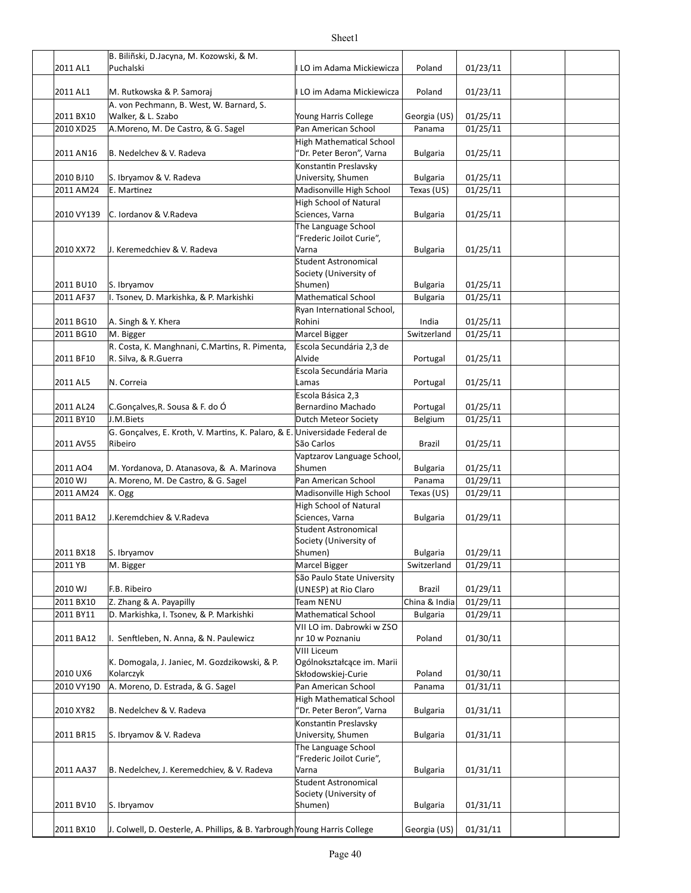| | | | | | | | |
|---|---|---|---|---|---|---|---|
| | 2011 AL1 | B. Biliñski, D.Jacyna, M. Kozowski, & M. Puchalski | I LO im Adama Mickiewicza | Poland | 01/23/11 | | |
| | 2011 AL1 | M. Rutkowska & P. Samoraj | I LO im Adama Mickiewicza | Poland | 01/23/11 | | |
| | 2011 BX10 | A. von Pechmann, B. West, W. Barnard, S. Walker, & L. Szabo | Young Harris College | Georgia (US) | 01/25/11 | | |
| | 2010 XD25 | A.Moreno, M. De Castro, & G. Sagel | Pan American School | Panama | 01/25/11 | | |
| | 2011 AN16 | B. Nedelchev & V. Radeva | High Mathematical School "Dr. Peter Beron", Varna | Bulgaria | 01/25/11 | | |
| | 2010 BJ10 | S. Ibryamov & V. Radeva | Konstantin Preslavsky University, Shumen | Bulgaria | 01/25/11 | | |
| | 2011 AM24 | E. Martinez | Madisonville High School | Texas (US) | 01/25/11 | | |
| | 2010 VY139 | C. Iordanov & V.Radeva | High School of Natural Sciences, Varna | Bulgaria | 01/25/11 | | |
| | 2010 XX72 | J. Keremedchiev & V. Radeva | The Language School "Frederic Joilot Curie", Varna | Bulgaria | 01/25/11 | | |
| | 2011 BU10 | S. Ibryamov | Student Astronomical Society (University of Shumen) | Bulgaria | 01/25/11 | | |
| | 2011 AF37 | I. Tsonev, D. Markishka, & P. Markishki | Mathematical School | Bulgaria | 01/25/11 | | |
| | 2011 BG10 | A. Singh & Y. Khera | Ryan International School, Rohini | India | 01/25/11 | | |
| | 2011 BG10 | M. Bigger | Marcel Bigger | Switzerland | 01/25/11 | | |
| | 2011 BF10 | R. Costa, K. Manghnani, C.Martins, R. Pimenta, R. Silva, & R.Guerra | Escola Secundária 2,3 de Alvide | Portugal | 01/25/11 | | |
| | 2011 AL5 | N. Correia | Escola Secundária Maria Lamas | Portugal | 01/25/11 | | |
| | 2011 AL24 | C.Gonçalves,R. Sousa & F. do Ó | Escola Básica 2,3 Bernardino Machado | Portugal | 01/25/11 | | |
| | 2011 BY10 | J.M.Biets | Dutch Meteor Society | Belgium | 01/25/11 | | |
| | 2011 AV55 | G. Gonçalves, E. Kroth, V. Martins, K. Palaro, & E. Ribeiro | Universidade Federal de São Carlos | Brazil | 01/25/11 | | |
| | 2011 AO4 | M. Yordanova, D. Atanasova, & A. Marinova | Vaptzarov Language School, Shumen | Bulgaria | 01/25/11 | | |
| | 2010 WJ | A. Moreno, M. De Castro, & G. Sagel | Pan American School | Panama | 01/29/11 | | |
| | 2011 AM24 | K. Ogg | Madisonville High School | Texas (US) | 01/29/11 | | |
| | 2011 BA12 | J.Keremdchiev & V.Radeva | High School of Natural Sciences, Varna | Bulgaria | 01/29/11 | | |
| | 2011 BX18 | S. Ibryamov | Student Astronomical Society (University of Shumen) | Bulgaria | 01/29/11 | | |
| | 2011 YB | M. Bigger | Marcel Bigger | Switzerland | 01/29/11 | | |
| | 2010 WJ | F.B. Ribeiro | São Paulo State University (UNESP) at Rio Claro | Brazil | 01/29/11 | | |
| | 2011 BX10 | Z. Zhang & A. Payapilly | Team NENU | China & India | 01/29/11 | | |
| | 2011 BY11 | D. Markishka, I. Tsonev, & P. Markishki | Mathematical School | Bulgaria | 01/29/11 | | |
| | 2011 BA12 | I. Senftleben, N. Anna, & N. Paulewicz | VII LO im. Dabrowki w ZSO nr 10 w Poznaniu | Poland | 01/30/11 | | |
| | 2010 UX6 | K. Domogala, J. Janiec, M. Gozdzikowski, & P. Kolarczyk | VIII Liceum Ogólnokształcące im. Marii Skłodowskiej-Curie | Poland | 01/30/11 | | |
| | 2010 VY190 | A. Moreno, D. Estrada, & G. Sagel | Pan American School | Panama | 01/31/11 | | |
| | 2010 XY82 | B. Nedelchev & V. Radeva | High Mathematical School "Dr. Peter Beron", Varna | Bulgaria | 01/31/11 | | |
| | 2011 BR15 | S. Ibryamov & V. Radeva | Konstantin Preslavsky University, Shumen | Bulgaria | 01/31/11 | | |
| | 2011 AA37 | B. Nedelchev, J. Keremedchiev, & V. Radeva | The Language School "Frederic Joilot Curie", Varna | Bulgaria | 01/31/11 | | |
| | 2011 BV10 | S. Ibryamov | Student Astronomical Society (University of Shumen) | Bulgaria | 01/31/11 | | |
| | 2011 BX10 | J. Colwell, D. Oesterle, A. Phillips, & B. Yarbrough | Young Harris College | Georgia (US) | 01/31/11 | | |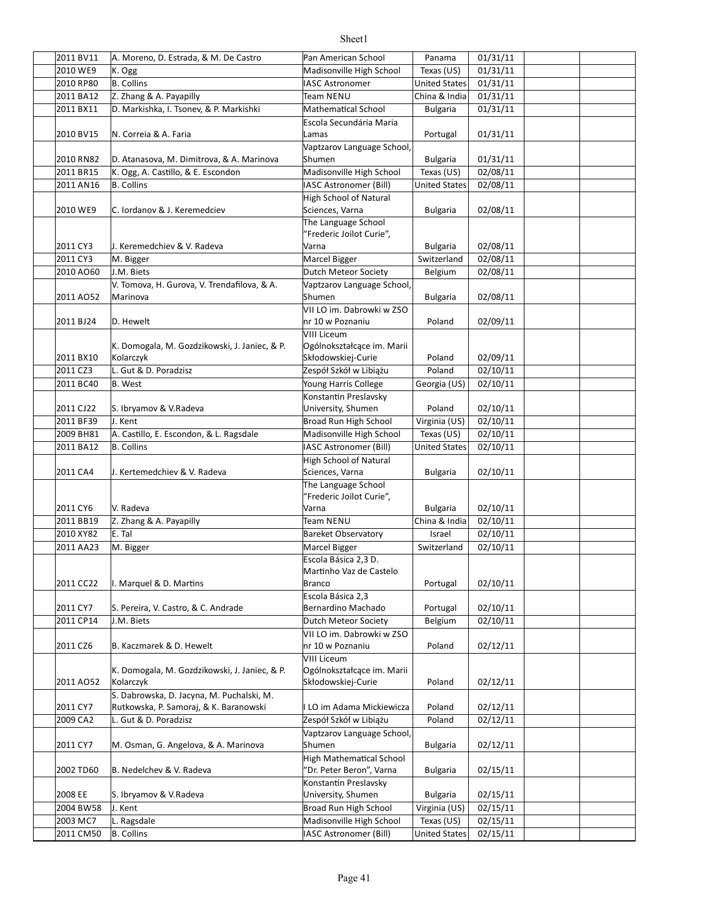| | | | | | | | |
|---|---|---|---|---|---|---|---|
| | 2011 BV11 | A. Moreno, D. Estrada, & M. De Castro | Pan American School | Panama | 01/31/11 | | |
| | 2010 WE9 | K. Ogg | Madisonville High School | Texas (US) | 01/31/11 | | |
| | 2010 RP80 | B. Collins | IASC Astronomer | United States | 01/31/11 | | |
| | 2011 BA12 | Z. Zhang & A. Payapilly | Team NENU | China & India | 01/31/11 | | |
| | 2011 BX11 | D. Markishka, I. Tsonev, & P. Markishki | Mathematical School | Bulgaria | 01/31/11 | | |
| | 2010 BV15 | N. Correia & A. Faria | Escola Secundária Maria Lamas | Portugal | 01/31/11 | | |
| | 2010 RN82 | D. Atanasova, M. Dimitrova, & A. Marinova | Vaptzarov Language School, Shumen | Bulgaria | 01/31/11 | | |
| | 2011 BR15 | K. Ogg, A. Castillo, & E. Escondon | Madisonville High School | Texas (US) | 02/08/11 | | |
| | 2011 AN16 | B. Collins | IASC Astronomer (Bill) | United States | 02/08/11 | | |
| | 2010 WE9 | C. Iordanov & J. Keremedciev | High School of Natural Sciences, Varna | Bulgaria | 02/08/11 | | |
| | 2011 CY3 | J. Keremedchiev & V. Radeva | The Language School "Frederic Joilot Curie", Varna | Bulgaria | 02/08/11 | | |
| | 2011 CY3 | M. Bigger | Marcel Bigger | Switzerland | 02/08/11 | | |
| | 2010 AO60 | J.M. Biets | Dutch Meteor Society | Belgium | 02/08/11 | | |
| | 2011 AO52 | V. Tomova, H. Gurova, V. Trendafilova, & A. Marinova | Vaptzarov Language School, Shumen | Bulgaria | 02/08/11 | | |
| | 2011 BJ24 | D. Hewelt | VII LO im. Dabrowki w ZSO nr 10 w Poznaniu | Poland | 02/09/11 | | |
| | 2011 BX10 | K. Domogala, M. Gozdzikowski, J. Janiec, & P. Kolarczyk | VIII Liceum Ogólnokształcące im. Marii Skłodowskiej-Curie | Poland | 02/09/11 | | |
| | 2011 CZ3 | L. Gut & D. Poradzisz | Zespół Szkół w Libiążu | Poland | 02/10/11 | | |
| | 2011 BC40 | B. West | Young Harris College | Georgia (US) | 02/10/11 | | |
| | 2011 CJ22 | S. Ibryamov & V.Radeva | Konstantin Preslavsky University, Shumen | Poland | 02/10/11 | | |
| | 2011 BF39 | J. Kent | Broad Run High School | Virginia (US) | 02/10/11 | | |
| | 2009 BH81 | A. Castillo, E. Escondon, & L. Ragsdale | Madisonville High School | Texas (US) | 02/10/11 | | |
| | 2011 BA12 | B. Collins | IASC Astronomer (Bill) | United States | 02/10/11 | | |
| | 2011 CA4 | J. Kertemedchiev & V. Radeva | High School of Natural Sciences, Varna | Bulgaria | 02/10/11 | | |
| | 2011 CY6 | V. Radeva | The Language School "Frederic Joilot Curie", Varna | Bulgaria | 02/10/11 | | |
| | 2011 BB19 | Z. Zhang & A. Payapilly | Team NENU | China & India | 02/10/11 | | |
| | 2010 XY82 | E. Tal | Bareket Observatory | Israel | 02/10/11 | | |
| | 2011 AA23 | M. Bigger | Marcel Bigger | Switzerland | 02/10/11 | | |
| | 2011 CC22 | I. Marquel & D. Martins | Escola Básica 2,3 D. Martinho Vaz de Castelo Branco | Portugal | 02/10/11 | | |
| | 2011 CY7 | S. Pereira, V. Castro, & C. Andrade | Escola Básica 2,3 Bernardino Machado | Portugal | 02/10/11 | | |
| | 2011 CP14 | J.M. Biets | Dutch Meteor Society | Belgium | 02/10/11 | | |
| | 2011 CZ6 | B. Kaczmarek & D. Hewelt | VII LO im. Dabrowki w ZSO nr 10 w Poznaniu | Poland | 02/12/11 | | |
| | 2011 AO52 | K. Domogala, M. Gozdzikowski, J. Janiec, & P. Kolarczyk | VIII Liceum Ogólnokształcące im. Marii Skłodowskiej-Curie | Poland | 02/12/11 | | |
| | 2011 CY7 | S. Dabrowska, D. Jacyna, M. Puchalski, M. Rutkowska, P. Samoraj, & K. Baranowski | I LO im Adama Mickiewicza | Poland | 02/12/11 | | |
| | 2009 CA2 | L. Gut & D. Poradzisz | Zespół Szkół w Libiążu | Poland | 02/12/11 | | |
| | 2011 CY7 | M. Osman, G. Angelova, & A. Marinova | Vaptzarov Language School, Shumen | Bulgaria | 02/12/11 | | |
| | 2002 TD60 | B. Nedelchev & V. Radeva | High Mathematical School "Dr. Peter Beron", Varna | Bulgaria | 02/15/11 | | |
| | 2008 EE | S. Ibryamov & V.Radeva | Konstantin Preslavsky University, Shumen | Bulgaria | 02/15/11 | | |
| | 2004 BW58 | J. Kent | Broad Run High School | Virginia (US) | 02/15/11 | | |
| | 2003 MC7 | L. Ragsdale | Madisonville High School | Texas (US) | 02/15/11 | | |
| | 2011 CM50 | B. Collins | IASC Astronomer (Bill) | United States | 02/15/11 | | |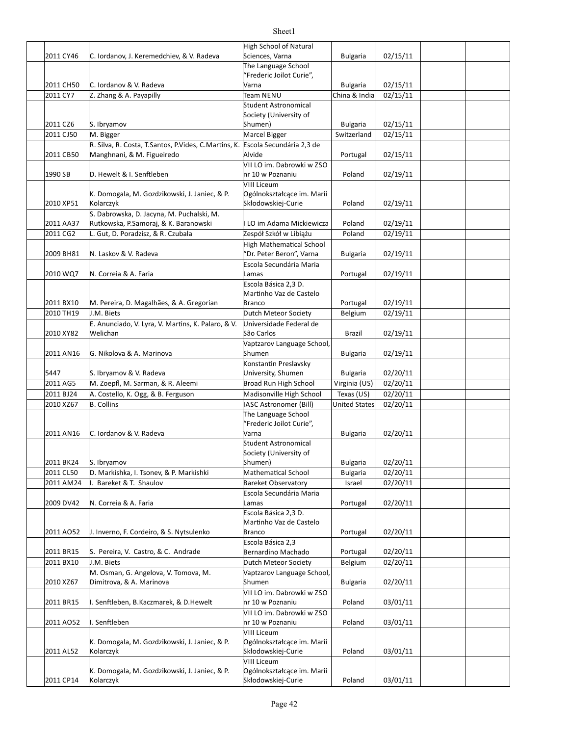| | | | | | | | |
|---|---|---|---|---|---|---|---|
| | 2011 CY46 | C. Iordanov, J. Keremedchiev, & V. Radeva | High School of Natural Sciences, Varna | Bulgaria | 02/15/11 | | |
| | 2011 CH50 | C. Iordanov & V. Radeva | The Language School "Frederic Joilot Curie", Varna | Bulgaria | 02/15/11 | | |
| | 2011 CY7 | Z. Zhang & A. Payapilly | Team NENU | China & India | 02/15/11 | | |
| | 2011 CZ6 | S. Ibryamov | Student Astronomical Society (University of Shumen) | Bulgaria | 02/15/11 | | |
| | 2011 CJ50 | M. Bigger | Marcel Bigger | Switzerland | 02/15/11 | | |
| | 2011 CB50 | R. Silva, R. Costa, T.Santos, P.Vides, C.Martins, K. Manghnani, & M. Figueiredo | Escola Secundária 2,3 de Alvide | Portugal | 02/15/11 | | |
| | 1990 SB | D. Hewelt & I. Senftleben | VII LO im. Dabrowki w ZSO nr 10 w Poznaniu | Poland | 02/19/11 | | |
| | 2010 XP51 | K. Domogala, M. Gozdzikowski, J. Janiec, & P. Kolarczyk | VIII Liceum Ogólnokształcące im. Marii Skłodowskiej-Curie | Poland | 02/19/11 | | |
| | 2011 AA37 | S. Dabrowska, D. Jacyna, M. Puchalski, M. Rutkowska, P.Samoraj, & K. Baranowski | I LO im Adama Mickiewicza | Poland | 02/19/11 | | |
| | 2011 CG2 | L. Gut, D. Poradzisz, & R. Czubala | Zespół Szkół w Libiążu | Poland | 02/19/11 | | |
| | 2009 BH81 | N. Laskov & V. Radeva | High Mathematical School "Dr. Peter Beron", Varna | Bulgaria | 02/19/11 | | |
| | 2010 WQ7 | N. Correia & A. Faria | Escola Secundária Maria Lamas | Portugal | 02/19/11 | | |
| | 2011 BX10 | M. Pereira, D. Magalhães, & A. Gregorian | Escola Básica 2,3 D. Martinho Vaz de Castelo Branco | Portugal | 02/19/11 | | |
| | 2010 TH19 | J.M. Biets | Dutch Meteor Society | Belgium | 02/19/11 | | |
| | 2010 XY82 | E. Anunciado, V. Lyra, V. Martins, K. Palaro, & V. Welichan | Universidade Federal de São Carlos | Brazil | 02/19/11 | | |
| | 2011 AN16 | G. Nikolova & A. Marinova | Vaptzarov Language School, Shumen | Bulgaria | 02/19/11 | | |
| | 5447 | S. Ibryamov & V. Radeva | Konstantin Preslavsky University, Shumen | Bulgaria | 02/20/11 | | |
| | 2011 AG5 | M. Zoepfl, M. Sarman, & R. Aleemi | Broad Run High School | Virginia (US) | 02/20/11 | | |
| | 2011 BJ24 | A. Costello, K. Ogg, & B. Ferguson | Madisonville High School | Texas (US) | 02/20/11 | | |
| | 2010 XZ67 | B. Collins | IASC Astronomer (Bill) | United States | 02/20/11 | | |
| | 2011 AN16 | C. Iordanov & V. Radeva | The Language School "Frederic Joilot Curie", Varna | Bulgaria | 02/20/11 | | |
| | 2011 BK24 | S. Ibryamov | Student Astronomical Society (University of Shumen) | Bulgaria | 02/20/11 | | |
| | 2011 CL50 | D. Markishka, I. Tsonev, & P. Markishki | Mathematical School | Bulgaria | 02/20/11 | | |
| | 2011 AM24 | I. Bareket & T. Shaulov | Bareket Observatory | Israel | 02/20/11 | | |
| | 2009 DV42 | N. Correia & A. Faria | Escola Secundária Maria Lamas | Portugal | 02/20/11 | | |
| | 2011 AO52 | J. Inverno, F. Cordeiro, & S. Nytsulenko | Escola Básica 2,3 D. Martinho Vaz de Castelo Branco | Portugal | 02/20/11 | | |
| | 2011 BR15 | S. Pereira, V. Castro, & C. Andrade | Escola Básica 2,3 Bernardino Machado | Portugal | 02/20/11 | | |
| | 2011 BX10 | J.M. Biets | Dutch Meteor Society | Belgium | 02/20/11 | | |
| | 2010 XZ67 | M. Osman, G. Angelova, V. Tomova, M. Dimitrova, & A. Marinova | Vaptzarov Language School, Shumen | Bulgaria | 02/20/11 | | |
| | 2011 BR15 | I. Senftleben, B.Kaczmarek, & D.Hewelt | VII LO im. Dabrowki w ZSO nr 10 w Poznaniu | Poland | 03/01/11 | | |
| | 2011 AO52 | I. Senftleben | VII LO im. Dabrowki w ZSO nr 10 w Poznaniu | Poland | 03/01/11 | | |
| | 2011 AL52 | K. Domogala, M. Gozdzikowski, J. Janiec, & P. Kolarczyk | VIII Liceum Ogólnokształcące im. Marii Skłodowskiej-Curie | Poland | 03/01/11 | | |
| | 2011 CP14 | K. Domogala, M. Gozdzikowski, J. Janiec, & P. Kolarczyk | VIII Liceum Ogólnokształcące im. Marii Skłodowskiej-Curie | Poland | 03/01/11 | | |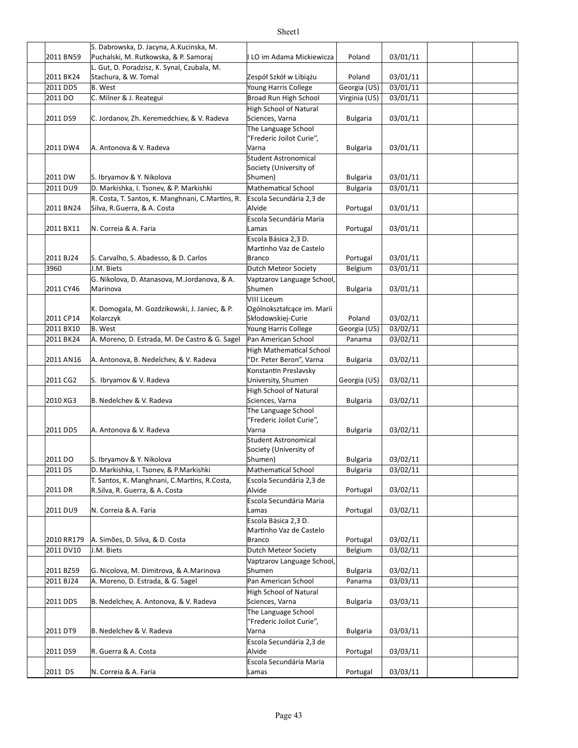| | | | | | | | |
|---|---|---|---|---|---|---|---|
| | 2011 BN59 | S. Dabrowska, D. Jacyna, A.Kucinska, M. Puchalski, M. Rutkowska, & P. Samoraj | I LO im Adama Mickiewicza | Poland | 03/01/11 | | |
| | 2011 BK24 | L. Gut, D. Poradzisz, K. Synal, Czubala, M. Stachura, & W. Tomal | Zespół Szkół w Libiążu | Poland | 03/01/11 | | |
| | 2011 DD5 | B. West | Young Harris College | Georgia (US) | 03/01/11 | | |
| | 2011 DO | C. Milner & J. Reategui | Broad Run High School | Virginia (US) | 03/01/11 | | |
| | 2011 DS9 | C. Jordanov, Zh. Keremedchiev, & V. Radeva | High School of Natural Sciences, Varna | Bulgaria | 03/01/11 | | |
| | 2011 DW4 | A. Antonova & V. Radeva | The Language School "Frederic Joilot Curie", Varna | Bulgaria | 03/01/11 | | |
| | 2011 DW | S. Ibryamov & Y. Nikolova | Student Astronomical Society (University of Shumen) | Bulgaria | 03/01/11 | | |
| | 2011 DU9 | D. Markishka, I. Tsonev, & P. Markishki | Mathematical School | Bulgaria | 03/01/11 | | |
| | 2011 BN24 | R. Costa, T. Santos, K. Manghnani, C.Martins, R. Silva, R.Guerra, & A. Costa | Escola Secundária 2,3 de Alvide | Portugal | 03/01/11 | | |
| | 2011 BX11 | N. Correia & A. Faria | Escola Secundária Maria Lamas | Portugal | 03/01/11 | | |
| | 2011 BJ24 | S. Carvalho, S. Abadesso, & D. Carlos | Escola Básica 2,3 D. Martinho Vaz de Castelo Branco | Portugal | 03/01/11 | | |
| | 3960 | J.M. Biets | Dutch Meteor Society | Belgium | 03/01/11 | | |
| | 2011 CY46 | G. Nikolova, D. Atanasova, M.Jordanova, & A. Marinova | Vaptzarov Language School, Shumen | Bulgaria | 03/01/11 | | |
| | 2011 CP14 | K. Domogala, M. Gozdzikowski, J. Janiec, & P. Kolarczyk | VIII Liceum Ogólnokształcące im. Marii Skłodowskiej-Curie | Poland | 03/02/11 | | |
| | 2011 BX10 | B. West | Young Harris College | Georgia (US) | 03/02/11 | | |
| | 2011 BK24 | A. Moreno, D. Estrada, M. De Castro & G. Sagel | Pan American School | Panama | 03/02/11 | | |
| | 2011 AN16 | A. Antonova, B. Nedelchev, & V. Radeva | High Mathematical School "Dr. Peter Beron", Varna | Bulgaria | 03/02/11 | | |
| | 2011 CG2 | S. Ibryamov & V. Radeva | Konstantin Preslavsky University, Shumen | Georgia (US) | 03/02/11 | | |
| | 2010 XG3 | B. Nedelchev & V. Radeva | High School of Natural Sciences, Varna | Bulgaria | 03/02/11 | | |
| | 2011 DD5 | A. Antonova & V. Radeva | The Language School "Frederic Joilot Curie", Varna | Bulgaria | 03/02/11 | | |
| | 2011 DO | S. Ibryamov & Y. Nikolova | Student Astronomical Society (University of Shumen) | Bulgaria | 03/02/11 | | |
| | 2011 DS | D. Markishka, I. Tsonev, & P.Markishki | Mathematical School | Bulgaria | 03/02/11 | | |
| | 2011 DR | T. Santos, K. Manghnani, C.Martins, R.Costa, R.Silva, R. Guerra, & A. Costa | Escola Secundária 2,3 de Alvide | Portugal | 03/02/11 | | |
| | 2011 DU9 | N. Correia & A. Faria | Escola Secundária Maria Lamas | Portugal | 03/02/11 | | |
| | 2010 RR179 | A. Simões, D. Silva, & D. Costa | Escola Básica 2,3 D. Martinho Vaz de Castelo Branco | Portugal | 03/02/11 | | |
| | 2011 DV10 | J.M. Biets | Dutch Meteor Society | Belgium | 03/02/11 | | |
| | 2011 BZ59 | G. Nicolova, M. Dimitrova, & A.Marinova | Vaptzarov Language School, Shumen | Bulgaria | 03/02/11 | | |
| | 2011 BJ24 | A. Moreno, D. Estrada, & G. Sagel | Pan American School | Panama | 03/03/11 | | |
| | 2011 DD5 | B. Nedelchev, A. Antonova, & V. Radeva | High School of Natural Sciences, Varna | Bulgaria | 03/03/11 | | |
| | 2011 DT9 | B. Nedelchev & V. Radeva | The Language School "Frederic Joilot Curie", Varna | Bulgaria | 03/03/11 | | |
| | 2011 DS9 | R. Guerra & A. Costa | Escola Secundária 2,3 de Alvide | Portugal | 03/03/11 | | |
| | 2011 DS | N. Correia & A. Faria | Escola Secundária Maria Lamas | Portugal | 03/03/11 | | |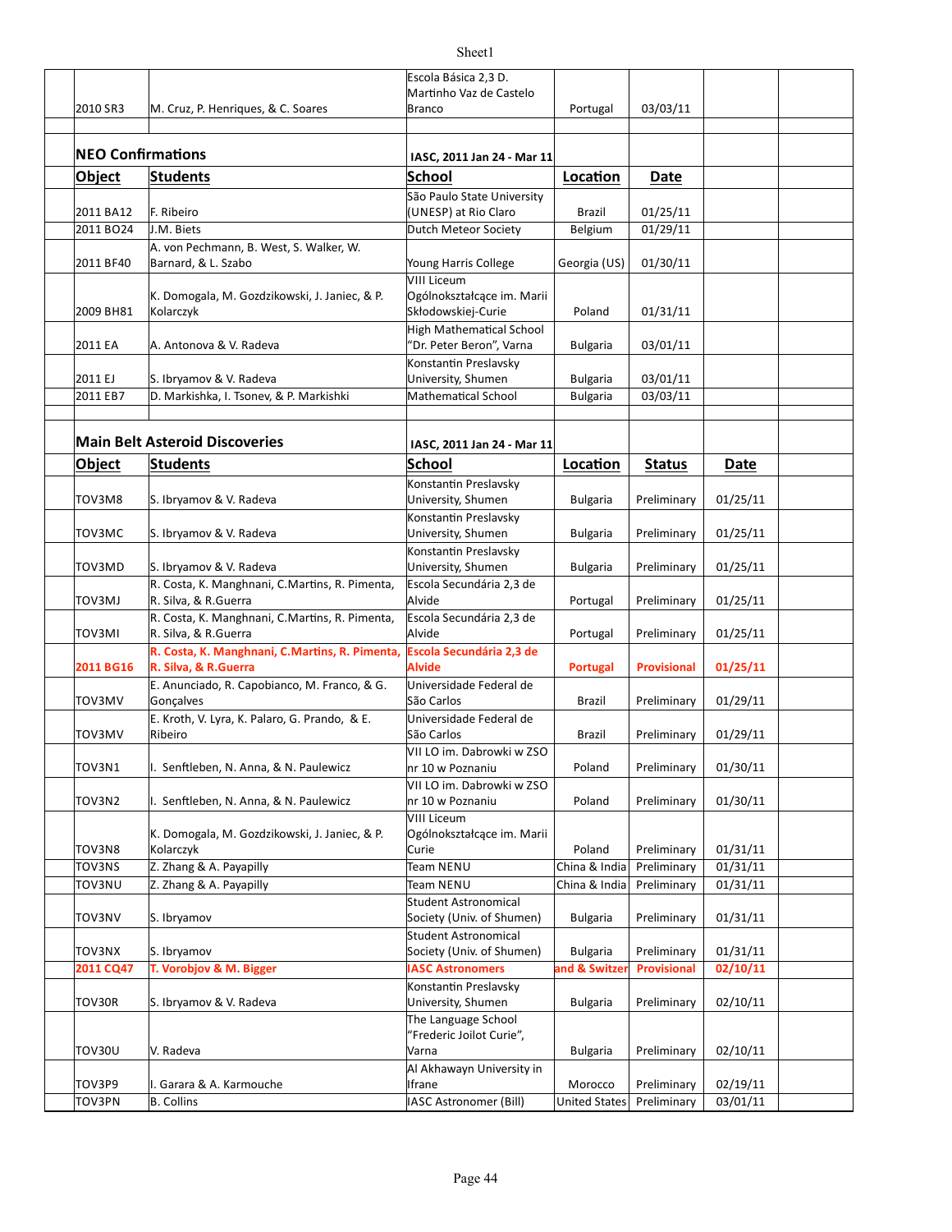| 2010 SR3 | M. Cruz, P. Henriques, & C. Soares | Escola Básica 2,3 D. Martinho Vaz de Castelo Branco | Portugal | 03/03/11 |
|---|---|---|---|---|

## NEO Confirmations

IASC, 2011 Jan 24 - Mar 11

| Object | Students | School | Location | Date |
|---|---|---|---|---|
| 2011 BA12 | F. Ribeiro | São Paulo State University (UNESP) at Rio Claro | Brazil | 01/25/11 |
| 2011 BO24 | J.M. Biets | Dutch Meteor Society | Belgium | 01/29/11 |
| 2011 BF40 | A. von Pechmann, B. West, S. Walker, W. Barnard, & L. Szabo | Young Harris College | Georgia (US) | 01/30/11 |
| 2009 BH81 | K. Domogala, M. Gozdzikowski, J. Janiec, & P. Kolarczyk | VIII Liceum Ogólnokształcące im. Marii Skłodowskiej-Curie | Poland | 01/31/11 |
| 2011 EA | A. Antonova & V. Radeva | High Mathematical School "Dr. Peter Beron", Varna | Bulgaria | 03/01/11 |
| 2011 EJ | S. Ibryamov & V. Radeva | Konstantin Preslavsky University, Shumen | Bulgaria | 03/01/11 |
| 2011 EB7 | D. Markishka, I. Tsonev, & P. Markishki | Mathematical School | Bulgaria | 03/03/11 |

## Main Belt Asteroid Discoveries

IASC, 2011 Jan 24 - Mar 11

| Object | Students | School | Location | Status | Date |
|---|---|---|---|---|---|
| TOV3M8 | S. Ibryamov & V. Radeva | Konstantin Preslavsky University, Shumen | Bulgaria | Preliminary | 01/25/11 |
| TOV3MC | S. Ibryamov & V. Radeva | Konstantin Preslavsky University, Shumen | Bulgaria | Preliminary | 01/25/11 |
| TOV3MD | S. Ibryamov & V. Radeva | Konstantin Preslavsky University, Shumen | Bulgaria | Preliminary | 01/25/11 |
| TOV3MJ | R. Costa, K. Manghnani, C.Martins, R. Pimenta, R. Silva, & R.Guerra | Escola Secundária 2,3 de Alvide | Portugal | Preliminary | 01/25/11 |
| TOV3MI | R. Costa, K. Manghnani, C.Martins, R. Pimenta, R. Silva, & R.Guerra | Escola Secundária 2,3 de Alvide | Portugal | Preliminary | 01/25/11 |
| **2011 BG16** | **R. Costa, K. Manghnani, C.Martins, R. Pimenta, R. Silva, & R.Guerra** | **Escola Secundária 2,3 de Alvide** | **Portugal** | **Provisional** | **01/25/11** |
| TOV3MV | E. Anunciado, R. Capobianco, M. Franco, & G. Gonçalves | Universidade Federal de São Carlos | Brazil | Preliminary | 01/29/11 |
| TOV3MV | E. Kroth, V. Lyra, K. Palaro, G. Prando, & E. Ribeiro | Universidade Federal de São Carlos | Brazil | Preliminary | 01/29/11 |
| TOV3N1 | I. Senftleben, N. Anna, & N. Paulewicz | VII LO im. Dabrowki w ZSO nr 10 w Poznaniu | Poland | Preliminary | 01/30/11 |
| TOV3N2 | I. Senftleben, N. Anna, & N. Paulewicz | VII LO im. Dabrowki w ZSO nr 10 w Poznaniu | Poland | Preliminary | 01/30/11 |
| TOV3N8 | K. Domogala, M. Gozdzikowski, J. Janiec, & P. Kolarczyk | VIII Liceum Ogólnokształcące im. Marii Curie | Poland | Preliminary | 01/31/11 |
| TOV3NS | Z. Zhang & A. Payapilly | Team NENU | China & India | Preliminary | 01/31/11 |
| TOV3NU | Z. Zhang & A. Payapilly | Team NENU | China & India | Preliminary | 01/31/11 |
| TOV3NV | S. Ibryamov | Student Astronomical Society (Univ. of Shumen) | Bulgaria | Preliminary | 01/31/11 |
| TOV3NX | S. Ibryamov | Student Astronomical Society (Univ. of Shumen) | Bulgaria | Preliminary | 01/31/11 |
| **2011 CQ47** | **T. Vorobjov & M. Bigger** | **IASC Astronomers** | **and & Switzer** | **Provisional** | **02/10/11** |
| TOV30R | S. Ibryamov & V. Radeva | Konstantin Preslavsky University, Shumen | Bulgaria | Preliminary | 02/10/11 |
| TOV30U | V. Radeva | The Language School "Frederic Joilot Curie", Varna | Bulgaria | Preliminary | 02/10/11 |
| TOV3P9 | I. Garara & A. Karmouche | Al Akhawayn University in Ifrane | Morocco | Preliminary | 02/19/11 |
| TOV3PN | B. Collins | IASC Astronomer (Bill) | United States | Preliminary | 03/01/11 |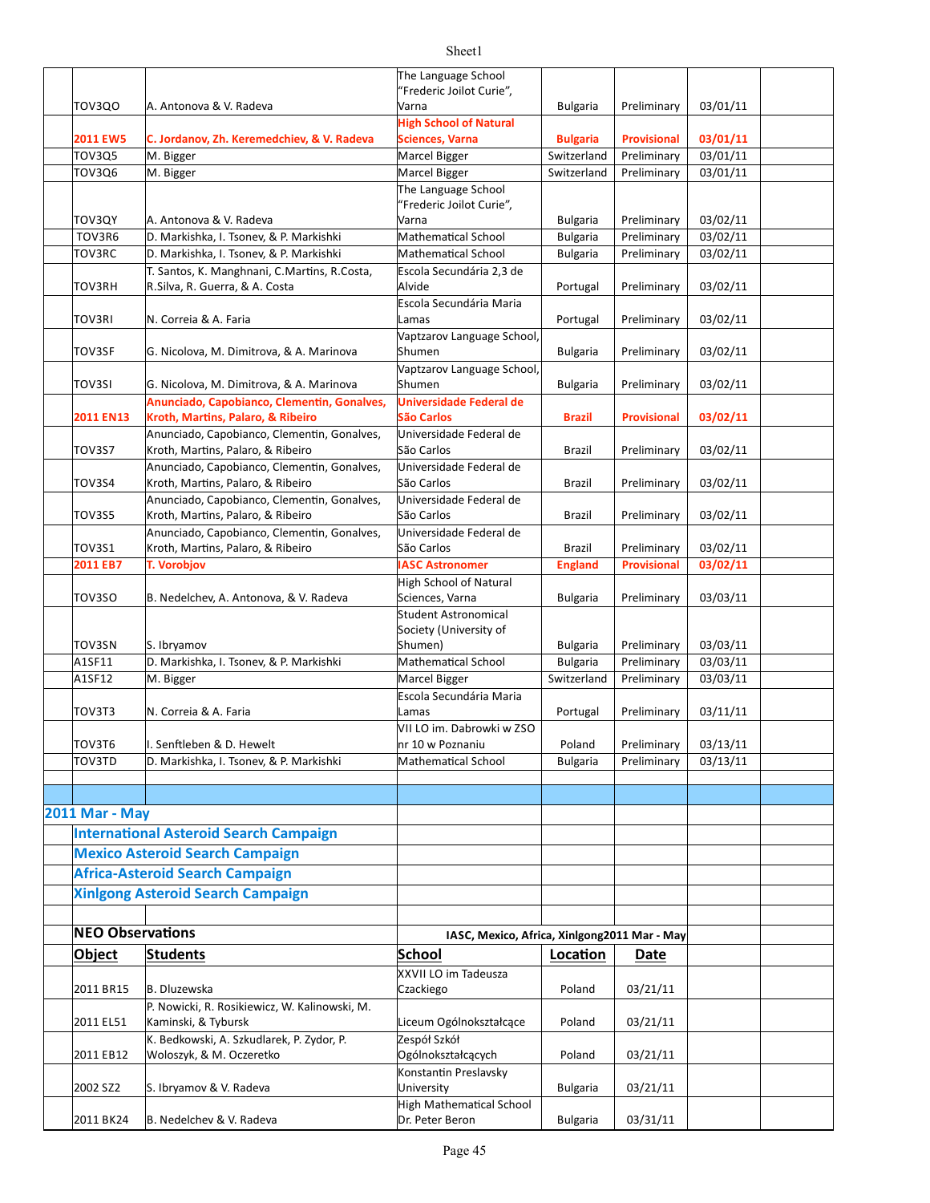| | | | | | | | |
|---|---|---|---|---|---|---|---|
| | TOV3QO | A. Antonova & V. Radeva | The Language School "Frederic Joilot Curie", Varna | Bulgaria | Preliminary | 03/01/11 | |
| | 2011 EW5 | C. Jordanov, Zh. Keremedchiev, & V. Radeva | High School of Natural Sciences, Varna | Bulgaria | Provisional | 03/01/11 | |
| | TOV3Q5 | M. Bigger | Marcel Bigger | Switzerland | Preliminary | 03/01/11 | |
| | TOV3Q6 | M. Bigger | Marcel Bigger | Switzerland | Preliminary | 03/01/11 | |
| | TOV3QY | A. Antonova & V. Radeva | The Language School "Frederic Joilot Curie", Varna | Bulgaria | Preliminary | 03/02/11 | |
| | TOV3R6 | D. Markishka, I. Tsonev, & P. Markishki | Mathematical School | Bulgaria | Preliminary | 03/02/11 | |
| | TOV3RC | D. Markishka, I. Tsonev, & P. Markishki | Mathematical School | Bulgaria | Preliminary | 03/02/11 | |
| | TOV3RH | T. Santos, K. Manghnani, C.Martins, R.Costa, R.Silva, R. Guerra, & A. Costa | Escola Secundária 2,3 de Alvide | Portugal | Preliminary | 03/02/11 | |
| | TOV3RI | N. Correia & A. Faria | Escola Secundária Maria Lamas | Portugal | Preliminary | 03/02/11 | |
| | TOV3SF | G. Nicolova, M. Dimitrova, & A. Marinova | Vaptzarov Language School, Shumen | Bulgaria | Preliminary | 03/02/11 | |
| | TOV3SI | G. Nicolova, M. Dimitrova, & A. Marinova | Vaptzarov Language School, Shumen | Bulgaria | Preliminary | 03/02/11 | |
| | 2011 EN13 | Anunciado, Capobianco, Clementin, Gonalves, Kroth, Martins, Palaro, & Ribeiro | Universidade Federal de São Carlos | Brazil | Provisional | 03/02/11 | |
| | TOV3S7 | Anunciado, Capobianco, Clementin, Gonalves, Kroth, Martins, Palaro, & Ribeiro | Universidade Federal de São Carlos | Brazil | Preliminary | 03/02/11 | |
| | TOV3S4 | Anunciado, Capobianco, Clementin, Gonalves, Kroth, Martins, Palaro, & Ribeiro | Universidade Federal de São Carlos | Brazil | Preliminary | 03/02/11 | |
| | TOV3S5 | Anunciado, Capobianco, Clementin, Gonalves, Kroth, Martins, Palaro, & Ribeiro | Universidade Federal de São Carlos | Brazil | Preliminary | 03/02/11 | |
| | TOV3S1 | Anunciado, Capobianco, Clementin, Gonalves, Kroth, Martins, Palaro, & Ribeiro | Universidade Federal de São Carlos | Brazil | Preliminary | 03/02/11 | |
| | 2011 EB7 | T. Vorobjov | IASC Astronomer | England | Provisional | 03/02/11 | |
| | TOV3SO | B. Nedelchev, A. Antonova, & V. Radeva | High School of Natural Sciences, Varna | Bulgaria | Preliminary | 03/03/11 | |
| | TOV3SN | S. Ibryamov | Student Astronomical Society (University of Shumen) | Bulgaria | Preliminary | 03/03/11 | |
| | A1SF11 | D. Markishka, I. Tsonev, & P. Markishki | Mathematical School | Bulgaria | Preliminary | 03/03/11 | |
| | A1SF12 | M. Bigger | Marcel Bigger | Switzerland | Preliminary | 03/03/11 | |
| | TOV3T3 | N. Correia & A. Faria | Escola Secundária Maria Lamas | Portugal | Preliminary | 03/11/11 | |
| | TOV3T6 | I. Senftleben & D. Hewelt | VII LO im. Dabrowki w ZSO nr 10 w Poznaniu | Poland | Preliminary | 03/13/11 | |
| | TOV3TD | D. Markishka, I. Tsonev, & P. Markishki | Mathematical School | Bulgaria | Preliminary | 03/13/11 | |

## 2011 Mar - May

### International Asteroid Search Campaign

### Mexico Asteroid Search Campaign

### Africa-Asteroid Search Campaign

### Xinlgong Asteroid Search Campaign

**NEO Observations** — IASC, Mexico, Africa, Xinlgong2011 Mar - May

| Object | Students | School | Location | Date |
|---|---|---|---|---|
| 2011 BR15 | B. Dluzewska | XXVII LO im Tadeusza Czackiego | Poland | 03/21/11 |
| 2011 EL51 | P. Nowicki, R. Rosikiewicz, W. Kalinowski, M. Kaminski, & Tybursk | Liceum Ogólnokształcące | Poland | 03/21/11 |
| 2011 EB12 | K. Bedkowski, A. Szkudlarek, P. Zydor, P. Woloszyk, & M. Oczeretko | Zespół Szkół Ogólnokształcących | Poland | 03/21/11 |
| 2002 SZ2 | S. Ibryamov & V. Radeva | Konstantin Preslavsky University | Bulgaria | 03/21/11 |
| 2011 BK24 | B. Nedelchev & V. Radeva | High Mathematical School Dr. Peter Beron | Bulgaria | 03/31/11 |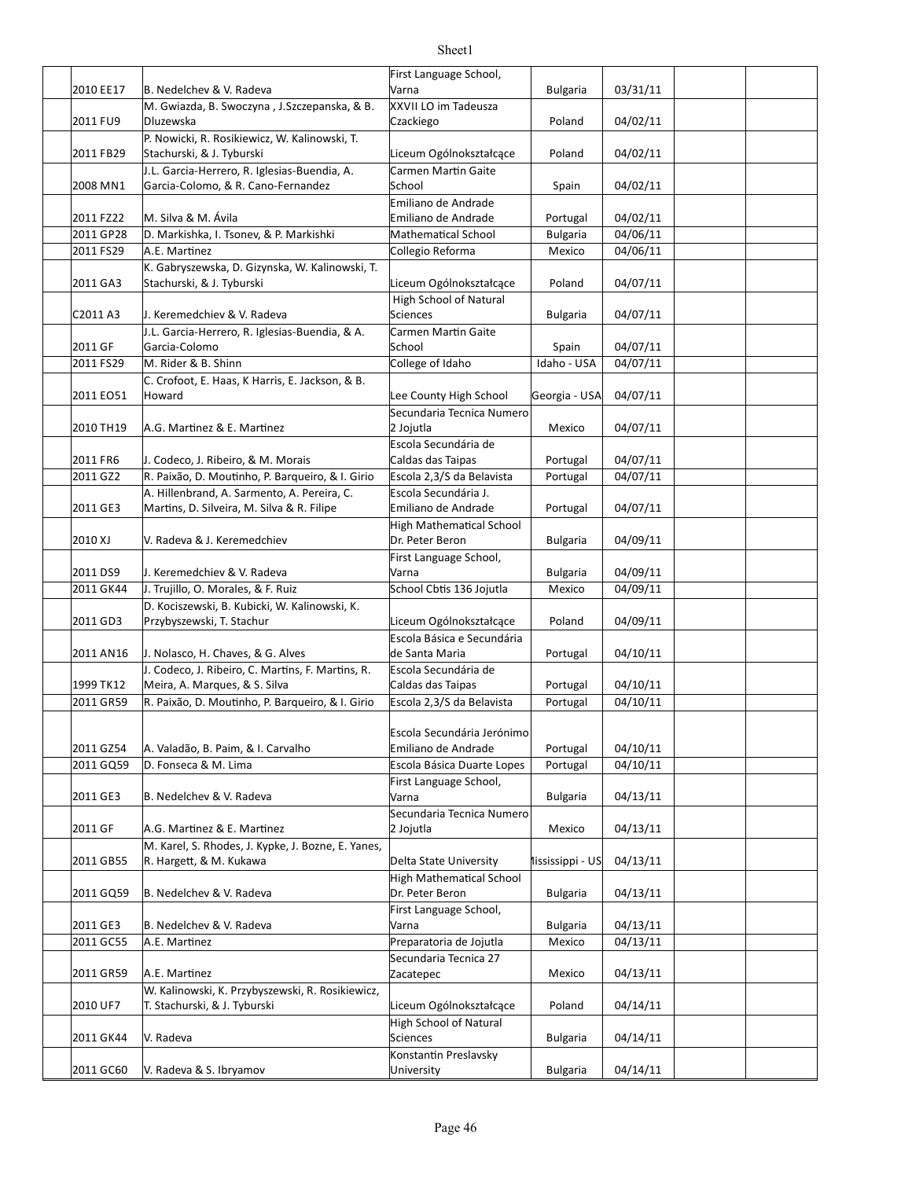| | | | | | | | |
|---|---|---|---|---|---|---|---|
| | 2010 EE17 | B. Nedelchev & V. Radeva | First Language School, Varna | Bulgaria | 03/31/11 | | |
| | 2011 FU9 | M. Gwiazda, B. Swoczyna , J.Szczepanska, & B. Dluzewska | XXVII LO im Tadeusza Czackiego | Poland | 04/02/11 | | |
| | 2011 FB29 | P. Nowicki, R. Rosikiewicz, W. Kalinowski, T. Stachurski, & J. Tyburski | Liceum Ogólnokształcące | Poland | 04/02/11 | | |
| | 2008 MN1 | J.L. Garcia-Herrero, R. Iglesias-Buendia, A. Garcia-Colomo, & R. Cano-Fernandez | Carmen Martin Gaite School | Spain | 04/02/11 | | |
| | 2011 FZ22 | M. Silva & M. Ávila | Emiliano de Andrade Emiliano de Andrade | Portugal | 04/02/11 | | |
| | 2011 GP28 | D. Markishka, I. Tsonev, & P. Markishki | Mathematical School | Bulgaria | 04/06/11 | | |
| | 2011 FS29 | A.E. Martinez | Collegio Reforma | Mexico | 04/06/11 | | |
| | 2011 GA3 | K. Gabryszewska, D. Gizynska, W. Kalinowski, T. Stachurski, & J. Tyburski | Liceum Ogólnokształcące | Poland | 04/07/11 | | |
| | C2011 A3 | J. Keremedchiev & V. Radeva | High School of Natural Sciences | Bulgaria | 04/07/11 | | |
| | 2011 GF | J.L. Garcia-Herrero, R. Iglesias-Buendia, & A. Garcia-Colomo | Carmen Martin Gaite School | Spain | 04/07/11 | | |
| | 2011 FS29 | M. Rider & B. Shinn | College of Idaho | Idaho - USA | 04/07/11 | | |
| | 2011 EO51 | C. Crofoot, E. Haas, K Harris, E. Jackson, & B. Howard | Lee County High School | Georgia - USA | 04/07/11 | | |
| | 2010 TH19 | A.G. Martinez & E. Martinez | Secundaria Tecnica Numero 2 Jojutla | Mexico | 04/07/11 | | |
| | 2011 FR6 | J. Codeco, J. Ribeiro, & M. Morais | Escola Secundária de Caldas das Taipas | Portugal | 04/07/11 | | |
| | 2011 GZ2 | R. Paixão, D. Moutinho, P. Barqueiro, & I. Girio | Escola 2,3/S da Belavista | Portugal | 04/07/11 | | |
| | 2011 GE3 | A. Hillenbrand, A. Sarmento, A. Pereira, C. Martins, D. Silveira, M. Silva & R. Filipe | Escola Secundária J. Emiliano de Andrade | Portugal | 04/07/11 | | |
| | 2010 XJ | V. Radeva & J. Keremedchiev | High Mathematical School Dr. Peter Beron | Bulgaria | 04/09/11 | | |
| | 2011 DS9 | J. Keremedchiev & V. Radeva | First Language School, Varna | Bulgaria | 04/09/11 | | |
| | 2011 GK44 | J. Trujillo, O. Morales, & F. Ruiz | School Cbtis 136 Jojutla | Mexico | 04/09/11 | | |
| | 2011 GD3 | D. Kociszewski, B. Kubicki, W. Kalinowski, K. Przybyszewski, T. Stachur | Liceum Ogólnokształcące | Poland | 04/09/11 | | |
| | 2011 AN16 | J. Nolasco, H. Chaves, & G. Alves | Escola Básica e Secundária de Santa Maria | Portugal | 04/10/11 | | |
| | 1999 TK12 | J. Codeco, J. Ribeiro, C. Martins, F. Martins, R. Meira, A. Marques, & S. Silva | Escola Secundária de Caldas das Taipas | Portugal | 04/10/11 | | |
| | 2011 GR59 | R. Paixão, D. Moutinho, P. Barqueiro, & I. Girio | Escola 2,3/S da Belavista | Portugal | 04/10/11 | | |
| | 2011 GZ54 | A. Valadão, B. Paim, & I. Carvalho | Escola Secundária Jerónimo Emiliano de Andrade | Portugal | 04/10/11 | | |
| | 2011 GQ59 | D. Fonseca & M. Lima | Escola Básica Duarte Lopes | Portugal | 04/10/11 | | |
| | 2011 GE3 | B. Nedelchev & V. Radeva | First Language School, Varna | Bulgaria | 04/13/11 | | |
| | 2011 GF | A.G. Martinez & E. Martinez | Secundaria Tecnica Numero 2 Jojutla | Mexico | 04/13/11 | | |
| | 2011 GB55 | M. Karel, S. Rhodes, J. Kypke, J. Bozne, E. Yanes, R. Hargett, & M. Kukawa | Delta State University | lississippi - US | 04/13/11 | | |
| | 2011 GQ59 | B. Nedelchev & V. Radeva | High Mathematical School Dr. Peter Beron | Bulgaria | 04/13/11 | | |
| | 2011 GE3 | B. Nedelchev & V. Radeva | First Language School, Varna | Bulgaria | 04/13/11 | | |
| | 2011 GC55 | A.E. Martinez | Preparatoria de Jojutla | Mexico | 04/13/11 | | |
| | 2011 GR59 | A.E. Martinez | Secundaria Tecnica 27 Zacatepec | Mexico | 04/13/11 | | |
| | 2010 UF7 | W. Kalinowski, K. Przybyszewski, R. Rosikiewicz, T. Stachurski, & J. Tyburski | Liceum Ogólnokształcące | Poland | 04/14/11 | | |
| | 2011 GK44 | V. Radeva | High School of Natural Sciences | Bulgaria | 04/14/11 | | |
| | 2011 GC60 | V. Radeva & S. Ibryamov | Konstantin Preslavsky University | Bulgaria | 04/14/11 | | |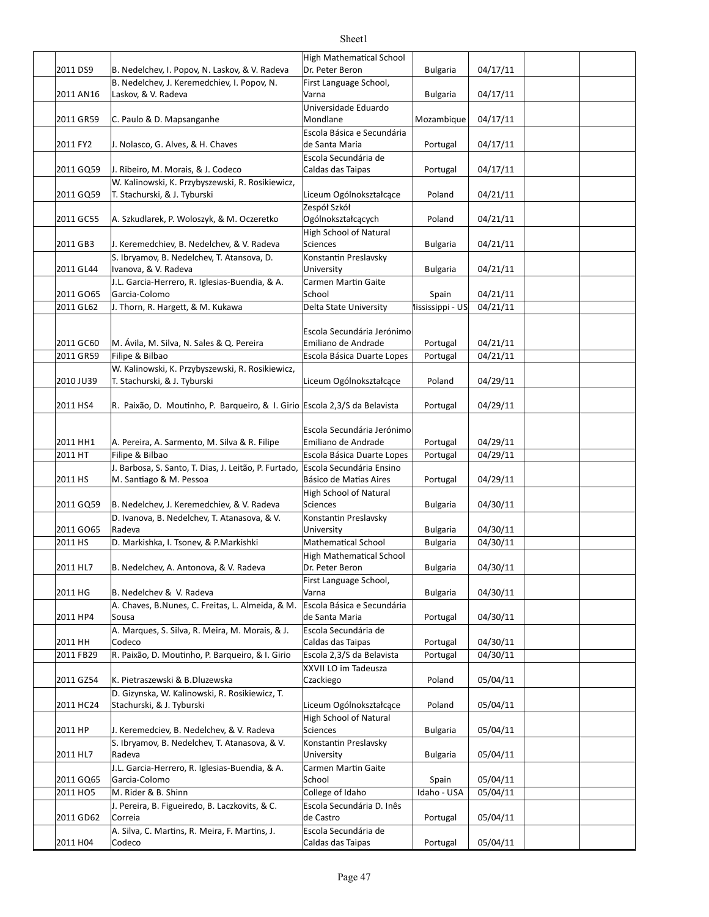| | | | | | | | |
|---|---|---|---|---|---|---|---|
| | 2011 DS9 | B. Nedelchev, I. Popov, N. Laskov, & V. Radeva | High Mathematical School Dr. Peter Beron | Bulgaria | 04/17/11 | | |
| | 2011 AN16 | B. Nedelchev, J. Keremedchiev, I. Popov, N. Laskov, & V. Radeva | First Language School, Varna | Bulgaria | 04/17/11 | | |
| | 2011 GR59 | C. Paulo & D. Mapsanganhe | Universidade Eduardo Mondlane | Mozambique | 04/17/11 | | |
| | 2011 FY2 | J. Nolasco, G. Alves, & H. Chaves | Escola Básica e Secundária de Santa Maria | Portugal | 04/17/11 | | |
| | 2011 GQ59 | J. Ribeiro, M. Morais, & J. Codeco | Escola Secundária de Caldas das Taipas | Portugal | 04/17/11 | | |
| | 2011 GQ59 | W. Kalinowski, K. Przybyszewski, R. Rosikiewicz, T. Stachurski, & J. Tyburski | Liceum Ogólnokształcące | Poland | 04/21/11 | | |
| | 2011 GC55 | A. Szkudlarek, P. Woloszyk, & M. Oczeretko | Zespół Szkół Ogólnokształcących | Poland | 04/21/11 | | |
| | 2011 GB3 | J. Keremedchiev, B. Nedelchev, & V. Radeva | High School of Natural Sciences | Bulgaria | 04/21/11 | | |
| | 2011 GL44 | S. Ibryamov, B. Nedelchev, T. Atansova, D. Ivanova, & V. Radeva | Konstantin Preslavsky University | Bulgaria | 04/21/11 | | |
| | 2011 GO65 | J.L. Garcia-Herrero, R. Iglesias-Buendia, & A. Garcia-Colomo | Carmen Martin Gaite School | Spain | 04/21/11 | | |
| | 2011 GL62 | J. Thorn, R. Hargett, & M. Kukawa | Delta State University | Mississippi - US | 04/21/11 | | |
| | 2011 GC60 | M. Ávila, M. Silva, N. Sales & Q. Pereira | Escola Secundária Jerónimo Emiliano de Andrade | Portugal | 04/21/11 | | |
| | 2011 GR59 | Filipe & Bilbao | Escola Básica Duarte Lopes | Portugal | 04/21/11 | | |
| | 2010 JU39 | W. Kalinowski, K. Przybyszewski, R. Rosikiewicz, T. Stachurski, & J. Tyburski | Liceum Ogólnokształcące | Poland | 04/29/11 | | |
| | 2011 HS4 | R. Paixão, D. Moutinho, P. Barqueiro, & I. Girio | Escola 2,3/S da Belavista | Portugal | 04/29/11 | | |
| | 2011 HH1 | A. Pereira, A. Sarmento, M. Silva & R. Filipe | Escola Secundária Jerónimo Emiliano de Andrade | Portugal | 04/29/11 | | |
| | 2011 HT | Filipe & Bilbao | Escola Básica Duarte Lopes | Portugal | 04/29/11 | | |
| | 2011 HS | J. Barbosa, S. Santo, T. Dias, J. Leitão, P. Furtado, M. Santiago & M. Pessoa | Escola Secundária Ensino Básico de Matias Aires | Portugal | 04/29/11 | | |
| | 2011 GQ59 | B. Nedelchev, J. Keremedchiev, & V. Radeva | High School of Natural Sciences | Bulgaria | 04/30/11 | | |
| | 2011 GO65 | D. Ivanova, B. Nedelchev, T. Atanasova, & V. Radeva | Konstantin Preslavsky University | Bulgaria | 04/30/11 | | |
| | 2011 HS | D. Markishka, I. Tsonev, & P.Markishki | Mathematical School | Bulgaria | 04/30/11 | | |
| | 2011 HL7 | B. Nedelchev, A. Antonova, & V. Radeva | High Mathematical School Dr. Peter Beron | Bulgaria | 04/30/11 | | |
| | 2011 HG | B. Nedelchev & V. Radeva | First Language School, Varna | Bulgaria | 04/30/11 | | |
| | 2011 HP4 | A. Chaves, B.Nunes, C. Freitas, L. Almeida, & M. Sousa | Escola Básica e Secundária de Santa Maria | Portugal | 04/30/11 | | |
| | 2011 HH | A. Marques, S. Silva, R. Meira, M. Morais, & J. Codeco | Escola Secundária de Caldas das Taipas | Portugal | 04/30/11 | | |
| | 2011 FB29 | R. Paixão, D. Moutinho, P. Barqueiro, & I. Girio | Escola 2,3/S da Belavista | Portugal | 04/30/11 | | |
| | 2011 GZ54 | K. Pietraszewski & B.Dluzewska | XXVII LO im Tadeusza Czackiego | Poland | 05/04/11 | | |
| | 2011 HC24 | D. Gizynska, W. Kalinowski, R. Rosikiewicz, T. Stachurski, & J. Tyburski | Liceum Ogólnokształcące | Poland | 05/04/11 | | |
| | 2011 HP | J. Keremedciev, B. Nedelchev, & V. Radeva | High School of Natural Sciences | Bulgaria | 05/04/11 | | |
| | 2011 HL7 | S. Ibryamov, B. Nedelchev, T. Atanasova, & V. Radeva | Konstantin Preslavsky University | Bulgaria | 05/04/11 | | |
| | 2011 GQ65 | J.L. Garcia-Herrero, R. Iglesias-Buendia, & A. Garcia-Colomo | Carmen Martin Gaite School | Spain | 05/04/11 | | |
| | 2011 HO5 | M. Rider & B. Shinn | College of Idaho | Idaho - USA | 05/04/11 | | |
| | 2011 GD62 | J. Pereira, B. Figueiredo, B. Laczkovits, & C. Correia | Escola Secundária D. Inês de Castro | Portugal | 05/04/11 | | |
| | 2011 H04 | A. Silva, C. Martins, R. Meira, F. Martins, J. Codeco | Escola Secundária de Caldas das Taipas | Portugal | 05/04/11 | | |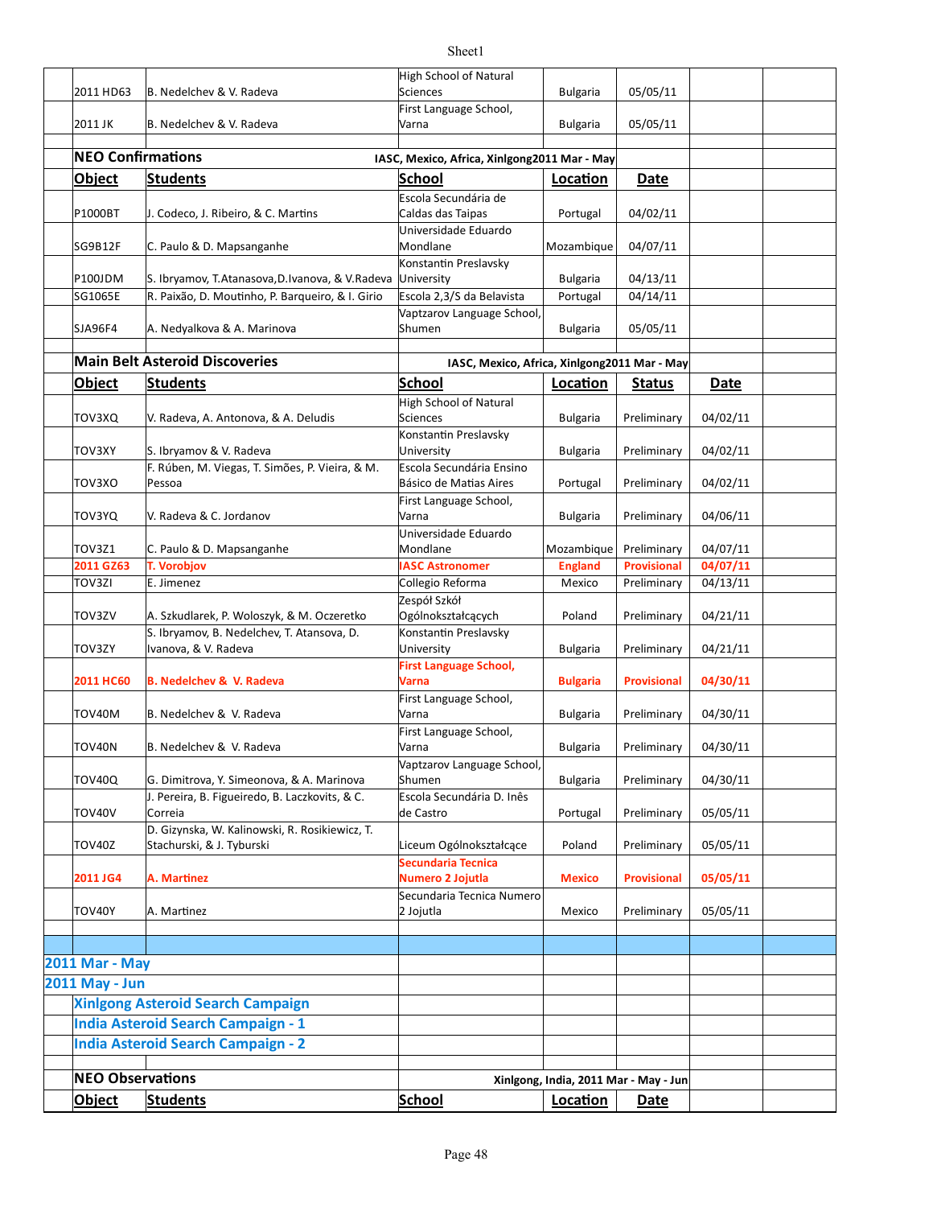| Object | Students | School | Location | Date |
|---|---|---|---|---|
| 2011 HD63 | B. Nedelchev & V. Radeva | High School of Natural Sciences | Bulgaria | 05/05/11 |
| 2011 JK | B. Nedelchev & V. Radeva | First Language School, Varna | Bulgaria | 05/05/11 |

## NEO Confirmations

IASC, Mexico, Africa, Xinlgong2011 Mar - May

| Object | Students | School | Location | Date |
|---|---|---|---|---|
| P1000BT | J. Codeco, J. Ribeiro, & C. Martins | Escola Secundária de Caldas das Taipas | Portugal | 04/02/11 |
| SG9B12F | C. Paulo & D. Mapsanganhe | Universidade Eduardo Mondlane | Mozambique | 04/07/11 |
| P100JDM | S. Ibryamov, T.Atanasova,D.Ivanova, & V.Radeva | Konstantin Preslavsky University | Bulgaria | 04/13/11 |
| SG1065E | R. Paixão, D. Moutinho, P. Barqueiro, & I. Girio | Escola 2,3/S da Belavista | Portugal | 04/14/11 |
| SJA96F4 | A. Nedyalkova & A. Marinova | Vaptzarov Language School, Shumen | Bulgaria | 05/05/11 |

## Main Belt Asteroid Discoveries

IASC, Mexico, Africa, Xinlgong2011 Mar - May

| Object | Students | School | Location | Status | Date |
|---|---|---|---|---|---|
| TOV3XQ | V. Radeva, A. Antonova, & A. Deludis | High School of Natural Sciences | Bulgaria | Preliminary | 04/02/11 |
| TOV3XY | S. Ibryamov & V. Radeva | Konstantin Preslavsky University | Bulgaria | Preliminary | 04/02/11 |
| TOV3XO | F. Rúben, M. Viegas, T. Simões, P. Vieira, & M. Pessoa | Escola Secundária Ensino Básico de Matias Aires | Portugal | Preliminary | 04/02/11 |
| TOV3YQ | V. Radeva & C. Jordanov | First Language School, Varna | Bulgaria | Preliminary | 04/06/11 |
| TOV3Z1 | C. Paulo & D. Mapsanganhe | Universidade Eduardo Mondlane | Mozambique | Preliminary | 04/07/11 |
| **2011 GZ63** | **T. Vorobjov** | **IASC Astronomer** | **England** | **Provisional** | **04/07/11** |
| TOV3ZI | E. Jimenez | Collegio Reforma | Mexico | Preliminary | 04/13/11 |
| TOV3ZV | A. Szkudlarek, P. Woloszyk, & M. Oczeretko | Zespół Szkół Ogólnokształcących | Poland | Preliminary | 04/21/11 |
| TOV3ZY | S. Ibryamov, B. Nedelchev, T. Atansova, D. Ivanova, & V. Radeva | Konstantin Preslavsky University | Bulgaria | Preliminary | 04/21/11 |
| **2011 HC60** | **B. Nedelchev & V. Radeva** | **First Language School, Varna** | **Bulgaria** | **Provisional** | **04/30/11** |
| TOV40M | B. Nedelchev & V. Radeva | First Language School, Varna | Bulgaria | Preliminary | 04/30/11 |
| TOV40N | B. Nedelchev & V. Radeva | First Language School, Varna | Bulgaria | Preliminary | 04/30/11 |
| TOV40Q | G. Dimitrova, Y. Simeonova, & A. Marinova | Vaptzarov Language School, Shumen | Bulgaria | Preliminary | 04/30/11 |
| TOV40V | J. Pereira, B. Figueiredo, B. Laczkovits, & C. Correia | Escola Secundária D. Inês de Castro | Portugal | Preliminary | 05/05/11 |
| TOV40Z | D. Gizynska, W. Kalinowski, R. Rosikiewicz, T. Stachurski, & J. Tyburski | Liceum Ogólnokształcące | Poland | Preliminary | 05/05/11 |
| **2011 JG4** | **A. Martinez** | **Secundaria Tecnica Numero 2 Jojutla** | **Mexico** | **Provisional** | **05/05/11** |
| TOV40Y | A. Martinez | Secundaria Tecnica Numero 2 Jojutla | Mexico | Preliminary | 05/05/11 |

## 2011 Mar - May

## 2011 May - Jun

### Xinlgong Asteroid Search Campaign

### India Asteroid Search Campaign - 1

### India Asteroid Search Campaign - 2

## NEO Observations

Xinlgong, India, 2011 Mar - May - Jun

| Object | Students | School | Location | Date |
|---|---|---|---|---|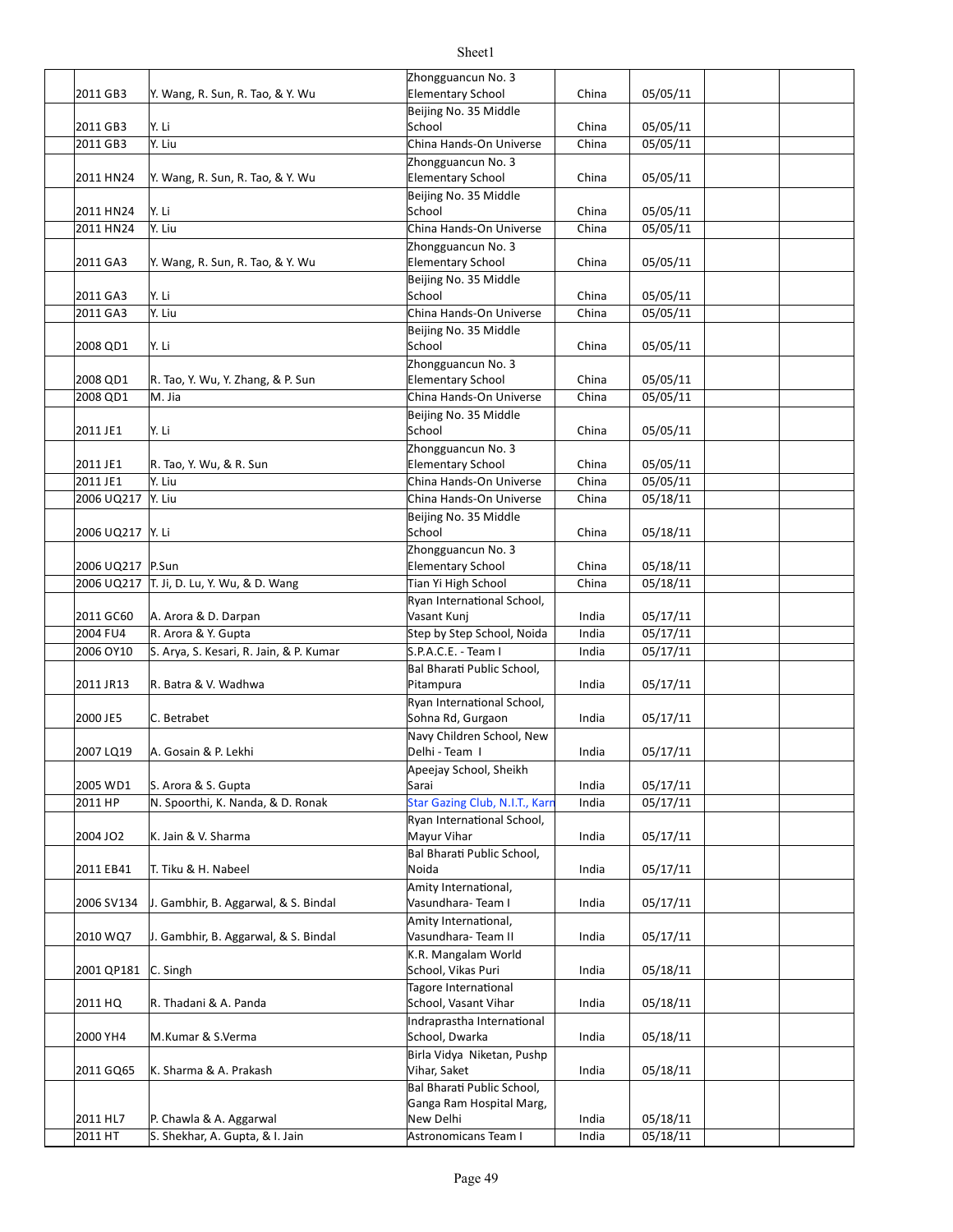| | | | | | | | |
|---|---|---|---|---|---|---|---|
| | 2011 GB3 | Y. Wang, R. Sun, R. Tao, & Y. Wu | Zhongguancun No. 3 Elementary School | China | 05/05/11 | | |
| | 2011 GB3 | Y. Li | Beijing No. 35 Middle School | China | 05/05/11 | | |
| | 2011 GB3 | Y. Liu | China Hands-On Universe | China | 05/05/11 | | |
| | 2011 HN24 | Y. Wang, R. Sun, R. Tao, & Y. Wu | Zhongguancun No. 3 Elementary School | China | 05/05/11 | | |
| | 2011 HN24 | Y. Li | Beijing No. 35 Middle School | China | 05/05/11 | | |
| | 2011 HN24 | Y. Liu | China Hands-On Universe | China | 05/05/11 | | |
| | 2011 GA3 | Y. Wang, R. Sun, R. Tao, & Y. Wu | Zhongguancun No. 3 Elementary School | China | 05/05/11 | | |
| | 2011 GA3 | Y. Li | Beijing No. 35 Middle School | China | 05/05/11 | | |
| | 2011 GA3 | Y. Liu | China Hands-On Universe | China | 05/05/11 | | |
| | 2008 QD1 | Y. Li | Beijing No. 35 Middle School | China | 05/05/11 | | |
| | 2008 QD1 | R. Tao, Y. Wu, Y. Zhang, & P. Sun | Zhongguancun No. 3 Elementary School | China | 05/05/11 | | |
| | 2008 QD1 | M. Jia | China Hands-On Universe | China | 05/05/11 | | |
| | 2011 JE1 | Y. Li | Beijing No. 35 Middle School | China | 05/05/11 | | |
| | 2011 JE1 | R. Tao, Y. Wu, & R. Sun | Zhongguancun No. 3 Elementary School | China | 05/05/11 | | |
| | 2011 JE1 | Y. Liu | China Hands-On Universe | China | 05/05/11 | | |
| | 2006 UQ217 | Y. Liu | China Hands-On Universe | China | 05/18/11 | | |
| | 2006 UQ217 | Y. Li | Beijing No. 35 Middle School | China | 05/18/11 | | |
| | 2006 UQ217 | P.Sun | Zhongguancun No. 3 Elementary School | China | 05/18/11 | | |
| | 2006 UQ217 | T. Ji, D. Lu, Y. Wu, & D. Wang | Tian Yi High School | China | 05/18/11 | | |
| | 2011 GC60 | A. Arora & D. Darpan | Ryan International School, Vasant Kunj | India | 05/17/11 | | |
| | 2004 FU4 | R. Arora & Y. Gupta | Step by Step School, Noida | India | 05/17/11 | | |
| | 2006 OY10 | S. Arya, S. Kesari, R. Jain, & P. Kumar | S.P.A.C.E. - Team I | India | 05/17/11 | | |
| | 2011 JR13 | R. Batra & V. Wadhwa | Bal Bharati Public School, Pitampura | India | 05/17/11 | | |
| | 2000 JE5 | C. Betrabet | Ryan International School, Sohna Rd, Gurgaon | India | 05/17/11 | | |
| | 2007 LQ19 | A. Gosain & P. Lekhi | Navy Children School, New Delhi - Team I | India | 05/17/11 | | |
| | 2005 WD1 | S. Arora & S. Gupta | Apeejay School, Sheikh Sarai | India | 05/17/11 | | |
| | 2011 HP | N. Spoorthi, K. Nanda, & D. Ronak | Star Gazing Club, N.I.T., Karn | India | 05/17/11 | | |
| | 2004 JO2 | K. Jain & V. Sharma | Ryan International School, Mayur Vihar | India | 05/17/11 | | |
| | 2011 EB41 | T. Tiku & H. Nabeel | Bal Bharati Public School, Noida | India | 05/17/11 | | |
| | 2006 SV134 | J. Gambhir, B. Aggarwal, & S. Bindal | Amity International, Vasundhara- Team I | India | 05/17/11 | | |
| | 2010 WQ7 | J. Gambhir, B. Aggarwal, & S. Bindal | Amity International, Vasundhara- Team II | India | 05/17/11 | | |
| | 2001 QP181 | C. Singh | K.R. Mangalam World School, Vikas Puri | India | 05/18/11 | | |
| | 2011 HQ | R. Thadani & A. Panda | Tagore International School, Vasant Vihar | India | 05/18/11 | | |
| | 2000 YH4 | M.Kumar & S.Verma | Indraprastha International School, Dwarka | India | 05/18/11 | | |
| | 2011 GQ65 | K. Sharma & A. Prakash | Birla Vidya Niketan, Pushp Vihar, Saket | India | 05/18/11 | | |
| | 2011 HL7 | P. Chawla & A. Aggarwal | Bal Bharati Public School, Ganga Ram Hospital Marg, New Delhi | India | 05/18/11 | | |
| | 2011 HT | S. Shekhar, A. Gupta, & I. Jain | Astronomicans Team I | India | 05/18/11 | | |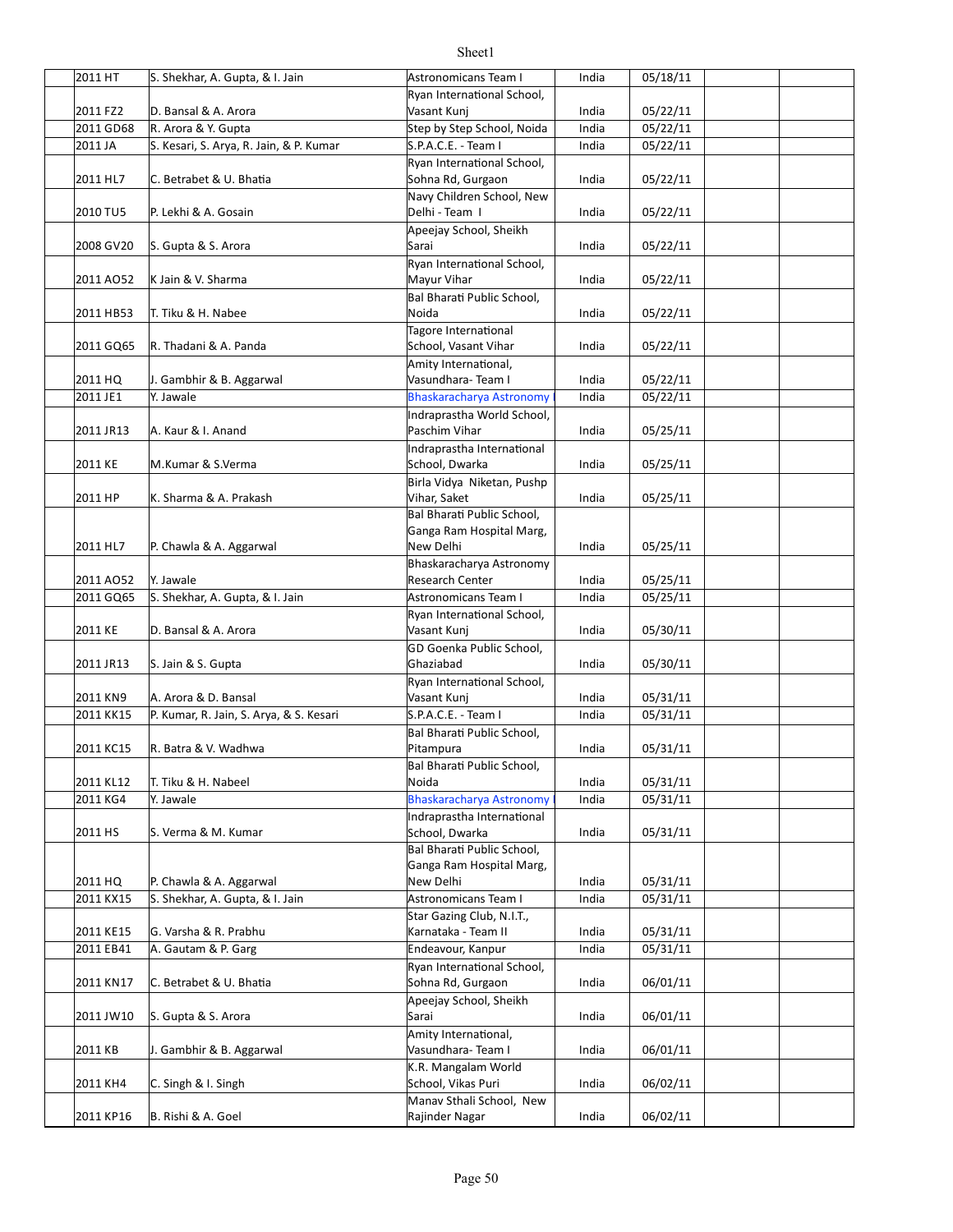| | | | | | | | |
|---|---|---|---|---|---|---|---|
| | 2011 HT | S. Shekhar, A. Gupta, & I. Jain | Astronomicans Team I | India | 05/18/11 | | |
| | 2011 FZ2 | D. Bansal & A. Arora | Ryan International School, Vasant Kunj | India | 05/22/11 | | |
| | 2011 GD68 | R. Arora & Y. Gupta | Step by Step School, Noida | India | 05/22/11 | | |
| | 2011 JA | S. Kesari, S. Arya, R. Jain, & P. Kumar | S.P.A.C.E. - Team I | India | 05/22/11 | | |
| | 2011 HL7 | C. Betrabet & U. Bhatia | Ryan International School, Sohna Rd, Gurgaon | India | 05/22/11 | | |
| | 2010 TU5 | P. Lekhi & A. Gosain | Navy Children School, New Delhi - Team I | India | 05/22/11 | | |
| | 2008 GV20 | S. Gupta & S. Arora | Apeejay School, Sheikh Sarai | India | 05/22/11 | | |
| | 2011 AO52 | K Jain & V. Sharma | Ryan International School, Mayur Vihar | India | 05/22/11 | | |
| | 2011 HB53 | T. Tiku & H. Nabee | Bal Bharati Public School, Noida | India | 05/22/11 | | |
| | 2011 GQ65 | R. Thadani & A. Panda | Tagore International School, Vasant Vihar | India | 05/22/11 | | |
| | 2011 HQ | J. Gambhir & B. Aggarwal | Amity International, Vasundhara- Team I | India | 05/22/11 | | |
| | 2011 JE1 | Y. Jawale | Bhaskaracharya Astronomy | India | 05/22/11 | | |
| | 2011 JR13 | A. Kaur & I. Anand | Indraprastha World School, Paschim Vihar | India | 05/25/11 | | |
| | 2011 KE | M.Kumar & S.Verma | Indraprastha International School, Dwarka | India | 05/25/11 | | |
| | 2011 HP | K. Sharma & A. Prakash | Birla Vidya Niketan, Pushp Vihar, Saket | India | 05/25/11 | | |
| | 2011 HL7 | P. Chawla & A. Aggarwal | Bal Bharati Public School, Ganga Ram Hospital Marg, New Delhi | India | 05/25/11 | | |
| | 2011 AO52 | Y. Jawale | Bhaskaracharya Astronomy Research Center | India | 05/25/11 | | |
| | 2011 GQ65 | S. Shekhar, A. Gupta, & I. Jain | Astronomicans Team I | India | 05/25/11 | | |
| | 2011 KE | D. Bansal & A. Arora | Ryan International School, Vasant Kunj | India | 05/30/11 | | |
| | 2011 JR13 | S. Jain & S. Gupta | GD Goenka Public School, Ghaziabad | India | 05/30/11 | | |
| | 2011 KN9 | A. Arora & D. Bansal | Ryan International School, Vasant Kunj | India | 05/31/11 | | |
| | 2011 KK15 | P. Kumar, R. Jain, S. Arya, & S. Kesari | S.P.A.C.E. - Team I | India | 05/31/11 | | |
| | 2011 KC15 | R. Batra & V. Wadhwa | Bal Bharati Public School, Pitampura | India | 05/31/11 | | |
| | 2011 KL12 | T. Tiku & H. Nabeel | Bal Bharati Public School, Noida | India | 05/31/11 | | |
| | 2011 KG4 | Y. Jawale | Bhaskaracharya Astronomy | India | 05/31/11 | | |
| | 2011 HS | S. Verma & M. Kumar | Indraprastha International School, Dwarka | India | 05/31/11 | | |
| | 2011 HQ | P. Chawla & A. Aggarwal | Bal Bharati Public School, Ganga Ram Hospital Marg, New Delhi | India | 05/31/11 | | |
| | 2011 KX15 | S. Shekhar, A. Gupta, & I. Jain | Astronomicans Team I | India | 05/31/11 | | |
| | 2011 KE15 | G. Varsha & R. Prabhu | Star Gazing Club, N.I.T., Karnataka - Team II | India | 05/31/11 | | |
| | 2011 EB41 | A. Gautam & P. Garg | Endeavour, Kanpur | India | 05/31/11 | | |
| | 2011 KN17 | C. Betrabet & U. Bhatia | Ryan International School, Sohna Rd, Gurgaon | India | 06/01/11 | | |
| | 2011 JW10 | S. Gupta & S. Arora | Apeejay School, Sheikh Sarai | India | 06/01/11 | | |
| | 2011 KB | J. Gambhir & B. Aggarwal | Amity International, Vasundhara- Team I | India | 06/01/11 | | |
| | 2011 KH4 | C. Singh & I. Singh | K.R. Mangalam World School, Vikas Puri | India | 06/02/11 | | |
| | 2011 KP16 | B. Rishi & A. Goel | Manav Sthali School, New Rajinder Nagar | India | 06/02/11 | | |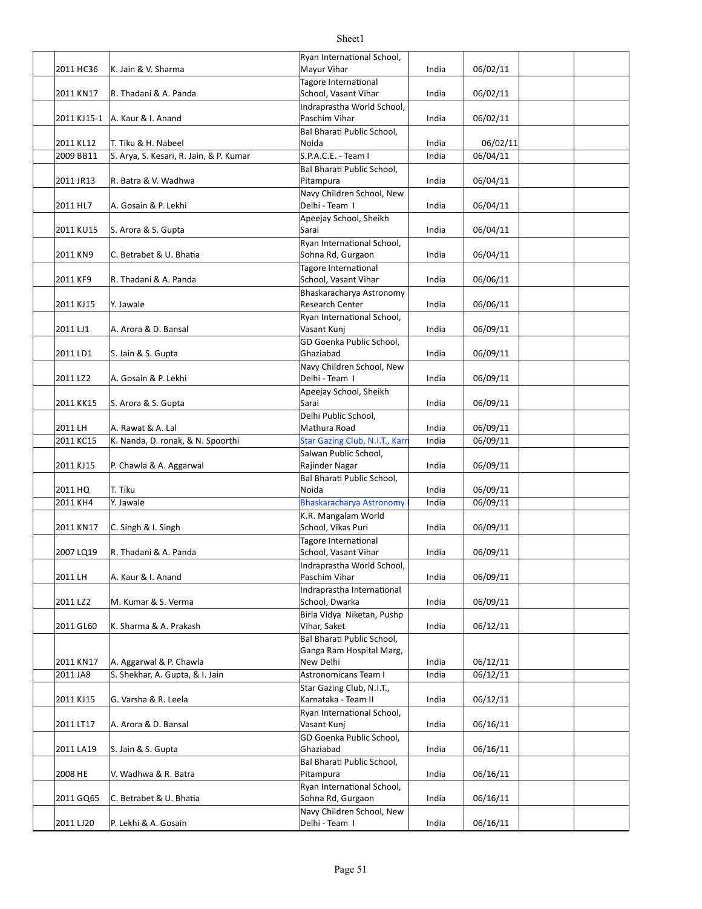| | | | | | | |
|---|---|---|---|---|---|---|
| 2011 HC36 | K. Jain & V. Sharma | Ryan International School, Mayur Vihar | India | 06/02/11 | | |
| 2011 KN17 | R. Thadani & A. Panda | Tagore International School, Vasant Vihar | India | 06/02/11 | | |
| 2011 KJ15-1 | A. Kaur & I. Anand | Indraprastha World School, Paschim Vihar | India | 06/02/11 | | |
| 2011 KL12 | T. Tiku & H. Nabeel | Bal Bharati Public School, Noida | India | 06/02/11 | | |
| 2009 BB11 | S. Arya, S. Kesari, R. Jain, & P. Kumar | S.P.A.C.E. - Team I | India | 06/04/11 | | |
| 2011 JR13 | R. Batra & V. Wadhwa | Bal Bharati Public School, Pitampura | India | 06/04/11 | | |
| 2011 HL7 | A. Gosain & P. Lekhi | Navy Children School, New Delhi - Team I | India | 06/04/11 | | |
| 2011 KU15 | S. Arora & S. Gupta | Apeejay School, Sheikh Sarai | India | 06/04/11 | | |
| 2011 KN9 | C. Betrabet & U. Bhatia | Ryan International School, Sohna Rd, Gurgaon | India | 06/04/11 | | |
| 2011 KF9 | R. Thadani & A. Panda | Tagore International School, Vasant Vihar | India | 06/06/11 | | |
| 2011 KJ15 | Y. Jawale | Bhaskaracharya Astronomy Research Center | India | 06/06/11 | | |
| 2011 LJ1 | A. Arora & D. Bansal | Ryan International School, Vasant Kunj | India | 06/09/11 | | |
| 2011 LD1 | S. Jain & S. Gupta | GD Goenka Public School, Ghaziabad | India | 06/09/11 | | |
| 2011 LZ2 | A. Gosain & P. Lekhi | Navy Children School, New Delhi - Team I | India | 06/09/11 | | |
| 2011 KK15 | S. Arora & S. Gupta | Apeejay School, Sheikh Sarai | India | 06/09/11 | | |
| 2011 LH | A. Rawat & A. Lal | Delhi Public School, Mathura Road | India | 06/09/11 | | |
| 2011 KC15 | K. Nanda, D. ronak, & N. Spoorthi | Star Gazing Club, N.I.T., Karn | India | 06/09/11 | | |
| 2011 KJ15 | P. Chawla & A. Aggarwal | Salwan Public School, Rajinder Nagar | India | 06/09/11 | | |
| 2011 HQ | T. Tiku | Bal Bharati Public School, Noida | India | 06/09/11 | | |
| 2011 KH4 | Y. Jawale | Bhaskaracharya Astronomy | India | 06/09/11 | | |
| 2011 KN17 | C. Singh & I. Singh | K.R. Mangalam World School, Vikas Puri | India | 06/09/11 | | |
| 2007 LQ19 | R. Thadani & A. Panda | Tagore International School, Vasant Vihar | India | 06/09/11 | | |
| 2011 LH | A. Kaur & I. Anand | Indraprastha World School, Paschim Vihar | India | 06/09/11 | | |
| 2011 LZ2 | M. Kumar & S. Verma | Indraprastha International School, Dwarka | India | 06/09/11 | | |
| 2011 GL60 | K. Sharma & A. Prakash | Birla Vidya Niketan, Pushp Vihar, Saket | India | 06/12/11 | | |
| 2011 KN17 | A. Aggarwal & P. Chawla | Bal Bharati Public School, Ganga Ram Hospital Marg, New Delhi | India | 06/12/11 | | |
| 2011 JA8 | S. Shekhar, A. Gupta, & I. Jain | Astronomicans Team I | India | 06/12/11 | | |
| 2011 KJ15 | G. Varsha & R. Leela | Star Gazing Club, N.I.T., Karnataka - Team II | India | 06/12/11 | | |
| 2011 LT17 | A. Arora & D. Bansal | Ryan International School, Vasant Kunj | India | 06/16/11 | | |
| 2011 LA19 | S. Jain & S. Gupta | GD Goenka Public School, Ghaziabad | India | 06/16/11 | | |
| 2008 HE | V. Wadhwa & R. Batra | Bal Bharati Public School, Pitampura | India | 06/16/11 | | |
| 2011 GQ65 | C. Betrabet & U. Bhatia | Ryan International School, Sohna Rd, Gurgaon | India | 06/16/11 | | |
| 2011 LJ20 | P. Lekhi & A. Gosain | Navy Children School, New Delhi - Team I | India | 06/16/11 | | |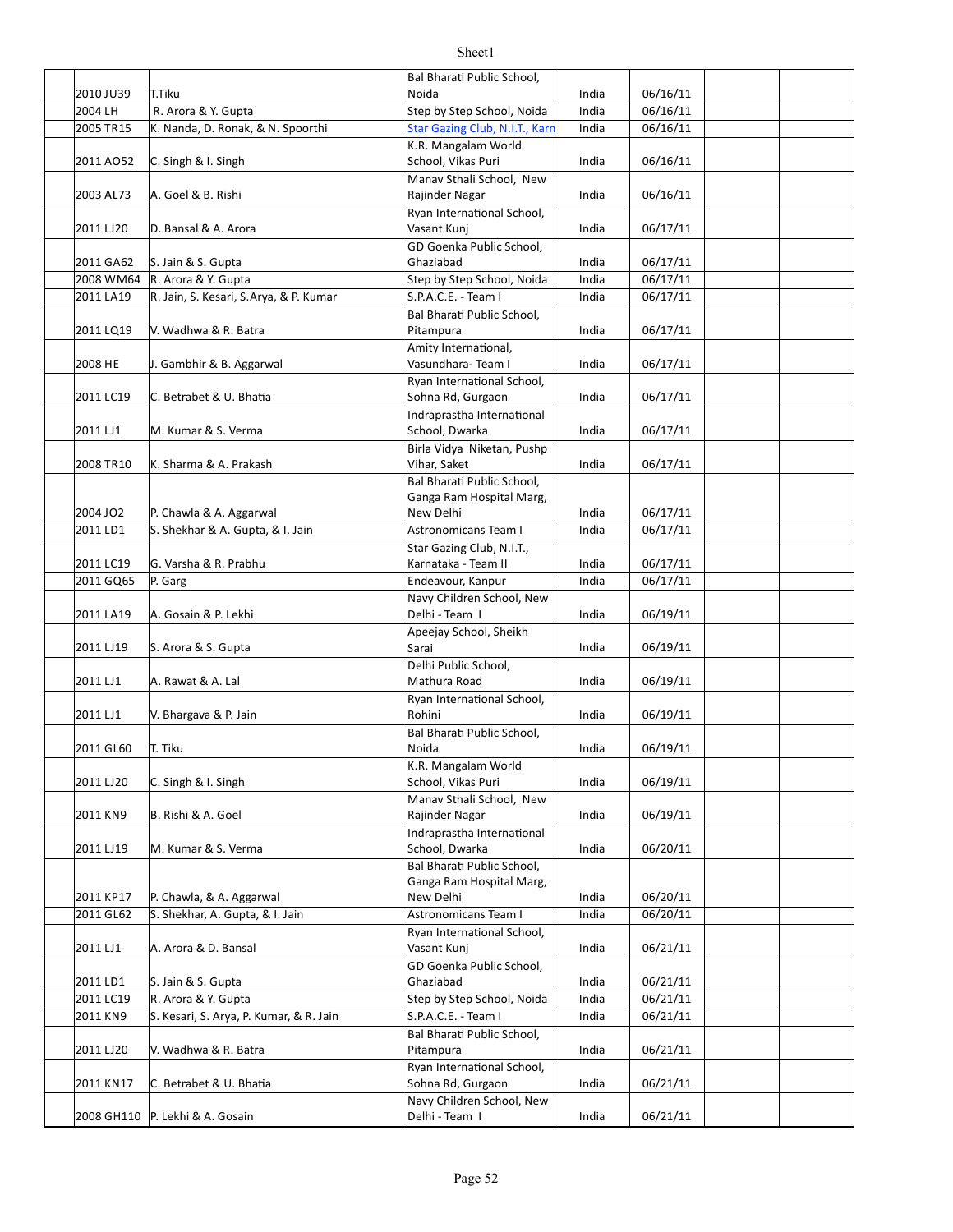| | | | | | | |
|---|---|---|---|---|---|---|
| | 2010 JU39 | T.Tiku | Bal Bharati Public School, Noida | India | 06/16/11 | | |
| | 2004 LH | R. Arora & Y. Gupta | Step by Step School, Noida | India | 06/16/11 | | |
| | 2005 TR15 | K. Nanda, D. Ronak, & N. Spoorthi | Star Gazing Club, N.I.T., Karn | India | 06/16/11 | | |
| | 2011 AO52 | C. Singh & I. Singh | K.R. Mangalam World School, Vikas Puri | India | 06/16/11 | | |
| | 2003 AL73 | A. Goel & B. Rishi | Manav Sthali School, New Rajinder Nagar | India | 06/16/11 | | |
| | 2011 LJ20 | D. Bansal & A. Arora | Ryan International School, Vasant Kunj | India | 06/17/11 | | |
| | 2011 GA62 | S. Jain & S. Gupta | GD Goenka Public School, Ghaziabad | India | 06/17/11 | | |
| | 2008 WM64 | R. Arora & Y. Gupta | Step by Step School, Noida | India | 06/17/11 | | |
| | 2011 LA19 | R. Jain, S. Kesari, S.Arya, & P. Kumar | S.P.A.C.E. - Team I | India | 06/17/11 | | |
| | 2011 LQ19 | V. Wadhwa & R. Batra | Bal Bharati Public School, Pitampura | India | 06/17/11 | | |
| | 2008 HE | J. Gambhir & B. Aggarwal | Amity International, Vasundhara- Team I | India | 06/17/11 | | |
| | 2011 LC19 | C. Betrabet & U. Bhatia | Ryan International School, Sohna Rd, Gurgaon | India | 06/17/11 | | |
| | 2011 LJ1 | M. Kumar & S. Verma | Indraprastha International School, Dwarka | India | 06/17/11 | | |
| | 2008 TR10 | K. Sharma & A. Prakash | Birla Vidya Niketan, Pushp Vihar, Saket | India | 06/17/11 | | |
| | 2004 JO2 | P. Chawla & A. Aggarwal | Bal Bharati Public School, Ganga Ram Hospital Marg, New Delhi | India | 06/17/11 | | |
| | 2011 LD1 | S. Shekhar & A. Gupta, & I. Jain | Astronomicans Team I | India | 06/17/11 | | |
| | 2011 LC19 | G. Varsha & R. Prabhu | Star Gazing Club, N.I.T., Karnataka - Team II | India | 06/17/11 | | |
| | 2011 GQ65 | P. Garg | Endeavour, Kanpur | India | 06/17/11 | | |
| | 2011 LA19 | A. Gosain & P. Lekhi | Navy Children School, New Delhi - Team I | India | 06/19/11 | | |
| | 2011 LJ19 | S. Arora & S. Gupta | Apeejay School, Sheikh Sarai | India | 06/19/11 | | |
| | 2011 LJ1 | A. Rawat & A. Lal | Delhi Public School, Mathura Road | India | 06/19/11 | | |
| | 2011 LJ1 | V. Bhargava & P. Jain | Ryan International School, Rohini | India | 06/19/11 | | |
| | 2011 GL60 | T. Tiku | Bal Bharati Public School, Noida | India | 06/19/11 | | |
| | 2011 LJ20 | C. Singh & I. Singh | K.R. Mangalam World School, Vikas Puri | India | 06/19/11 | | |
| | 2011 KN9 | B. Rishi & A. Goel | Manav Sthali School, New Rajinder Nagar | India | 06/19/11 | | |
| | 2011 LJ19 | M. Kumar & S. Verma | Indraprastha International School, Dwarka | India | 06/20/11 | | |
| | 2011 KP17 | P. Chawla, & A. Aggarwal | Bal Bharati Public School, Ganga Ram Hospital Marg, New Delhi | India | 06/20/11 | | |
| | 2011 GL62 | S. Shekhar, A. Gupta, & I. Jain | Astronomicans Team I | India | 06/20/11 | | |
| | 2011 LJ1 | A. Arora & D. Bansal | Ryan International School, Vasant Kunj | India | 06/21/11 | | |
| | 2011 LD1 | S. Jain & S. Gupta | GD Goenka Public School, Ghaziabad | India | 06/21/11 | | |
| | 2011 LC19 | R. Arora & Y. Gupta | Step by Step School, Noida | India | 06/21/11 | | |
| | 2011 KN9 | S. Kesari, S. Arya, P. Kumar, & R. Jain | S.P.A.C.E. - Team I | India | 06/21/11 | | |
| | 2011 LJ20 | V. Wadhwa & R. Batra | Bal Bharati Public School, Pitampura | India | 06/21/11 | | |
| | 2011 KN17 | C. Betrabet & U. Bhatia | Ryan International School, Sohna Rd, Gurgaon | India | 06/21/11 | | |
| | 2008 GH110 | P. Lekhi & A. Gosain | Navy Children School, New Delhi - Team I | India | 06/21/11 | | |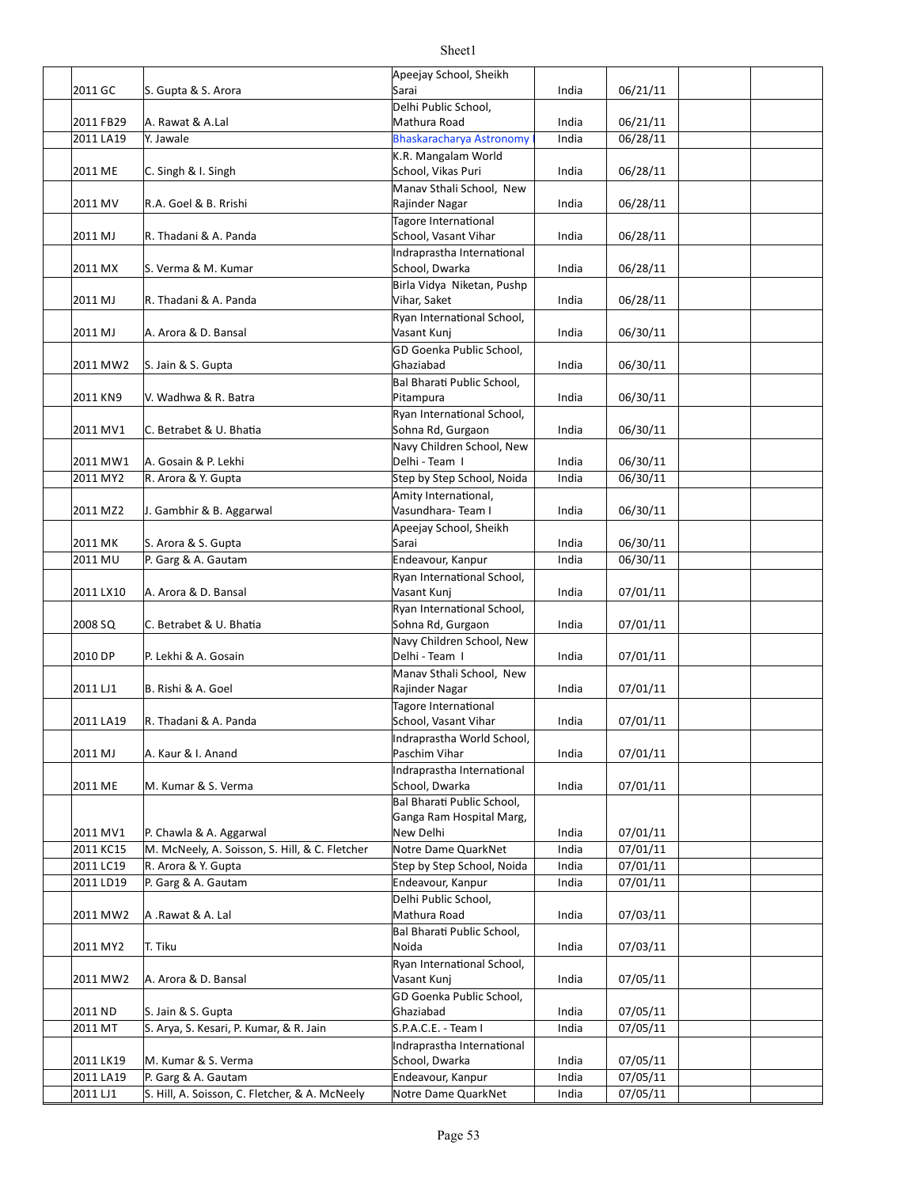| | | | | | | |
|---|---|---|---|---|---|---|
| | 2011 GC | S. Gupta & S. Arora | Apeejay School, Sheikh Sarai | India | 06/21/11 | | |
| | 2011 FB29 | A. Rawat & A.Lal | Delhi Public School, Mathura Road | India | 06/21/11 | | |
| | 2011 LA19 | Y. Jawale | Bhaskaracharya Astronomy | India | 06/28/11 | | |
| | 2011 ME | C. Singh & I. Singh | K.R. Mangalam World School, Vikas Puri | India | 06/28/11 | | |
| | 2011 MV | R.A. Goel & B. Rrishi | Manav Sthali School, New Rajinder Nagar | India | 06/28/11 | | |
| | 2011 MJ | R. Thadani & A. Panda | Tagore International School, Vasant Vihar | India | 06/28/11 | | |
| | 2011 MX | S. Verma & M. Kumar | Indraprastha International School, Dwarka | India | 06/28/11 | | |
| | 2011 MJ | R. Thadani & A. Panda | Birla Vidya Niketan, Pushp Vihar, Saket | India | 06/28/11 | | |
| | 2011 MJ | A. Arora & D. Bansal | Ryan International School, Vasant Kunj | India | 06/30/11 | | |
| | 2011 MW2 | S. Jain & S. Gupta | GD Goenka Public School, Ghaziabad | India | 06/30/11 | | |
| | 2011 KN9 | V. Wadhwa & R. Batra | Bal Bharati Public School, Pitampura | India | 06/30/11 | | |
| | 2011 MV1 | C. Betrabet & U. Bhatia | Ryan International School, Sohna Rd, Gurgaon | India | 06/30/11 | | |
| | 2011 MW1 | A. Gosain & P. Lekhi | Navy Children School, New Delhi - Team I | India | 06/30/11 | | |
| | 2011 MY2 | R. Arora & Y. Gupta | Step by Step School, Noida | India | 06/30/11 | | |
| | 2011 MZ2 | J. Gambhir & B. Aggarwal | Amity International, Vasundhara- Team I | India | 06/30/11 | | |
| | 2011 MK | S. Arora & S. Gupta | Apeejay School, Sheikh Sarai | India | 06/30/11 | | |
| | 2011 MU | P. Garg & A. Gautam | Endeavour, Kanpur | India | 06/30/11 | | |
| | 2011 LX10 | A. Arora & D. Bansal | Ryan International School, Vasant Kunj | India | 07/01/11 | | |
| | 2008 SQ | C. Betrabet & U. Bhatia | Ryan International School, Sohna Rd, Gurgaon | India | 07/01/11 | | |
| | 2010 DP | P. Lekhi & A. Gosain | Navy Children School, New Delhi - Team I | India | 07/01/11 | | |
| | 2011 LJ1 | B. Rishi & A. Goel | Manav Sthali School, New Rajinder Nagar | India | 07/01/11 | | |
| | 2011 LA19 | R. Thadani & A. Panda | Tagore International School, Vasant Vihar | India | 07/01/11 | | |
| | 2011 MJ | A. Kaur & I. Anand | Indraprastha World School, Paschim Vihar | India | 07/01/11 | | |
| | 2011 ME | M. Kumar & S. Verma | Indraprastha International School, Dwarka | India | 07/01/11 | | |
| | 2011 MV1 | P. Chawla & A. Aggarwal | Bal Bharati Public School, Ganga Ram Hospital Marg, New Delhi | India | 07/01/11 | | |
| | 2011 KC15 | M. McNeely, A. Soisson, S. Hill, & C. Fletcher | Notre Dame QuarkNet | India | 07/01/11 | | |
| | 2011 LC19 | R. Arora & Y. Gupta | Step by Step School, Noida | India | 07/01/11 | | |
| | 2011 LD19 | P. Garg & A. Gautam | Endeavour, Kanpur | India | 07/01/11 | | |
| | 2011 MW2 | A .Rawat & A. Lal | Delhi Public School, Mathura Road | India | 07/03/11 | | |
| | 2011 MY2 | T. Tiku | Bal Bharati Public School, Noida | India | 07/03/11 | | |
| | 2011 MW2 | A. Arora & D. Bansal | Ryan International School, Vasant Kunj | India | 07/05/11 | | |
| | 2011 ND | S. Jain & S. Gupta | GD Goenka Public School, Ghaziabad | India | 07/05/11 | | |
| | 2011 MT | S. Arya, S. Kesari, P. Kumar, & R. Jain | S.P.A.C.E. - Team I | India | 07/05/11 | | |
| | 2011 LK19 | M. Kumar & S. Verma | Indraprastha International School, Dwarka | India | 07/05/11 | | |
| | 2011 LA19 | P. Garg & A. Gautam | Endeavour, Kanpur | India | 07/05/11 | | |
| | 2011 LJ1 | S. Hill, A. Soisson, C. Fletcher, & A. McNeely | Notre Dame QuarkNet | India | 07/05/11 | | |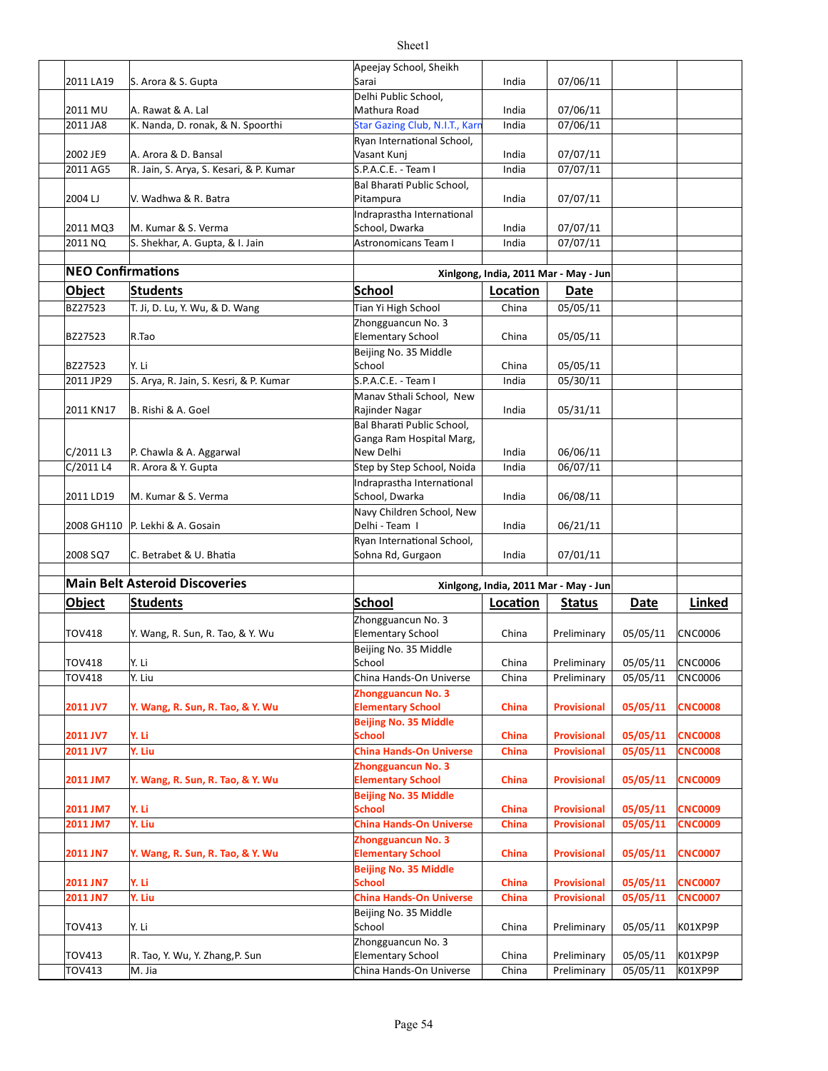| | | | | | | |
|---|---|---|---|---|---|---|
| 2011 LA19 | S. Arora & S. Gupta | Apeejay School, Sheikh Sarai | India | 07/06/11 | | |
| 2011 MU | A. Rawat & A. Lal | Delhi Public School, Mathura Road | India | 07/06/11 | | |
| 2011 JA8 | K. Nanda, D. ronak, & N. Spoorthi | Star Gazing Club, N.I.T., Karn | India | 07/06/11 | | |
| 2002 JE9 | A. Arora & D. Bansal | Ryan International School, Vasant Kunj | India | 07/07/11 | | |
| 2011 AG5 | R. Jain, S. Arya, S. Kesari, & P. Kumar | S.P.A.C.E. - Team I | India | 07/07/11 | | |
| 2004 LJ | V. Wadhwa & R. Batra | Bal Bharati Public School, Pitampura | India | 07/07/11 | | |
| 2011 MQ3 | M. Kumar & S. Verma | Indraprastha International School, Dwarka | India | 07/07/11 | | |
| 2011 NQ | S. Shekhar, A. Gupta, & I. Jain | Astronomicans Team I | India | 07/07/11 | | |

## NEO Confirmations

Xinlgong, India, 2011 Mar - May - Jun

| Object | Students | School | Location | Date |
|---|---|---|---|---|
| BZ27523 | T. Ji, D. Lu, Y. Wu, & D. Wang | Tian Yi High School | China | 05/05/11 |
| BZ27523 | R.Tao | Zhongguancun No. 3 Elementary School | China | 05/05/11 |
| BZ27523 | Y. Li | Beijing No. 35 Middle School | China | 05/05/11 |
| 2011 JP29 | S. Arya, R. Jain, S. Kesri, & P. Kumar | S.P.A.C.E. - Team I | India | 05/30/11 |
| 2011 KN17 | B. Rishi & A. Goel | Manav Sthali School, New Rajinder Nagar | India | 05/31/11 |
| C/2011 L3 | P. Chawla & A. Aggarwal | Bal Bharati Public School, Ganga Ram Hospital Marg, New Delhi | India | 06/06/11 |
| C/2011 L4 | R. Arora & Y. Gupta | Step by Step School, Noida | India | 06/07/11 |
| 2011 LD19 | M. Kumar & S. Verma | Indraprastha International School, Dwarka | India | 06/08/11 |
| 2008 GH110 | P. Lekhi & A. Gosain | Navy Children School, New Delhi - Team I | India | 06/21/11 |
| 2008 SQ7 | C. Betrabet & U. Bhatia | Ryan International School, Sohna Rd, Gurgaon | India | 07/01/11 |

## Main Belt Asteroid Discoveries

Xinlgong, India, 2011 Mar - May - Jun

| Object | Students | School | Location | Status | Date | Linked |
|---|---|---|---|---|---|---|
| TOV418 | Y. Wang, R. Sun, R. Tao, & Y. Wu | Zhongguancun No. 3 Elementary School | China | Preliminary | 05/05/11 | CNC0006 |
| TOV418 | Y. Li | Beijing No. 35 Middle School | China | Preliminary | 05/05/11 | CNC0006 |
| TOV418 | Y. Liu | China Hands-On Universe | China | Preliminary | 05/05/11 | CNC0006 |
| **2011 JV7** | **Y. Wang, R. Sun, R. Tao, & Y. Wu** | **Zhongguancun No. 3 Elementary School** | **China** | **Provisional** | **05/05/11** | **CNC0008** |
| **2011 JV7** | **Y. Li** | **Beijing No. 35 Middle School** | **China** | **Provisional** | **05/05/11** | **CNC0008** |
| **2011 JV7** | **Y. Liu** | **China Hands-On Universe** | **China** | **Provisional** | **05/05/11** | **CNC0008** |
| **2011 JM7** | **Y. Wang, R. Sun, R. Tao, & Y. Wu** | **Zhongguancun No. 3 Elementary School** | **China** | **Provisional** | **05/05/11** | **CNC0009** |
| **2011 JM7** | **Y. Li** | **Beijing No. 35 Middle School** | **China** | **Provisional** | **05/05/11** | **CNC0009** |
| **2011 JM7** | **Y. Liu** | **China Hands-On Universe** | **China** | **Provisional** | **05/05/11** | **CNC0009** |
| **2011 JN7** | **Y. Wang, R. Sun, R. Tao, & Y. Wu** | **Zhongguancun No. 3 Elementary School** | **China** | **Provisional** | **05/05/11** | **CNC0007** |
| **2011 JN7** | **Y. Li** | **Beijing No. 35 Middle School** | **China** | **Provisional** | **05/05/11** | **CNC0007** |
| **2011 JN7** | **Y. Liu** | **China Hands-On Universe** | **China** | **Provisional** | **05/05/11** | **CNC0007** |
| TOV413 | Y. Li | Beijing No. 35 Middle School | China | Preliminary | 05/05/11 | K01XP9P |
| TOV413 | R. Tao, Y. Wu, Y. Zhang,P. Sun | Zhongguancun No. 3 Elementary School | China | Preliminary | 05/05/11 | K01XP9P |
| TOV413 | M. Jia | China Hands-On Universe | China | Preliminary | 05/05/11 | K01XP9P |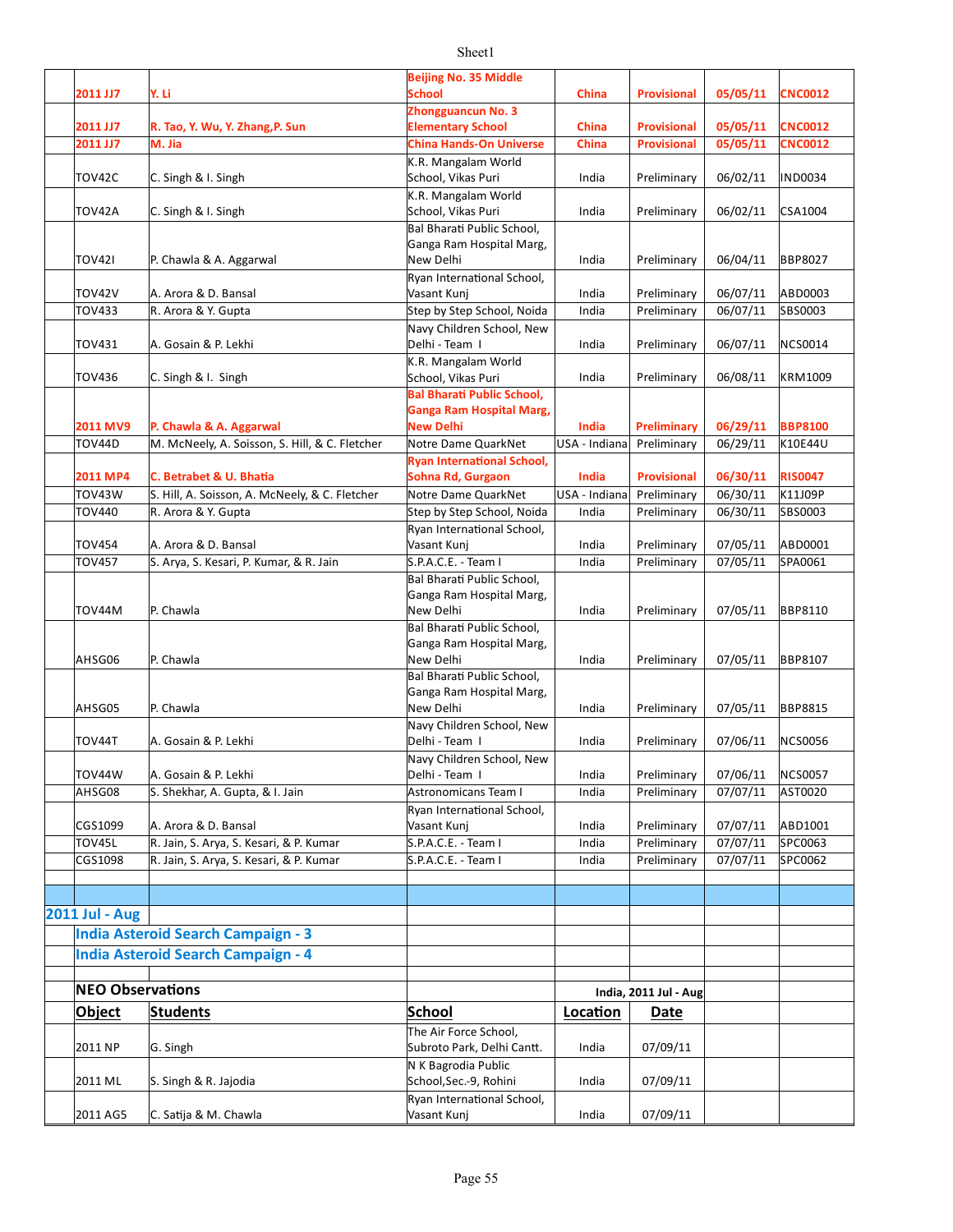| Object | Students | School | Location | Status | Date | Code |
|---|---|---|---|---|---|---|
| 2011 JJ7 | Y. Li | Beijing No. 35 Middle School | China | Provisional | 05/05/11 | CNC0012 |
| 2011 JJ7 | R. Tao, Y. Wu, Y. Zhang,P. Sun | Zhongguancun No. 3 Elementary School | China | Provisional | 05/05/11 | CNC0012 |
| 2011 JJ7 | M. Jia | China Hands-On Universe | China | Provisional | 05/05/11 | CNC0012 |
| TOV42C | C. Singh & I. Singh | K.R. Mangalam World School, Vikas Puri | India | Preliminary | 06/02/11 | IND0034 |
| TOV42A | C. Singh & I. Singh | K.R. Mangalam World School, Vikas Puri | India | Preliminary | 06/02/11 | CSA1004 |
| TOV42I | P. Chawla & A. Aggarwal | Bal Bharati Public School, Ganga Ram Hospital Marg, New Delhi | India | Preliminary | 06/04/11 | BBP8027 |
| TOV42V | A. Arora & D. Bansal | Ryan International School, Vasant Kunj | India | Preliminary | 06/07/11 | ABD0003 |
| TOV433 | R. Arora & Y. Gupta | Step by Step School, Noida | India | Preliminary | 06/07/11 | SBS0003 |
| TOV431 | A. Gosain & P. Lekhi | Navy Children School, New Delhi - Team I | India | Preliminary | 06/07/11 | NCS0014 |
| TOV436 | C. Singh & I. Singh | K.R. Mangalam World School, Vikas Puri | India | Preliminary | 06/08/11 | KRM1009 |
| 2011 MV9 | P. Chawla & A. Aggarwal | Bal Bharati Public School, Ganga Ram Hospital Marg, New Delhi | India | Preliminary | 06/29/11 | BBP8100 |
| TOV44D | M. McNeely, A. Soisson, S. Hill, & C. Fletcher | Notre Dame QuarkNet | USA - Indiana | Preliminary | 06/29/11 | K10E44U |
| 2011 MP4 | C. Betrabet & U. Bhatia | Ryan International School, Sohna Rd, Gurgaon | India | Provisional | 06/30/11 | RIS0047 |
| TOV43W | S. Hill, A. Soisson, A. McNeely, & C. Fletcher | Notre Dame QuarkNet | USA - Indiana | Preliminary | 06/30/11 | K11J09P |
| TOV440 | R. Arora & Y. Gupta | Step by Step School, Noida | India | Preliminary | 06/30/11 | SBS0003 |
| TOV454 | A. Arora & D. Bansal | Ryan International School, Vasant Kunj | India | Preliminary | 07/05/11 | ABD0001 |
| TOV457 | S. Arya, S. Kesari, P. Kumar, & R. Jain | S.P.A.C.E. - Team I | India | Preliminary | 07/05/11 | SPA0061 |
| TOV44M | P. Chawla | Bal Bharati Public School, Ganga Ram Hospital Marg, New Delhi | India | Preliminary | 07/05/11 | BBP8110 |
| AHSG06 | P. Chawla | Bal Bharati Public School, Ganga Ram Hospital Marg, New Delhi | India | Preliminary | 07/05/11 | BBP8107 |
| AHSG05 | P. Chawla | Bal Bharati Public School, Ganga Ram Hospital Marg, New Delhi | India | Preliminary | 07/05/11 | BBP8815 |
| TOV44T | A. Gosain & P. Lekhi | Navy Children School, New Delhi - Team I | India | Preliminary | 07/06/11 | NCS0056 |
| TOV44W | A. Gosain & P. Lekhi | Navy Children School, New Delhi - Team I | India | Preliminary | 07/06/11 | NCS0057 |
| AHSG08 | S. Shekhar, A. Gupta, & I. Jain | Astronomicans Team I | India | Preliminary | 07/07/11 | AST0020 |
| CGS1099 | A. Arora & D. Bansal | Ryan International School, Vasant Kunj | India | Preliminary | 07/07/11 | ABD1001 |
| TOV45L | R. Jain, S. Arya, S. Kesari, & P. Kumar | S.P.A.C.E. - Team I | India | Preliminary | 07/07/11 | SPC0063 |
| CGS1098 | R. Jain, S. Arya, S. Kesari, & P. Kumar | S.P.A.C.E. - Team I | India | Preliminary | 07/07/11 | SPC0062 |

## 2011 Jul - Aug

### India Asteroid Search Campaign - 3

### India Asteroid Search Campaign - 4

### NEO Observations

India, 2011 Jul - Aug

| Object | Students | School | Location | Date |
|---|---|---|---|---|
| 2011 NP | G. Singh | The Air Force School, Subroto Park, Delhi Cantt. | India | 07/09/11 |
| 2011 ML | S. Singh & R. Jajodia | N K Bagrodia Public School,Sec.-9, Rohini | India | 07/09/11 |
| 2011 AG5 | C. Satija & M. Chawla | Ryan International School, Vasant Kunj | India | 07/09/11 |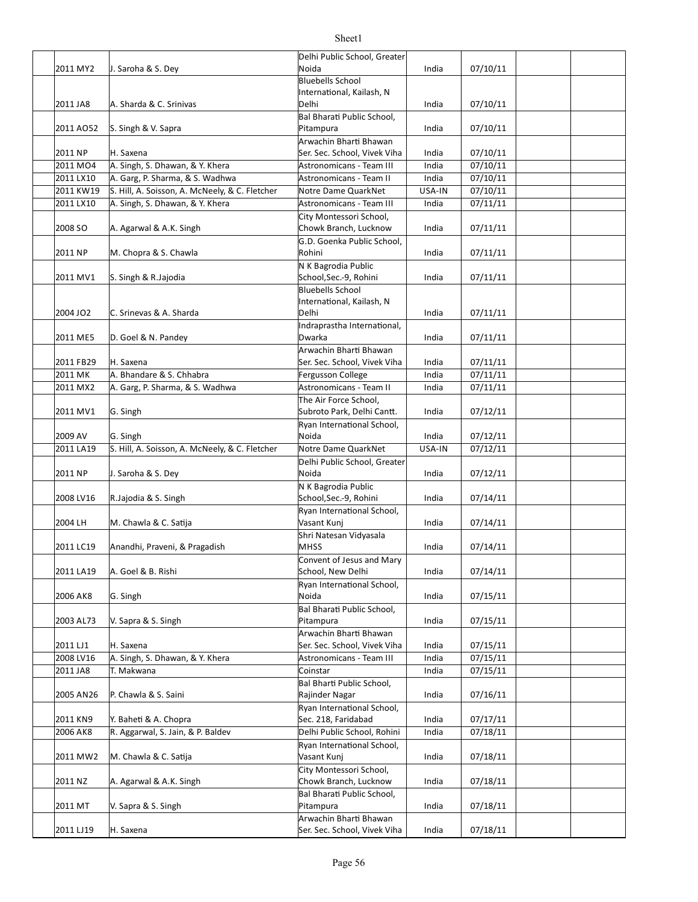| | | | | | | |
|---|---|---|---|---|---|---|
| | 2011 MY2 | J. Saroha & S. Dey | Delhi Public School, Greater Noida | India | 07/10/11 | | |
| | 2011 JA8 | A. Sharda & C. Srinivas | Bluebells School International, Kailash, N Delhi | India | 07/10/11 | | |
| | 2011 AO52 | S. Singh & V. Sapra | Bal Bharati Public School, Pitampura | India | 07/10/11 | | |
| | 2011 NP | H. Saxena | Arwachin Bharti Bhawan Ser. Sec. School, Vivek Viha | India | 07/10/11 | | |
| | 2011 MO4 | A. Singh, S. Dhawan, & Y. Khera | Astronomicans - Team III | India | 07/10/11 | | |
| | 2011 LX10 | A. Garg, P. Sharma, & S. Wadhwa | Astronomicans - Team II | India | 07/10/11 | | |
| | 2011 KW19 | S. Hill, A. Soisson, A. McNeely, & C. Fletcher | Notre Dame QuarkNet | USA-IN | 07/10/11 | | |
| | 2011 LX10 | A. Singh, S. Dhawan, & Y. Khera | Astronomicans - Team III | India | 07/11/11 | | |
| | 2008 SO | A. Agarwal & A.K. Singh | City Montessori School, Chowk Branch, Lucknow | India | 07/11/11 | | |
| | 2011 NP | M. Chopra & S. Chawla | G.D. Goenka Public School, Rohini | India | 07/11/11 | | |
| | 2011 MV1 | S. Singh & R.Jajodia | N K Bagrodia Public School,Sec.-9, Rohini | India | 07/11/11 | | |
| | 2004 JO2 | C. Srinevas & A. Sharda | Bluebells School International, Kailash, N Delhi | India | 07/11/11 | | |
| | 2011 ME5 | D. Goel & N. Pandey | Indraprastha International, Dwarka | India | 07/11/11 | | |
| | 2011 FB29 | H. Saxena | Arwachin Bharti Bhawan Ser. Sec. School, Vivek Viha | India | 07/11/11 | | |
| | 2011 MK | A. Bhandare & S. Chhabra | Fergusson College | India | 07/11/11 | | |
| | 2011 MX2 | A. Garg, P. Sharma, & S. Wadhwa | Astronomicans - Team II | India | 07/11/11 | | |
| | 2011 MV1 | G. Singh | The Air Force School, Subroto Park, Delhi Cantt. | India | 07/12/11 | | |
| | 2009 AV | G. Singh | Ryan International School, Noida | India | 07/12/11 | | |
| | 2011 LA19 | S. Hill, A. Soisson, A. McNeely, & C. Fletcher | Notre Dame QuarkNet | USA-IN | 07/12/11 | | |
| | 2011 NP | J. Saroha & S. Dey | Delhi Public School, Greater Noida | India | 07/12/11 | | |
| | 2008 LV16 | R.Jajodia & S. Singh | N K Bagrodia Public School,Sec.-9, Rohini | India | 07/14/11 | | |
| | 2004 LH | M. Chawla & C. Satija | Ryan International School, Vasant Kunj | India | 07/14/11 | | |
| | 2011 LC19 | Anandhi, Praveni, & Pragadish | Shri Natesan Vidyasala MHSS | India | 07/14/11 | | |
| | 2011 LA19 | A. Goel & B. Rishi | Convent of Jesus and Mary School, New Delhi | India | 07/14/11 | | |
| | 2006 AK8 | G. Singh | Ryan International School, Noida | India | 07/15/11 | | |
| | 2003 AL73 | V. Sapra & S. Singh | Bal Bharati Public School, Pitampura | India | 07/15/11 | | |
| | 2011 LJ1 | H. Saxena | Arwachin Bharti Bhawan Ser. Sec. School, Vivek Viha | India | 07/15/11 | | |
| | 2008 LV16 | A. Singh, S. Dhawan, & Y. Khera | Astronomicans - Team III | India | 07/15/11 | | |
| | 2011 JA8 | T. Makwana | Coinstar | India | 07/15/11 | | |
| | 2005 AN26 | P. Chawla & S. Saini | Bal Bharti Public School, Rajinder Nagar | India | 07/16/11 | | |
| | 2011 KN9 | Y. Baheti & A. Chopra | Ryan International School, Sec. 218, Faridabad | India | 07/17/11 | | |
| | 2006 AK8 | R. Aggarwal, S. Jain, & P. Baldev | Delhi Public School, Rohini | India | 07/18/11 | | |
| | 2011 MW2 | M. Chawla & C. Satija | Ryan International School, Vasant Kunj | India | 07/18/11 | | |
| | 2011 NZ | A. Agarwal & A.K. Singh | City Montessori School, Chowk Branch, Lucknow | India | 07/18/11 | | |
| | 2011 MT | V. Sapra & S. Singh | Bal Bharati Public School, Pitampura | India | 07/18/11 | | |
| | 2011 LJ19 | H. Saxena | Arwachin Bharti Bhawan Ser. Sec. School, Vivek Viha | India | 07/18/11 | | |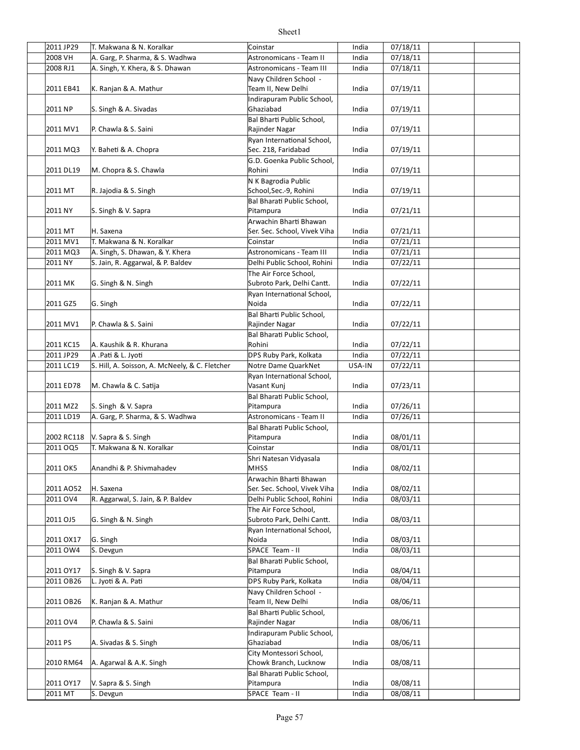| | | | | | | |
|---|---|---|---|---|---|---|
| 2011 JP29 | T. Makwana & N. Koralkar | Coinstar | India | 07/18/11 | | |
| 2008 VH | A. Garg, P. Sharma, & S. Wadhwa | Astronomicans - Team II | India | 07/18/11 | | |
| 2008 RJ1 | A. Singh, Y. Khera, & S. Dhawan | Astronomicans - Team III | India | 07/18/11 | | |
| 2011 EB41 | K. Ranjan & A. Mathur | Navy Children School - Team II, New Delhi | India | 07/19/11 | | |
| 2011 NP | S. Singh & A. Sivadas | Indirapuram Public School, Ghaziabad | India | 07/19/11 | | |
| 2011 MV1 | P. Chawla & S. Saini | Bal Bharti Public School, Rajinder Nagar | India | 07/19/11 | | |
| 2011 MQ3 | Y. Baheti & A. Chopra | Ryan International School, Sec. 21B, Faridabad | India | 07/19/11 | | |
| 2011 DL19 | M. Chopra & S. Chawla | G.D. Goenka Public School, Rohini | India | 07/19/11 | | |
| 2011 MT | R. Jajodia & S. Singh | N K Bagrodia Public School,Sec.-9, Rohini | India | 07/19/11 | | |
| 2011 NY | S. Singh & V. Sapra | Bal Bharati Public School, Pitampura | India | 07/21/11 | | |
| 2011 MT | H. Saxena | Arwachin Bharti Bhawan Ser. Sec. School, Vivek Viha | India | 07/21/11 | | |
| 2011 MV1 | T. Makwana & N. Koralkar | Coinstar | India | 07/21/11 | | |
| 2011 MQ3 | A. Singh, S. Dhawan, & Y. Khera | Astronomicans - Team III | India | 07/21/11 | | |
| 2011 NY | S. Jain, R. Aggarwal, & P. Baldev | Delhi Public School, Rohini | India | 07/22/11 | | |
| 2011 MK | G. Singh & N. Singh | The Air Force School, Subroto Park, Delhi Cantt. | India | 07/22/11 | | |
| 2011 GZ5 | G. Singh | Ryan International School, Noida | India | 07/22/11 | | |
| 2011 MV1 | P. Chawla & S. Saini | Bal Bharti Public School, Rajinder Nagar | India | 07/22/11 | | |
| 2011 KC15 | A. Kaushik & R. Khurana | Bal Bharati Public School, Rohini | India | 07/22/11 | | |
| 2011 JP29 | A .Pati & L. Jyoti | DPS Ruby Park, Kolkata | India | 07/22/11 | | |
| 2011 LC19 | S. Hill, A. Soisson, A. McNeely, & C. Fletcher | Notre Dame QuarkNet | USA-IN | 07/22/11 | | |
| 2011 ED78 | M. Chawla & C. Satija | Ryan International School, Vasant Kunj | India | 07/23/11 | | |
| 2011 MZ2 | S. Singh & V. Sapra | Bal Bharati Public School, Pitampura | India | 07/26/11 | | |
| 2011 LD19 | A. Garg, P. Sharma, & S. Wadhwa | Astronomicans - Team II | India | 07/26/11 | | |
| 2002 RC118 | V. Sapra & S. Singh | Bal Bharati Public School, Pitampura | India | 08/01/11 | | |
| 2011 OQ5 | T. Makwana & N. Koralkar | Coinstar | India | 08/01/11 | | |
| 2011 OK5 | Anandhi & P. Shivmahadev | Shri Natesan Vidyasala MHSS | India | 08/02/11 | | |
| 2011 AO52 | H. Saxena | Arwachin Bharti Bhawan Ser. Sec. School, Vivek Viha | India | 08/02/11 | | |
| 2011 OV4 | R. Aggarwal, S. Jain, & P. Baldev | Delhi Public School, Rohini | India | 08/03/11 | | |
| 2011 OJ5 | G. Singh & N. Singh | The Air Force School, Subroto Park, Delhi Cantt. | India | 08/03/11 | | |
| 2011 OX17 | G. Singh | Ryan International School, Noida | India | 08/03/11 | | |
| 2011 OW4 | S. Devgun | SPACE Team - II | India | 08/03/11 | | |
| 2011 OY17 | S. Singh & V. Sapra | Bal Bharati Public School, Pitampura | India | 08/04/11 | | |
| 2011 OB26 | L. Jyoti & A. Pati | DPS Ruby Park, Kolkata | India | 08/04/11 | | |
| 2011 OB26 | K. Ranjan & A. Mathur | Navy Children School - Team II, New Delhi | India | 08/06/11 | | |
| 2011 OV4 | P. Chawla & S. Saini | Bal Bharti Public School, Rajinder Nagar | India | 08/06/11 | | |
| 2011 PS | A. Sivadas & S. Singh | Indirapuram Public School, Ghaziabad | India | 08/06/11 | | |
| 2010 RM64 | A. Agarwal & A.K. Singh | City Montessori School, Chowk Branch, Lucknow | India | 08/08/11 | | |
| 2011 OY17 | V. Sapra & S. Singh | Bal Bharati Public School, Pitampura | India | 08/08/11 | | |
| 2011 MT | S. Devgun | SPACE Team - II | India | 08/08/11 | | |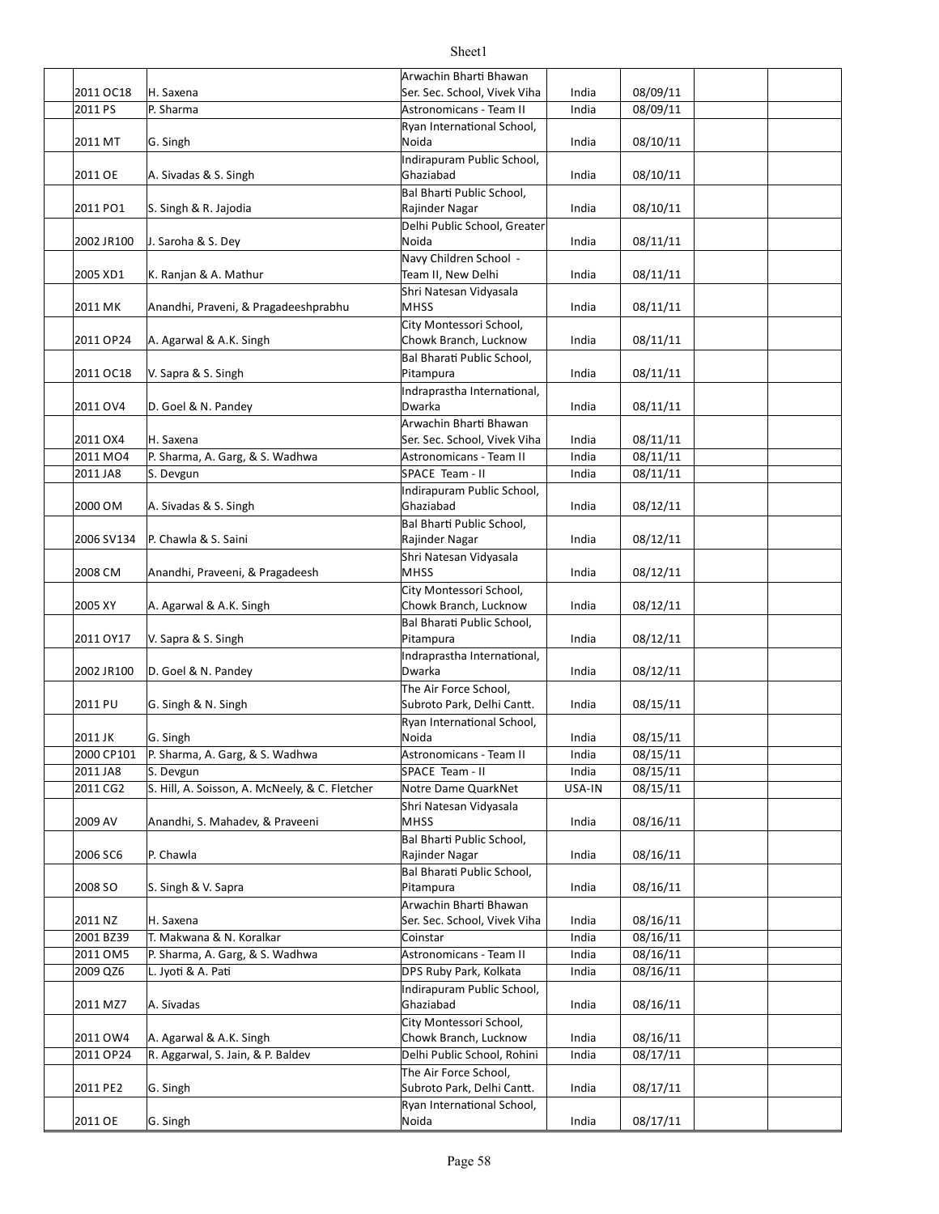| | | | | | | |
|---|---|---|---|---|---|---|
| 2011 OC18 | H. Saxena | Arwachin Bharti Bhawan Ser. Sec. School, Vivek Viha | India | 08/09/11 | | |
| 2011 PS | P. Sharma | Astronomicans - Team II | India | 08/09/11 | | |
| 2011 MT | G. Singh | Ryan International School, Noida | India | 08/10/11 | | |
| 2011 OE | A. Sivadas & S. Singh | Indirapuram Public School, Ghaziabad | India | 08/10/11 | | |
| 2011 PO1 | S. Singh & R. Jajodia | Bal Bharti Public School, Rajinder Nagar | India | 08/10/11 | | |
| 2002 JR100 | J. Saroha & S. Dey | Delhi Public School, Greater Noida | India | 08/11/11 | | |
| 2005 XD1 | K. Ranjan & A. Mathur | Navy Children School - Team II, New Delhi | India | 08/11/11 | | |
| 2011 MK | Anandhi, Praveni, & Pragadeeshprabhu | Shri Natesan Vidyasala MHSS | India | 08/11/11 | | |
| 2011 OP24 | A. Agarwal & A.K. Singh | City Montessori School, Chowk Branch, Lucknow | India | 08/11/11 | | |
| 2011 OC18 | V. Sapra & S. Singh | Bal Bharati Public School, Pitampura | India | 08/11/11 | | |
| 2011 OV4 | D. Goel & N. Pandey | Indraprastha International, Dwarka | India | 08/11/11 | | |
| 2011 OX4 | H. Saxena | Arwachin Bharti Bhawan Ser. Sec. School, Vivek Viha | India | 08/11/11 | | |
| 2011 MO4 | P. Sharma, A. Garg, & S. Wadhwa | Astronomicans - Team II | India | 08/11/11 | | |
| 2011 JA8 | S. Devgun | SPACE Team - II | India | 08/11/11 | | |
| 2000 OM | A. Sivadas & S. Singh | Indirapuram Public School, Ghaziabad | India | 08/12/11 | | |
| 2006 SV134 | P. Chawla & S. Saini | Bal Bharti Public School, Rajinder Nagar | India | 08/12/11 | | |
| 2008 CM | Anandhi, Praveeni, & Pragadeesh | Shri Natesan Vidyasala MHSS | India | 08/12/11 | | |
| 2005 XY | A. Agarwal & A.K. Singh | City Montessori School, Chowk Branch, Lucknow | India | 08/12/11 | | |
| 2011 OY17 | V. Sapra & S. Singh | Bal Bharati Public School, Pitampura | India | 08/12/11 | | |
| 2002 JR100 | D. Goel & N. Pandey | Indraprastha International, Dwarka | India | 08/12/11 | | |
| 2011 PU | G. Singh & N. Singh | The Air Force School, Subroto Park, Delhi Cantt. | India | 08/15/11 | | |
| 2011 JK | G. Singh | Ryan International School, Noida | India | 08/15/11 | | |
| 2000 CP101 | P. Sharma, A. Garg, & S. Wadhwa | Astronomicans - Team II | India | 08/15/11 | | |
| 2011 JA8 | S. Devgun | SPACE Team - II | India | 08/15/11 | | |
| 2011 CG2 | S. Hill, A. Soisson, A. McNeely, & C. Fletcher | Notre Dame QuarkNet | USA-IN | 08/15/11 | | |
| 2009 AV | Anandhi, S. Mahadev, & Praveeni | Shri Natesan Vidyasala MHSS | India | 08/16/11 | | |
| 2006 SC6 | P. Chawla | Bal Bharti Public School, Rajinder Nagar | India | 08/16/11 | | |
| 2008 SO | S. Singh & V. Sapra | Bal Bharati Public School, Pitampura | India | 08/16/11 | | |
| 2011 NZ | H. Saxena | Arwachin Bharti Bhawan Ser. Sec. School, Vivek Viha | India | 08/16/11 | | |
| 2001 BZ39 | T. Makwana & N. Koralkar | Coinstar | India | 08/16/11 | | |
| 2011 OM5 | P. Sharma, A. Garg, & S. Wadhwa | Astronomicans - Team II | India | 08/16/11 | | |
| 2009 QZ6 | L. Jyoti & A. Pati | DPS Ruby Park, Kolkata | India | 08/16/11 | | |
| 2011 MZ7 | A. Sivadas | Indirapuram Public School, Ghaziabad | India | 08/16/11 | | |
| 2011 OW4 | A. Agarwal & A.K. Singh | City Montessori School, Chowk Branch, Lucknow | India | 08/16/11 | | |
| 2011 OP24 | R. Aggarwal, S. Jain, & P. Baldev | Delhi Public School, Rohini | India | 08/17/11 | | |
| 2011 PE2 | G. Singh | The Air Force School, Subroto Park, Delhi Cantt. | India | 08/17/11 | | |
| 2011 OE | G. Singh | Ryan International School, Noida | India | 08/17/11 | | |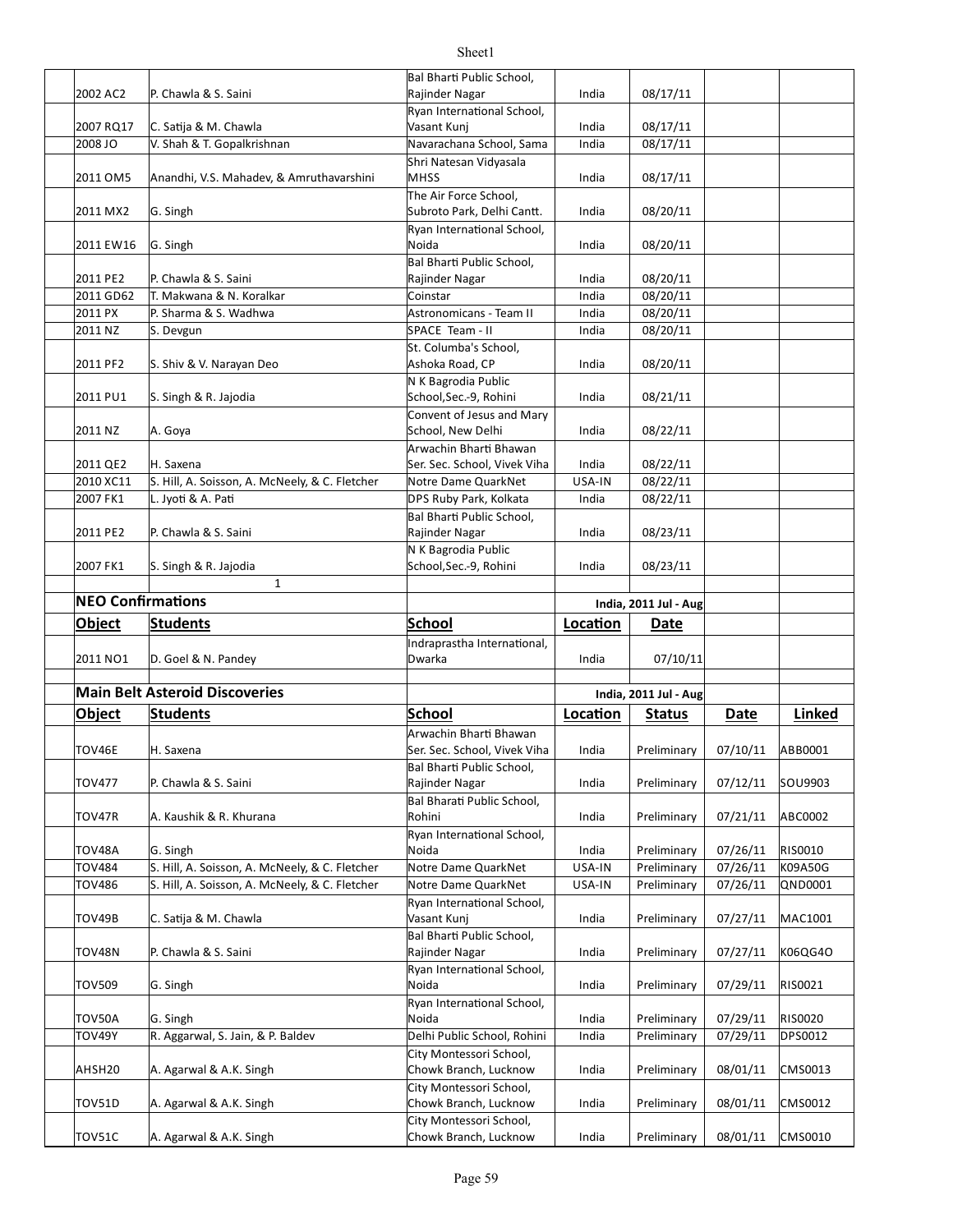| | | | | | | |
|---|---|---|---|---|---|---|
| 2002 AC2 | P. Chawla & S. Saini | Bal Bharti Public School, Rajinder Nagar | India | 08/17/11 | | |
| 2007 RQ17 | C. Satija & M. Chawla | Ryan International School, Vasant Kunj | India | 08/17/11 | | |
| 2008 JO | V. Shah & T. Gopalkrishnan | Navarachana School, Sama | India | 08/17/11 | | |
| 2011 OM5 | Anandhi, V.S. Mahadev, & Amruthavarshini | Shri Natesan Vidyasala MHSS | India | 08/17/11 | | |
| 2011 MX2 | G. Singh | The Air Force School, Subroto Park, Delhi Cantt. | India | 08/20/11 | | |
| 2011 EW16 | G. Singh | Ryan International School, Noida | India | 08/20/11 | | |
| 2011 PE2 | P. Chawla & S. Saini | Bal Bharti Public School, Rajinder Nagar | India | 08/20/11 | | |
| 2011 GD62 | T. Makwana & N. Koralkar | Coinstar | India | 08/20/11 | | |
| 2011 PX | P. Sharma & S. Wadhwa | Astronomicans - Team II | India | 08/20/11 | | |
| 2011 NZ | S. Devgun | SPACE Team - II | India | 08/20/11 | | |
| 2011 PF2 | S. Shiv & V. Narayan Deo | St. Columba's School, Ashoka Road, CP | India | 08/20/11 | | |
| 2011 PU1 | S. Singh & R. Jajodia | N K Bagrodia Public School,Sec.-9, Rohini | India | 08/21/11 | | |
| 2011 NZ | A. Goya | Convent of Jesus and Mary School, New Delhi | India | 08/22/11 | | |
| 2011 QE2 | H. Saxena | Arwachin Bharti Bhawan Ser. Sec. School, Vivek Viha | India | 08/22/11 | | |
| 2010 XC11 | S. Hill, A. Soisson, A. McNeely, & C. Fletcher | Notre Dame QuarkNet | USA-IN | 08/22/11 | | |
| 2007 FK1 | L. Jyoti & A. Pati | DPS Ruby Park, Kolkata | India | 08/22/11 | | |
| 2011 PE2 | P. Chawla & S. Saini | Bal Bharti Public School, Rajinder Nagar | India | 08/23/11 | | |
| 2007 FK1 | S. Singh & R. Jajodia | N K Bagrodia Public School,Sec.-9, Rohini | India | 08/23/11 | | |
| | 1 | | | | | |

| **NEO Confirmations** | | | | **India, 2011 Jul - Aug** |
|---|---|---|---|---|
| **Object** | **Students** | **School** | **Location** | **Date** |
| 2011 NO1 | D. Goel & N. Pandey | Indraprastha International, Dwarka | India | 07/10/11 |

| **Main Belt Asteroid Discoveries** | | | | **India, 2011 Jul - Aug** | | |
|---|---|---|---|---|---|---|
| **Object** | **Students** | **School** | **Location** | **Status** | **Date** | **Linked** |
| TOV46E | H. Saxena | Arwachin Bharti Bhawan Ser. Sec. School, Vivek Viha | India | Preliminary | 07/10/11 | ABB0001 |
| TOV477 | P. Chawla & S. Saini | Bal Bharti Public School, Rajinder Nagar | India | Preliminary | 07/12/11 | SOU9903 |
| TOV47R | A. Kaushik & R. Khurana | Bal Bharati Public School, Rohini | India | Preliminary | 07/21/11 | ABC0002 |
| TOV48A | G. Singh | Ryan International School, Noida | India | Preliminary | 07/26/11 | RIS0010 |
| TOV484 | S. Hill, A. Soisson, A. McNeely, & C. Fletcher | Notre Dame QuarkNet | USA-IN | Preliminary | 07/26/11 | K09A50G |
| TOV486 | S. Hill, A. Soisson, A. McNeely, & C. Fletcher | Notre Dame QuarkNet | USA-IN | Preliminary | 07/26/11 | QND0001 |
| TOV49B | C. Satija & M. Chawla | Ryan International School, Vasant Kunj | India | Preliminary | 07/27/11 | MAC1001 |
| TOV48N | P. Chawla & S. Saini | Bal Bharti Public School, Rajinder Nagar | India | Preliminary | 07/27/11 | K06QG4O |
| TOV509 | G. Singh | Ryan International School, Noida | India | Preliminary | 07/29/11 | RIS0021 |
| TOV50A | G. Singh | Ryan International School, Noida | India | Preliminary | 07/29/11 | RIS0020 |
| TOV49Y | R. Aggarwal, S. Jain, & P. Baldev | Delhi Public School, Rohini | India | Preliminary | 07/29/11 | DPS0012 |
| AHSH20 | A. Agarwal & A.K. Singh | City Montessori School, Chowk Branch, Lucknow | India | Preliminary | 08/01/11 | CMS0013 |
| TOV51D | A. Agarwal & A.K. Singh | City Montessori School, Chowk Branch, Lucknow | India | Preliminary | 08/01/11 | CMS0012 |
| TOV51C | A. Agarwal & A.K. Singh | City Montessori School, Chowk Branch, Lucknow | India | Preliminary | 08/01/11 | CMS0010 |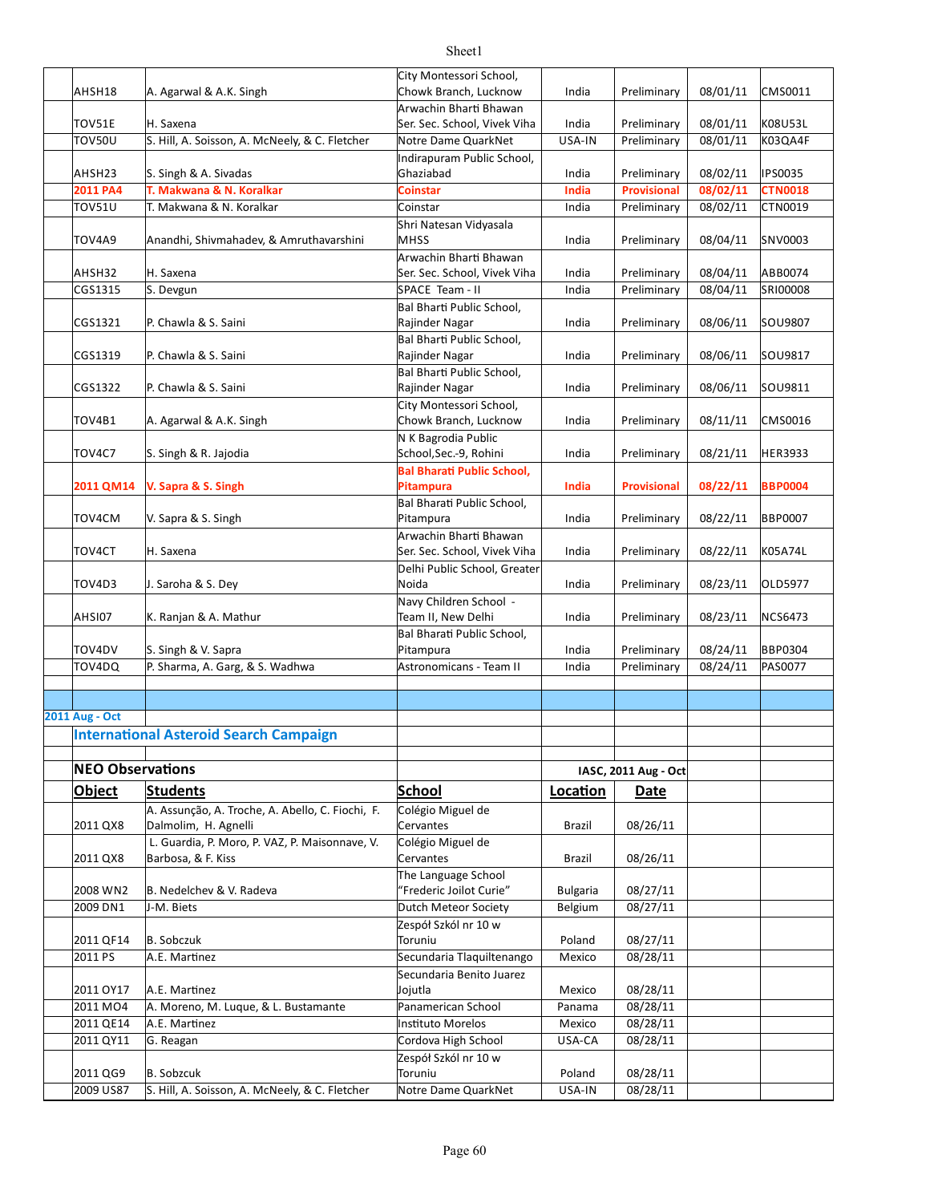| | | | | | | |
|---|---|---|---|---|---|---|
| AHSH18 | A. Agarwal & A.K. Singh | City Montessori School, Chowk Branch, Lucknow | India | Preliminary | 08/01/11 | CMS0011 |
| TOV51E | H. Saxena | Arwachin Bharti Bhawan Ser. Sec. School, Vivek Viha | India | Preliminary | 08/01/11 | K08U53L |
| TOV50U | S. Hill, A. Soisson, A. McNeely, & C. Fletcher | Notre Dame QuarkNet | USA-IN | Preliminary | 08/01/11 | K03QA4F |
| AHSH23 | S. Singh & A. Sivadas | Indirapuram Public School, Ghaziabad | India | Preliminary | 08/02/11 | IPS0035 |
| **2011 PA4** | **T. Makwana & N. Koralkar** | **Coinstar** | **India** | **Provisional** | **08/02/11** | **CTN0018** |
| TOV51U | T. Makwana & N. Koralkar | Coinstar | India | Preliminary | 08/02/11 | CTN0019 |
| TOV4A9 | Anandhi, Shivmahadev, & Amruthavarshini | Shri Natesan Vidyasala MHSS | India | Preliminary | 08/04/11 | SNV0003 |
| AHSH32 | H. Saxena | Arwachin Bharti Bhawan Ser. Sec. School, Vivek Viha | India | Preliminary | 08/04/11 | ABB0074 |
| CGS1315 | S. Devgun | SPACE Team - II | India | Preliminary | 08/04/11 | SRI00008 |
| CGS1321 | P. Chawla & S. Saini | Bal Bharti Public School, Rajinder Nagar | India | Preliminary | 08/06/11 | SOU9807 |
| CGS1319 | P. Chawla & S. Saini | Bal Bharti Public School, Rajinder Nagar | India | Preliminary | 08/06/11 | SOU9817 |
| CGS1322 | P. Chawla & S. Saini | Bal Bharti Public School, Rajinder Nagar | India | Preliminary | 08/06/11 | SOU9811 |
| TOV4B1 | A. Agarwal & A.K. Singh | City Montessori School, Chowk Branch, Lucknow | India | Preliminary | 08/11/11 | CMS0016 |
| TOV4C7 | S. Singh & R. Jajodia | N K Bagrodia Public School,Sec.-9, Rohini | India | Preliminary | 08/21/11 | HER3933 |
| **2011 QM14** | **V. Sapra & S. Singh** | **Bal Bharati Public School, Pitampura** | **India** | **Provisional** | **08/22/11** | **BBP0004** |
| TOV4CM | V. Sapra & S. Singh | Bal Bharati Public School, Pitampura | India | Preliminary | 08/22/11 | BBP0007 |
| TOV4CT | H. Saxena | Arwachin Bharti Bhawan Ser. Sec. School, Vivek Viha | India | Preliminary | 08/22/11 | K05A74L |
| TOV4D3 | J. Saroha & S. Dey | Delhi Public School, Greater Noida | India | Preliminary | 08/23/11 | OLD5977 |
| AHSI07 | K. Ranjan & A. Mathur | Navy Children School - Team II, New Delhi | India | Preliminary | 08/23/11 | NCS6473 |
| TOV4DV | S. Singh & V. Sapra | Bal Bharati Public School, Pitampura | India | Preliminary | 08/24/11 | BBP0304 |
| TOV4DQ | P. Sharma, A. Garg, & S. Wadhwa | Astronomicans - Team II | India | Preliminary | 08/24/11 | PAS0077 |

**2011 Aug - Oct**

## International Asteroid Search Campaign

### NEO Observations

IASC, 2011 Aug - Oct

| Object | Students | School | Location | Date |
|---|---|---|---|---|
| 2011 QX8 | A. Assunção, A. Troche, A. Abello, C. Fiochi, F. Dalmolim, H. Agnelli | Colégio Miguel de Cervantes | Brazil | 08/26/11 |
| 2011 QX8 | L. Guardia, P. Moro, P. VAZ, P. Maisonnave, V. Barbosa, & F. Kiss | Colégio Miguel de Cervantes | Brazil | 08/26/11 |
| 2008 WN2 | B. Nedelchev & V. Radeva | The Language School "Frederic Joilot Curie" | Bulgaria | 08/27/11 |
| 2009 DN1 | J-M. Biets | Dutch Meteor Society | Belgium | 08/27/11 |
| 2011 QF14 | B. Sobczuk | Zespół Szkól nr 10 w Toruniu | Poland | 08/27/11 |
| 2011 PS | A.E. Martinez | Secundaria Tlaquiltenango | Mexico | 08/28/11 |
| 2011 OY17 | A.E. Martinez | Secundaria Benito Juarez Jojutla | Mexico | 08/28/11 |
| 2011 MO4 | A. Moreno, M. Luque, & L. Bustamante | Panamerican School | Panama | 08/28/11 |
| 2011 QE14 | A.E. Martinez | Instituto Morelos | Mexico | 08/28/11 |
| 2011 QY11 | G. Reagan | Cordova High School | USA-CA | 08/28/11 |
| 2011 QG9 | B. Sobzcuk | Zespół Szkól nr 10 w Toruniu | Poland | 08/28/11 |
| 2009 US87 | S. Hill, A. Soisson, A. McNeely, & C. Fletcher | Notre Dame QuarkNet | USA-IN | 08/28/11 |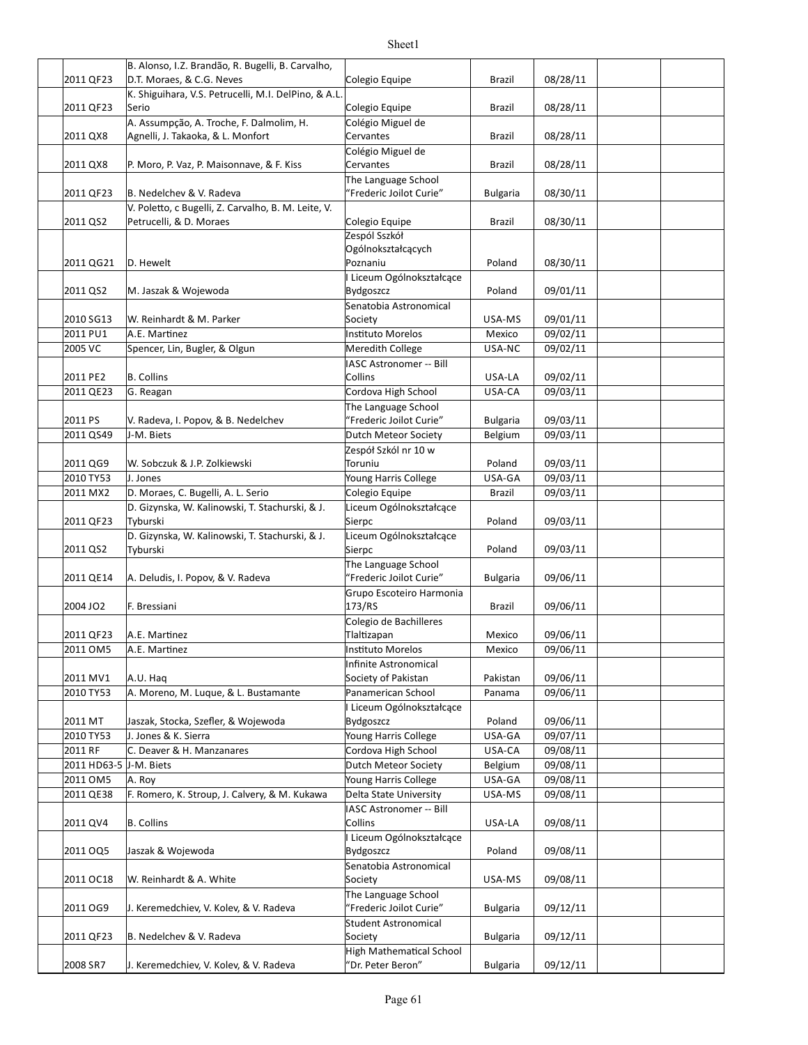| | | | | | | | |
|---|---|---|---|---|---|---|---|
| | 2011 QF23 | B. Alonso, I.Z. Brandão, R. Bugelli, B. Carvalho, D.T. Moraes, & C.G. Neves | Colegio Equipe | Brazil | 08/28/11 | | |
| | 2011 QF23 | K. Shiguihara, V.S. Petrucelli, M.I. DelPino, & A.L. Serio | Colegio Equipe | Brazil | 08/28/11 | | |
| | 2011 QX8 | A. Assumpção, A. Troche, F. Dalmolim, H. Agnelli, J. Takaoka, & L. Monfort | Colégio Miguel de Cervantes | Brazil | 08/28/11 | | |
| | 2011 QX8 | P. Moro, P. Vaz, P. Maisonnave, & F. Kiss | Colégio Miguel de Cervantes | Brazil | 08/28/11 | | |
| | 2011 QF23 | B. Nedelchev & V. Radeva | The Language School "Frederic Joilot Curie" | Bulgaria | 08/30/11 | | |
| | 2011 QS2 | V. Poletto, c Bugelli, Z. Carvalho, B. M. Leite, V. Petrucelli, & D. Moraes | Colegio Equipe | Brazil | 08/30/11 | | |
| | 2011 QG21 | D. Hewelt | Zespól Sszkół Ogólnokształcących Poznaniu | Poland | 08/30/11 | | |
| | 2011 QS2 | M. Jaszak & Wojewoda | I Liceum Ogólnokształcące Bydgoszcz | Poland | 09/01/11 | | |
| | 2010 SG13 | W. Reinhardt & M. Parker | Senatobia Astronomical Society | USA-MS | 09/01/11 | | |
| | 2011 PU1 | A.E. Martinez | Instituto Morelos | Mexico | 09/02/11 | | |
| | 2005 VC | Spencer, Lin, Bugler, & Olgun | Meredith College | USA-NC | 09/02/11 | | |
| | 2011 PE2 | B. Collins | IASC Astronomer -- Bill Collins | USA-LA | 09/02/11 | | |
| | 2011 QE23 | G. Reagan | Cordova High School | USA-CA | 09/03/11 | | |
| | 2011 PS | V. Radeva, I. Popov, & B. Nedelchev | The Language School "Frederic Joilot Curie" | Bulgaria | 09/03/11 | | |
| | 2011 QS49 | J-M. Biets | Dutch Meteor Society | Belgium | 09/03/11 | | |
| | 2011 QG9 | W. Sobczuk & J.P. Zolkiewski | Zespół Szkól nr 10 w Toruniu | Poland | 09/03/11 | | |
| | 2010 TY53 | J. Jones | Young Harris College | USA-GA | 09/03/11 | | |
| | 2011 MX2 | D. Moraes, C. Bugelli, A. L. Serio | Colegio Equipe | Brazil | 09/03/11 | | |
| | 2011 QF23 | D. Gizynska, W. Kalinowski, T. Stachurski, & J. Tyburski | Liceum Ogólnokształcące Sierpc | Poland | 09/03/11 | | |
| | 2011 QS2 | D. Gizynska, W. Kalinowski, T. Stachurski, & J. Tyburski | Liceum Ogólnokształcące Sierpc | Poland | 09/03/11 | | |
| | 2011 QE14 | A. Deludis, I. Popov, & V. Radeva | The Language School "Frederic Joilot Curie" | Bulgaria | 09/06/11 | | |
| | 2004 JO2 | F. Bressiani | Grupo Escoteiro Harmonia 173/RS | Brazil | 09/06/11 | | |
| | 2011 QF23 | A.E. Martinez | Colegio de Bachilleres Tlaltizapan | Mexico | 09/06/11 | | |
| | 2011 OM5 | A.E. Martinez | Instituto Morelos | Mexico | 09/06/11 | | |
| | 2011 MV1 | A.U. Haq | Infinite Astronomical Society of Pakistan | Pakistan | 09/06/11 | | |
| | 2010 TY53 | A. Moreno, M. Luque, & L. Bustamante | Panamerican School | Panama | 09/06/11 | | |
| | 2011 MT | Jaszak, Stocka, Szefler, & Wojewoda | I Liceum Ogólnokształcące Bydgoszcz | Poland | 09/06/11 | | |
| | 2010 TY53 | J. Jones & K. Sierra | Young Harris College | USA-GA | 09/07/11 | | |
| | 2011 RF | C. Deaver & H. Manzanares | Cordova High School | USA-CA | 09/08/11 | | |
| | 2011 HD63-5 | J-M. Biets | Dutch Meteor Society | Belgium | 09/08/11 | | |
| | 2011 OM5 | A. Roy | Young Harris College | USA-GA | 09/08/11 | | |
| | 2011 QE38 | F. Romero, K. Stroup, J. Calvery, & M. Kukawa | Delta State University | USA-MS | 09/08/11 | | |
| | 2011 QV4 | B. Collins | IASC Astronomer -- Bill Collins | USA-LA | 09/08/11 | | |
| | 2011 OQ5 | Jaszak & Wojewoda | I Liceum Ogólnokształcące Bydgoszcz | Poland | 09/08/11 | | |
| | 2011 OC18 | W. Reinhardt & A. White | Senatobia Astronomical Society | USA-MS | 09/08/11 | | |
| | 2011 OG9 | J. Keremedchiev, V. Kolev, & V. Radeva | The Language School "Frederic Joilot Curie" | Bulgaria | 09/12/11 | | |
| | 2011 QF23 | B. Nedelchev & V. Radeva | Student Astronomical Society | Bulgaria | 09/12/11 | | |
| | 2008 SR7 | J. Keremedchiev, V. Kolev, & V. Radeva | High Mathematical School "Dr. Peter Beron" | Bulgaria | 09/12/11 | | |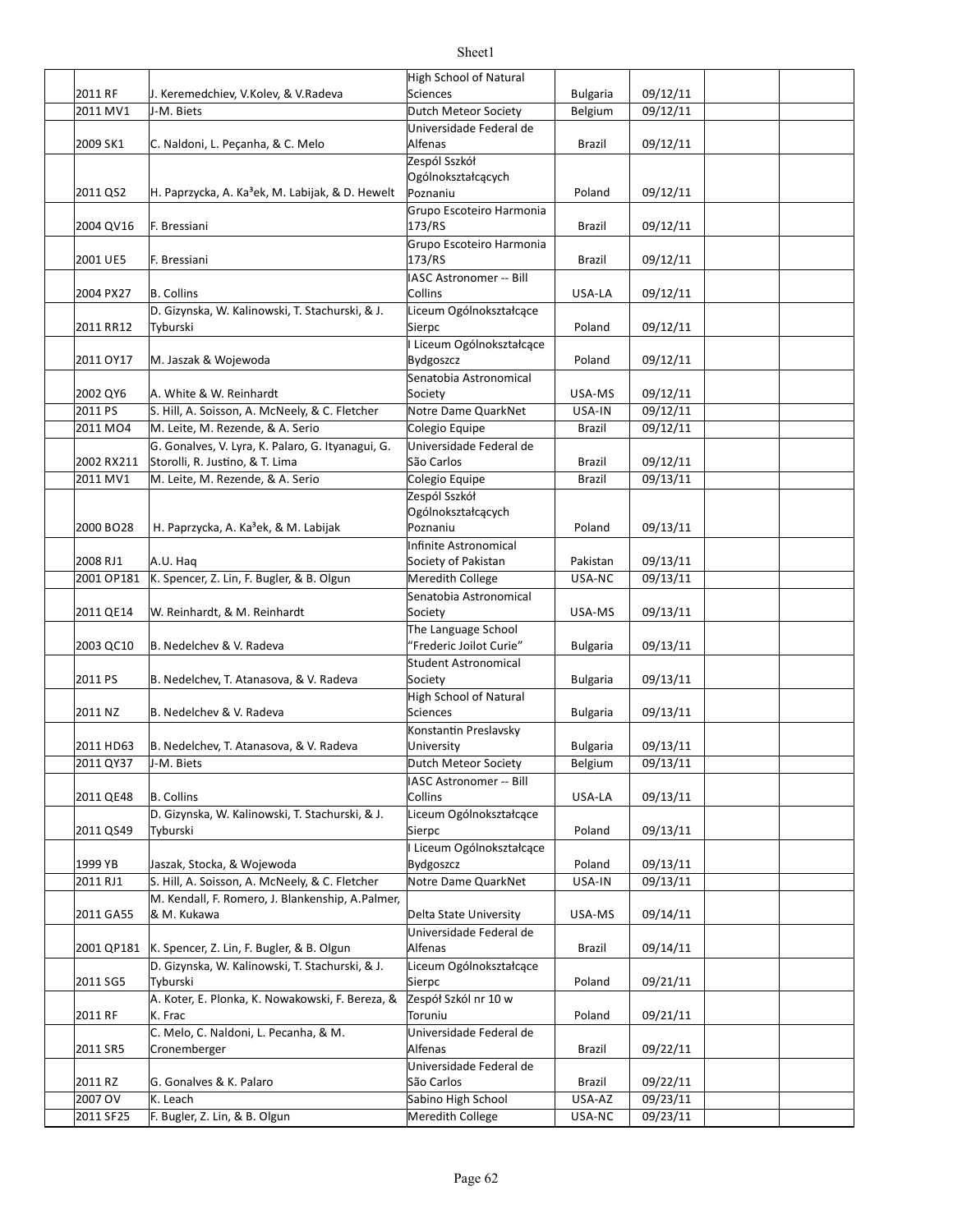| | | | | | | | |
|---|---|---|---|---|---|---|---|
| | 2011 RF | J. Keremedchiev, V.Kolev, & V.Radeva | High School of Natural Sciences | Bulgaria | 09/12/11 | | |
| | 2011 MV1 | J-M. Biets | Dutch Meteor Society | Belgium | 09/12/11 | | |
| | 2009 SK1 | C. Naldoni, L. Peçanha, & C. Melo | Universidade Federal de Alfenas | Brazil | 09/12/11 | | |
| | 2011 QS2 | H. Paprzycka, A. Ka³ek, M. Labijak, & D. Hewelt | Zespól Sszkól Ogólnokształcących Poznaniu | Poland | 09/12/11 | | |
| | 2004 QV16 | F. Bressiani | Grupo Escoteiro Harmonia 173/RS | Brazil | 09/12/11 | | |
| | 2001 UE5 | F. Bressiani | Grupo Escoteiro Harmonia 173/RS | Brazil | 09/12/11 | | |
| | 2004 PX27 | B. Collins | IASC Astronomer -- Bill Collins | USA-LA | 09/12/11 | | |
| | 2011 RR12 | D. Gizynska, W. Kalinowski, T. Stachurski, & J. Tyburski | Liceum Ogólnokształcące Sierpc | Poland | 09/12/11 | | |
| | 2011 OY17 | M. Jaszak & Wojewoda | I Liceum Ogólnokształcące Bydgoszcz | Poland | 09/12/11 | | |
| | 2002 QY6 | A. White & W. Reinhardt | Senatobia Astronomical Society | USA-MS | 09/12/11 | | |
| | 2011 PS | S. Hill, A. Soisson, A. McNeely, & C. Fletcher | Notre Dame QuarkNet | USA-IN | 09/12/11 | | |
| | 2011 MO4 | M. Leite, M. Rezende, & A. Serio | Colegio Equipe | Brazil | 09/12/11 | | |
| | 2002 RX211 | G. Gonalves, V. Lyra, K. Palaro, G. Ityanagui, G. Storolli, R. Justino, & T. Lima | Universidade Federal de São Carlos | Brazil | 09/12/11 | | |
| | 2011 MV1 | M. Leite, M. Rezende, & A. Serio | Colegio Equipe | Brazil | 09/13/11 | | |
| | 2000 BO28 | H. Paprzycka, A. Ka³ek, & M. Labijak | Zespól Sszkól Ogólnokształcących Poznaniu | Poland | 09/13/11 | | |
| | 2008 RJ1 | A.U. Haq | Infinite Astronomical Society of Pakistan | Pakistan | 09/13/11 | | |
| | 2001 OP181 | K. Spencer, Z. Lin, F. Bugler, & B. Olgun | Meredith College | USA-NC | 09/13/11 | | |
| | 2011 QE14 | W. Reinhardt, & M. Reinhardt | Senatobia Astronomical Society | USA-MS | 09/13/11 | | |
| | 2003 QC10 | B. Nedelchev & V. Radeva | The Language School "Frederic Joilot Curie" | Bulgaria | 09/13/11 | | |
| | 2011 PS | B. Nedelchev, T. Atanasova, & V. Radeva | Student Astronomical Society | Bulgaria | 09/13/11 | | |
| | 2011 NZ | B. Nedelchev & V. Radeva | High School of Natural Sciences | Bulgaria | 09/13/11 | | |
| | 2011 HD63 | B. Nedelchev, T. Atanasova, & V. Radeva | Konstantin Preslavsky University | Bulgaria | 09/13/11 | | |
| | 2011 QY37 | J-M. Biets | Dutch Meteor Society | Belgium | 09/13/11 | | |
| | 2011 QE48 | B. Collins | IASC Astronomer -- Bill Collins | USA-LA | 09/13/11 | | |
| | 2011 QS49 | D. Gizynska, W. Kalinowski, T. Stachurski, & J. Tyburski | Liceum Ogólnokształcące Sierpc | Poland | 09/13/11 | | |
| | 1999 YB | Jaszak, Stocka, & Wojewoda | I Liceum Ogólnokształcące Bydgoszcz | Poland | 09/13/11 | | |
| | 2011 RJ1 | S. Hill, A. Soisson, A. McNeely, & C. Fletcher | Notre Dame QuarkNet | USA-IN | 09/13/11 | | |
| | 2011 GA55 | M. Kendall, F. Romero, J. Blankenship, A.Palmer, & M. Kukawa | Delta State University | USA-MS | 09/14/11 | | |
| | 2001 QP181 | K. Spencer, Z. Lin, F. Bugler, & B. Olgun | Universidade Federal de Alfenas | Brazil | 09/14/11 | | |
| | 2011 SG5 | D. Gizynska, W. Kalinowski, T. Stachurski, & J. Tyburski | Liceum Ogólnokształcące Sierpc | Poland | 09/21/11 | | |
| | 2011 RF | A. Koter, E. Plonka, K. Nowakowski, F. Bereza, & K. Frac | Zespół Szkól nr 10 w Toruniu | Poland | 09/21/11 | | |
| | 2011 SR5 | C. Melo, C. Naldoni, L. Pecanha, & M. Cronemberger | Universidade Federal de Alfenas | Brazil | 09/22/11 | | |
| | 2011 RZ | G. Gonalves & K. Palaro | Universidade Federal de São Carlos | Brazil | 09/22/11 | | |
| | 2007 OV | K. Leach | Sabino High School | USA-AZ | 09/23/11 | | |
| | 2011 SF25 | F. Bugler, Z. Lin, & B. Olgun | Meredith College | USA-NC | 09/23/11 | | |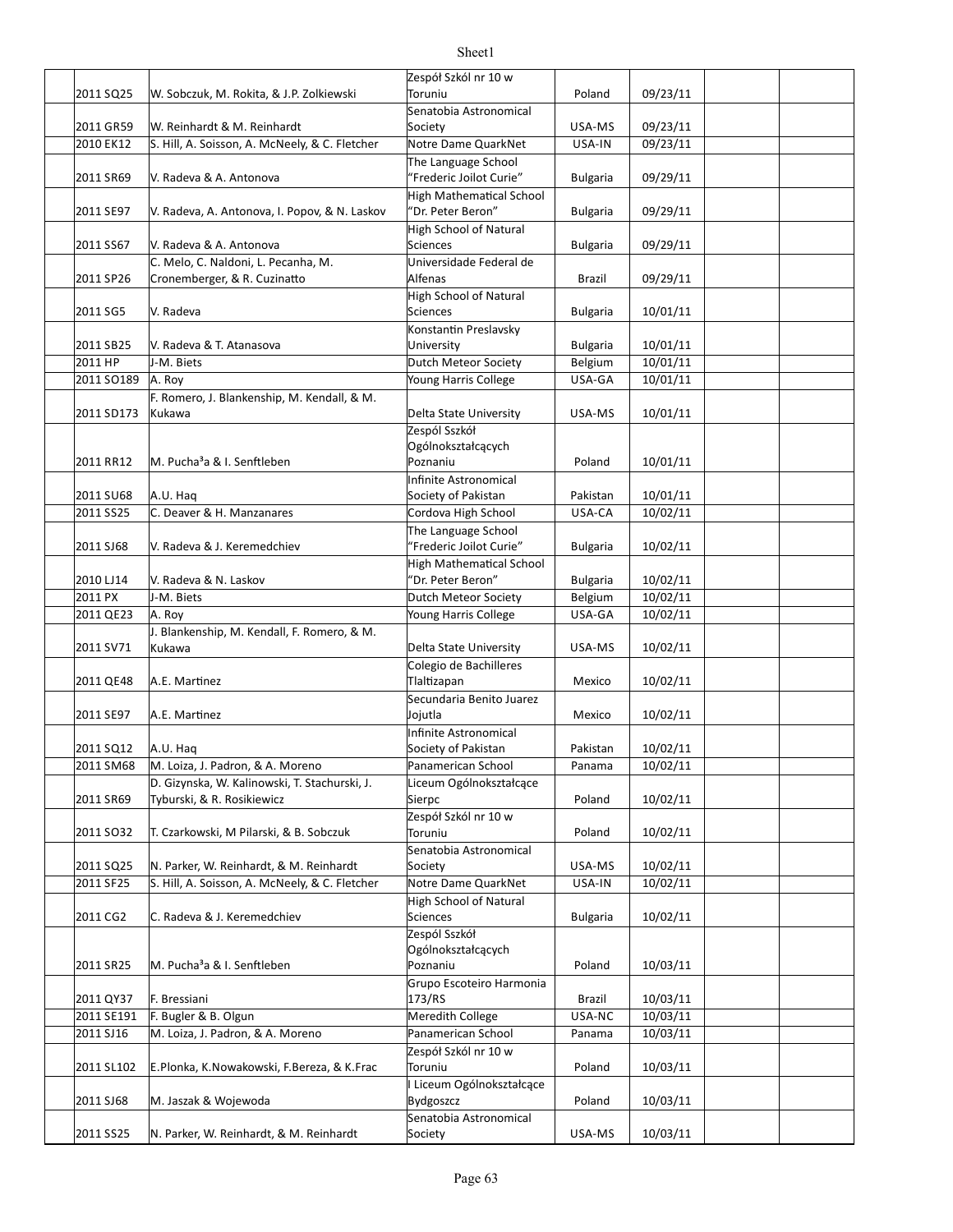| | | | | | | | |
|---|---|---|---|---|---|---|---|
| | 2011 SQ25 | W. Sobczuk, M. Rokita, & J.P. Zolkiewski | Zespól Szkól nr 10 w Toruniu | Poland | 09/23/11 | | |
| | 2011 GR59 | W. Reinhardt & M. Reinhardt | Senatobia Astronomical Society | USA-MS | 09/23/11 | | |
| | 2010 EK12 | S. Hill, A. Soisson, A. McNeely, & C. Fletcher | Notre Dame QuarkNet | USA-IN | 09/23/11 | | |
| | 2011 SR69 | V. Radeva & A. Antonova | The Language School "Frederic Joilot Curie" | Bulgaria | 09/29/11 | | |
| | 2011 SE97 | V. Radeva, A. Antonova, I. Popov, & N. Laskov | High Mathematical School "Dr. Peter Beron" | Bulgaria | 09/29/11 | | |
| | 2011 SS67 | V. Radeva & A. Antonova | High School of Natural Sciences | Bulgaria | 09/29/11 | | |
| | 2011 SP26 | C. Melo, C. Naldoni, L. Pecanha, M. Cronemberger, & R. Cuzinatto | Universidade Federal de Alfenas | Brazil | 09/29/11 | | |
| | 2011 SG5 | V. Radeva | High School of Natural Sciences | Bulgaria | 10/01/11 | | |
| | 2011 SB25 | V. Radeva & T. Atanasova | Konstantin Preslavsky University | Bulgaria | 10/01/11 | | |
| | 2011 HP | J-M. Biets | Dutch Meteor Society | Belgium | 10/01/11 | | |
| | 2011 SO189 | A. Roy | Young Harris College | USA-GA | 10/01/11 | | |
| | 2011 SD173 | F. Romero, J. Blankenship, M. Kendall, & M. Kukawa | Delta State University | USA-MS | 10/01/11 | | |
| | 2011 RR12 | M. Pucha³a & I. Senftleben | Zespól Sszkół Ogólnokształcących Poznaniu | Poland | 10/01/11 | | |
| | 2011 SU68 | A.U. Haq | Infinite Astronomical Society of Pakistan | Pakistan | 10/01/11 | | |
| | 2011 SS25 | C. Deaver & H. Manzanares | Cordova High School | USA-CA | 10/02/11 | | |
| | 2011 SJ68 | V. Radeva & J. Keremedchiev | The Language School "Frederic Joilot Curie" | Bulgaria | 10/02/11 | | |
| | 2010 LJ14 | V. Radeva & N. Laskov | High Mathematical School "Dr. Peter Beron" | Bulgaria | 10/02/11 | | |
| | 2011 PX | J-M. Biets | Dutch Meteor Society | Belgium | 10/02/11 | | |
| | 2011 QE23 | A. Roy | Young Harris College | USA-GA | 10/02/11 | | |
| | 2011 SV71 | J. Blankenship, M. Kendall, F. Romero, & M. Kukawa | Delta State University | USA-MS | 10/02/11 | | |
| | 2011 QE48 | A.E. Martinez | Colegio de Bachilleres Tlaltizapan | Mexico | 10/02/11 | | |
| | 2011 SE97 | A.E. Martinez | Secundaria Benito Juarez Jojutla | Mexico | 10/02/11 | | |
| | 2011 SQ12 | A.U. Haq | Infinite Astronomical Society of Pakistan | Pakistan | 10/02/11 | | |
| | 2011 SM68 | M. Loiza, J. Padron, & A. Moreno | Panamerican School | Panama | 10/02/11 | | |
| | 2011 SR69 | D. Gizynska, W. Kalinowski, T. Stachurski, J. Tyburski, & R. Rosikiewicz | Liceum Ogólnokształcące Sierpc | Poland | 10/02/11 | | |
| | 2011 SO32 | T. Czarkowski, M Pilarski, & B. Sobczuk | Zespól Szkól nr 10 w Toruniu | Poland | 10/02/11 | | |
| | 2011 SQ25 | N. Parker, W. Reinhardt, & M. Reinhardt | Senatobia Astronomical Society | USA-MS | 10/02/11 | | |
| | 2011 SF25 | S. Hill, A. Soisson, A. McNeely, & C. Fletcher | Notre Dame QuarkNet | USA-IN | 10/02/11 | | |
| | 2011 CG2 | C. Radeva & J. Keremedchiev | High School of Natural Sciences | Bulgaria | 10/02/11 | | |
| | 2011 SR25 | M. Pucha³a & I. Senftleben | Zespól Sszkół Ogólnokształcących Poznaniu | Poland | 10/03/11 | | |
| | 2011 QY37 | F. Bressiani | Grupo Escoteiro Harmonia 173/RS | Brazil | 10/03/11 | | |
| | 2011 SE191 | F. Bugler & B. Olgun | Meredith College | USA-NC | 10/03/11 | | |
| | 2011 SJ16 | M. Loiza, J. Padron, & A. Moreno | Panamerican School | Panama | 10/03/11 | | |
| | 2011 SL102 | E.Plonka, K.Nowakowski, F.Bereza, & K.Frac | Zespól Szkól nr 10 w Toruniu | Poland | 10/03/11 | | |
| | 2011 SJ68 | M. Jaszak & Wojewoda | I Liceum Ogólnokształcące Bydgoszcz | Poland | 10/03/11 | | |
| | 2011 SS25 | N. Parker, W. Reinhardt, & M. Reinhardt | Senatobia Astronomical Society | USA-MS | 10/03/11 | | |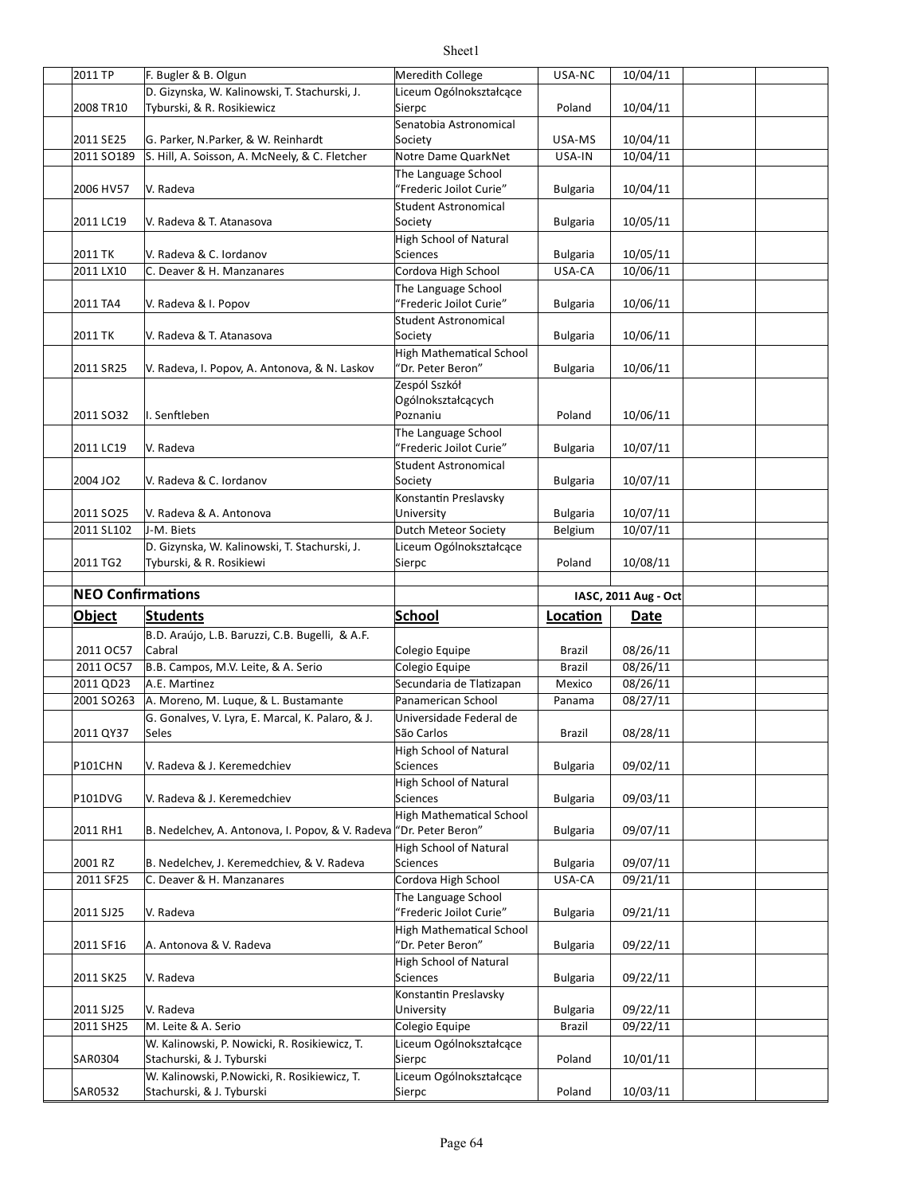| | | | | | | |
|---|---|---|---|---|---|---|
| 2011 TP | F. Bugler & B. Olgun | Meredith College | USA-NC | 10/04/11 | | |
| 2008 TR10 | D. Gizynska, W. Kalinowski, T. Stachurski, J. Tyburski, & R. Rosikiewicz | Liceum Ogólnokształcące Sierpc | Poland | 10/04/11 | | |
| 2011 SE25 | G. Parker, N.Parker, & W. Reinhardt | Senatobia Astronomical Society | USA-MS | 10/04/11 | | |
| 2011 SO189 | S. Hill, A. Soisson, A. McNeely, & C. Fletcher | Notre Dame QuarkNet | USA-IN | 10/04/11 | | |
| 2006 HV57 | V. Radeva | The Language School "Frederic Joilot Curie" | Bulgaria | 10/04/11 | | |
| 2011 LC19 | V. Radeva & T. Atanasova | Student Astronomical Society | Bulgaria | 10/05/11 | | |
| 2011 TK | V. Radeva & C. Iordanov | High School of Natural Sciences | Bulgaria | 10/05/11 | | |
| 2011 LX10 | C. Deaver & H. Manzanares | Cordova High School | USA-CA | 10/06/11 | | |
| 2011 TA4 | V. Radeva & I. Popov | The Language School "Frederic Joilot Curie" | Bulgaria | 10/06/11 | | |
| 2011 TK | V. Radeva & T. Atanasova | Student Astronomical Society | Bulgaria | 10/06/11 | | |
| 2011 SR25 | V. Radeva, I. Popov, A. Antonova, & N. Laskov | High Mathematical School "Dr. Peter Beron" | Bulgaria | 10/06/11 | | |
| 2011 SO32 | I. Senftleben | Zespól Sszkół Ogólnokształcących Poznaniu | Poland | 10/06/11 | | |
| 2011 LC19 | V. Radeva | The Language School "Frederic Joilot Curie" | Bulgaria | 10/07/11 | | |
| 2004 JO2 | V. Radeva & C. Iordanov | Student Astronomical Society | Bulgaria | 10/07/11 | | |
| 2011 SO25 | V. Radeva & A. Antonova | Konstantin Preslavsky University | Bulgaria | 10/07/11 | | |
| 2011 SL102 | J-M. Biets | Dutch Meteor Society | Belgium | 10/07/11 | | |
| 2011 TG2 | D. Gizynska, W. Kalinowski, T. Stachurski, J. Tyburski, & R. Rosikiewi | Liceum Ogólnokształcące Sierpc | Poland | 10/08/11 | | |

**NEO Confirmations** — IASC, 2011 Aug - Oct

| Object | Students | School | Location | Date | | |
|---|---|---|---|---|---|---|
| 2011 OC57 | B.D. Araújo, L.B. Baruzzi, C.B. Bugelli, & A.F. Cabral | Colegio Equipe | Brazil | 08/26/11 | | |
| 2011 OC57 | B.B. Campos, M.V. Leite, & A. Serio | Colegio Equipe | Brazil | 08/26/11 | | |
| 2011 QD23 | A.E. Martinez | Secundaria de Tlatizapan | Mexico | 08/26/11 | | |
| 2001 SO263 | A. Moreno, M. Luque, & L. Bustamante | Panamerican School | Panama | 08/27/11 | | |
| 2011 QY37 | G. Gonalves, V. Lyra, E. Marcal, K. Palaro, & J. Seles | Universidade Federal de São Carlos | Brazil | 08/28/11 | | |
| P101CHN | V. Radeva & J. Keremedchiev | High School of Natural Sciences | Bulgaria | 09/02/11 | | |
| P101DVG | V. Radeva & J. Keremedchiev | High School of Natural Sciences | Bulgaria | 09/03/11 | | |
| 2011 RH1 | B. Nedelchev, A. Antonova, I. Popov, & V. Radeva | High Mathematical School "Dr. Peter Beron" | Bulgaria | 09/07/11 | | |
| 2001 RZ | B. Nedelchev, J. Keremedchiev, & V. Radeva | High School of Natural Sciences | Bulgaria | 09/07/11 | | |
| 2011 SF25 | C. Deaver & H. Manzanares | Cordova High School | USA-CA | 09/21/11 | | |
| 2011 SJ25 | V. Radeva | The Language School "Frederic Joilot Curie" | Bulgaria | 09/21/11 | | |
| 2011 SF16 | A. Antonova & V. Radeva | High Mathematical School "Dr. Peter Beron" | Bulgaria | 09/22/11 | | |
| 2011 SK25 | V. Radeva | High School of Natural Sciences | Bulgaria | 09/22/11 | | |
| 2011 SJ25 | V. Radeva | Konstantin Preslavsky University | Bulgaria | 09/22/11 | | |
| 2011 SH25 | M. Leite & A. Serio | Colegio Equipe | Brazil | 09/22/11 | | |
| SAR0304 | W. Kalinowski, P. Nowicki, R. Rosikiewicz, T. Stachurski, & J. Tyburski | Liceum Ogólnokształcące Sierpc | Poland | 10/01/11 | | |
| SAR0532 | W. Kalinowski, P.Nowicki, R. Rosikiewicz, T. Stachurski, & J. Tyburski | Liceum Ogólnokształcące Sierpc | Poland | 10/03/11 | | |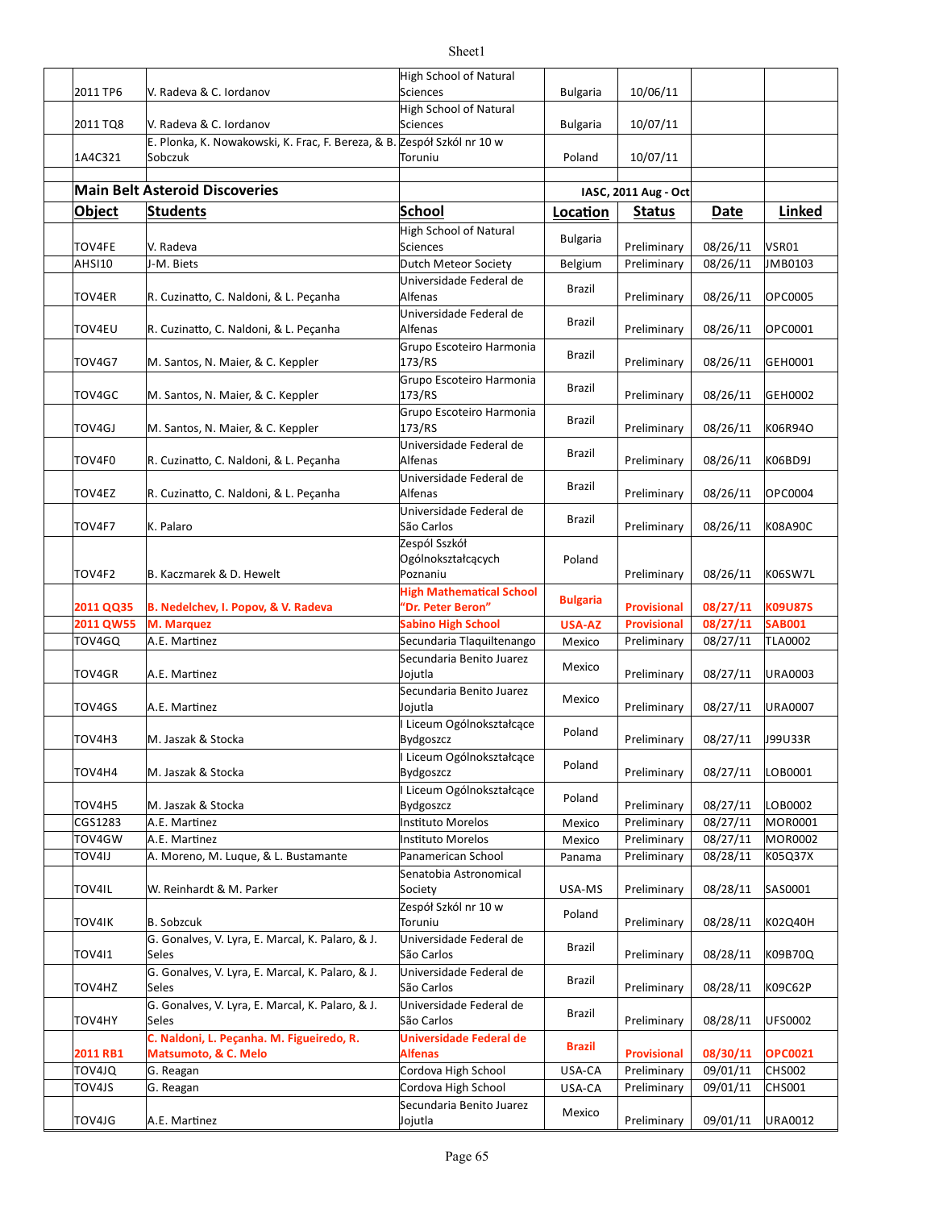| | | | | | | |
|---|---|---|---|---|---|---|
| 2011 TP6 | V. Radeva & C. Iordanov | High School of Natural Sciences | Bulgaria | 10/06/11 | | |
| 2011 TQ8 | V. Radeva & C. Iordanov | High School of Natural Sciences | Bulgaria | 10/07/11 | | |
| 1A4C321 | E. Plonka, K. Nowakowski, K. Frac, F. Bereza, & B. Sobczuk | Zespół Szkól nr 10 w Toruniu | Poland | 10/07/11 | | |

## Main Belt Asteroid Discoveries

IASC, 2011 Aug - Oct

| Object | Students | School | Location | Status | Date | Linked |
|---|---|---|---|---|---|---|
| TOV4FE | V. Radeva | High School of Natural Sciences | Bulgaria | Preliminary | 08/26/11 | VSR01 |
| AHSI10 | J-M. Biets | Dutch Meteor Society | Belgium | Preliminary | 08/26/11 | JMB0103 |
| TOV4ER | R. Cuzinatto, C. Naldoni, & L. Peçanha | Universidade Federal de Alfenas | Brazil | Preliminary | 08/26/11 | OPC0005 |
| TOV4EU | R. Cuzinatto, C. Naldoni, & L. Peçanha | Universidade Federal de Alfenas | Brazil | Preliminary | 08/26/11 | OPC0001 |
| TOV4G7 | M. Santos, N. Maier, & C. Keppler | Grupo Escoteiro Harmonia 173/RS | Brazil | Preliminary | 08/26/11 | GEH0001 |
| TOV4GC | M. Santos, N. Maier, & C. Keppler | Grupo Escoteiro Harmonia 173/RS | Brazil | Preliminary | 08/26/11 | GEH0002 |
| TOV4GJ | M. Santos, N. Maier, & C. Keppler | Grupo Escoteiro Harmonia 173/RS | Brazil | Preliminary | 08/26/11 | K06R94O |
| TOV4F0 | R. Cuzinatto, C. Naldoni, & L. Peçanha | Universidade Federal de Alfenas | Brazil | Preliminary | 08/26/11 | K06BD9J |
| TOV4EZ | R. Cuzinatto, C. Naldoni, & L. Peçanha | Universidade Federal de Alfenas | Brazil | Preliminary | 08/26/11 | OPC0004 |
| TOV4F7 | K. Palaro | Universidade Federal de São Carlos | Brazil | Preliminary | 08/26/11 | K08A90C |
| TOV4F2 | B. Kaczmarek & D. Hewelt | Zespól Sszkół Ogólnokształcących Poznaniu | Poland | Preliminary | 08/26/11 | K06SW7L |
| **2011 QQ35** | **B. Nedelchev, I. Popov, & V. Radeva** | **High Mathematical School "Dr. Peter Beron"** | **Bulgaria** | **Provisional** | **08/27/11** | **K09U87S** |
| **2011 QW55** | **M. Marquez** | **Sabino High School** | **USA-AZ** | **Provisional** | **08/27/11** | **SAB001** |
| TOV4GQ | A.E. Martinez | Secundaria Tlaquiltenango | Mexico | Preliminary | 08/27/11 | TLA0002 |
| TOV4GR | A.E. Martinez | Secundaria Benito Juarez Jojutla | Mexico | Preliminary | 08/27/11 | URA0003 |
| TOV4GS | A.E. Martinez | Secundaria Benito Juarez Jojutla | Mexico | Preliminary | 08/27/11 | URA0007 |
| TOV4H3 | M. Jaszak & Stocka | I Liceum Ogólnokształcące Bydgoszcz | Poland | Preliminary | 08/27/11 | J99U33R |
| TOV4H4 | M. Jaszak & Stocka | I Liceum Ogólnokształcące Bydgoszcz | Poland | Preliminary | 08/27/11 | LOB0001 |
| TOV4H5 | M. Jaszak & Stocka | I Liceum Ogólnokształcące Bydgoszcz | Poland | Preliminary | 08/27/11 | LOB0002 |
| CGS1283 | A.E. Martinez | Instituto Morelos | Mexico | Preliminary | 08/27/11 | MOR0001 |
| TOV4GW | A.E. Martinez | Instituto Morelos | Mexico | Preliminary | 08/27/11 | MOR0002 |
| TOV4IJ | A. Moreno, M. Luque, & L. Bustamante | Panamerican School | Panama | Preliminary | 08/28/11 | K05Q37X |
| TOV4IL | W. Reinhardt & M. Parker | Senatobia Astronomical Society | USA-MS | Preliminary | 08/28/11 | SAS0001 |
| TOV4IK | B. Sobzcuk | Zespół Szkól nr 10 w Toruniu | Poland | Preliminary | 08/28/11 | K02Q40H |
| TOV4I1 | G. Gonalves, V. Lyra, E. Marcal, K. Palaro, & J. Seles | Universidade Federal de São Carlos | Brazil | Preliminary | 08/28/11 | K09B70Q |
| TOV4HZ | G. Gonalves, V. Lyra, E. Marcal, K. Palaro, & J. Seles | Universidade Federal de São Carlos | Brazil | Preliminary | 08/28/11 | K09C62P |
| TOV4HY | G. Gonalves, V. Lyra, E. Marcal, K. Palaro, & J. Seles | Universidade Federal de São Carlos | Brazil | Preliminary | 08/28/11 | UFS0002 |
| **2011 RB1** | **C. Naldoni, L. Peçanha. M. Figueiredo, R. Matsumoto, & C. Melo** | **Universidade Federal de Alfenas** | **Brazil** | **Provisional** | **08/30/11** | **OPC0021** |
| TOV4JQ | G. Reagan | Cordova High School | USA-CA | Preliminary | 09/01/11 | CHS002 |
| TOV4JS | G. Reagan | Cordova High School | USA-CA | Preliminary | 09/01/11 | CHS001 |
| TOV4JG | A.E. Martinez | Secundaria Benito Juarez Jojutla | Mexico | Preliminary | 09/01/11 | URA0012 |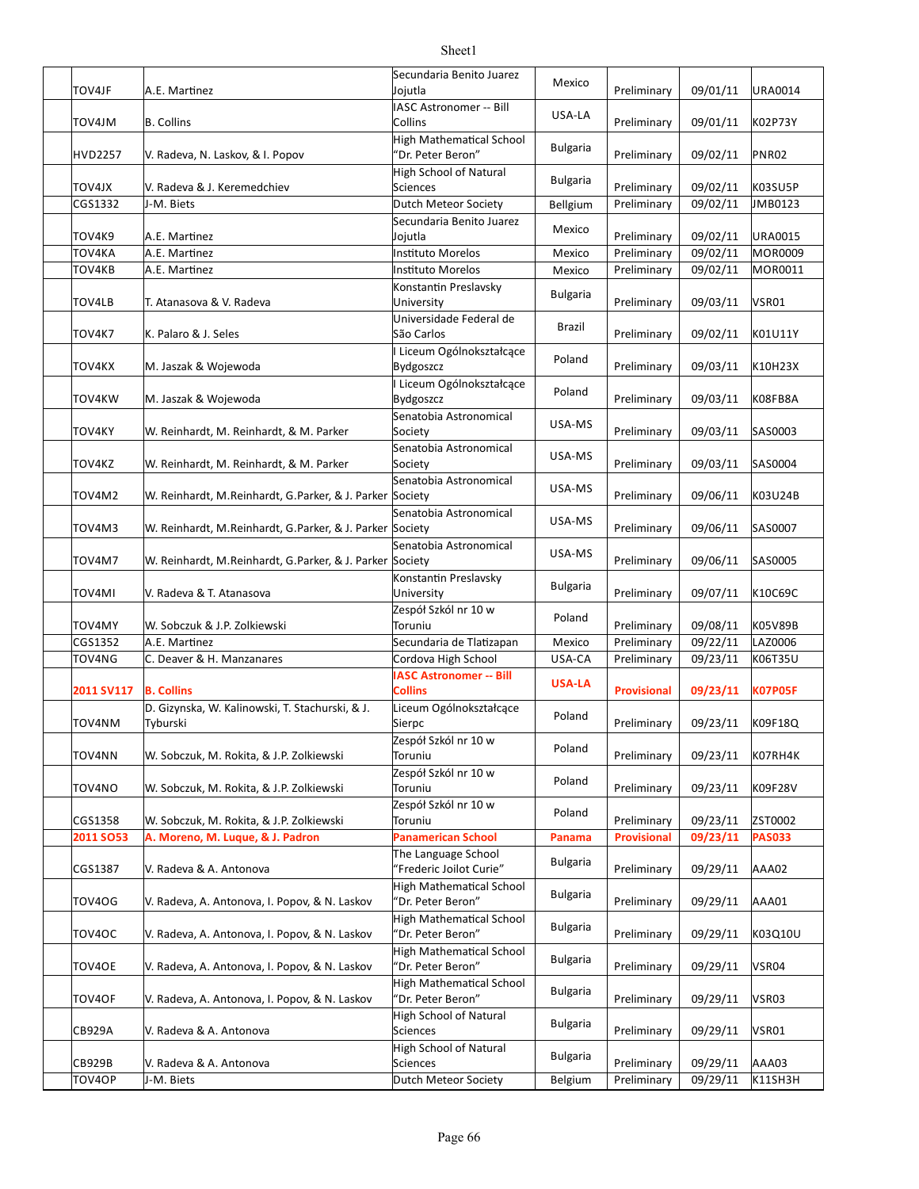| | | | | | | |
|---|---|---|---|---|---|---|
| TOV4JF | A.E. Martinez | Secundaria Benito Juarez Jojutla | Mexico | Preliminary | 09/01/11 | URA0014 |
| TOV4JM | B. Collins | IASC Astronomer -- Bill Collins | USA-LA | Preliminary | 09/01/11 | K02P73Y |
| HVD2257 | V. Radeva, N. Laskov, & I. Popov | High Mathematical School "Dr. Peter Beron" | Bulgaria | Preliminary | 09/02/11 | PNR02 |
| TOV4JX | V. Radeva & J. Keremedchiev | High School of Natural Sciences | Bulgaria | Preliminary | 09/02/11 | K03SU5P |
| CGS1332 | J-M. Biets | Dutch Meteor Society | Bellgium | Preliminary | 09/02/11 | JMB0123 |
| TOV4K9 | A.E. Martinez | Secundaria Benito Juarez Jojutla | Mexico | Preliminary | 09/02/11 | URA0015 |
| TOV4KA | A.E. Martinez | Instituto Morelos | Mexico | Preliminary | 09/02/11 | MOR0009 |
| TOV4KB | A.E. Martinez | Instituto Morelos | Mexico | Preliminary | 09/02/11 | MOR0011 |
| TOV4LB | T. Atanasova & V. Radeva | Konstantin Preslavsky University | Bulgaria | Preliminary | 09/03/11 | VSR01 |
| TOV4K7 | K. Palaro & J. Seles | Universidade Federal de São Carlos | Brazil | Preliminary | 09/02/11 | K01U11Y |
| TOV4KX | M. Jaszak & Wojewoda | I Liceum Ogólnokształcące Bydgoszcz | Poland | Preliminary | 09/03/11 | K10H23X |
| TOV4KW | M. Jaszak & Wojewoda | I Liceum Ogólnokształcące Bydgoszcz | Poland | Preliminary | 09/03/11 | K08FB8A |
| TOV4KY | W. Reinhardt, M. Reinhardt, & M. Parker | Senatobia Astronomical Society | USA-MS | Preliminary | 09/03/11 | SAS0003 |
| TOV4KZ | W. Reinhardt, M. Reinhardt, & M. Parker | Senatobia Astronomical Society | USA-MS | Preliminary | 09/03/11 | SAS0004 |
| TOV4M2 | W. Reinhardt, M.Reinhardt, G.Parker, & J. Parker | Senatobia Astronomical Society | USA-MS | Preliminary | 09/06/11 | K03U24B |
| TOV4M3 | W. Reinhardt, M.Reinhardt, G.Parker, & J. Parker | Senatobia Astronomical Society | USA-MS | Preliminary | 09/06/11 | SAS0007 |
| TOV4M7 | W. Reinhardt, M.Reinhardt, G.Parker, & J. Parker | Senatobia Astronomical Society | USA-MS | Preliminary | 09/06/11 | SAS0005 |
| TOV4MI | V. Radeva & T. Atanasova | Konstantin Preslavsky University | Bulgaria | Preliminary | 09/07/11 | K10C69C |
| TOV4MY | W. Sobczuk & J.P. Zolkiewski | Zespół Szkól nr 10 w Toruniu | Poland | Preliminary | 09/08/11 | K05V89B |
| CGS1352 | A.E. Martinez | Secundaria de Tlatizapan | Mexico | Preliminary | 09/22/11 | LAZ0006 |
| TOV4NG | C. Deaver & H. Manzanares | Cordova High School | USA-CA | Preliminary | 09/23/11 | K06T35U |
| **2011 SV117** | **B. Collins** | **IASC Astronomer -- Bill Collins** | **USA-LA** | **Provisional** | **09/23/11** | **K07P05F** |
| TOV4NM | D. Gizynska, W. Kalinowski, T. Stachurski, & J. Tyburski | Liceum Ogólnokształcące Sierpc | Poland | Preliminary | 09/23/11 | K09F18Q |
| TOV4NN | W. Sobczuk, M. Rokita, & J.P. Zolkiewski | Zespół Szkól nr 10 w Toruniu | Poland | Preliminary | 09/23/11 | K07RH4K |
| TOV4NO | W. Sobczuk, M. Rokita, & J.P. Zolkiewski | Zespół Szkól nr 10 w Toruniu | Poland | Preliminary | 09/23/11 | K09F28V |
| CGS1358 | W. Sobczuk, M. Rokita, & J.P. Zolkiewski | Zespół Szkól nr 10 w Toruniu | Poland | Preliminary | 09/23/11 | ZST0002 |
| **2011 SO53** | **A. Moreno, M. Luque, & J. Padron** | **Panamerican School** | **Panama** | **Provisional** | **09/23/11** | **PAS033** |
| CGS1387 | V. Radeva & A. Antonova | The Language School "Frederic Joilot Curie" | Bulgaria | Preliminary | 09/29/11 | AAA02 |
| TOV4OG | V. Radeva, A. Antonova, I. Popov, & N. Laskov | High Mathematical School "Dr. Peter Beron" | Bulgaria | Preliminary | 09/29/11 | AAA01 |
| TOV4OC | V. Radeva, A. Antonova, I. Popov, & N. Laskov | High Mathematical School "Dr. Peter Beron" | Bulgaria | Preliminary | 09/29/11 | K03Q10U |
| TOV4OE | V. Radeva, A. Antonova, I. Popov, & N. Laskov | High Mathematical School "Dr. Peter Beron" | Bulgaria | Preliminary | 09/29/11 | VSR04 |
| TOV4OF | V. Radeva, A. Antonova, I. Popov, & N. Laskov | High Mathematical School "Dr. Peter Beron" | Bulgaria | Preliminary | 09/29/11 | VSR03 |
| CB929A | V. Radeva & A. Antonova | High School of Natural Sciences | Bulgaria | Preliminary | 09/29/11 | VSR01 |
| CB929B | V. Radeva & A. Antonova | High School of Natural Sciences | Bulgaria | Preliminary | 09/29/11 | AAA03 |
| TOV4OP | J-M. Biets | Dutch Meteor Society | Belgium | Preliminary | 09/29/11 | K11SH3H |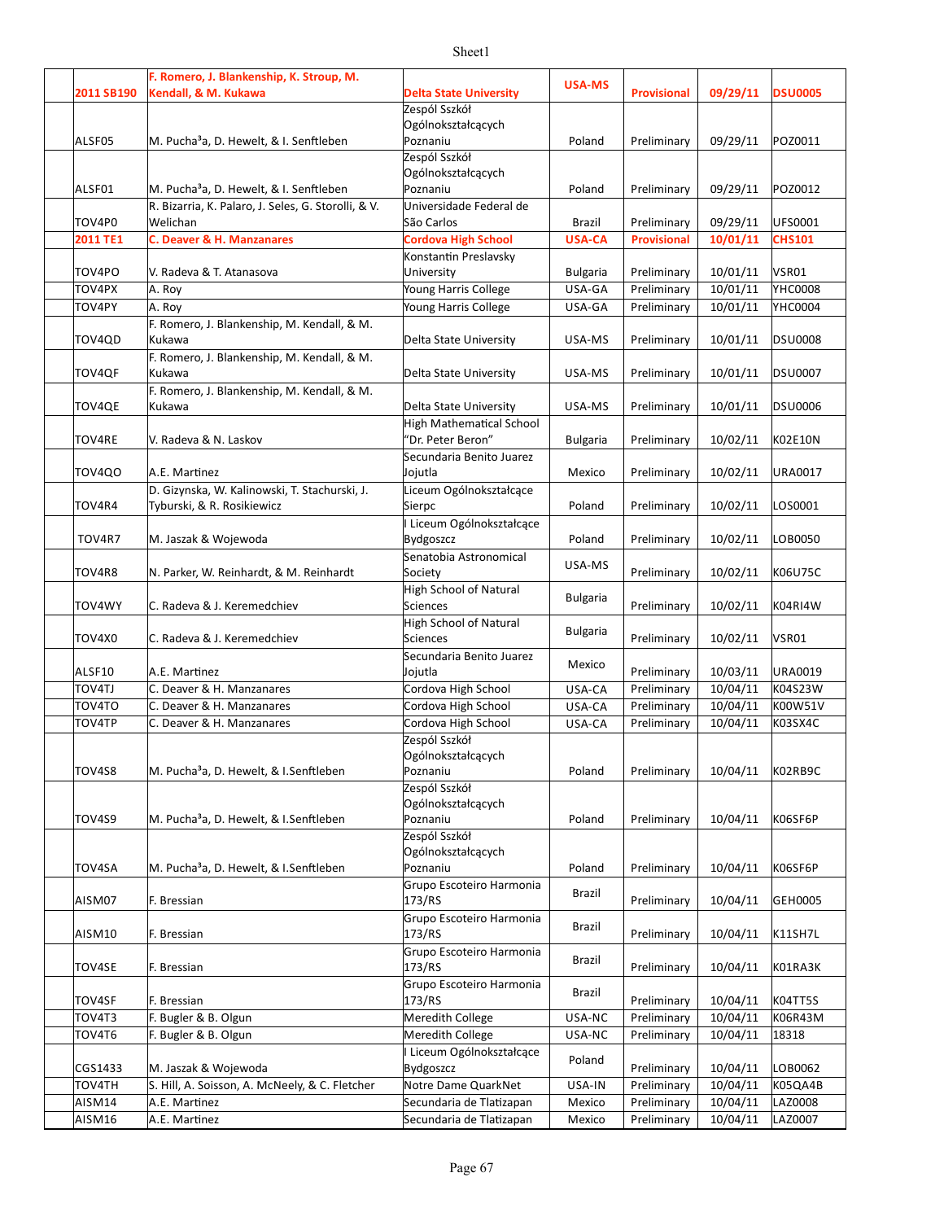| | | | | | | |
|---|---|---|---|---|---|---|
| **2011 SB190** | **F. Romero, J. Blankenship, K. Stroup, M. Kendall, & M. Kukawa** | **Delta State University** | **USA-MS** | **Provisional** | **09/29/11** | **DSU0005** |
| ALSF05 | M. Pucha³a, D. Hewelt, & I. Senftleben | Zespól Sszkól Ogólnokształcących Poznaniu | Poland | Preliminary | 09/29/11 | POZ0011 |
| ALSF01 | M. Pucha³a, D. Hewelt, & I. Senftleben | Zespól Sszkól Ogólnokształcących Poznaniu | Poland | Preliminary | 09/29/11 | POZ0012 |
| TOV4P0 | R. Bizarria, K. Palaro, J. Seles, G. Storolli, & V. Welichan | Universidade Federal de São Carlos | Brazil | Preliminary | 09/29/11 | UFS0001 |
| **2011 TE1** | **C. Deaver & H. Manzanares** | **Cordova High School** | **USA-CA** | **Provisional** | **10/01/11** | **CHS101** |
| TOV4PO | V. Radeva & T. Atanasova | Konstantin Preslavsky University | Bulgaria | Preliminary | 10/01/11 | VSR01 |
| TOV4PX | A. Roy | Young Harris College | USA-GA | Preliminary | 10/01/11 | YHC0008 |
| TOV4PY | A. Roy | Young Harris College | USA-GA | Preliminary | 10/01/11 | YHC0004 |
| TOV4QD | F. Romero, J. Blankenship, M. Kendall, & M. Kukawa | Delta State University | USA-MS | Preliminary | 10/01/11 | DSU0008 |
| TOV4QF | F. Romero, J. Blankenship, M. Kendall, & M. Kukawa | Delta State University | USA-MS | Preliminary | 10/01/11 | DSU0007 |
| TOV4QE | F. Romero, J. Blankenship, M. Kendall, & M. Kukawa | Delta State University | USA-MS | Preliminary | 10/01/11 | DSU0006 |
| TOV4RE | V. Radeva & N. Laskov | High Mathematical School "Dr. Peter Beron" | Bulgaria | Preliminary | 10/02/11 | K02E10N |
| TOV4QO | A.E. Martinez | Secundaria Benito Juarez Jojutla | Mexico | Preliminary | 10/02/11 | URA0017 |
| TOV4R4 | D. Gizynska, W. Kalinowski, T. Stachurski, J. Tyburski, & R. Rosikiewicz | Liceum Ogólnokształcące Sierpc | Poland | Preliminary | 10/02/11 | LOS0001 |
| TOV4R7 | M. Jaszak & Wojewoda | I Liceum Ogólnokształcące Bydgoszcz | Poland | Preliminary | 10/02/11 | LOB0050 |
| TOV4R8 | N. Parker, W. Reinhardt, & M. Reinhardt | Senatobia Astronomical Society | USA-MS | Preliminary | 10/02/11 | K06U75C |
| TOV4WY | C. Radeva & J. Keremedchiev | High School of Natural Sciences | Bulgaria | Preliminary | 10/02/11 | K04RI4W |
| TOV4X0 | C. Radeva & J. Keremedchiev | High School of Natural Sciences | Bulgaria | Preliminary | 10/02/11 | VSR01 |
| ALSF10 | A.E. Martinez | Secundaria Benito Juarez Jojutla | Mexico | Preliminary | 10/03/11 | URA0019 |
| TOV4TJ | C. Deaver & H. Manzanares | Cordova High School | USA-CA | Preliminary | 10/04/11 | K04S23W |
| TOV4TO | C. Deaver & H. Manzanares | Cordova High School | USA-CA | Preliminary | 10/04/11 | K00W51V |
| TOV4TP | C. Deaver & H. Manzanares | Cordova High School | USA-CA | Preliminary | 10/04/11 | K03SX4C |
| TOV4S8 | M. Pucha³a, D. Hewelt, & I.Senftleben | Zespól Sszkól Ogólnokształcących Poznaniu | Poland | Preliminary | 10/04/11 | K02RB9C |
| TOV4S9 | M. Pucha³a, D. Hewelt, & I.Senftleben | Zespól Sszkól Ogólnokształcących Poznaniu | Poland | Preliminary | 10/04/11 | K06SF6P |
| TOV4SA | M. Pucha³a, D. Hewelt, & I.Senftleben | Zespól Sszkól Ogólnokształcących Poznaniu | Poland | Preliminary | 10/04/11 | K06SF6P |
| AISM07 | F. Bressian | Grupo Escoteiro Harmonia 173/RS | Brazil | Preliminary | 10/04/11 | GEH0005 |
| AISM10 | F. Bressian | Grupo Escoteiro Harmonia 173/RS | Brazil | Preliminary | 10/04/11 | K11SH7L |
| TOV4SE | F. Bressian | Grupo Escoteiro Harmonia 173/RS | Brazil | Preliminary | 10/04/11 | K01RA3K |
| TOV4SF | F. Bressian | Grupo Escoteiro Harmonia 173/RS | Brazil | Preliminary | 10/04/11 | K04TT5S |
| TOV4T3 | F. Bugler & B. Olgun | Meredith College | USA-NC | Preliminary | 10/04/11 | K06R43M |
| TOV4T6 | F. Bugler & B. Olgun | Meredith College | USA-NC | Preliminary | 10/04/11 | 18318 |
| CGS1433 | M. Jaszak & Wojewoda | I Liceum Ogólnokształcące Bydgoszcz | Poland | Preliminary | 10/04/11 | LOB0062 |
| TOV4TH | S. Hill, A. Soisson, A. McNeely, & C. Fletcher | Notre Dame QuarkNet | USA-IN | Preliminary | 10/04/11 | K05QA4B |
| AISM14 | A.E. Martinez | Secundaria de Tlatizapan | Mexico | Preliminary | 10/04/11 | LAZ0008 |
| AISM16 | A.E. Martinez | Secundaria de Tlatizapan | Mexico | Preliminary | 10/04/11 | LAZ0007 |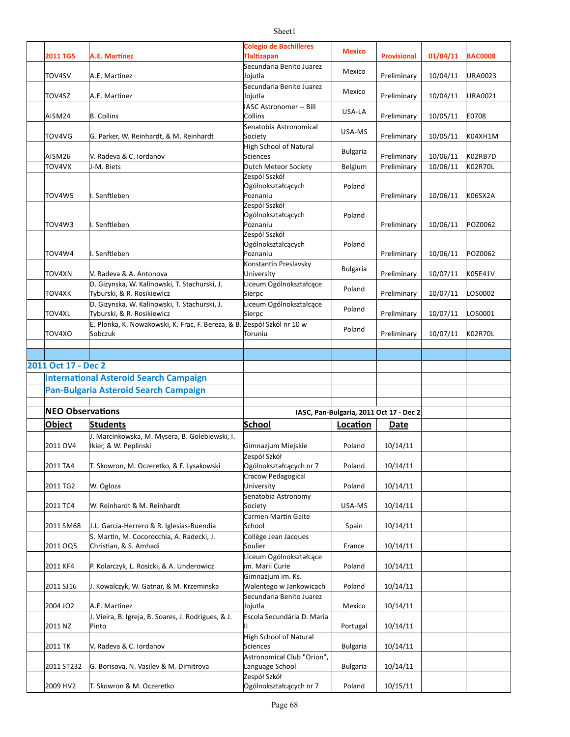| Object | Students | School | Location | Status | Date | Code |
|---|---|---|---|---|---|---|
| **2011 TG5** | **A.E. Martinez** | **Colegio de Bachilleres Tlaltizapan** | **Mexico** | **Provisional** | **01/04/11** | **BAC0008** |
| TOV4SV | A.E. Martinez | Secundaria Benito Juarez Jojutla | Mexico | Preliminary | 10/04/11 | URA0023 |
| TOV4SZ | A.E. Martinez | Secundaria Benito Juarez Jojutla | Mexico | Preliminary | 10/04/11 | URA0021 |
| AISM24 | B. Collins | IASC Astronomer -- Bill Collins | USA-LA | Preliminary | 10/05/11 | E0708 |
| TOV4VG | G. Parker, W. Reinhardt, & M. Reinhardt | Senatobia Astronomical Society | USA-MS | Preliminary | 10/05/11 | K04XH1M |
| AISM26 | V. Radeva & C. Iordanov | High School of Natural Sciences | Bulgaria | Preliminary | 10/06/11 | K02RB7D |
| TOV4VX | J-M. Biets | Dutch Meteor Society | Belgium | Preliminary | 10/06/11 | K02R70L |
| TOV4W5 | I. Senftleben | Zespól Szkól Ogólnokształcących Poznaniu | Poland | Preliminary | 10/06/11 | K06SX2A |
| TOV4W3 | I. Senftleben | Zespól Szkól Ogólnokształcących Poznaniu | Poland | Preliminary | 10/06/11 | POZ0062 |
| TOV4W4 | I. Senftleben | Zespól Szkól Ogólnokształcących Poznaniu | Poland | Preliminary | 10/06/11 | POZ0062 |
| TOV4XN | V. Radeva & A. Antonova | Konstantin Preslavsky University | Bulgaria | Preliminary | 10/07/11 | K05E41V |
| TOV4XK | D. Gizynska, W. Kalinowski, T. Stachurski, J. Tyburski, & R. Rosikiewicz | Liceum Ogólnokształcące Sierpc | Poland | Preliminary | 10/07/11 | LOS0002 |
| TOV4XL | D. Gizynska, W. Kalinowski, T. Stachurski, J. Tyburski, & R. Rosikiewicz | Liceum Ogólnokształcące Sierpc | Poland | Preliminary | 10/07/11 | LOS0001 |
| TOV4XO | E. Plonka, K. Nowakowski, K. Frac, F. Bereza, & B. Sobczuk | Zespół Szkól nr 10 w Toruniu | Poland | Preliminary | 10/07/11 | K02R70L |

## 2011 Oct 17 - Dec 2

### International Asteroid Search Campaign

### Pan-Bulgaria Asteroid Search Campaign

**NEO Observations** — **IASC, Pan-Bulgaria, 2011 Oct 17 - Dec 2**

| Object | Students | School | Location | Date |
|---|---|---|---|---|
| 2011 OV4 | J. Marcinkowska, M. Mysera, B. Golebiewski, I. Ikier, & W. Peplinski | Gimnazjum Miejskie | Poland | 10/14/11 |
| 2011 TA4 | T. Skowron, M. Oczeretko, & F. Lysakowski | Zespól Szkól Ogólnokształcących nr 7 | Poland | 10/14/11 |
| 2011 TG2 | W. Ogloza | Cracow Pedagogical University | Poland | 10/14/11 |
| 2011 TC4 | W. Reinhardt & M. Reinhardt | Senatobia Astronomy Society | USA-MS | 10/14/11 |
| 2011 SM68 | J.L. García-Herrero & R. Iglesias-Buendía | Carmen Martin Gaite School | Spain | 10/14/11 |
| 2011 OQ5 | S. Martin, M. Cocorocchia, A. Radecki, J. Christian, & S. Amhadi | Collège Jean Jacques Soulier | France | 10/14/11 |
| 2011 KF4 | P. Kolarczyk, L. Rosicki, & A. Underowicz | Liceum Ogólnokształcące im. Marii Curie | Poland | 10/14/11 |
| 2011 SJ16 | J. Kowalczyk, W. Gatnar, & M. Krzeminska | Gimnazjum im. Ks. Walentego w Jankowicach | Poland | 10/14/11 |
| 2004 JO2 | A.E. Martinez | Secundaria Benito Juarez Jojutla | Mexico | 10/14/11 |
| 2011 NZ | J. Vieira, B. Igreja, B. Soares, J. Rodrigues, & J. Pinto | Escola Secundária D. Maria II | Portugal | 10/14/11 |
| 2011 TK | V. Radeva & C. Iordanov | High School of Natural Sciences | Bulgaria | 10/14/11 |
| 2011 ST232 | G. Borisova, N. Vasilev & M. Dimitrova | Astronomical Club "Orion", Language School | Bulgaria | 10/14/11 |
| 2009 HV2 | T. Skowron & M. Oczeretko | Zespól Szkól Ogólnokształcących nr 7 | Poland | 10/15/11 |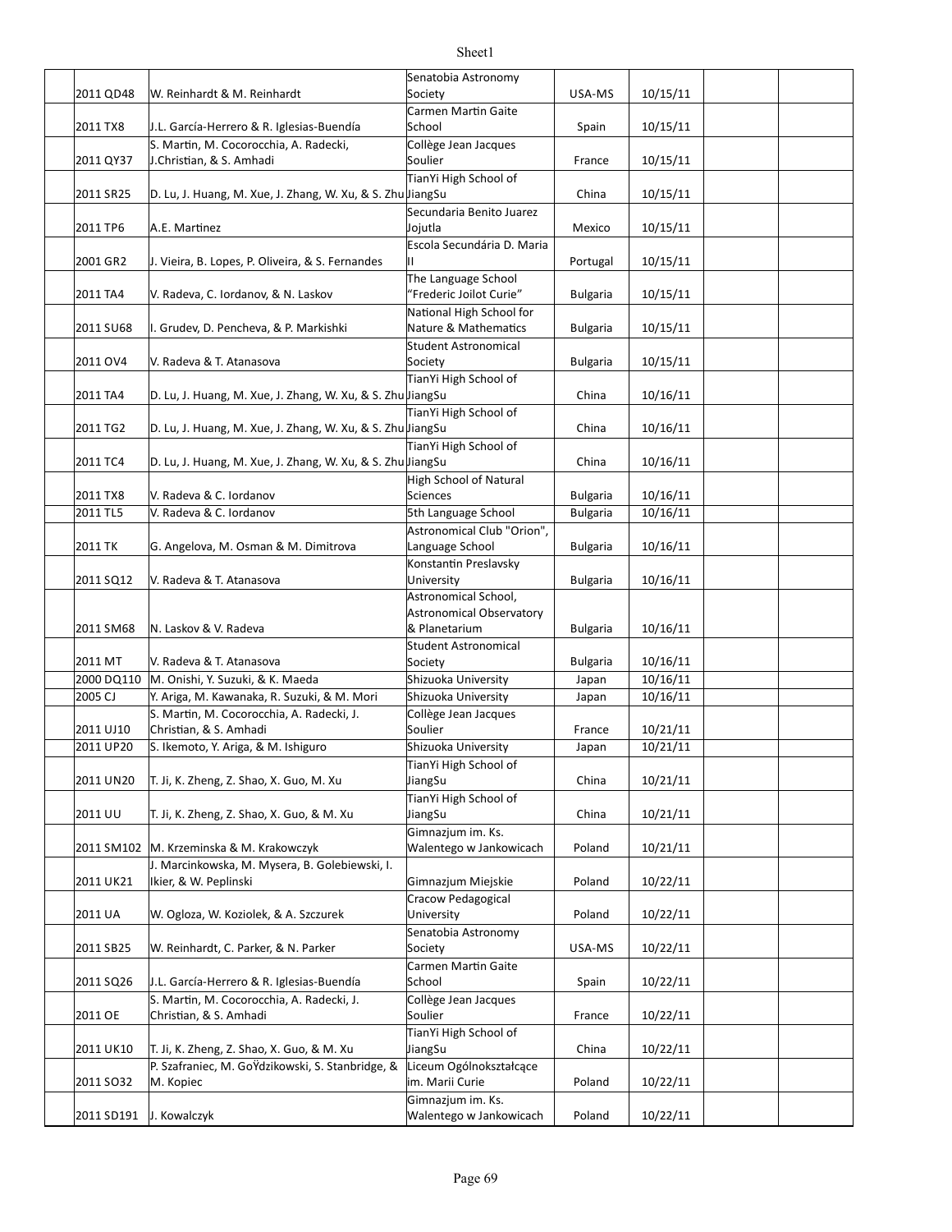| | | | | | | |
|---|---|---|---|---|---|---|
| 2011 QD48 | W. Reinhardt & M. Reinhardt | Senatobia Astronomy Society | USA-MS | 10/15/11 | | |
| 2011 TX8 | J.L. García-Herrero & R. Iglesias-Buendía | Carmen Martin Gaite School | Spain | 10/15/11 | | |
| 2011 QY37 | S. Martin, M. Cocorocchia, A. Radecki, J.Christian, & S. Amhadi | Collège Jean Jacques Soulier | France | 10/15/11 | | |
| 2011 SR25 | D. Lu, J. Huang, M. Xue, J. Zhang, W. Xu, & S. Zhu | TianYi High School of JiangSu | China | 10/15/11 | | |
| 2011 TP6 | A.E. Martinez | Secundaria Benito Juarez Jojutla | Mexico | 10/15/11 | | |
| 2001 GR2 | J. Vieira, B. Lopes, P. Oliveira, & S. Fernandes | Escola Secundária D. Maria II | Portugal | 10/15/11 | | |
| 2011 TA4 | V. Radeva, C. Iordanov, & N. Laskov | The Language School "Frederic Joilot Curie" | Bulgaria | 10/15/11 | | |
| 2011 SU68 | I. Grudev, D. Pencheva, & P. Markishki | National High School for Nature & Mathematics | Bulgaria | 10/15/11 | | |
| 2011 OV4 | V. Radeva & T. Atanasova | Student Astronomical Society | Bulgaria | 10/15/11 | | |
| 2011 TA4 | D. Lu, J. Huang, M. Xue, J. Zhang, W. Xu, & S. Zhu | TianYi High School of JiangSu | China | 10/16/11 | | |
| 2011 TG2 | D. Lu, J. Huang, M. Xue, J. Zhang, W. Xu, & S. Zhu | TianYi High School of JiangSu | China | 10/16/11 | | |
| 2011 TC4 | D. Lu, J. Huang, M. Xue, J. Zhang, W. Xu, & S. Zhu | TianYi High School of JiangSu | China | 10/16/11 | | |
| 2011 TX8 | V. Radeva & C. Iordanov | High School of Natural Sciences | Bulgaria | 10/16/11 | | |
| 2011 TL5 | V. Radeva & C. Iordanov | 5th Language School | Bulgaria | 10/16/11 | | |
| 2011 TK | G. Angelova, M. Osman & M. Dimitrova | Astronomical Club "Orion", Language School | Bulgaria | 10/16/11 | | |
| 2011 SQ12 | V. Radeva & T. Atanasova | Konstantin Preslavsky University | Bulgaria | 10/16/11 | | |
| 2011 SM68 | N. Laskov & V. Radeva | Astronomical School, Astronomical Observatory & Planetarium | Bulgaria | 10/16/11 | | |
| 2011 MT | V. Radeva & T. Atanasova | Student Astronomical Society | Bulgaria | 10/16/11 | | |
| 2000 DQ110 | M. Onishi, Y. Suzuki, & K. Maeda | Shizuoka University | Japan | 10/16/11 | | |
| 2005 CJ | Y. Ariga, M. Kawanaka, R. Suzuki, & M. Mori | Shizuoka University | Japan | 10/16/11 | | |
| 2011 UJ10 | S. Martin, M. Cocorocchia, A. Radecki, J. Christian, & S. Amhadi | Collège Jean Jacques Soulier | France | 10/21/11 | | |
| 2011 UP20 | S. Ikemoto, Y. Ariga, & M. Ishiguro | Shizuoka University | Japan | 10/21/11 | | |
| 2011 UN20 | T. Ji, K. Zheng, Z. Shao, X. Guo, M. Xu | TianYi High School of JiangSu | China | 10/21/11 | | |
| 2011 UU | T. Ji, K. Zheng, Z. Shao, X. Guo, & M. Xu | TianYi High School of JiangSu | China | 10/21/11 | | |
| 2011 SM102 | M. Krzeminska & M. Krakowczyk | Gimnazjum im. Ks. Walentego w Jankowicach | Poland | 10/21/11 | | |
| 2011 UK21 | J. Marcinkowska, M. Mysera, B. Golebiewski, I. Ikier, & W. Peplinski | Gimnazjum Miejskie | Poland | 10/22/11 | | |
| 2011 UA | W. Ogloza, W. Koziolek, & A. Szczurek | Cracow Pedagogical University | Poland | 10/22/11 | | |
| 2011 SB25 | W. Reinhardt, C. Parker, & N. Parker | Senatobia Astronomy Society | USA-MS | 10/22/11 | | |
| 2011 SQ26 | J.L. García-Herrero & R. Iglesias-Buendía | Carmen Martin Gaite School | Spain | 10/22/11 | | |
| 2011 OE | S. Martin, M. Cocorocchia, A. Radecki, J. Christian, & S. Amhadi | Collège Jean Jacques Soulier | France | 10/22/11 | | |
| 2011 UK10 | T. Ji, K. Zheng, Z. Shao, X. Guo, & M. Xu | TianYi High School of JiangSu | China | 10/22/11 | | |
| 2011 SO32 | P. Szafraniec, M. GoŸdzikowski, S. Stanbridge, & M. Kopiec | Liceum Ogólnokształcące im. Marii Curie | Poland | 10/22/11 | | |
| 2011 SD191 | J. Kowalczyk | Gimnazjum im. Ks. Walentego w Jankowicach | Poland | 10/22/11 | | |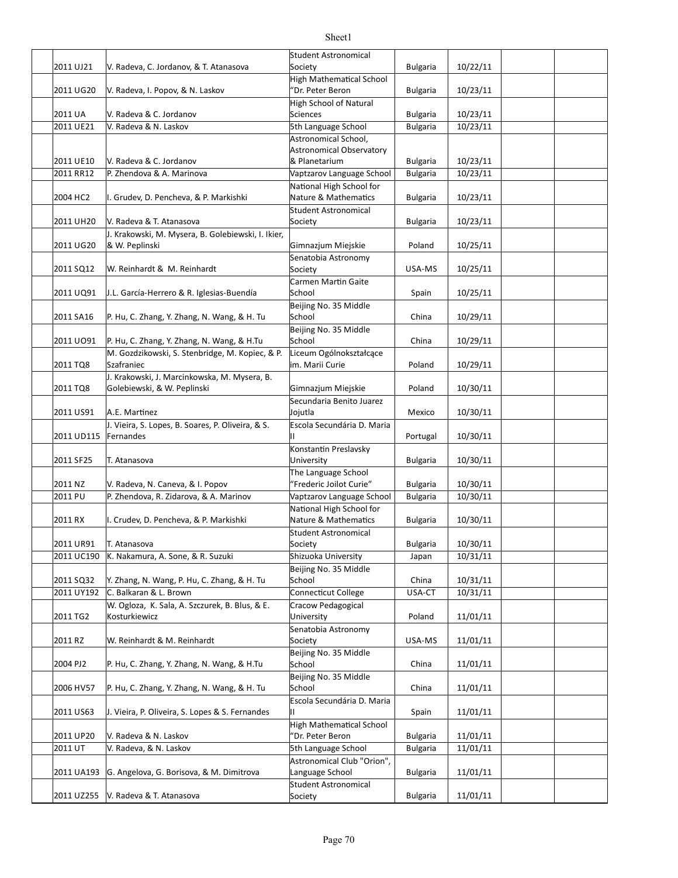| | | | | | | | |
|---|---|---|---|---|---|---|---|
| | 2011 UJ21 | V. Radeva, C. Jordanov, & T. Atanasova | Student Astronomical Society | Bulgaria | 10/22/11 | | |
| | 2011 UG20 | V. Radeva, I. Popov, & N. Laskov | High Mathematical School "Dr. Peter Beron | Bulgaria | 10/23/11 | | |
| | 2011 UA | V. Radeva & C. Jordanov | High School of Natural Sciences | Bulgaria | 10/23/11 | | |
| | 2011 UE21 | V. Radeva & N. Laskov | 5th Language School | Bulgaria | 10/23/11 | | |
| | 2011 UE10 | V. Radeva & C. Jordanov | Astronomical School, Astronomical Observatory & Planetarium | Bulgaria | 10/23/11 | | |
| | 2011 RR12 | P. Zhendova & A. Marinova | Vaptzarov Language School | Bulgaria | 10/23/11 | | |
| | 2004 HC2 | I. Grudev, D. Pencheva, & P. Markishki | National High School for Nature & Mathematics | Bulgaria | 10/23/11 | | |
| | 2011 UH20 | V. Radeva & T. Atanasova | Student Astronomical Society | Bulgaria | 10/23/11 | | |
| | 2011 UG20 | J. Krakowski, M. Mysera, B. Golebiewski, I. Ikier, & W. Peplinski | Gimnazjum Miejskie | Poland | 10/25/11 | | |
| | 2011 SQ12 | W. Reinhardt & M. Reinhardt | Senatobia Astronomy Society | USA-MS | 10/25/11 | | |
| | 2011 UQ91 | J.L. García-Herrero & R. Iglesias-Buendía | Carmen Martin Gaite School | Spain | 10/25/11 | | |
| | 2011 SA16 | P. Hu, C. Zhang, Y. Zhang, N. Wang, & H. Tu | Beijing No. 35 Middle School | China | 10/29/11 | | |
| | 2011 UO91 | P. Hu, C. Zhang, Y. Zhang, N. Wang, & H.Tu | Beijing No. 35 Middle School | China | 10/29/11 | | |
| | 2011 TQ8 | M. Gozdzikowski, S. Stenbridge, M. Kopiec, & P. Szafraniec | Liceum Ogólnokształcące im. Marii Curie | Poland | 10/29/11 | | |
| | 2011 TQ8 | J. Krakowski, J. Marcinkowska, M. Mysera, B. Golebiewski, & W. Peplinski | Gimnazjum Miejskie | Poland | 10/30/11 | | |
| | 2011 US91 | A.E. Martinez | Secundaria Benito Juarez Jojutla | Mexico | 10/30/11 | | |
| | 2011 UD115 | J. Vieira, S. Lopes, B. Soares, P. Oliveira, & S. Fernandes | Escola Secundária D. Maria II | Portugal | 10/30/11 | | |
| | 2011 SF25 | T. Atanasova | Konstantin Preslavsky University | Bulgaria | 10/30/11 | | |
| | 2011 NZ | V. Radeva, N. Caneva, & I. Popov | The Language School "Frederic Joilot Curie" | Bulgaria | 10/30/11 | | |
| | 2011 PU | P. Zhendova, R. Zidarova, & A. Marinov | Vaptzarov Language School | Bulgaria | 10/30/11 | | |
| | 2011 RX | I. Crudev, D. Pencheva, & P. Markishki | National High School for Nature & Mathematics | Bulgaria | 10/30/11 | | |
| | 2011 UR91 | T. Atanasova | Student Astronomical Society | Bulgaria | 10/30/11 | | |
| | 2011 UC190 | K. Nakamura, A. Sone, & R. Suzuki | Shizuoka University | Japan | 10/31/11 | | |
| | 2011 SQ32 | Y. Zhang, N. Wang, P. Hu, C. Zhang, & H. Tu | Beijing No. 35 Middle School | China | 10/31/11 | | |
| | 2011 UY192 | C. Balkaran & L. Brown | Connecticut College | USA-CT | 10/31/11 | | |
| | 2011 TG2 | W. Ogloza, K. Sala, A. Szczurek, B. Blus, & E. Kosturkiewicz | Cracow Pedagogical University | Poland | 11/01/11 | | |
| | 2011 RZ | W. Reinhardt & M. Reinhardt | Senatobia Astronomy Society | USA-MS | 11/01/11 | | |
| | 2004 PJ2 | P. Hu, C. Zhang, Y. Zhang, N. Wang, & H.Tu | Beijing No. 35 Middle School | China | 11/01/11 | | |
| | 2006 HV57 | P. Hu, C. Zhang, Y. Zhang, N. Wang, & H. Tu | Beijing No. 35 Middle School | China | 11/01/11 | | |
| | 2011 US63 | J. Vieira, P. Oliveira, S. Lopes & S. Fernandes | Escola Secundária D. Maria II | Spain | 11/01/11 | | |
| | 2011 UP20 | V. Radeva & N. Laskov | High Mathematical School "Dr. Peter Beron | Bulgaria | 11/01/11 | | |
| | 2011 UT | V. Radeva, & N. Laskov | 5th Language School | Bulgaria | 11/01/11 | | |
| | 2011 UA193 | G. Angelova, G. Borisova, & M. Dimitrova | Astronomical Club "Orion", Language School | Bulgaria | 11/01/11 | | |
| | 2011 UZ255 | V. Radeva & T. Atanasova | Student Astronomical Society | Bulgaria | 11/01/11 | | |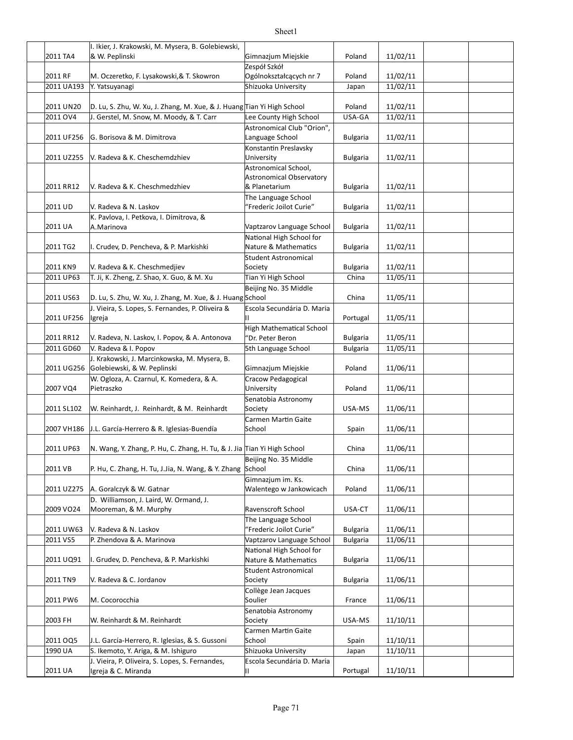| | | | | | | |
|---|---|---|---|---|---|---|
| | 2011 TA4 | I. Ikier, J. Krakowski, M. Mysera, B. Golebiewski, & W. Peplinski | Gimnazjum Miejskie | Poland | 11/02/11 | | |
| | 2011 RF | M. Oczeretko, F. Lysakowski,& T. Skowron | Zespól Szkól Ogólnokształcących nr 7 | Poland | 11/02/11 | | |
| | 2011 UA193 | Y. Yatsuyanagi | Shizuoka University | Japan | 11/02/11 | | |
| | 2011 UN20 | D. Lu, S. Zhu, W. Xu, J. Zhang, M. Xue, & J. Huang | Tian Yi High School | Poland | 11/02/11 | | |
| | 2011 OV4 | J. Gerstel, M. Snow, M. Moody, & T. Carr | Lee County High School | USA-GA | 11/02/11 | | |
| | 2011 UF256 | G. Borisova & M. Dimitrova | Astronomical Club "Orion", Language School | Bulgaria | 11/02/11 | | |
| | 2011 UZ255 | V. Radeva & K. Cheschemdzhiev | Konstantin Preslavsky University | Bulgaria | 11/02/11 | | |
| | 2011 RR12 | V. Radeva & K. Cheschmedzhiev | Astronomical School, Astronomical Observatory & Planetarium | Bulgaria | 11/02/11 | | |
| | 2011 UD | V. Radeva & N. Laskov | The Language School "Frederic Joilot Curie" | Bulgaria | 11/02/11 | | |
| | 2011 UA | K. Pavlova, I. Petkova, I. Dimitrova, & A.Marinova | Vaptzarov Language School | Bulgaria | 11/02/11 | | |
| | 2011 TG2 | I. Crudev, D. Pencheva, & P. Markishki | National High School for Nature & Mathematics | Bulgaria | 11/02/11 | | |
| | 2011 KN9 | V. Radeva & K. Cheschmedjiev | Student Astronomical Society | Bulgaria | 11/02/11 | | |
| | 2011 UP63 | T. Ji, K. Zheng, Z. Shao, X. Guo, & M. Xu | Tian Yi High School | China | 11/05/11 | | |
| | 2011 US63 | D. Lu, S. Zhu, W. Xu, J. Zhang, M. Xue, & J. Huang | Beijing No. 35 Middle School | China | 11/05/11 | | |
| | 2011 UF256 | J. Vieira, S. Lopes, S. Fernandes, P. Oliveira & Igreja | Escola Secundária D. Maria II | Portugal | 11/05/11 | | |
| | 2011 RR12 | V. Radeva, N. Laskov, I. Popov, & A. Antonova | High Mathematical School "Dr. Peter Beron | Bulgaria | 11/05/11 | | |
| | 2011 GD60 | V. Radeva & I. Popov | 5th Language School | Bulgaria | 11/05/11 | | |
| | 2011 UG256 | J. Krakowski, J. Marcinkowska, M. Mysera, B. Golebiewski, & W. Peplinski | Gimnazjum Miejskie | Poland | 11/06/11 | | |
| | 2007 VQ4 | W. Ogloza, A. Czarnul, K. Komedera, & A. Pietraszko | Cracow Pedagogical University | Poland | 11/06/11 | | |
| | 2011 SL102 | W. Reinhardt, J. Reinhardt, & M. Reinhardt | Senatobia Astronomy Society | USA-MS | 11/06/11 | | |
| | 2007 VH186 | J.L. García-Herrero & R. Iglesias-Buendía | Carmen Martin Gaite School | Spain | 11/06/11 | | |
| | 2011 UP63 | N. Wang, Y. Zhang, P. Hu, C. Zhang, H. Tu, & J. Jia | Tian Yi High School | China | 11/06/11 | | |
| | 2011 VB | P. Hu, C. Zhang, H. Tu, J.Jia, N. Wang, & Y. Zhang | Beijing No. 35 Middle School | China | 11/06/11 | | |
| | 2011 UZ275 | A. Goralczyk & W. Gatnar | Gimnazjum im. Ks. Walentego w Jankowicach | Poland | 11/06/11 | | |
| | 2009 VO24 | D. Williamson, J. Laird, W. Ormand, J. Mooreman, & M. Murphy | Ravenscroft School | USA-CT | 11/06/11 | | |
| | 2011 UW63 | V. Radeva & N. Laskov | The Language School "Frederic Joilot Curie" | Bulgaria | 11/06/11 | | |
| | 2011 VS5 | P. Zhendova & A. Marinova | Vaptzarov Language School | Bulgaria | 11/06/11 | | |
| | 2011 UQ91 | I. Grudev, D. Pencheva, & P. Markishki | National High School for Nature & Mathematics | Bulgaria | 11/06/11 | | |
| | 2011 TN9 | V. Radeva & C. Jordanov | Student Astronomical Society | Bulgaria | 11/06/11 | | |
| | 2011 PW6 | M. Cocorocchia | Collège Jean Jacques Soulier | France | 11/06/11 | | |
| | 2003 FH | W. Reinhardt & M. Reinhardt | Senatobia Astronomy Society | USA-MS | 11/10/11 | | |
| | 2011 OQ5 | J.L. García-Herrero, R. Iglesias, & S. Gussoni | Carmen Martin Gaite School | Spain | 11/10/11 | | |
| | 1990 UA | S. Ikemoto, Y. Ariga, & M. Ishiguro | Shizuoka University | Japan | 11/10/11 | | |
| | 2011 UA | J. Vieira, P. Oliveira, S. Lopes, S. Fernandes, Igreja & C. Miranda | Escola Secundária D. Maria II | Portugal | 11/10/11 | | |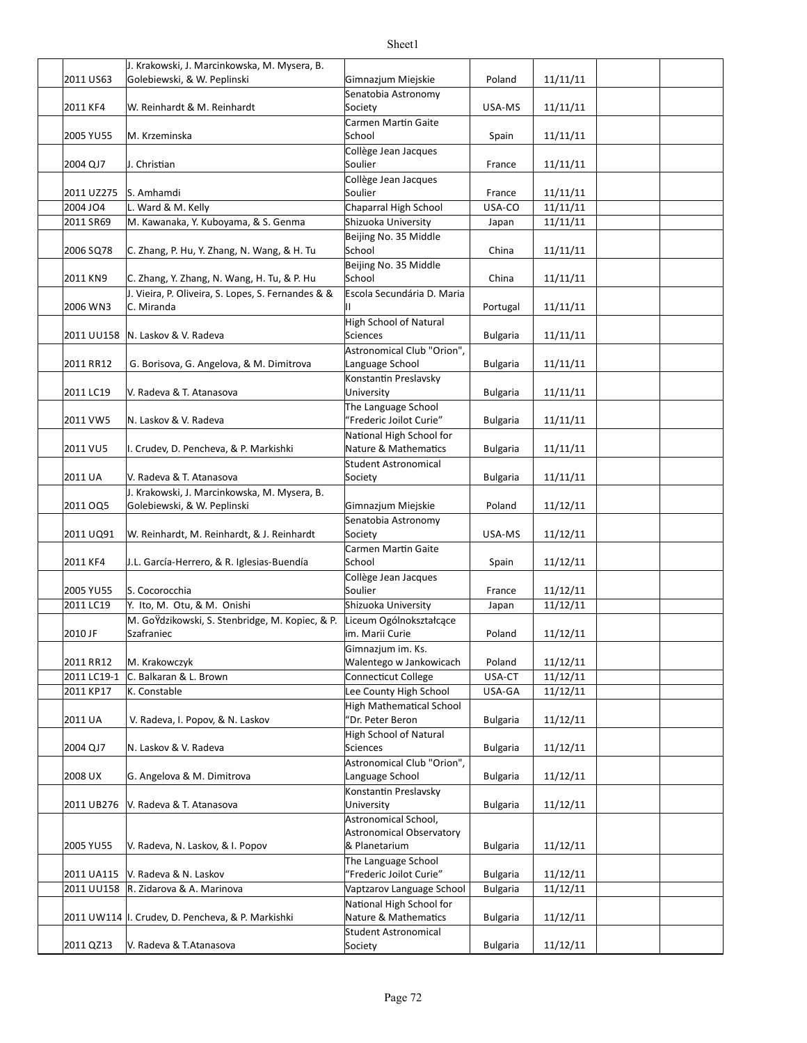| | | | | | | | |
|---|---|---|---|---|---|---|---|
| | 2011 US63 | J. Krakowski, J. Marcinkowska, M. Mysera, B. Golebiewski, & W. Peplinski | Gimnazjum Miejskie | Poland | 11/11/11 | | |
| | 2011 KF4 | W. Reinhardt & M. Reinhardt | Senatobia Astronomy Society | USA-MS | 11/11/11 | | |
| | 2005 YU55 | M. Krzeminska | Carmen Martin Gaite School | Spain | 11/11/11 | | |
| | 2004 QJ7 | J. Christian | Collège Jean Jacques Soulier | France | 11/11/11 | | |
| | 2011 UZ275 | S. Amhamdi | Collège Jean Jacques Soulier | France | 11/11/11 | | |
| | 2004 JO4 | L. Ward & M. Kelly | Chaparral High School | USA-CO | 11/11/11 | | |
| | 2011 SR69 | M. Kawanaka, Y. Kuboyama, & S. Genma | Shizuoka University | Japan | 11/11/11 | | |
| | 2006 SQ78 | C. Zhang, P. Hu, Y. Zhang, N. Wang, & H. Tu | Beijing No. 35 Middle School | China | 11/11/11 | | |
| | 2011 KN9 | C. Zhang, Y. Zhang, N. Wang, H. Tu, & P. Hu | Beijing No. 35 Middle School | China | 11/11/11 | | |
| | 2006 WN3 | J. Vieira, P. Oliveira, S. Lopes, S. Fernandes & & C. Miranda | Escola Secundária D. Maria II | Portugal | 11/11/11 | | |
| | 2011 UU158 | N. Laskov & V. Radeva | High School of Natural Sciences | Bulgaria | 11/11/11 | | |
| | 2011 RR12 | G. Borisova, G. Angelova, & M. Dimitrova | Astronomical Club "Orion", Language School | Bulgaria | 11/11/11 | | |
| | 2011 LC19 | V. Radeva & T. Atanasova | Konstantin Preslavsky University | Bulgaria | 11/11/11 | | |
| | 2011 VW5 | N. Laskov & V. Radeva | The Language School "Frederic Joilot Curie" | Bulgaria | 11/11/11 | | |
| | 2011 VU5 | I. Crudev, D. Pencheva, & P. Markishki | National High School for Nature & Mathematics | Bulgaria | 11/11/11 | | |
| | 2011 UA | V. Radeva & T. Atanasova | Student Astronomical Society | Bulgaria | 11/11/11 | | |
| | 2011 OQ5 | J. Krakowski, J. Marcinkowska, M. Mysera, B. Golebiewski, & W. Peplinski | Gimnazjum Miejskie | Poland | 11/12/11 | | |
| | 2011 UQ91 | W. Reinhardt, M. Reinhardt, & J. Reinhardt | Senatobia Astronomy Society | USA-MS | 11/12/11 | | |
| | 2011 KF4 | J.L. García-Herrero, & R. Iglesias-Buendía | Carmen Martin Gaite School | Spain | 11/12/11 | | |
| | 2005 YU55 | S. Cocorocchia | Collège Jean Jacques Soulier | France | 11/12/11 | | |
| | 2011 LC19 | Y. Ito, M. Otu, & M. Onishi | Shizuoka University | Japan | 11/12/11 | | |
| | 2010 JF | M. GoŸdzikowski, S. Stenbridge, M. Kopiec, & P. Szafraniec | Liceum Ogólnokształcące im. Marii Curie | Poland | 11/12/11 | | |
| | 2011 RR12 | M. Krakowczyk | Gimnazjum im. Ks. Walentego w Jankowicach | Poland | 11/12/11 | | |
| | 2011 LC19-1 | C. Balkaran & L. Brown | Connecticut College | USA-CT | 11/12/11 | | |
| | 2011 KP17 | K. Constable | Lee County High School | USA-GA | 11/12/11 | | |
| | 2011 UA | V. Radeva, I. Popov, & N. Laskov | High Mathematical School "Dr. Peter Beron | Bulgaria | 11/12/11 | | |
| | 2004 QJ7 | N. Laskov & V. Radeva | High School of Natural Sciences | Bulgaria | 11/12/11 | | |
| | 2008 UX | G. Angelova & M. Dimitrova | Astronomical Club "Orion", Language School | Bulgaria | 11/12/11 | | |
| | 2011 UB276 | V. Radeva & T. Atanasova | Konstantin Preslavsky University | Bulgaria | 11/12/11 | | |
| | 2005 YU55 | V. Radeva, N. Laskov, & I. Popov | Astronomical School, Astronomical Observatory & Planetarium | Bulgaria | 11/12/11 | | |
| | 2011 UA115 | V. Radeva & N. Laskov | The Language School "Frederic Joilot Curie" | Bulgaria | 11/12/11 | | |
| | 2011 UU158 | R. Zidarova & A. Marinova | Vaptzarov Language School | Bulgaria | 11/12/11 | | |
| | 2011 UW114 | I. Crudev, D. Pencheva, & P. Markishki | National High School for Nature & Mathematics | Bulgaria | 11/12/11 | | |
| | 2011 QZ13 | V. Radeva & T.Atanasova | Student Astronomical Society | Bulgaria | 11/12/11 | | |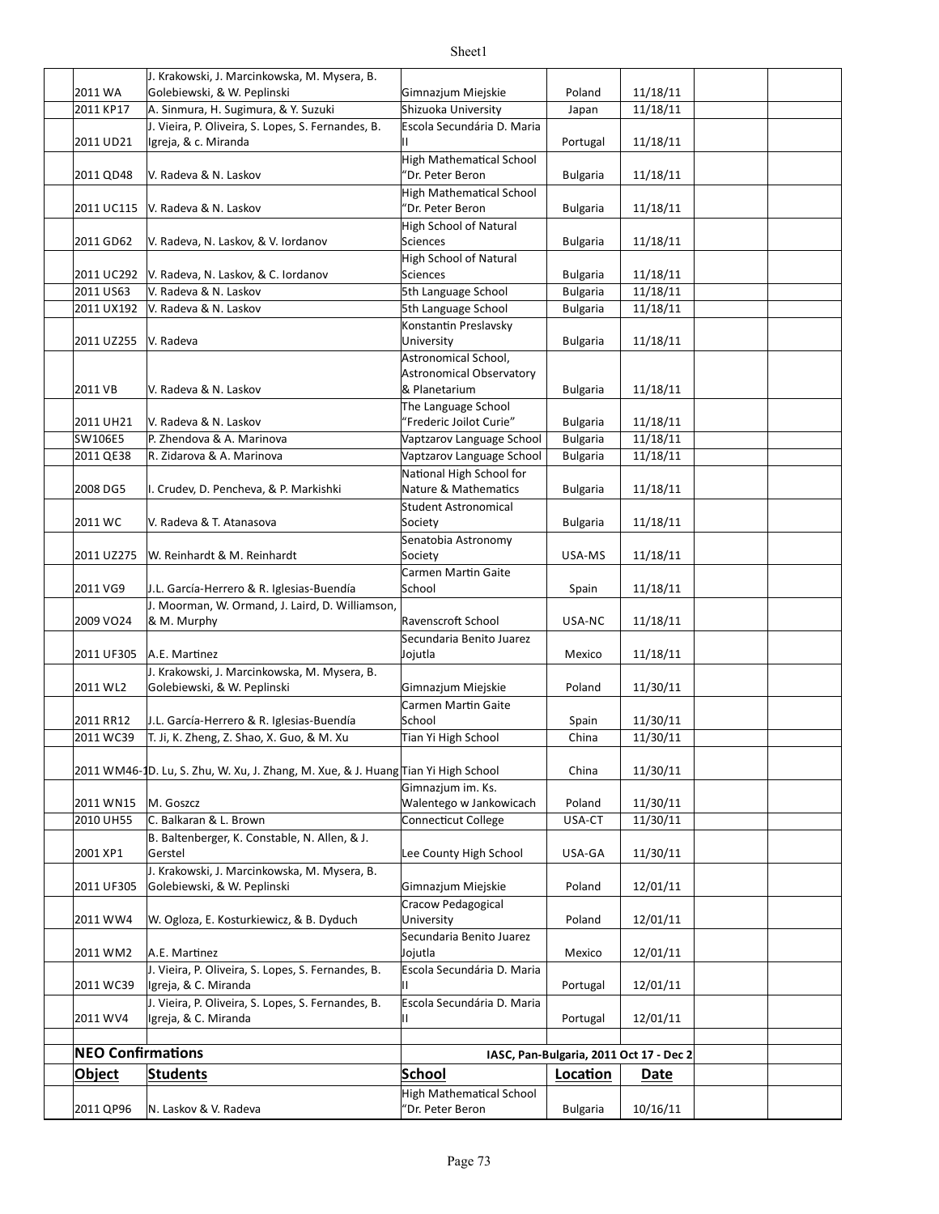| | Object | Students | School | Location | Date | | |
|---|---|---|---|---|---|---|---|
| | 2011 WA | J. Krakowski, J. Marcinkowska, M. Mysera, B. Golebiewski, & W. Peplinski | Gimnazjum Miejskie | Poland | 11/18/11 | | |
| | 2011 KP17 | A. Sinmura, H. Sugimura, & Y. Suzuki | Shizuoka University | Japan | 11/18/11 | | |
| | 2011 UD21 | J. Vieira, P. Oliveira, S. Lopes, S. Fernandes, B. Igreja, & c. Miranda | Escola Secundária D. Maria II | Portugal | 11/18/11 | | |
| | 2011 QD48 | V. Radeva & N. Laskov | High Mathematical School "Dr. Peter Beron | Bulgaria | 11/18/11 | | |
| | 2011 UC115 | V. Radeva & N. Laskov | High Mathematical School "Dr. Peter Beron | Bulgaria | 11/18/11 | | |
| | 2011 GD62 | V. Radeva, N. Laskov, & V. Iordanov | High School of Natural Sciences | Bulgaria | 11/18/11 | | |
| | 2011 UC292 | V. Radeva, N. Laskov, & C. Iordanov | High School of Natural Sciences | Bulgaria | 11/18/11 | | |
| | 2011 US63 | V. Radeva & N. Laskov | 5th Language School | Bulgaria | 11/18/11 | | |
| | 2011 UX192 | V. Radeva & N. Laskov | 5th Language School | Bulgaria | 11/18/11 | | |
| | 2011 UZ255 | V. Radeva | Konstantin Preslavsky University | Bulgaria | 11/18/11 | | |
| | 2011 VB | V. Radeva & N. Laskov | Astronomical School, Astronomical Observatory & Planetarium | Bulgaria | 11/18/11 | | |
| | 2011 UH21 | V. Radeva & N. Laskov | The Language School "Frederic Joilot Curie" | Bulgaria | 11/18/11 | | |
| | SW106E5 | P. Zhendova & A. Marinova | Vaptzarov Language School | Bulgaria | 11/18/11 | | |
| | 2011 QE38 | R. Zidarova & A. Marinova | Vaptzarov Language School | Bulgaria | 11/18/11 | | |
| | 2008 DG5 | I. Crudev, D. Pencheva, & P. Markishki | National High School for Nature & Mathematics | Bulgaria | 11/18/11 | | |
| | 2011 WC | V. Radeva & T. Atanasova | Student Astronomical Society | Bulgaria | 11/18/11 | | |
| | 2011 UZ275 | W. Reinhardt & M. Reinhardt | Senatobia Astronomy Society | USA-MS | 11/18/11 | | |
| | 2011 VG9 | J.L. García-Herrero & R. Iglesias-Buendía | Carmen Martin Gaite School | Spain | 11/18/11 | | |
| | 2009 VO24 | J. Moorman, W. Ormand, J. Laird, D. Williamson, & M. Murphy | Ravenscroft School | USA-NC | 11/18/11 | | |
| | 2011 UF305 | A.E. Martinez | Secundaria Benito Juarez Jojutla | Mexico | 11/18/11 | | |
| | 2011 WL2 | J. Krakowski, J. Marcinkowska, M. Mysera, B. Golebiewski, & W. Peplinski | Gimnazjum Miejskie | Poland | 11/30/11 | | |
| | 2011 RR12 | J.L. García-Herrero & R. Iglesias-Buendía | Carmen Martin Gaite School | Spain | 11/30/11 | | |
| | 2011 WC39 | T. Ji, K. Zheng, Z. Shao, X. Guo, & M. Xu | Tian Yi High School | China | 11/30/11 | | |
| | 2011 WM46-1 | D. Lu, S. Zhu, W. Xu, J. Zhang, M. Xue, & J. Huang | Tian Yi High School | China | 11/30/11 | | |
| | 2011 WN15 | M. Goszcz | Gimnazjum im. Ks. Walentego w Jankowicach | Poland | 11/30/11 | | |
| | 2010 UH55 | C. Balkaran & L. Brown | Connecticut College | USA-CT | 11/30/11 | | |
| | 2001 XP1 | B. Baltenberger, K. Constable, N. Allen, & J. Gerstel | Lee County High School | USA-GA | 11/30/11 | | |
| | 2011 UF305 | J. Krakowski, J. Marcinkowska, M. Mysera, B. Golebiewski, & W. Peplinski | Gimnazjum Miejskie | Poland | 12/01/11 | | |
| | 2011 WW4 | W. Ogloza, E. Kosturkiewicz, & B. Dyduch | Cracow Pedagogical University | Poland | 12/01/11 | | |
| | 2011 WM2 | A.E. Martinez | Secundaria Benito Juarez Jojutla | Mexico | 12/01/11 | | |
| | 2011 WC39 | J. Vieira, P. Oliveira, S. Lopes, S. Fernandes, B. Igreja, & C. Miranda | Escola Secundária D. Maria II | Portugal | 12/01/11 | | |
| | 2011 WV4 | J. Vieira, P. Oliveira, S. Lopes, S. Fernandes, B. Igreja, & C. Miranda | Escola Secundária D. Maria II | Portugal | 12/01/11 | | |

**NEO Confirmations** — IASC, Pan-Bulgaria, 2011 Oct 17 - Dec 2

| | Object | Students | School | Location | Date | | |
|---|---|---|---|---|---|---|---|
| | 2011 QP96 | N. Laskov & V. Radeva | High Mathematical School "Dr. Peter Beron | Bulgaria | 10/16/11 | | |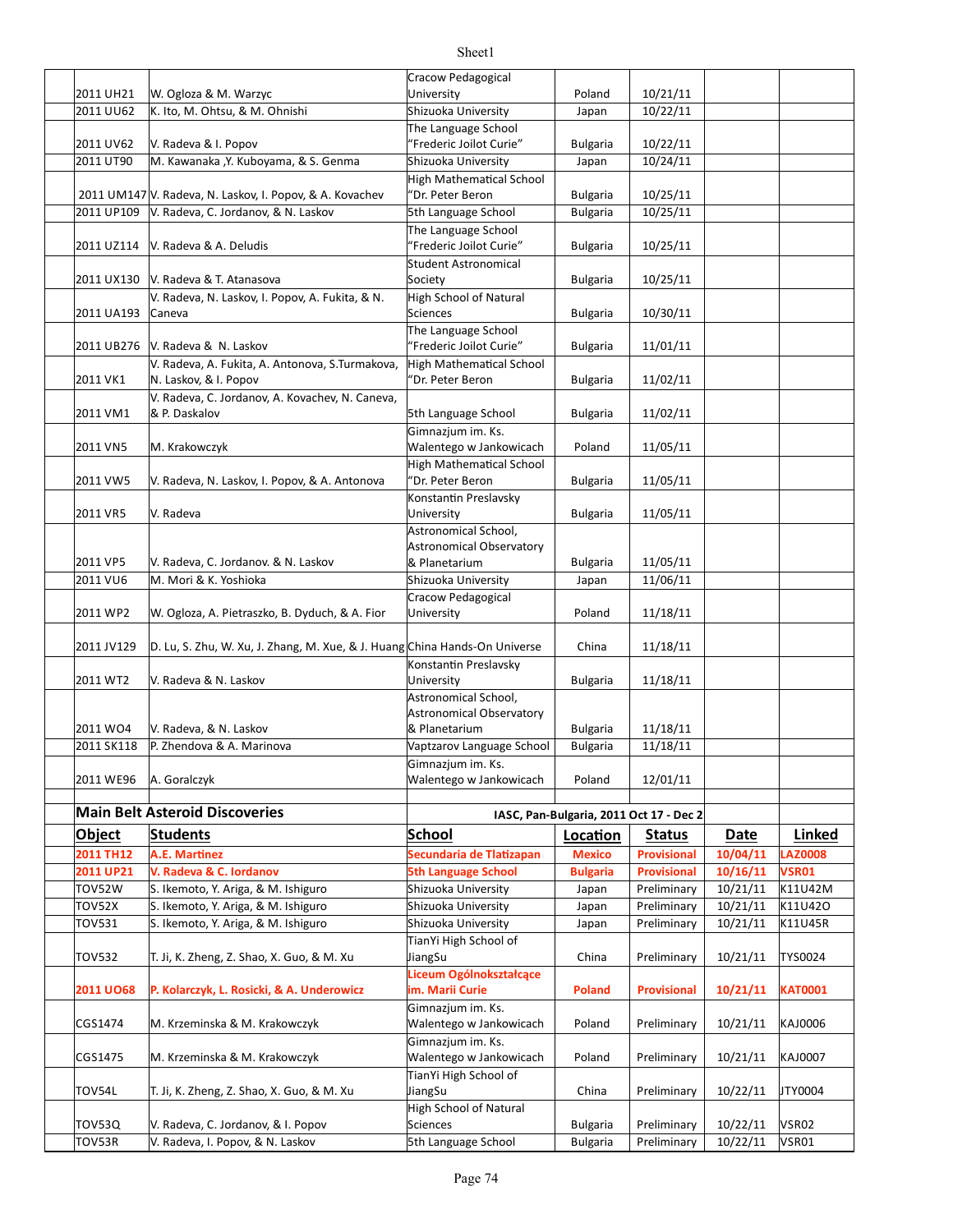| | | | | | | | |
|---|---|---|---|---|---|---|---|
| 2011 UH21 | W. Ogloza & M. Warzyc | Cracow Pedagogical University | Poland | 10/21/11 | | | |
| 2011 UU62 | K. Ito, M. Ohtsu, & M. Ohnishi | Shizuoka University | Japan | 10/22/11 | | | |
| 2011 UV62 | V. Radeva & I. Popov | The Language School "Frederic Joilot Curie" | Bulgaria | 10/22/11 | | | |
| 2011 UT90 | M. Kawanaka ,Y. Kuboyama, & S. Genma | Shizuoka University | Japan | 10/24/11 | | | |
| 2011 UM147 | V. Radeva, N. Laskov, I. Popov, & A. Kovachev | High Mathematical School "Dr. Peter Beron | Bulgaria | 10/25/11 | | | |
| 2011 UP109 | V. Radeva, C. Jordanov, & N. Laskov | 5th Language School | Bulgaria | 10/25/11 | | | |
| 2011 UZ114 | V. Radeva & A. Deludis | The Language School "Frederic Joilot Curie" | Bulgaria | 10/25/11 | | | |
| 2011 UX130 | V. Radeva & T. Atanasova | Student Astronomical Society | Bulgaria | 10/25/11 | | | |
| 2011 UA193 | V. Radeva, N. Laskov, I. Popov, A. Fukita, & N. Caneva | High School of Natural Sciences | Bulgaria | 10/30/11 | | | |
| 2011 UB276 | V. Radeva & N. Laskov | The Language School "Frederic Joilot Curie" | Bulgaria | 11/01/11 | | | |
| 2011 VK1 | V. Radeva, A. Fukita, A. Antonova, S.Turmakova, N. Laskov, & I. Popov | High Mathematical School "Dr. Peter Beron | Bulgaria | 11/02/11 | | | |
| 2011 VM1 | V. Radeva, C. Jordanov, A. Kovachev, N. Caneva, & P. Daskalov | 5th Language School | Bulgaria | 11/02/11 | | | |
| 2011 VN5 | M. Krakowczyk | Gimnazjum im. Ks. Walentego w Jankowicach | Poland | 11/05/11 | | | |
| 2011 VW5 | V. Radeva, N. Laskov, I. Popov, & A. Antonova | High Mathematical School "Dr. Peter Beron | Bulgaria | 11/05/11 | | | |
| 2011 VR5 | V. Radeva | Konstantin Preslavsky University | Bulgaria | 11/05/11 | | | |
| 2011 VP5 | V. Radeva, C. Jordanov. & N. Laskov | Astronomical School, Astronomical Observatory & Planetarium | Bulgaria | 11/05/11 | | | |
| 2011 VU6 | M. Mori & K. Yoshioka | Shizuoka University | Japan | 11/06/11 | | | |
| 2011 WP2 | W. Ogloza, A. Pietraszko, B. Dyduch, & A. Fior | Cracow Pedagogical University | Poland | 11/18/11 | | | |
| 2011 JV129 | D. Lu, S. Zhu, W. Xu, J. Zhang, M. Xue, & J. Huang | China Hands-On Universe | China | 11/18/11 | | | |
| 2011 WT2 | V. Radeva & N. Laskov | Konstantin Preslavsky University | Bulgaria | 11/18/11 | | | |
| 2011 WO4 | V. Radeva, & N. Laskov | Astronomical School, Astronomical Observatory & Planetarium | Bulgaria | 11/18/11 | | | |
| 2011 SK118 | P. Zhendova & A. Marinova | Vaptzarov Language School | Bulgaria | 11/18/11 | | | |
| 2011 WE96 | A. Goralczyk | Gimnazjum im. Ks. Walentego w Jankowicach | Poland | 12/01/11 | | | |

## Main Belt Asteroid Discoveries

IASC, Pan-Bulgaria, 2011 Oct 17 - Dec 2

| Object | Students | School | Location | Status | Date | Linked |
|---|---|---|---|---|---|---|
| **2011 TH12** | **A.E. Martinez** | **Secundaria de Tlatizapan** | **Mexico** | **Provisional** | **10/04/11** | **LAZ0008** |
| **2011 UP21** | **V. Radeva & C. Iordanov** | **5th Language School** | **Bulgaria** | **Provisional** | **10/16/11** | **VSR01** |
| TOV52W | S. Ikemoto, Y. Ariga, & M. Ishiguro | Shizuoka University | Japan | Preliminary | 10/21/11 | K11U42M |
| TOV52X | S. Ikemoto, Y. Ariga, & M. Ishiguro | Shizuoka University | Japan | Preliminary | 10/21/11 | K11U42O |
| TOV531 | S. Ikemoto, Y. Ariga, & M. Ishiguro | Shizuoka University | Japan | Preliminary | 10/21/11 | K11U45R |
| TOV532 | T. Ji, K. Zheng, Z. Shao, X. Guo, & M. Xu | TianYi High School of JiangSu | China | Preliminary | 10/21/11 | TYS0024 |
| **2011 UO68** | **P. Kolarczyk, L. Rosicki, & A. Underowicz** | **Liceum Ogólnokształcące im. Marii Curie** | **Poland** | **Provisional** | **10/21/11** | **KAT0001** |
| CGS1474 | M. Krzeminska & M. Krakowczyk | Gimnazjum im. Ks. Walentego w Jankowicach | Poland | Preliminary | 10/21/11 | KAJ0006 |
| CGS1475 | M. Krzeminska & M. Krakowczyk | Gimnazjum im. Ks. Walentego w Jankowicach | Poland | Preliminary | 10/21/11 | KAJ0007 |
| TOV54L | T. Ji, K. Zheng, Z. Shao, X. Guo, & M. Xu | TianYi High School of JiangSu | China | Preliminary | 10/22/11 | JTY0004 |
| TOV53Q | V. Radeva, C. Jordanov, & I. Popov | High School of Natural Sciences | Bulgaria | Preliminary | 10/22/11 | VSR02 |
| TOV53R | V. Radeva, I. Popov, & N. Laskov | 5th Language School | Bulgaria | Preliminary | 10/22/11 | VSR01 |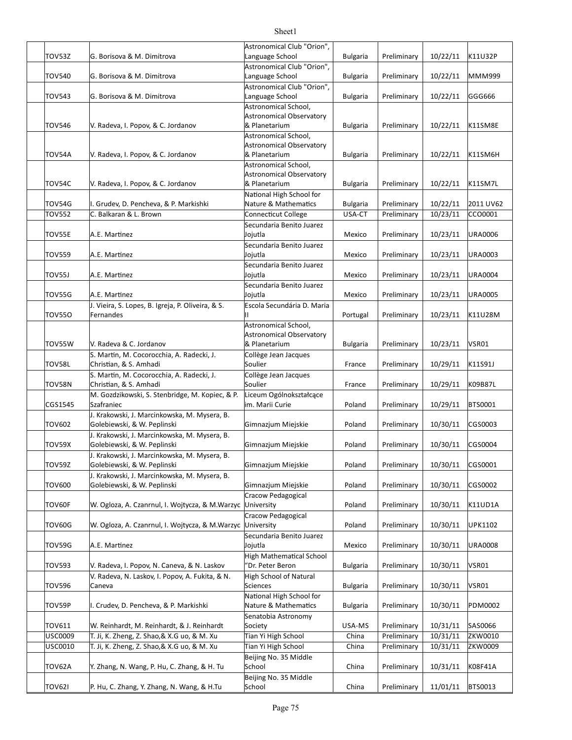| | | | | | | |
|---|---|---|---|---|---|---|
| TOV53Z | G. Borisova & M. Dimitrova | Astronomical Club "Orion", Language School | Bulgaria | Preliminary | 10/22/11 | K11U32P |
| TOV540 | G. Borisova & M. Dimitrova | Astronomical Club "Orion", Language School | Bulgaria | Preliminary | 10/22/11 | MMM999 |
| TOV543 | G. Borisova & M. Dimitrova | Astronomical Club "Orion", Language School | Bulgaria | Preliminary | 10/22/11 | GGG666 |
| TOV546 | V. Radeva, I. Popov, & C. Jordanov | Astronomical School, Astronomical Observatory & Planetarium | Bulgaria | Preliminary | 10/22/11 | K11SM8E |
| TOV54A | V. Radeva, I. Popov, & C. Jordanov | Astronomical School, Astronomical Observatory & Planetarium | Bulgaria | Preliminary | 10/22/11 | K11SM6H |
| TOV54C | V. Radeva, I. Popov, & C. Jordanov | Astronomical School, Astronomical Observatory & Planetarium | Bulgaria | Preliminary | 10/22/11 | K11SM7L |
| TOV54G | I. Grudev, D. Pencheva, & P. Markishki | National High School for Nature & Mathematics | Bulgaria | Preliminary | 10/22/11 | 2011 UV62 |
| TOV552 | C. Balkaran & L. Brown | Connecticut College | USA-CT | Preliminary | 10/23/11 | CCO0001 |
| TOV55E | A.E. Martinez | Secundaria Benito Juarez Jojutla | Mexico | Preliminary | 10/23/11 | URA0006 |
| TOV559 | A.E. Martinez | Secundaria Benito Juarez Jojutla | Mexico | Preliminary | 10/23/11 | URA0003 |
| TOV55J | A.E. Martinez | Secundaria Benito Juarez Jojutla | Mexico | Preliminary | 10/23/11 | URA0004 |
| TOV55G | A.E. Martinez | Secundaria Benito Juarez Jojutla | Mexico | Preliminary | 10/23/11 | URA0005 |
| TOV55O | J. Vieira, S. Lopes, B. Igreja, P. Oliveira, & S. Fernandes | Escola Secundária D. Maria II | Portugal | Preliminary | 10/23/11 | K11U28M |
| TOV55W | V. Radeva & C. Jordanov | Astronomical School, Astronomical Observatory & Planetarium | Bulgaria | Preliminary | 10/23/11 | VSR01 |
| TOV58L | S. Martin, M. Cocorocchia, A. Radecki, J. Christian, & S. Amhadi | Collège Jean Jacques Soulier | France | Preliminary | 10/29/11 | K11S91J |
| TOV58N | S. Martin, M. Cocorocchia, A. Radecki, J. Christian, & S. Amhadi | Collège Jean Jacques Soulier | France | Preliminary | 10/29/11 | K09B87L |
| CGS1545 | M. Gozdzikowski, S. Stenbridge, M. Kopiec, & P. Szafraniec | Liceum Ogólnokształcące im. Marii Curie | Poland | Preliminary | 10/29/11 | BTS0001 |
| TOV602 | J. Krakowski, J. Marcinkowska, M. Mysera, B. Golebiewski, & W. Peplinski | Gimnazjum Miejskie | Poland | Preliminary | 10/30/11 | CGS0003 |
| TOV59X | J. Krakowski, J. Marcinkowska, M. Mysera, B. Golebiewski, & W. Peplinski | Gimnazjum Miejskie | Poland | Preliminary | 10/30/11 | CGS0004 |
| TOV59Z | J. Krakowski, J. Marcinkowska, M. Mysera, B. Golebiewski, & W. Peplinski | Gimnazjum Miejskie | Poland | Preliminary | 10/30/11 | CGS0001 |
| TOV600 | J. Krakowski, J. Marcinkowska, M. Mysera, B. Golebiewski, & W. Peplinski | Gimnazjum Miejskie | Poland | Preliminary | 10/30/11 | CGS0002 |
| TOV60F | W. Ogloza, A. Czanrnul, I. Wojtycza, & M.Warzyc | Cracow Pedagogical University | Poland | Preliminary | 10/30/11 | K11UD1A |
| TOV60G | W. Ogloza, A. Czanrnul, I. Wojtycza, & M.Warzyc | Cracow Pedagogical University | Poland | Preliminary | 10/30/11 | UPK1102 |
| TOV59G | A.E. Martinez | Secundaria Benito Juarez Jojutla | Mexico | Preliminary | 10/30/11 | URA0008 |
| TOV593 | V. Radeva, I. Popov, N. Caneva, & N. Laskov | High Mathematical School "Dr. Peter Beron | Bulgaria | Preliminary | 10/30/11 | VSR01 |
| TOV596 | V. Radeva, N. Laskov, I. Popov, A. Fukita, & N. Caneva | High School of Natural Sciences | Bulgaria | Preliminary | 10/30/11 | VSR01 |
| TOV59P | I. Crudev, D. Pencheva, & P. Markishki | National High School for Nature & Mathematics | Bulgaria | Preliminary | 10/30/11 | PDM0002 |
| TOV611 | W. Reinhardt, M. Reinhardt, & J. Reinhardt | Senatobia Astronomy Society | USA-MS | Preliminary | 10/31/11 | SAS0066 |
| USC0009 | T. Ji, K. Zheng, Z. Shao,& X.G uo, & M. Xu | Tian Yi High School | China | Preliminary | 10/31/11 | ZKW0010 |
| USC0010 | T. Ji, K. Zheng, Z. Shao,& X.G uo, & M. Xu | Tian Yi High School | China | Preliminary | 10/31/11 | ZKW0009 |
| TOV62A | Y. Zhang, N. Wang, P. Hu, C. Zhang, & H. Tu | Beijing No. 35 Middle School | China | Preliminary | 10/31/11 | K08F41A |
| TOV62I | P. Hu, C. Zhang, Y. Zhang, N. Wang, & H.Tu | Beijing No. 35 Middle School | China | Preliminary | 11/01/11 | BTS0013 |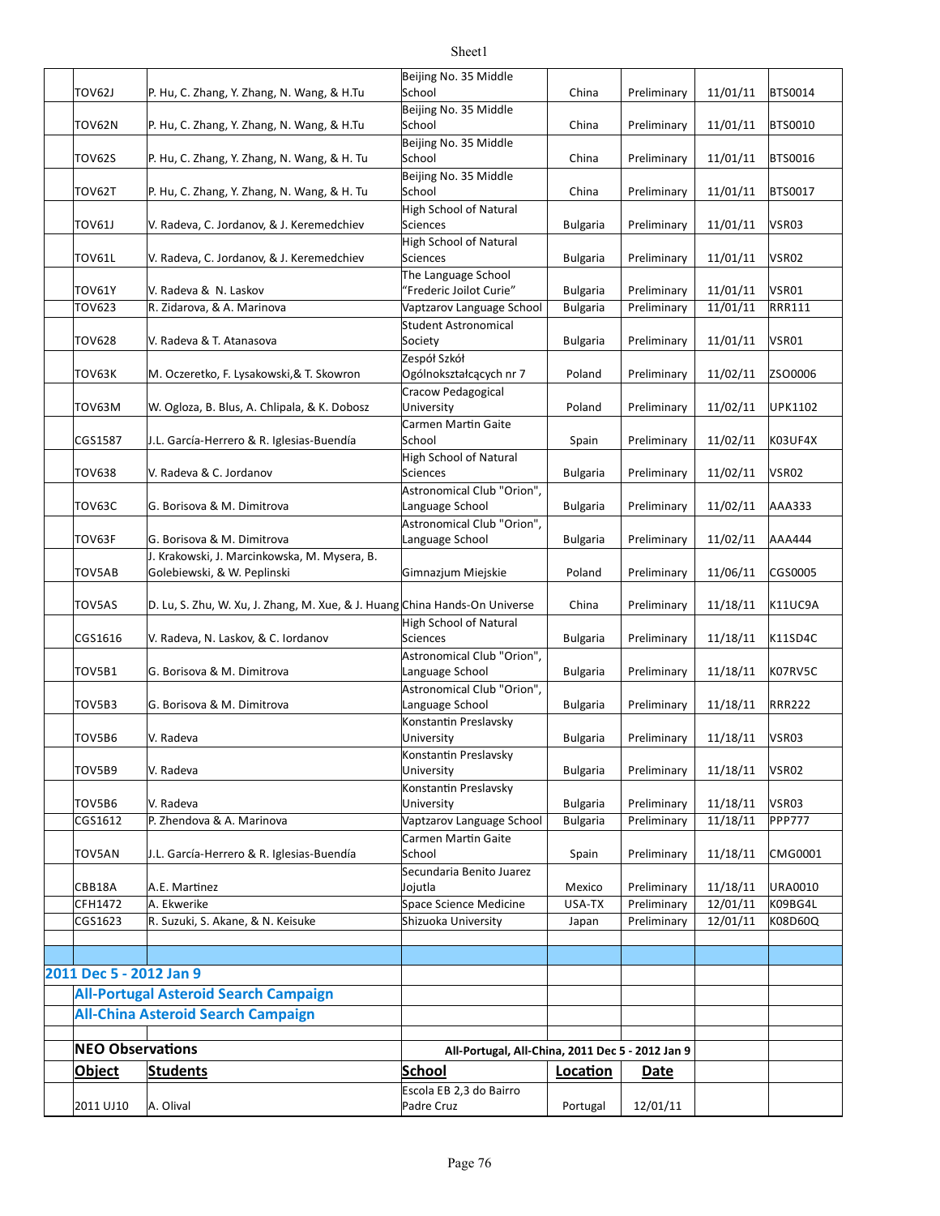| | Object | Students | School | Location | Status | Date | Code |
|---|---|---|---|---|---|---|---|
| | TOV62J | P. Hu, C. Zhang, Y. Zhang, N. Wang, & H.Tu | Beijing No. 35 Middle School | China | Preliminary | 11/01/11 | BTS0014 |
| | TOV62N | P. Hu, C. Zhang, Y. Zhang, N. Wang, & H.Tu | Beijing No. 35 Middle School | China | Preliminary | 11/01/11 | BTS0010 |
| | TOV62S | P. Hu, C. Zhang, Y. Zhang, N. Wang, & H. Tu | Beijing No. 35 Middle School | China | Preliminary | 11/01/11 | BTS0016 |
| | TOV62T | P. Hu, C. Zhang, Y. Zhang, N. Wang, & H. Tu | Beijing No. 35 Middle School | China | Preliminary | 11/01/11 | BTS0017 |
| | TOV61J | V. Radeva, C. Jordanov, & J. Keremedchiev | High School of Natural Sciences | Bulgaria | Preliminary | 11/01/11 | VSR03 |
| | TOV61L | V. Radeva, C. Jordanov, & J. Keremedchiev | High School of Natural Sciences | Bulgaria | Preliminary | 11/01/11 | VSR02 |
| | TOV61Y | V. Radeva & N. Laskov | The Language School "Frederic Joilot Curie" | Bulgaria | Preliminary | 11/01/11 | VSR01 |
| | TOV623 | R. Zidarova, & A. Marinova | Vaptzarov Language School | Bulgaria | Preliminary | 11/01/11 | RRR111 |
| | TOV628 | V. Radeva & T. Atanasova | Student Astronomical Society | Bulgaria | Preliminary | 11/01/11 | VSR01 |
| | TOV63K | M. Oczeretko, F. Lysakowski,& T. Skowron | Zespół Szkół Ogólnokształcących nr 7 | Poland | Preliminary | 11/02/11 | ZSO0006 |
| | TOV63M | W. Ogloza, B. Blus, A. Chlipala, & K. Dobosz | Cracow Pedagogical University | Poland | Preliminary | 11/02/11 | UPK1102 |
| | CGS1587 | J.L. García-Herrero & R. Iglesias-Buendía | Carmen Martin Gaite School | Spain | Preliminary | 11/02/11 | K03UF4X |
| | TOV638 | V. Radeva & C. Jordanov | High School of Natural Sciences | Bulgaria | Preliminary | 11/02/11 | VSR02 |
| | TOV63C | G. Borisova & M. Dimitrova | Astronomical Club "Orion", Language School | Bulgaria | Preliminary | 11/02/11 | AAA333 |
| | TOV63F | G. Borisova & M. Dimitrova | Astronomical Club "Orion", Language School | Bulgaria | Preliminary | 11/02/11 | AAA444 |
| | TOV5AB | J. Krakowski, J. Marcinkowska, M. Mysera, B. Golebiewski, & W. Peplinski | Gimnazjum Miejskie | Poland | Preliminary | 11/06/11 | CGS0005 |
| | TOV5AS | D. Lu, S. Zhu, W. Xu, J. Zhang, M. Xue, & J. Huang | China Hands-On Universe | China | Preliminary | 11/18/11 | K11UC9A |
| | CGS1616 | V. Radeva, N. Laskov, & C. Iordanov | High School of Natural Sciences | Bulgaria | Preliminary | 11/18/11 | K11SD4C |
| | TOV5B1 | G. Borisova & M. Dimitrova | Astronomical Club "Orion", Language School | Bulgaria | Preliminary | 11/18/11 | K07RV5C |
| | TOV5B3 | G. Borisova & M. Dimitrova | Astronomical Club "Orion", Language School | Bulgaria | Preliminary | 11/18/11 | RRR222 |
| | TOV5B6 | V. Radeva | Konstantin Preslavsky University | Bulgaria | Preliminary | 11/18/11 | VSR03 |
| | TOV5B9 | V. Radeva | Konstantin Preslavsky University | Bulgaria | Preliminary | 11/18/11 | VSR02 |
| | TOV5B6 | V. Radeva | Konstantin Preslavsky University | Bulgaria | Preliminary | 11/18/11 | VSR03 |
| | CGS1612 | P. Zhendova & A. Marinova | Vaptzarov Language School | Bulgaria | Preliminary | 11/18/11 | PPP777 |
| | TOV5AN | J.L. García-Herrero & R. Iglesias-Buendía | Carmen Martin Gaite School | Spain | Preliminary | 11/18/11 | CMG0001 |
| | CBB18A | A.E. Martinez | Secundaria Benito Juarez Jojutla | Mexico | Preliminary | 11/18/11 | URA0010 |
| | CFH1472 | A. Ekwerike | Space Science Medicine | USA-TX | Preliminary | 12/01/11 | K09BG4L |
| | CGS1623 | R. Suzuki, S. Akane, & N. Keisuke | Shizuoka University | Japan | Preliminary | 12/01/11 | K08D60Q |

## 2011 Dec 5 - 2012 Jan 9

### All-Portugal Asteroid Search Campaign

### All-China Asteroid Search Campaign

**NEO Observations** — **All-Portugal, All-China, 2011 Dec 5 - 2012 Jan 9**

| | Object | Students | School | Location | Date |
|---|---|---|---|---|---|
| | 2011 UJ10 | A. Olival | Escola EB 2,3 do Bairro Padre Cruz | Portugal | 12/01/11 |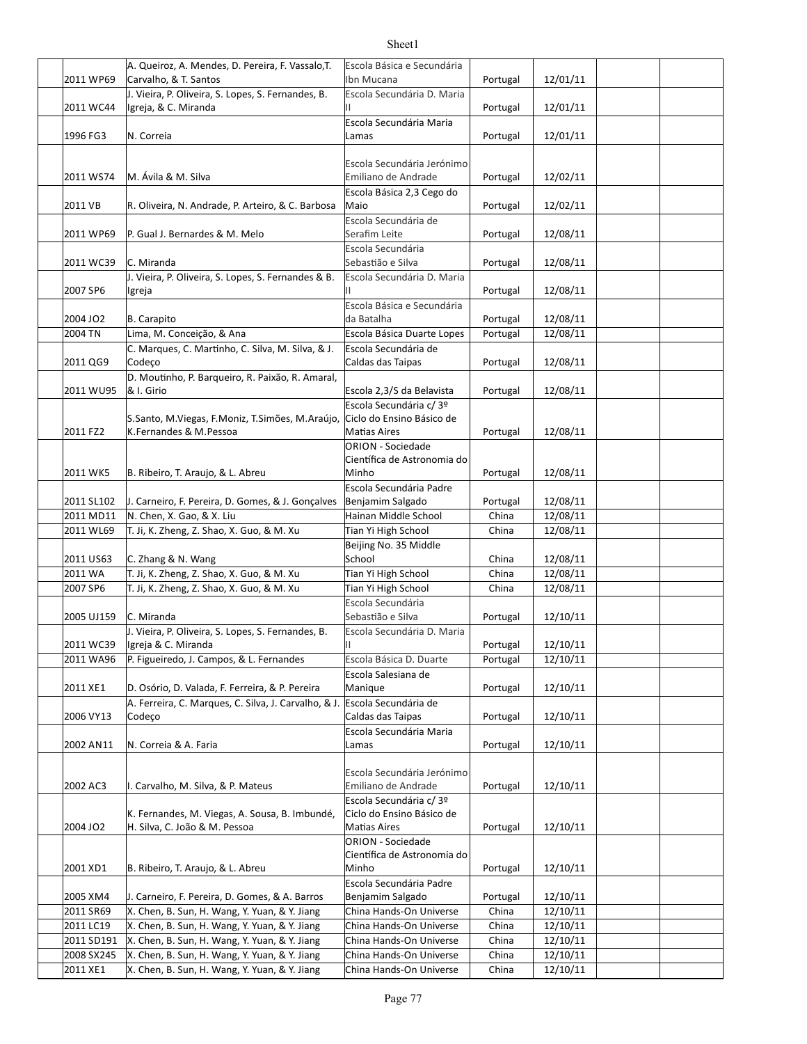| | | | | | | | |
|---|---|---|---|---|---|---|---|
| | 2011 WP69 | A. Queiroz, A. Mendes, D. Pereira, F. Vassalo,T. Carvalho, & T. Santos | Escola Básica e Secundária Ibn Mucana | Portugal | 12/01/11 | | |
| | 2011 WC44 | J. Vieira, P. Oliveira, S. Lopes, S. Fernandes, B. Igreja, & C. Miranda | Escola Secundária D. Maria II | Portugal | 12/01/11 | | |
| | 1996 FG3 | N. Correia | Escola Secundária Maria Lamas | Portugal | 12/01/11 | | |
| | 2011 WS74 | M. Ávila & M. Silva | Escola Secundária Jerónimo Emiliano de Andrade | Portugal | 12/02/11 | | |
| | 2011 VB | R. Oliveira, N. Andrade, P. Arteiro, & C. Barbosa | Escola Básica 2,3 Cego do Maio | Portugal | 12/02/11 | | |
| | 2011 WP69 | P. Gual J. Bernardes & M. Melo | Escola Secundária de Serafim Leite | Portugal | 12/08/11 | | |
| | 2011 WC39 | C. Miranda | Escola Secundária Sebastião e Silva | Portugal | 12/08/11 | | |
| | 2007 SP6 | J. Vieira, P. Oliveira, S. Lopes, S. Fernandes & B. Igreja | Escola Secundária D. Maria II | Portugal | 12/08/11 | | |
| | 2004 JO2 | B. Carapito | Escola Básica e Secundária da Batalha | Portugal | 12/08/11 | | |
| | 2004 TN | Lima, M. Conceição, & Ana | Escola Básica Duarte Lopes | Portugal | 12/08/11 | | |
| | 2011 QG9 | C. Marques, C. Martinho, C. Silva, M. Silva, & J. Codeço | Escola Secundária de Caldas das Taipas | Portugal | 12/08/11 | | |
| | 2011 WU95 | D. Moutinho, P. Barqueiro, R. Paixão, R. Amaral, & I. Girio | Escola 2,3/S da Belavista | Portugal | 12/08/11 | | |
| | 2011 FZ2 | S.Santo, M.Viegas, F.Moniz, T.Simões, M.Araújo, K.Fernandes & M.Pessoa | Escola Secundária c/ 3º Ciclo do Ensino Básico de Matias Aires | Portugal | 12/08/11 | | |
| | 2011 WK5 | B. Ribeiro, T. Araujo, & L. Abreu | ORION - Sociedade Científica de Astronomia do Minho | Portugal | 12/08/11 | | |
| | 2011 SL102 | J. Carneiro, F. Pereira, D. Gomes, & J. Gonçalves | Escola Secundária Padre Benjamim Salgado | Portugal | 12/08/11 | | |
| | 2011 MD11 | N. Chen, X. Gao, & X. Liu | Hainan Middle School | China | 12/08/11 | | |
| | 2011 WL69 | T. Ji, K. Zheng, Z. Shao, X. Guo, & M. Xu | Tian Yi High School | China | 12/08/11 | | |
| | 2011 US63 | C. Zhang & N. Wang | Beijing No. 35 Middle School | China | 12/08/11 | | |
| | 2011 WA | T. Ji, K. Zheng, Z. Shao, X. Guo, & M. Xu | Tian Yi High School | China | 12/08/11 | | |
| | 2007 SP6 | T. Ji, K. Zheng, Z. Shao, X. Guo, & M. Xu | Tian Yi High School | China | 12/08/11 | | |
| | 2005 UJ159 | C. Miranda | Escola Secundária Sebastião e Silva | Portugal | 12/10/11 | | |
| | 2011 WC39 | J. Vieira, P. Oliveira, S. Lopes, S. Fernandes, B. Igreja & C. Miranda | Escola Secundária D. Maria II | Portugal | 12/10/11 | | |
| | 2011 WA96 | P. Figueiredo, J. Campos, & L. Fernandes | Escola Básica D. Duarte | Portugal | 12/10/11 | | |
| | 2011 XE1 | D. Osório, D. Valada, F. Ferreira, & P. Pereira | Escola Salesiana de Manique | Portugal | 12/10/11 | | |
| | 2006 VY13 | A. Ferreira, C. Marques, C. Silva, J. Carvalho, & J. Codeço | Escola Secundária de Caldas das Taipas | Portugal | 12/10/11 | | |
| | 2002 AN11 | N. Correia & A. Faria | Escola Secundária Maria Lamas | Portugal | 12/10/11 | | |
| | 2002 AC3 | I. Carvalho, M. Silva, & P. Mateus | Escola Secundária Jerónimo Emiliano de Andrade | Portugal | 12/10/11 | | |
| | 2004 JO2 | K. Fernandes, M. Viegas, A. Sousa, B. Imbundé, H. Silva, C. João & M. Pessoa | Escola Secundária c/ 3º Ciclo do Ensino Básico de Matias Aires | Portugal | 12/10/11 | | |
| | 2001 XD1 | B. Ribeiro, T. Araujo, & L. Abreu | ORION - Sociedade Científica de Astronomia do Minho | Portugal | 12/10/11 | | |
| | 2005 XM4 | J. Carneiro, F. Pereira, D. Gomes, & A. Barros | Escola Secundária Padre Benjamim Salgado | Portugal | 12/10/11 | | |
| | 2011 SR69 | X. Chen, B. Sun, H. Wang, Y. Yuan, & Y. Jiang | China Hands-On Universe | China | 12/10/11 | | |
| | 2011 LC19 | X. Chen, B. Sun, H. Wang, Y. Yuan, & Y. Jiang | China Hands-On Universe | China | 12/10/11 | | |
| | 2011 SD191 | X. Chen, B. Sun, H. Wang, Y. Yuan, & Y. Jiang | China Hands-On Universe | China | 12/10/11 | | |
| | 2008 SX245 | X. Chen, B. Sun, H. Wang, Y. Yuan, & Y. Jiang | China Hands-On Universe | China | 12/10/11 | | |
| | 2011 XE1 | X. Chen, B. Sun, H. Wang, Y. Yuan, & Y. Jiang | China Hands-On Universe | China | 12/10/11 | | |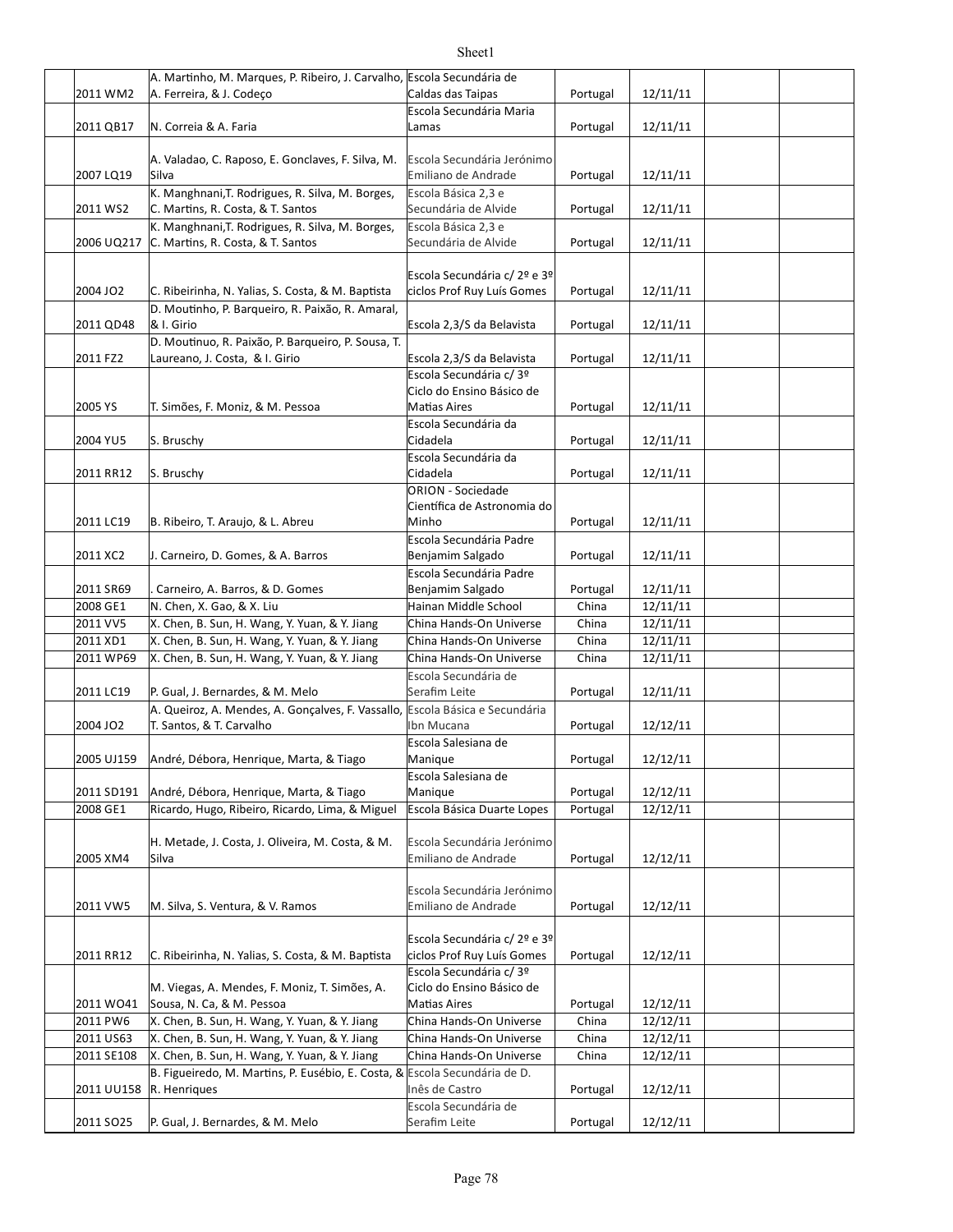| | | | | | | | |
|---|---|---|---|---|---|---|---|
| | 2011 WM2 | A. Martinho, M. Marques, P. Ribeiro, J. Carvalho, A. Ferreira, & J. Codeço | Escola Secundária de Caldas das Taipas | Portugal | 12/11/11 | | |
| | 2011 QB17 | N. Correia & A. Faria | Escola Secundária Maria Lamas | Portugal | 12/11/11 | | |
| | 2007 LQ19 | A. Valadao, C. Raposo, E. Gonclaves, F. Silva, M. Silva | Escola Secundária Jerónimo Emiliano de Andrade | Portugal | 12/11/11 | | |
| | 2011 WS2 | K. Manghnani,T. Rodrigues, R. Silva, M. Borges, C. Martins, R. Costa, & T. Santos | Escola Básica 2,3 e Secundária de Alvide | Portugal | 12/11/11 | | |
| | 2006 UQ217 | K. Manghnani,T. Rodrigues, R. Silva, M. Borges, C. Martins, R. Costa, & T. Santos | Escola Básica 2,3 e Secundária de Alvide | Portugal | 12/11/11 | | |
| | 2004 JO2 | C. Ribeirinha, N. Yalias, S. Costa, & M. Baptista | Escola Secundária c/ 2º e 3º ciclos Prof Ruy Luís Gomes | Portugal | 12/11/11 | | |
| | 2011 QD48 | D. Moutinho, P. Barqueiro, R. Paixão, R. Amaral, & I. Girio | Escola 2,3/S da Belavista | Portugal | 12/11/11 | | |
| | 2011 FZ2 | D. Moutinuo, R. Paixão, P. Barqueiro, P. Sousa, T. Laureano, J. Costa, & I. Girio | Escola 2,3/S da Belavista | Portugal | 12/11/11 | | |
| | 2005 YS | T. Simões, F. Moniz, & M. Pessoa | Escola Secundária c/ 3º Ciclo do Ensino Básico de Matias Aires | Portugal | 12/11/11 | | |
| | 2004 YU5 | S. Bruschy | Escola Secundária da Cidadela | Portugal | 12/11/11 | | |
| | 2011 RR12 | S. Bruschy | Escola Secundária da Cidadela | Portugal | 12/11/11 | | |
| | 2011 LC19 | B. Ribeiro, T. Araujo, & L. Abreu | ORION - Sociedade Científica de Astronomia do Minho | Portugal | 12/11/11 | | |
| | 2011 XC2 | J. Carneiro, D. Gomes, & A. Barros | Escola Secundária Padre Benjamim Salgado | Portugal | 12/11/11 | | |
| | 2011 SR69 | . Carneiro, A. Barros, & D. Gomes | Escola Secundária Padre Benjamim Salgado | Portugal | 12/11/11 | | |
| | 2008 GE1 | N. Chen, X. Gao, & X. Liu | Hainan Middle School | China | 12/11/11 | | |
| | 2011 VV5 | X. Chen, B. Sun, H. Wang, Y. Yuan, & Y. Jiang | China Hands-On Universe | China | 12/11/11 | | |
| | 2011 XD1 | X. Chen, B. Sun, H. Wang, Y. Yuan, & Y. Jiang | China Hands-On Universe | China | 12/11/11 | | |
| | 2011 WP69 | X. Chen, B. Sun, H. Wang, Y. Yuan, & Y. Jiang | China Hands-On Universe | China | 12/11/11 | | |
| | 2011 LC19 | P. Gual, J. Bernardes, & M. Melo | Escola Secundária de Serafim Leite | Portugal | 12/11/11 | | |
| | 2004 JO2 | A. Queiroz, A. Mendes, A. Gonçalves, F. Vassallo, T. Santos, & T. Carvalho | Escola Básica e Secundária Ibn Mucana | Portugal | 12/12/11 | | |
| | 2005 UJ159 | André, Débora, Henrique, Marta, & Tiago | Escola Salesiana de Manique | Portugal | 12/12/11 | | |
| | 2011 SD191 | André, Débora, Henrique, Marta, & Tiago | Escola Salesiana de Manique | Portugal | 12/12/11 | | |
| | 2008 GE1 | Ricardo, Hugo, Ribeiro, Ricardo, Lima, & Miguel | Escola Básica Duarte Lopes | Portugal | 12/12/11 | | |
| | 2005 XM4 | H. Metade, J. Costa, J. Oliveira, M. Costa, & M. Silva | Escola Secundária Jerónimo Emiliano de Andrade | Portugal | 12/12/11 | | |
| | 2011 VW5 | M. Silva, S. Ventura, & V. Ramos | Escola Secundária Jerónimo Emiliano de Andrade | Portugal | 12/12/11 | | |
| | 2011 RR12 | C. Ribeirinha, N. Yalias, S. Costa, & M. Baptista | Escola Secundária c/ 2º e 3º ciclos Prof Ruy Luís Gomes | Portugal | 12/12/11 | | |
| | 2011 WO41 | M. Viegas, A. Mendes, F. Moniz, T. Simões, A. Sousa, N. Ca, & M. Pessoa | Escola Secundária c/ 3º Ciclo do Ensino Básico de Matias Aires | Portugal | 12/12/11 | | |
| | 2011 PW6 | X. Chen, B. Sun, H. Wang, Y. Yuan, & Y. Jiang | China Hands-On Universe | China | 12/12/11 | | |
| | 2011 US63 | X. Chen, B. Sun, H. Wang, Y. Yuan, & Y. Jiang | China Hands-On Universe | China | 12/12/11 | | |
| | 2011 SE108 | X. Chen, B. Sun, H. Wang, Y. Yuan, & Y. Jiang | China Hands-On Universe | China | 12/12/11 | | |
| | 2011 UU158 | B. Figueiredo, M. Martins, P. Eusébio, E. Costa, & R. Henriques | Escola Secundária de D. Inês de Castro | Portugal | 12/12/11 | | |
| | 2011 SO25 | P. Gual, J. Bernardes, & M. Melo | Escola Secundária de Serafim Leite | Portugal | 12/12/11 | | |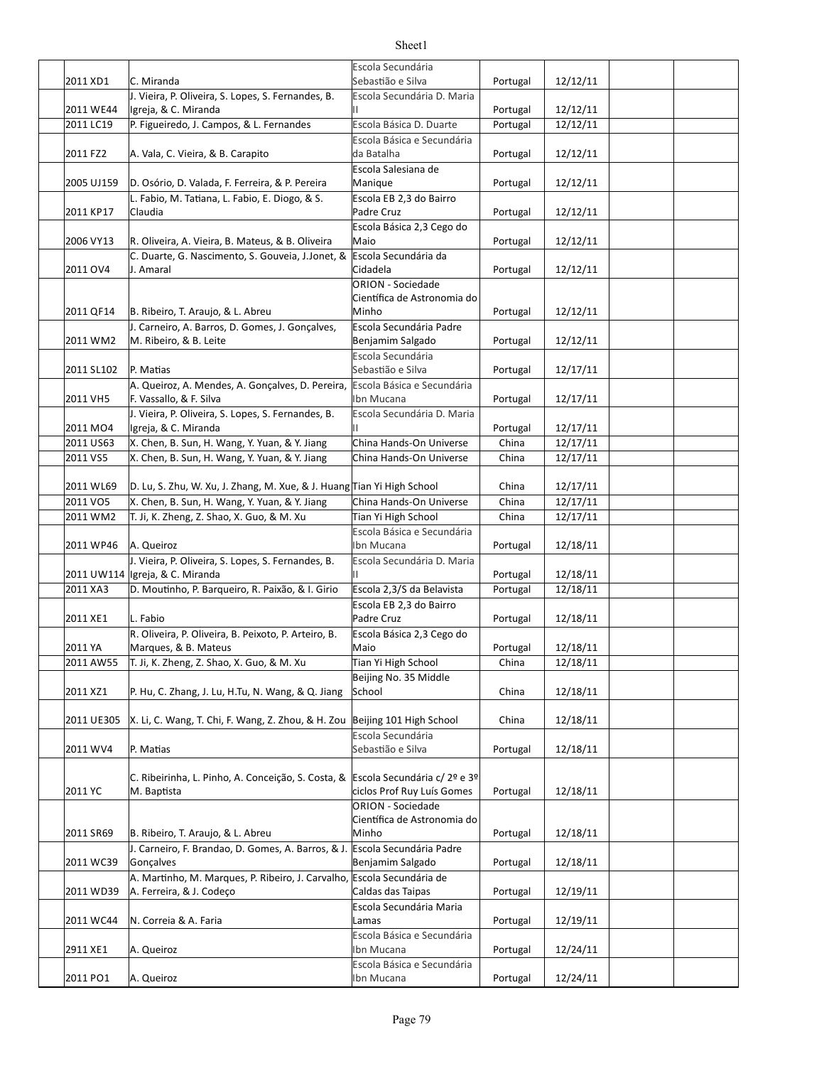| | | | | | | |
|---|---|---|---|---|---|---|
| 2011 XD1 | C. Miranda | Escola Secundária Sebastião e Silva | Portugal | 12/12/11 | | |
| 2011 WE44 | J. Vieira, P. Oliveira, S. Lopes, S. Fernandes, B. Igreja, & C. Miranda | Escola Secundária D. Maria II | Portugal | 12/12/11 | | |
| 2011 LC19 | P. Figueiredo, J. Campos, & L. Fernandes | Escola Básica D. Duarte | Portugal | 12/12/11 | | |
| 2011 FZ2 | A. Vala, C. Vieira, & B. Carapito | Escola Básica e Secundária da Batalha | Portugal | 12/12/11 | | |
| 2005 UJ159 | D. Osório, D. Valada, F. Ferreira, & P. Pereira | Escola Salesiana de Manique | Portugal | 12/12/11 | | |
| 2011 KP17 | L. Fabio, M. Tatiana, L. Fabio, E. Diogo, & S. Claudia | Escola EB 2,3 do Bairro Padre Cruz | Portugal | 12/12/11 | | |
| 2006 VY13 | R. Oliveira, A. Vieira, B. Mateus, & B. Oliveira | Escola Básica 2,3 Cego do Maio | Portugal | 12/12/11 | | |
| 2011 OV4 | C. Duarte, G. Nascimento, S. Gouveia, J.Jonet, & J. Amaral | Escola Secundária da Cidadela | Portugal | 12/12/11 | | |
| 2011 QF14 | B. Ribeiro, T. Araujo, & L. Abreu | ORION - Sociedade Científica de Astronomia do Minho | Portugal | 12/12/11 | | |
| 2011 WM2 | J. Carneiro, A. Barros, D. Gomes, J. Gonçalves, M. Ribeiro, & B. Leite | Escola Secundária Padre Benjamim Salgado | Portugal | 12/12/11 | | |
| 2011 SL102 | P. Matias | Escola Secundária Sebastião e Silva | Portugal | 12/17/11 | | |
| 2011 VH5 | A. Queiroz, A. Mendes, A. Gonçalves, D. Pereira, F. Vassallo, & F. Silva | Escola Básica e Secundária Ibn Mucana | Portugal | 12/17/11 | | |
| 2011 MO4 | J. Vieira, P. Oliveira, S. Lopes, S. Fernandes, B. Igreja, & C. Miranda | Escola Secundária D. Maria II | Portugal | 12/17/11 | | |
| 2011 US63 | X. Chen, B. Sun, H. Wang, Y. Yuan, & Y. Jiang | China Hands-On Universe | China | 12/17/11 | | |
| 2011 VS5 | X. Chen, B. Sun, H. Wang, Y. Yuan, & Y. Jiang | China Hands-On Universe | China | 12/17/11 | | |
| 2011 WL69 | D. Lu, S. Zhu, W. Xu, J. Zhang, M. Xue, & J. Huang | Tian Yi High School | China | 12/17/11 | | |
| 2011 VO5 | X. Chen, B. Sun, H. Wang, Y. Yuan, & Y. Jiang | China Hands-On Universe | China | 12/17/11 | | |
| 2011 WM2 | T. Ji, K. Zheng, Z. Shao, X. Guo, & M. Xu | Tian Yi High School | China | 12/17/11 | | |
| 2011 WP46 | A. Queiroz | Escola Básica e Secundária Ibn Mucana | Portugal | 12/18/11 | | |
| 2011 UW114 | J. Vieira, P. Oliveira, S. Lopes, S. Fernandes, B. Igreja, & C. Miranda | Escola Secundária D. Maria II | Portugal | 12/18/11 | | |
| 2011 XA3 | D. Moutinho, P. Barqueiro, R. Paixão, & I. Girio | Escola 2,3/S da Belavista | Portugal | 12/18/11 | | |
| 2011 XE1 | L. Fabio | Escola EB 2,3 do Bairro Padre Cruz | Portugal | 12/18/11 | | |
| 2011 YA | R. Oliveira, P. Oliveira, B. Peixoto, P. Arteiro, B. Marques, & B. Mateus | Escola Básica 2,3 Cego do Maio | Portugal | 12/18/11 | | |
| 2011 AW55 | T. Ji, K. Zheng, Z. Shao, X. Guo, & M. Xu | Tian Yi High School | China | 12/18/11 | | |
| 2011 XZ1 | P. Hu, C. Zhang, J. Lu, H.Tu, N. Wang, & Q. Jiang | Beijing No. 35 Middle School | China | 12/18/11 | | |
| 2011 UE305 | X. Li, C. Wang, T. Chi, F. Wang, Z. Zhou, & H. Zou | Beijing 101 High School | China | 12/18/11 | | |
| 2011 WV4 | P. Matias | Escola Secundária Sebastião e Silva | Portugal | 12/18/11 | | |
| 2011 YC | C. Ribeirinha, L. Pinho, A. Conceição, S. Costa, & M. Baptista | Escola Secundária c/ 2º e 3º ciclos Prof Ruy Luís Gomes | Portugal | 12/18/11 | | |
| 2011 SR69 | B. Ribeiro, T. Araujo, & L. Abreu | ORION - Sociedade Científica de Astronomia do Minho | Portugal | 12/18/11 | | |
| 2011 WC39 | J. Carneiro, F. Brandao, D. Gomes, A. Barros, & J. Gonçalves | Escola Secundária Padre Benjamim Salgado | Portugal | 12/18/11 | | |
| 2011 WD39 | A. Martinho, M. Marques, P. Ribeiro, J. Carvalho, A. Ferreira, & J. Codeço | Escola Secundária de Caldas das Taipas | Portugal | 12/19/11 | | |
| 2011 WC44 | N. Correia & A. Faria | Escola Secundária Maria Lamas | Portugal | 12/19/11 | | |
| 2911 XE1 | A. Queiroz | Escola Básica e Secundária Ibn Mucana | Portugal | 12/24/11 | | |
| 2011 PO1 | A. Queiroz | Escola Básica e Secundária Ibn Mucana | Portugal | 12/24/11 | | |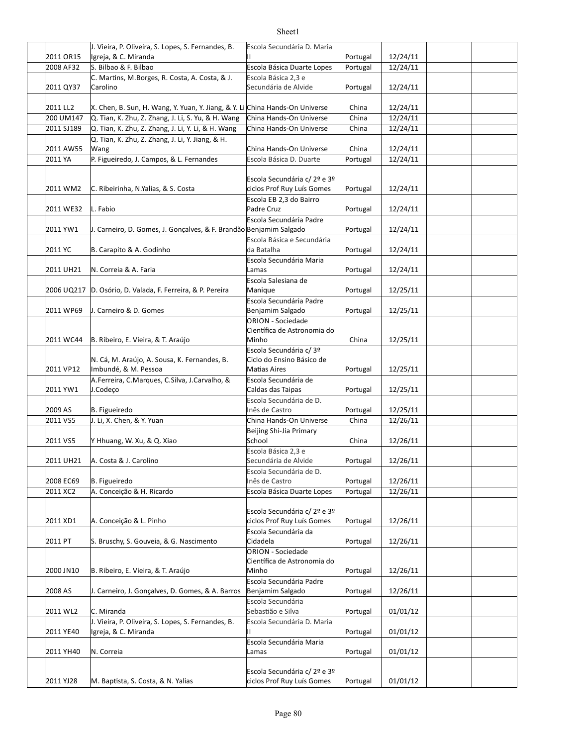|  |  |  |  |  |  |  |  |
|---|---|---|---|---|---|---|---|
|  | 2011 OR15 | J. Vieira, P. Oliveira, S. Lopes, S. Fernandes, B. Igreja, & C. Miranda | Escola Secundária D. Maria II | Portugal | 12/24/11 |  |  |
|  | 2008 AF32 | S. Bilbao & F. Bilbao | Escola Básica Duarte Lopes | Portugal | 12/24/11 |  |  |
|  | 2011 QY37 | C. Martins, M.Borges, R. Costa, A. Costa, & J. Carolino | Escola Básica 2,3 e Secundária de Alvide | Portugal | 12/24/11 |  |  |
|  | 2011 LL2 | X. Chen, B. Sun, H. Wang, Y. Yuan, Y. Jiang, & Y. Li | China Hands-On Universe | China | 12/24/11 |  |  |
|  | 200 UM147 | Q. Tian, K. Zhu, Z. Zhang, J. Li, S. Yu, & H. Wang | China Hands-On Universe | China | 12/24/11 |  |  |
|  | 2011 SJ189 | Q. Tian, K. Zhu, Z. Zhang, J. Li, Y. Li, & H. Wang | China Hands-On Universe | China | 12/24/11 |  |  |
|  | 2011 AW55 | Q. Tian, K. Zhu, Z. Zhang, J. Li, Y. Jiang, & H. Wang | China Hands-On Universe | China | 12/24/11 |  |  |
|  | 2011 YA | P. Figueiredo, J. Campos, & L. Fernandes | Escola Básica D. Duarte | Portugal | 12/24/11 |  |  |
|  | 2011 WM2 | C. Ribeirinha, N.Yalias, & S. Costa | Escola Secundária c/ 2º e 3º ciclos Prof Ruy Luís Gomes | Portugal | 12/24/11 |  |  |
|  | 2011 WE32 | L. Fabio | Escola EB 2,3 do Bairro Padre Cruz | Portugal | 12/24/11 |  |  |
|  | 2011 YW1 | J. Carneiro, D. Gomes, J. Gonçalves, & F. Brandão | Escola Secundária Padre Benjamim Salgado | Portugal | 12/24/11 |  |  |
|  | 2011 YC | B. Carapito & A. Godinho | Escola Básica e Secundária da Batalha | Portugal | 12/24/11 |  |  |
|  | 2011 UH21 | N. Correia & A. Faria | Escola Secundária Maria Lamas | Portugal | 12/24/11 |  |  |
|  | 2006 UQ217 | D. Osório, D. Valada, F. Ferreira, & P. Pereira | Escola Salesiana de Manique | Portugal | 12/25/11 |  |  |
|  | 2011 WP69 | J. Carneiro & D. Gomes | Escola Secundária Padre Benjamim Salgado | Portugal | 12/25/11 |  |  |
|  | 2011 WC44 | B. Ribeiro, E. Vieira, & T. Araújo | ORION - Sociedade Científica de Astronomia do Minho | China | 12/25/11 |  |  |
|  | 2011 VP12 | N. Cá, M. Araújo, A. Sousa, K. Fernandes, B. Imbundé, & M. Pessoa | Escola Secundária c/ 3º Ciclo do Ensino Básico de Matias Aires | Portugal | 12/25/11 |  |  |
|  | 2011 YW1 | A.Ferreira, C.Marques, C.Silva, J.Carvalho, & J.Codeço | Escola Secundária de Caldas das Taipas | Portugal | 12/25/11 |  |  |
|  | 2009 AS | B. Figueiredo | Escola Secundária de D. Inês de Castro | Portugal | 12/25/11 |  |  |
|  | 2011 VS5 | J. Li, X. Chen, & Y. Yuan | China Hands-On Universe | China | 12/26/11 |  |  |
|  | 2011 VS5 | Y Hhuang, W. Xu, & Q. Xiao | Beijing Shi-Jia Primary School | China | 12/26/11 |  |  |
|  | 2011 UH21 | A. Costa & J. Carolino | Escola Básica 2,3 e Secundária de Alvide | Portugal | 12/26/11 |  |  |
|  | 2008 EC69 | B. Figueiredo | Escola Secundária de D. Inês de Castro | Portugal | 12/26/11 |  |  |
|  | 2011 XC2 | A. Conceição & H. Ricardo | Escola Básica Duarte Lopes | Portugal | 12/26/11 |  |  |
|  | 2011 XD1 | A. Conceição & L. Pinho | Escola Secundária c/ 2º e 3º ciclos Prof Ruy Luís Gomes | Portugal | 12/26/11 |  |  |
|  | 2011 PT | S. Bruschy, S. Gouveia, & G. Nascimento | Escola Secundária da Cidadela | Portugal | 12/26/11 |  |  |
|  | 2000 JN10 | B. Ribeiro, E. Vieira, & T. Araújo | ORION - Sociedade Científica de Astronomia do Minho | Portugal | 12/26/11 |  |  |
|  | 2008 AS | J. Carneiro, J. Gonçalves, D. Gomes, & A. Barros | Escola Secundária Padre Benjamim Salgado | Portugal | 12/26/11 |  |  |
|  | 2011 WL2 | C. Miranda | Escola Secundária Sebastião e Silva | Portugal | 01/01/12 |  |  |
|  | 2011 YE40 | J. Vieira, P. Oliveira, S. Lopes, S. Fernandes, B. Igreja, & C. Miranda | Escola Secundária D. Maria II | Portugal | 01/01/12 |  |  |
|  | 2011 YH40 | N. Correia | Escola Secundária Maria Lamas | Portugal | 01/01/12 |  |  |
|  | 2011 YJ28 | M. Baptista, S. Costa, & N. Yalias | Escola Secundária c/ 2º e 3º ciclos Prof Ruy Luís Gomes | Portugal | 01/01/12 |  |  |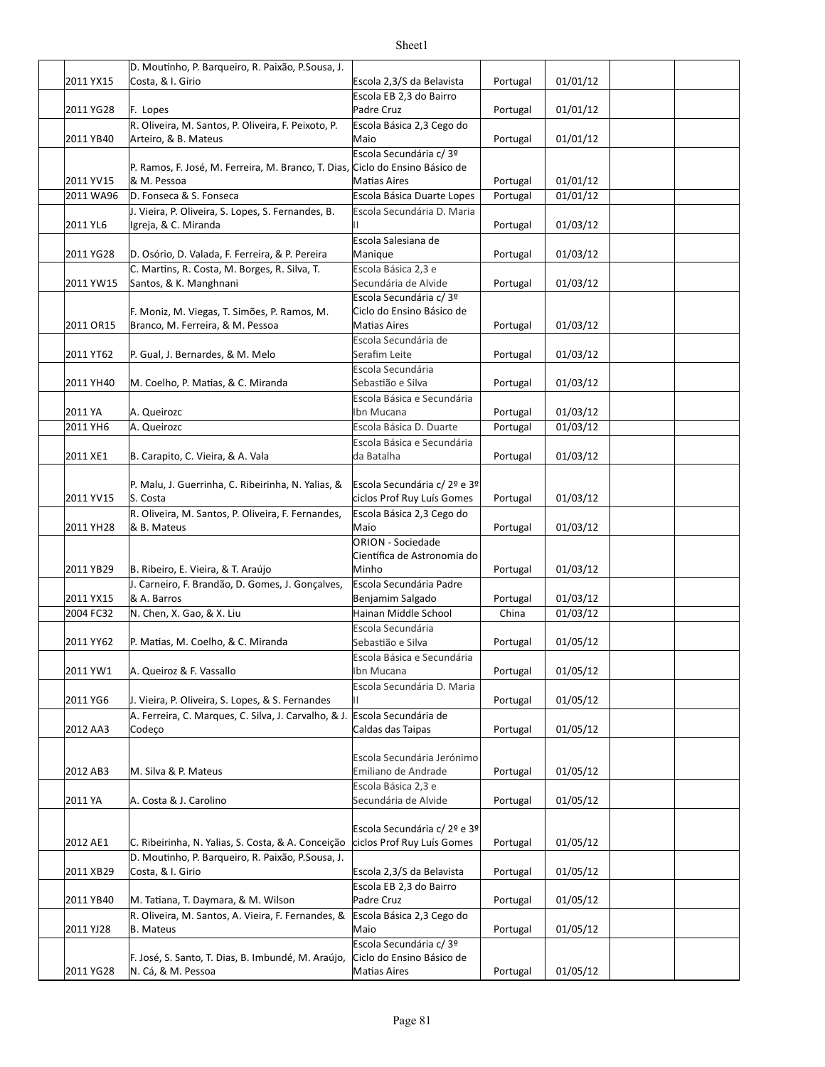|  | 2011 YX15 | D. Moutinho, P. Barqueiro, R. Paixão, P.Sousa, J. Costa, & I. Girio | Escola 2,3/S da Belavista | Portugal | 01/01/12 |  |  |
|---|---|---|---|---|---|---|---|
|  | 2011 YG28 | F. Lopes | Escola EB 2,3 do Bairro Padre Cruz | Portugal | 01/01/12 |  |  |
|  | 2011 YB40 | R. Oliveira, M. Santos, P. Oliveira, F. Peixoto, P. Arteiro, & B. Mateus | Escola Básica 2,3 Cego do Maio | Portugal | 01/01/12 |  |  |
|  | 2011 YV15 | P. Ramos, F. José, M. Ferreira, M. Branco, T. Dias, & M. Pessoa | Escola Secundária c/ 3º Ciclo do Ensino Básico de Matias Aires | Portugal | 01/01/12 |  |  |
|  | 2011 WA96 | D. Fonseca & S. Fonseca | Escola Básica Duarte Lopes | Portugal | 01/01/12 |  |  |
|  | 2011 YL6 | J. Vieira, P. Oliveira, S. Lopes, S. Fernandes, B. Igreja, & C. Miranda | Escola Secundária D. Maria II | Portugal | 01/03/12 |  |  |
|  | 2011 YG28 | D. Osório, D. Valada, F. Ferreira, & P. Pereira | Escola Salesiana de Manique | Portugal | 01/03/12 |  |  |
|  | 2011 YW15 | C. Martins, R. Costa, M. Borges, R. Silva, T. Santos, & K. Manghnani | Escola Básica 2,3 e Secundária de Alvide | Portugal | 01/03/12 |  |  |
|  | 2011 OR15 | F. Moniz, M. Viegas, T. Simões, P. Ramos, M. Branco, M. Ferreira, & M. Pessoa | Escola Secundária c/ 3º Ciclo do Ensino Básico de Matias Aires | Portugal | 01/03/12 |  |  |
|  | 2011 YT62 | P. Gual, J. Bernardes, & M. Melo | Escola Secundária de Serafim Leite | Portugal | 01/03/12 |  |  |
|  | 2011 YH40 | M. Coelho, P. Matias, & C. Miranda | Escola Secundária Sebastião e Silva | Portugal | 01/03/12 |  |  |
|  | 2011 YA | A. Queirozc | Escola Básica e Secundária Ibn Mucana | Portugal | 01/03/12 |  |  |
|  | 2011 YH6 | A. Queirozc | Escola Básica D. Duarte | Portugal | 01/03/12 |  |  |
|  | 2011 XE1 | B. Carapito, C. Vieira, & A. Vala | Escola Básica e Secundária da Batalha | Portugal | 01/03/12 |  |  |
|  | 2011 YV15 | P. Malu, J. Guerrinha, C. Ribeirinha, N. Yalias, & S. Costa | Escola Secundária c/ 2º e 3º ciclos Prof Ruy Luís Gomes | Portugal | 01/03/12 |  |  |
|  | 2011 YH28 | R. Oliveira, M. Santos, P. Oliveira, F. Fernandes, & B. Mateus | Escola Básica 2,3 Cego do Maio | Portugal | 01/03/12 |  |  |
|  | 2011 YB29 | B. Ribeiro, E. Vieira, & T. Araújo | ORION - Sociedade Científica de Astronomia do Minho | Portugal | 01/03/12 |  |  |
|  | 2011 YX15 | J. Carneiro, F. Brandão, D. Gomes, J. Gonçalves, & A. Barros | Escola Secundária Padre Benjamim Salgado | Portugal | 01/03/12 |  |  |
|  | 2004 FC32 | N. Chen, X. Gao, & X. Liu | Hainan Middle School | China | 01/03/12 |  |  |
|  | 2011 YY62 | P. Matias, M. Coelho, & C. Miranda | Escola Secundária Sebastião e Silva | Portugal | 01/05/12 |  |  |
|  | 2011 YW1 | A. Queiroz & F. Vassallo | Escola Básica e Secundária Ibn Mucana | Portugal | 01/05/12 |  |  |
|  | 2011 YG6 | J. Vieira, P. Oliveira, S. Lopes, & S. Fernandes | Escola Secundária D. Maria II | Portugal | 01/05/12 |  |  |
|  | 2012 AA3 | A. Ferreira, C. Marques, C. Silva, J. Carvalho, & J. Codeço | Escola Secundária de Caldas das Taipas | Portugal | 01/05/12 |  |  |
|  | 2012 AB3 | M. Silva & P. Mateus | Escola Secundária Jerónimo Emiliano de Andrade | Portugal | 01/05/12 |  |  |
|  | 2011 YA | A. Costa & J. Carolino | Escola Básica 2,3 e Secundária de Alvide | Portugal | 01/05/12 |  |  |
|  | 2012 AE1 | C. Ribeirinha, N. Yalias, S. Costa, & A. Conceição | Escola Secundária c/ 2º e 3º ciclos Prof Ruy Luís Gomes | Portugal | 01/05/12 |  |  |
|  | 2011 XB29 | D. Moutinho, P. Barqueiro, R. Paixão, P.Sousa, J. Costa, & I. Girio | Escola 2,3/S da Belavista | Portugal | 01/05/12 |  |  |
|  | 2011 YB40 | M. Tatiana, T. Daymara, & M. Wilson | Escola EB 2,3 do Bairro Padre Cruz | Portugal | 01/05/12 |  |  |
|  | 2011 YJ28 | R. Oliveira, M. Santos, A. Vieira, F. Fernandes, & B. Mateus | Escola Básica 2,3 Cego do Maio | Portugal | 01/05/12 |  |  |
|  | 2011 YG28 | F. José, S. Santo, T. Dias, B. Imbundé, M. Araújo, N. Cá, & M. Pessoa | Escola Secundária c/ 3º Ciclo do Ensino Básico de Matias Aires | Portugal | 01/05/12 |  |  |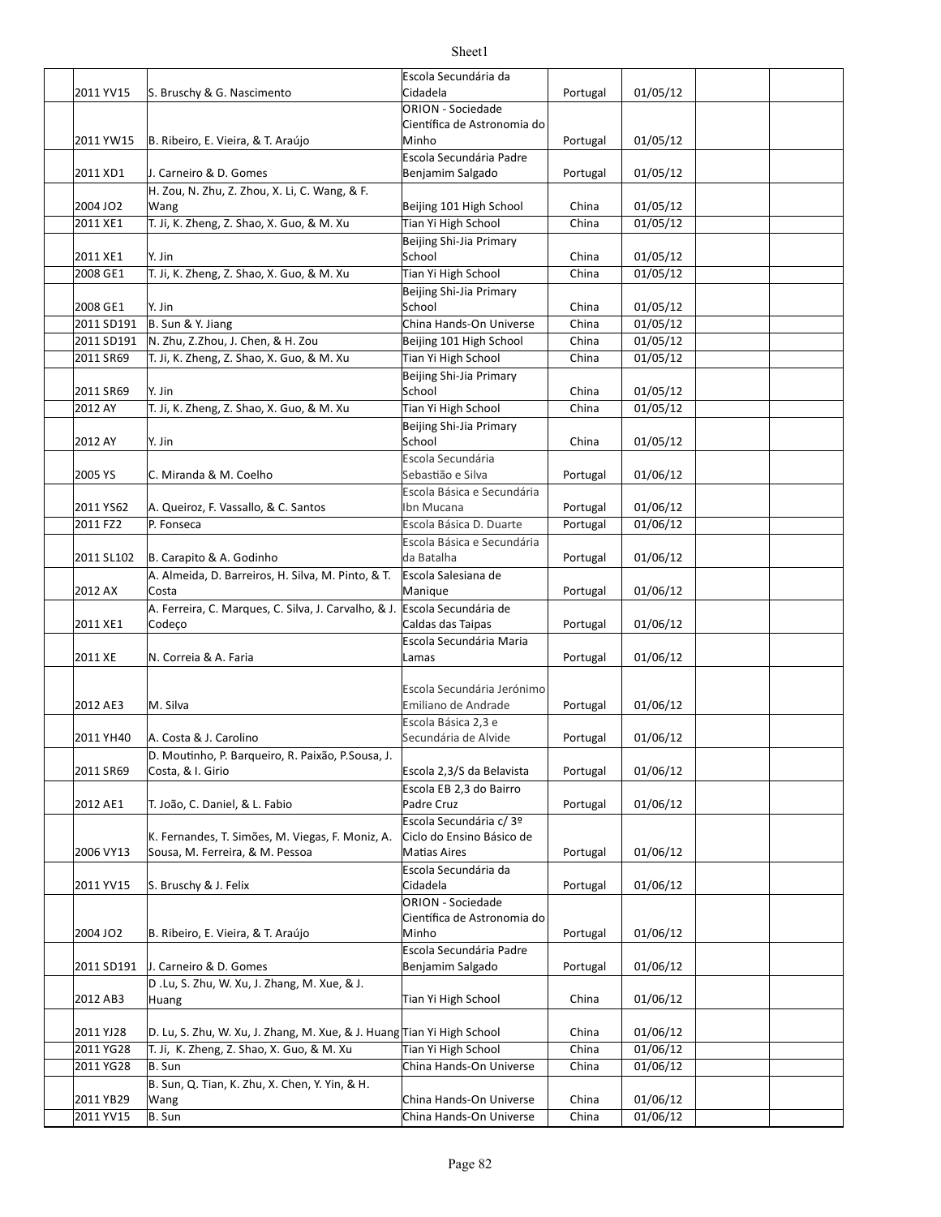| | | | | | | |
|---|---|---|---|---|---|---|
| 2011 YV15 | S. Bruschy & G. Nascimento | Escola Secundária da Cidadela | Portugal | 01/05/12 | | |
| 2011 YW15 | B. Ribeiro, E. Vieira, & T. Araújo | ORION - Sociedade Científica de Astronomia do Minho | Portugal | 01/05/12 | | |
| 2011 XD1 | J. Carneiro & D. Gomes | Escola Secundária Padre Benjamim Salgado | Portugal | 01/05/12 | | |
| 2004 JO2 | H. Zou, N. Zhu, Z. Zhou, X. Li, C. Wang, & F. Wang | Beijing 101 High School | China | 01/05/12 | | |
| 2011 XE1 | T. Ji, K. Zheng, Z. Shao, X. Guo, & M. Xu | Tian Yi High School | China | 01/05/12 | | |
| 2011 XE1 | Y. Jin | Beijing Shi-Jia Primary School | China | 01/05/12 | | |
| 2008 GE1 | T. Ji, K. Zheng, Z. Shao, X. Guo, & M. Xu | Tian Yi High School | China | 01/05/12 | | |
| 2008 GE1 | Y. Jin | Beijing Shi-Jia Primary School | China | 01/05/12 | | |
| 2011 SD191 | B. Sun & Y. Jiang | China Hands-On Universe | China | 01/05/12 | | |
| 2011 SD191 | N. Zhu, Z.Zhou, J. Chen, & H. Zou | Beijing 101 High School | China | 01/05/12 | | |
| 2011 SR69 | T. Ji, K. Zheng, Z. Shao, X. Guo, & M. Xu | Tian Yi High School | China | 01/05/12 | | |
| 2011 SR69 | Y. Jin | Beijing Shi-Jia Primary School | China | 01/05/12 | | |
| 2012 AY | T. Ji, K. Zheng, Z. Shao, X. Guo, & M. Xu | Tian Yi High School | China | 01/05/12 | | |
| 2012 AY | Y. Jin | Beijing Shi-Jia Primary School | China | 01/05/12 | | |
| 2005 YS | C. Miranda & M. Coelho | Escola Secundária Sebastião e Silva | Portugal | 01/06/12 | | |
| 2011 YS62 | A. Queiroz, F. Vassallo, & C. Santos | Escola Básica e Secundária Ibn Mucana | Portugal | 01/06/12 | | |
| 2011 FZ2 | P. Fonseca | Escola Básica D. Duarte | Portugal | 01/06/12 | | |
| 2011 SL102 | B. Carapito & A. Godinho | Escola Básica e Secundária da Batalha | Portugal | 01/06/12 | | |
| 2012 AX | A. Almeida, D. Barreiros, H. Silva, M. Pinto, & T. Costa | Escola Salesiana de Manique | Portugal | 01/06/12 | | |
| 2011 XE1 | A. Ferreira, C. Marques, C. Silva, J. Carvalho, & J. Codeço | Escola Secundária de Caldas das Taipas | Portugal | 01/06/12 | | |
| 2011 XE | N. Correia & A. Faria | Escola Secundária Maria Lamas | Portugal | 01/06/12 | | |
| 2012 AE3 | M. Silva | Escola Secundária Jerónimo Emiliano de Andrade | Portugal | 01/06/12 | | |
| 2011 YH40 | A. Costa & J. Carolino | Escola Básica 2,3 e Secundária de Alvide | Portugal | 01/06/12 | | |
| 2011 SR69 | D. Moutinho, P. Barqueiro, R. Paixão, P.Sousa, J. Costa, & I. Girio | Escola 2,3/S da Belavista | Portugal | 01/06/12 | | |
| 2012 AE1 | T. João, C. Daniel, & L. Fabio | Escola EB 2,3 do Bairro Padre Cruz | Portugal | 01/06/12 | | |
| 2006 VY13 | K. Fernandes, T. Simões, M. Viegas, F. Moniz, A. Sousa, M. Ferreira, & M. Pessoa | Escola Secundária c/ 3º Ciclo do Ensino Básico de Matias Aires | Portugal | 01/06/12 | | |
| 2011 YV15 | S. Bruschy & J. Felix | Escola Secundária da Cidadela | Portugal | 01/06/12 | | |
| 2004 JO2 | B. Ribeiro, E. Vieira, & T. Araújo | ORION - Sociedade Científica de Astronomia do Minho | Portugal | 01/06/12 | | |
| 2011 SD191 | J. Carneiro & D. Gomes | Escola Secundária Padre Benjamim Salgado | Portugal | 01/06/12 | | |
| 2012 AB3 | D .Lu, S. Zhu, W. Xu, J. Zhang, M. Xue, & J. Huang | Tian Yi High School | China | 01/06/12 | | |
| 2011 YJ28 | D. Lu, S. Zhu, W. Xu, J. Zhang, M. Xue, & J. Huang | Tian Yi High School | China | 01/06/12 | | |
| 2011 YG28 | T. Ji, K. Zheng, Z. Shao, X. Guo, & M. Xu | Tian Yi High School | China | 01/06/12 | | |
| 2011 YG28 | B. Sun | China Hands-On Universe | China | 01/06/12 | | |
| 2011 YB29 | B. Sun, Q. Tian, K. Zhu, X. Chen, Y. Yin, & H. Wang | China Hands-On Universe | China | 01/06/12 | | |
| 2011 YV15 | B. Sun | China Hands-On Universe | China | 01/06/12 | | |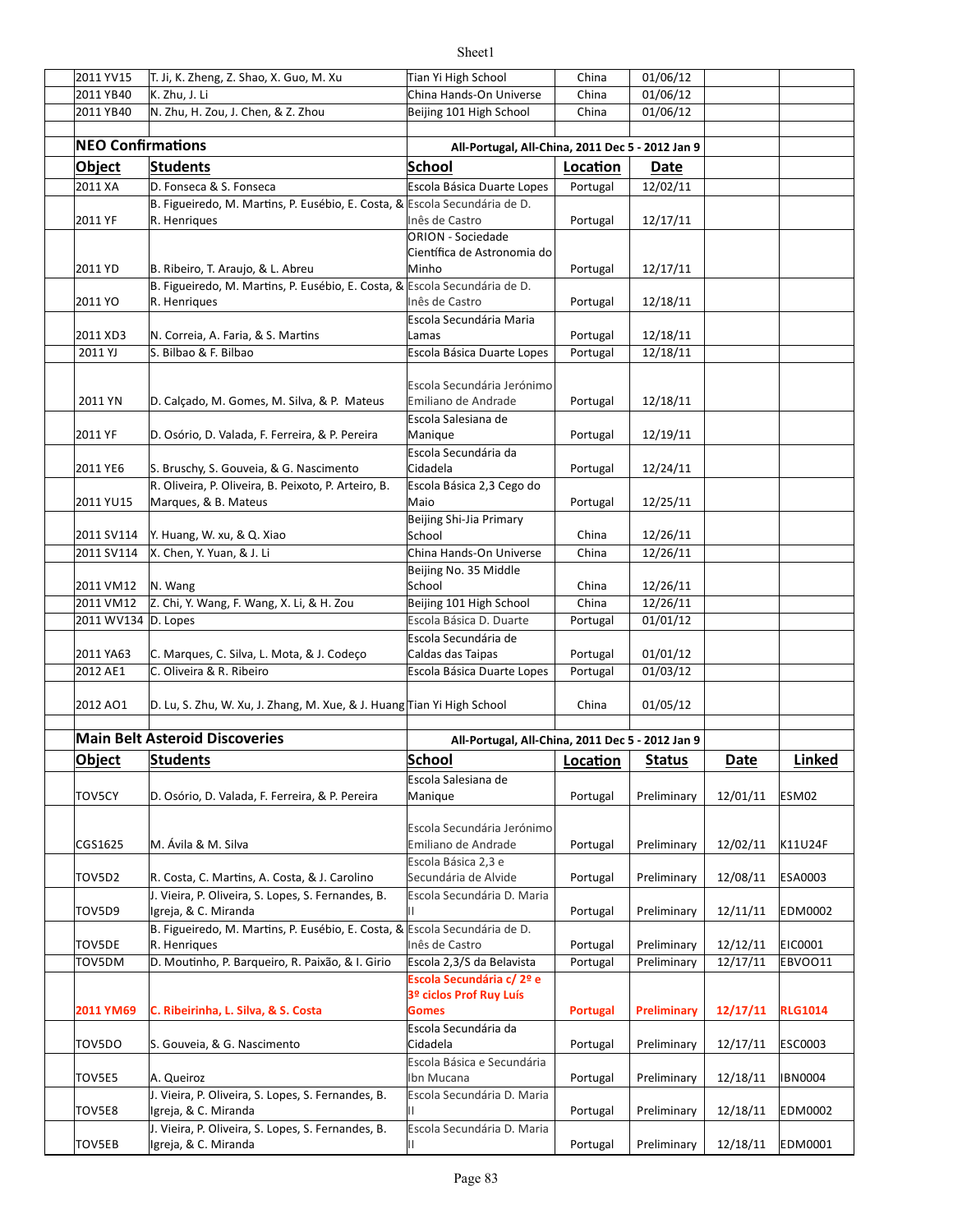| | | | | | | |
|---|---|---|---|---|---|---|
| 2011 YV15 | T. Ji, K. Zheng, Z. Shao, X. Guo, M. Xu | Tian Yi High School | China | 01/06/12 | | |
| 2011 YB40 | K. Zhu, J. Li | China Hands-On Universe | China | 01/06/12 | | |
| 2011 YB40 | N. Zhu, H. Zou, J. Chen, & Z. Zhou | Beijing 101 High School | China | 01/06/12 | | |

## NEO Confirmations

All-Portugal, All-China, 2011 Dec 5 - 2012 Jan 9

| Object | Students | School | Location | Date |
|---|---|---|---|---|
| 2011 XA | D. Fonseca & S. Fonseca | Escola Básica Duarte Lopes | Portugal | 12/02/11 |
| 2011 YF | B. Figueiredo, M. Martins, P. Eusébio, E. Costa, & R. Henriques | Escola Secundária de D. Inês de Castro | Portugal | 12/17/11 |
| 2011 YD | B. Ribeiro, T. Araujo, & L. Abreu | ORION - Sociedade Científica de Astronomia do Minho | Portugal | 12/17/11 |
| 2011 YO | B. Figueiredo, M. Martins, P. Eusébio, E. Costa, & R. Henriques | Escola Secundária de D. Inês de Castro | Portugal | 12/18/11 |
| 2011 XD3 | N. Correia, A. Faria, & S. Martins | Escola Secundária Maria Lamas | Portugal | 12/18/11 |
| 2011 YJ | S. Bilbao & F. Bilbao | Escola Básica Duarte Lopes | Portugal | 12/18/11 |
| 2011 YN | D. Calçado, M. Gomes, M. Silva, & P. Mateus | Escola Secundária Jerónimo Emiliano de Andrade | Portugal | 12/18/11 |
| 2011 YF | D. Osório, D. Valada, F. Ferreira, & P. Pereira | Escola Salesiana de Manique | Portugal | 12/19/11 |
| 2011 YE6 | S. Bruschy, S. Gouveia, & G. Nascimento | Escola Secundária da Cidadela | Portugal | 12/24/11 |
| 2011 YU15 | R. Oliveira, P. Oliveira, B. Peixoto, P. Arteiro, B. Marques, & B. Mateus | Escola Básica 2,3 Cego do Maio | Portugal | 12/25/11 |
| 2011 SV114 | Y. Huang, W. xu, & Q. Xiao | Beijing Shi-Jia Primary School | China | 12/26/11 |
| 2011 SV114 | X. Chen, Y. Yuan, & J. Li | China Hands-On Universe | China | 12/26/11 |
| 2011 VM12 | N. Wang | Beijing No. 35 Middle School | China | 12/26/11 |
| 2011 VM12 | Z. Chi, Y. Wang, F. Wang, X. Li, & H. Zou | Beijing 101 High School | China | 12/26/11 |
| 2011 WV134 | D. Lopes | Escola Básica D. Duarte | Portugal | 01/01/12 |
| 2011 YA63 | C. Marques, C. Silva, L. Mota, & J. Codeço | Escola Secundária de Caldas das Taipas | Portugal | 01/01/12 |
| 2012 AE1 | C. Oliveira & R. Ribeiro | Escola Básica Duarte Lopes | Portugal | 01/03/12 |
| 2012 AO1 | D. Lu, S. Zhu, W. Xu, J. Zhang, M. Xue, & J. Huang | Tian Yi High School | China | 01/05/12 |

## Main Belt Asteroid Discoveries

All-Portugal, All-China, 2011 Dec 5 - 2012 Jan 9

| Object | Students | School | Location | Status | Date | Linked |
|---|---|---|---|---|---|---|
| TOV5CY | D. Osório, D. Valada, F. Ferreira, & P. Pereira | Escola Salesiana de Manique | Portugal | Preliminary | 12/01/11 | ESM02 |
| CGS1625 | M. Ávila & M. Silva | Escola Secundária Jerónimo Emiliano de Andrade | Portugal | Preliminary | 12/02/11 | K11U24F |
| TOV5D2 | R. Costa, C. Martins, A. Costa, & J. Carolino | Escola Básica 2,3 e Secundária de Alvide | Portugal | Preliminary | 12/08/11 | ESA0003 |
| TOV5D9 | J. Vieira, P. Oliveira, S. Lopes, S. Fernandes, B. Igreja, & C. Miranda | Escola Secundária D. Maria II | Portugal | Preliminary | 12/11/11 | EDM0002 |
| TOV5DE | B. Figueiredo, M. Martins, P. Eusébio, E. Costa, & R. Henriques | Escola Secundária de D. Inês de Castro | Portugal | Preliminary | 12/12/11 | EIC0001 |
| TOV5DM | D. Moutinho, P. Barqueiro, R. Paixão, & I. Girio | Escola 2,3/S da Belavista | Portugal | Preliminary | 12/17/11 | EBVOO11 |
| **2011 YM69** | **C. Ribeirinha, L. Silva, & S. Costa** | **Escola Secundária c/ 2º e 3º ciclos Prof Ruy Luís Gomes** | **Portugal** | **Preliminary** | **12/17/11** | **RLG1014** |
| TOV5DO | S. Gouveia, & G. Nascimento | Escola Secundária da Cidadela | Portugal | Preliminary | 12/17/11 | ESC0003 |
| TOV5E5 | A. Queiroz | Escola Básica e Secundária Ibn Mucana | Portugal | Preliminary | 12/18/11 | IBN0004 |
| TOV5E8 | J. Vieira, P. Oliveira, S. Lopes, S. Fernandes, B. Igreja, & C. Miranda | Escola Secundária D. Maria II | Portugal | Preliminary | 12/18/11 | EDM0002 |
| TOV5EB | J. Vieira, P. Oliveira, S. Lopes, S. Fernandes, B. Igreja, & C. Miranda | Escola Secundária D. Maria II | Portugal | Preliminary | 12/18/11 | EDM0001 |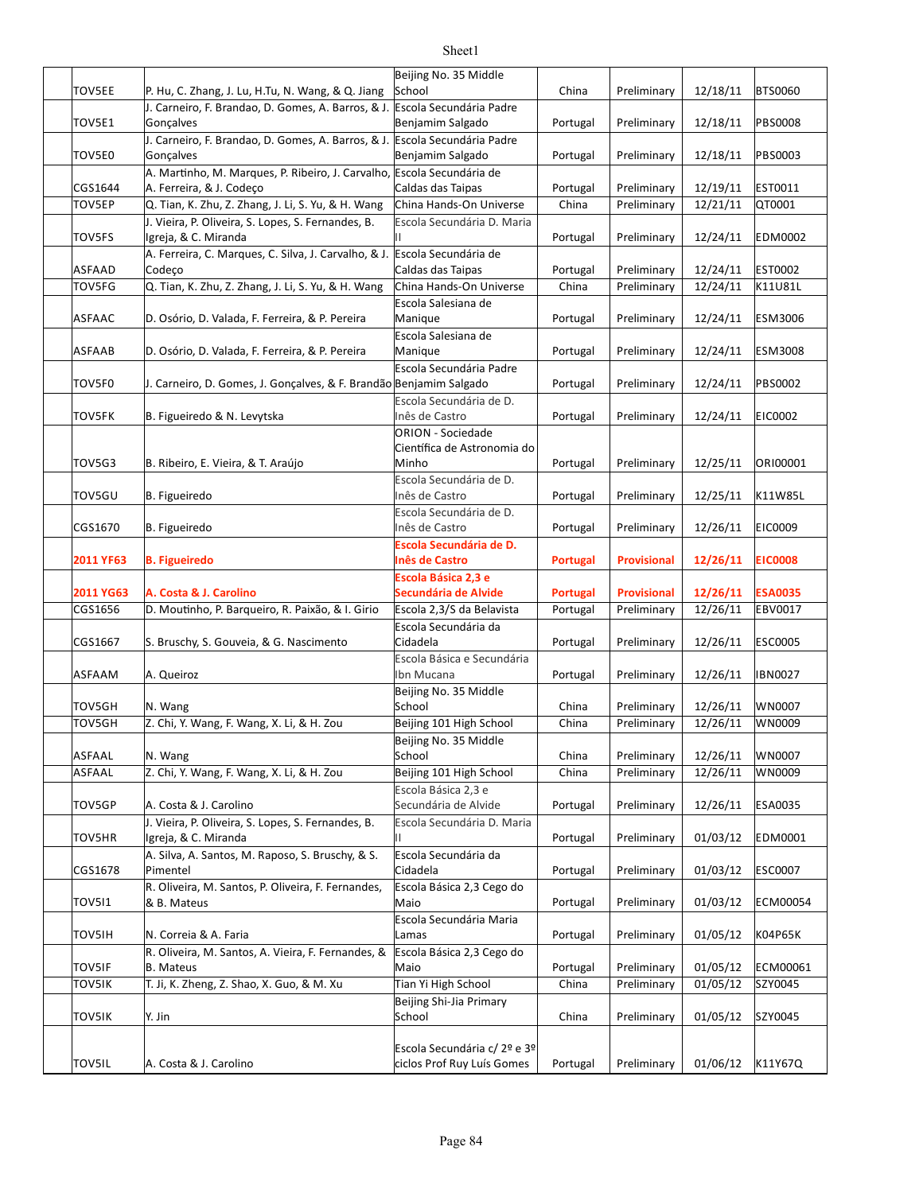| | | | | | | | |
|---|---|---|---|---|---|---|---|
| | TOV5EE | P. Hu, C. Zhang, J. Lu, H.Tu, N. Wang, & Q. Jiang | Beijing No. 35 Middle School | China | Preliminary | 12/18/11 | BTS0060 |
| | TOV5E1 | J. Carneiro, F. Brandao, D. Gomes, A. Barros, & J. Gonçalves | Escola Secundária Padre Benjamim Salgado | Portugal | Preliminary | 12/18/11 | PBS0008 |
| | TOV5E0 | J. Carneiro, F. Brandao, D. Gomes, A. Barros, & J. Gonçalves | Escola Secundária Padre Benjamim Salgado | Portugal | Preliminary | 12/18/11 | PBS0003 |
| | CGS1644 | A. Martinho, M. Marques, P. Ribeiro, J. Carvalho, A. Ferreira, & J. Codeço | Escola Secundária de Caldas das Taipas | Portugal | Preliminary | 12/19/11 | EST0011 |
| | TOV5EP | Q. Tian, K. Zhu, Z. Zhang, J. Li, S. Yu, & H. Wang | China Hands-On Universe | China | Preliminary | 12/21/11 | QT0001 |
| | TOV5FS | J. Vieira, P. Oliveira, S. Lopes, S. Fernandes, B. Igreja, & C. Miranda | Escola Secundária D. Maria II | Portugal | Preliminary | 12/24/11 | EDM0002 |
| | ASFAAD | A. Ferreira, C. Marques, C. Silva, J. Carvalho, & J. Codeço | Escola Secundária de Caldas das Taipas | Portugal | Preliminary | 12/24/11 | EST0002 |
| | TOV5FG | Q. Tian, K. Zhu, Z. Zhang, J. Li, S. Yu, & H. Wang | China Hands-On Universe | China | Preliminary | 12/24/11 | K11U81L |
| | ASFAAC | D. Osório, D. Valada, F. Ferreira, & P. Pereira | Escola Salesiana de Manique | Portugal | Preliminary | 12/24/11 | ESM3006 |
| | ASFAAB | D. Osório, D. Valada, F. Ferreira, & P. Pereira | Escola Salesiana de Manique | Portugal | Preliminary | 12/24/11 | ESM3008 |
| | TOV5F0 | J. Carneiro, D. Gomes, J. Gonçalves, & F. Brandão | Escola Secundária Padre Benjamim Salgado | Portugal | Preliminary | 12/24/11 | PBS0002 |
| | TOV5FK | B. Figueiredo & N. Levytska | Escola Secundária de D. Inês de Castro | Portugal | Preliminary | 12/24/11 | EIC0002 |
| | TOV5G3 | B. Ribeiro, E. Vieira, & T. Araújo | ORION - Sociedade Científica de Astronomia do Minho | Portugal | Preliminary | 12/25/11 | ORI00001 |
| | TOV5GU | B. Figueiredo | Escola Secundária de D. Inês de Castro | Portugal | Preliminary | 12/25/11 | K11W85L |
| | CGS1670 | B. Figueiredo | Escola Secundária de D. Inês de Castro | Portugal | Preliminary | 12/26/11 | EIC0009 |
| | **2011 YF63** | **B. Figueiredo** | **Escola Secundária de D. Inês de Castro** | **Portugal** | **Provisional** | **12/26/11** | **EIC0008** |
| | **2011 YG63** | **A. Costa & J. Carolino** | **Escola Básica 2,3 e Secundária de Alvide** | **Portugal** | **Provisional** | **12/26/11** | **ESA0035** |
| | CGS1656 | D. Moutinho, P. Barqueiro, R. Paixão, & I. Girio | Escola 2,3/S da Belavista | Portugal | Preliminary | 12/26/11 | EBV0017 |
| | CGS1667 | S. Bruschy, S. Gouveia, & G. Nascimento | Escola Secundária da Cidadela | Portugal | Preliminary | 12/26/11 | ESC0005 |
| | ASFAAM | A. Queiroz | Escola Básica e Secundária Ibn Mucana | Portugal | Preliminary | 12/26/11 | IBN0027 |
| | TOV5GH | N. Wang | Beijing No. 35 Middle School | China | Preliminary | 12/26/11 | WN0007 |
| | TOV5GH | Z. Chi, Y. Wang, F. Wang, X. Li, & H. Zou | Beijing 101 High School | China | Preliminary | 12/26/11 | WN0009 |
| | ASFAAL | N. Wang | Beijing No. 35 Middle School | China | Preliminary | 12/26/11 | WN0007 |
| | ASFAAL | Z. Chi, Y. Wang, F. Wang, X. Li, & H. Zou | Beijing 101 High School | China | Preliminary | 12/26/11 | WN0009 |
| | TOV5GP | A. Costa & J. Carolino | Escola Básica 2,3 e Secundária de Alvide | Portugal | Preliminary | 12/26/11 | ESA0035 |
| | TOV5HR | J. Vieira, P. Oliveira, S. Lopes, S. Fernandes, B. Igreja, & C. Miranda | Escola Secundária D. Maria II | Portugal | Preliminary | 01/03/12 | EDM0001 |
| | CGS1678 | A. Silva, A. Santos, M. Raposo, S. Bruschy, & S. Pimentel | Escola Secundária da Cidadela | Portugal | Preliminary | 01/03/12 | ESC0007 |
| | TOV5I1 | R. Oliveira, M. Santos, P. Oliveira, F. Fernandes, & B. Mateus | Escola Básica 2,3 Cego do Maio | Portugal | Preliminary | 01/03/12 | ECM00054 |
| | TOV5IH | N. Correia & A. Faria | Escola Secundária Maria Lamas | Portugal | Preliminary | 01/05/12 | K04P65K |
| | TOV5IF | R. Oliveira, M. Santos, A. Vieira, F. Fernandes, & B. Mateus | Escola Básica 2,3 Cego do Maio | Portugal | Preliminary | 01/05/12 | ECM00061 |
| | TOV5IK | T. Ji, K. Zheng, Z. Shao, X. Guo, & M. Xu | Tian Yi High School | China | Preliminary | 01/05/12 | SZY0045 |
| | TOV5IK | Y. Jin | Beijing Shi-Jia Primary School | China | Preliminary | 01/05/12 | SZY0045 |
| | TOV5IL | A. Costa & J. Carolino | Escola Secundária c/ 2º e 3º ciclos Prof Ruy Luís Gomes | Portugal | Preliminary | 01/06/12 | K11Y67Q |